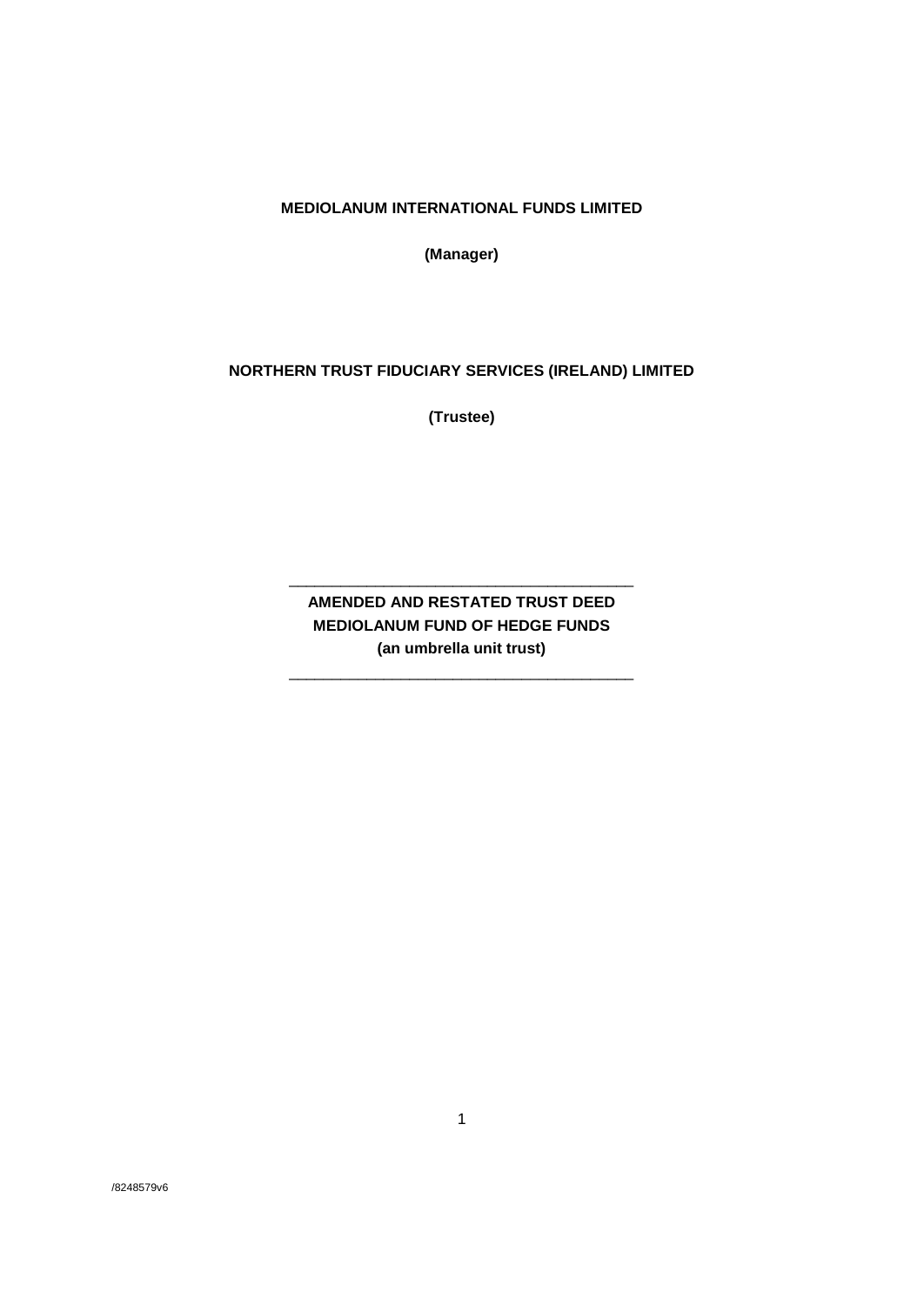**MEDIOLANUM INTERNATIONAL FUNDS LIMITED**

**(Manager)**

**NORTHERN TRUST FIDUCIARY SERVICES (IRELAND) LIMITED**

**(Trustee)**

---

**AMENDED AND RESTATED TRUST DEED**
**MEDIOLANUM FUND OF HEDGE FUNDS**
**(an umbrella unit trust)**

---

/8248579v6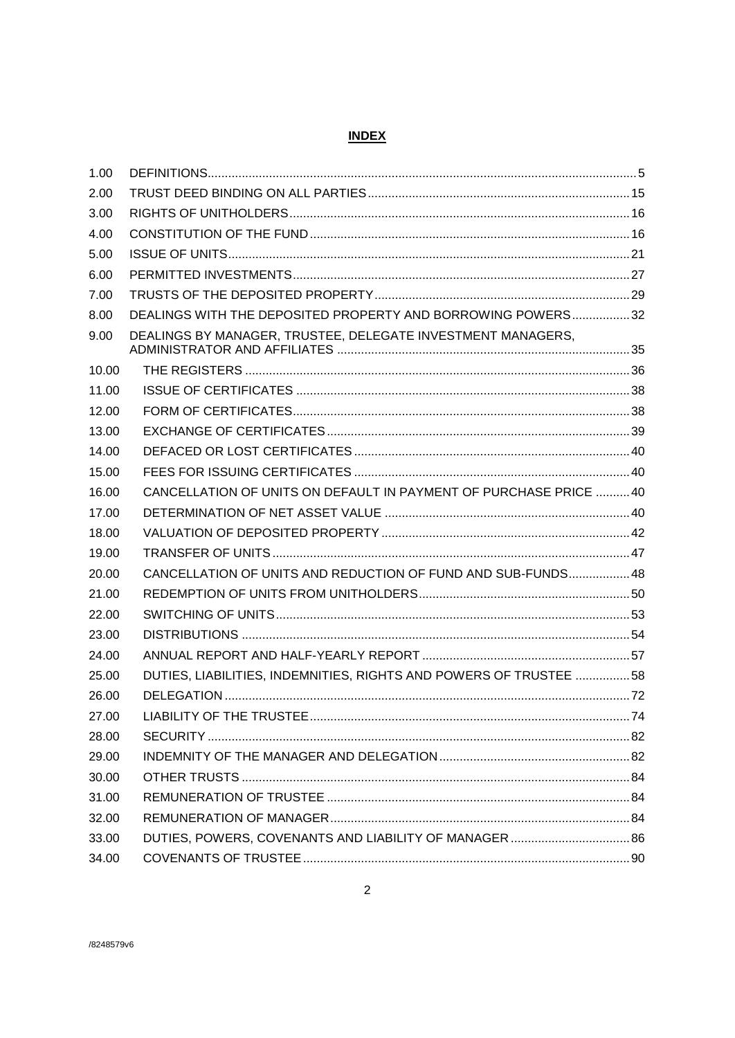# INDEX

| | | |
|---|---|---|
| 1.00 | DEFINITIONS | 5 |
| 2.00 | TRUST DEED BINDING ON ALL PARTIES | 15 |
| 3.00 | RIGHTS OF UNITHOLDERS | 16 |
| 4.00 | CONSTITUTION OF THE FUND | 16 |
| 5.00 | ISSUE OF UNITS | 21 |
| 6.00 | PERMITTED INVESTMENTS | 27 |
| 7.00 | TRUSTS OF THE DEPOSITED PROPERTY | 29 |
| 8.00 | DEALINGS WITH THE DEPOSITED PROPERTY AND BORROWING POWERS | 32 |
| 9.00 | DEALINGS BY MANAGER, TRUSTEE, DELEGATE INVESTMENT MANAGERS, ADMINISTRATOR AND AFFILIATES | 35 |
| 10.00 | THE REGISTERS | 36 |
| 11.00 | ISSUE OF CERTIFICATES | 38 |
| 12.00 | FORM OF CERTIFICATES | 38 |
| 13.00 | EXCHANGE OF CERTIFICATES | 39 |
| 14.00 | DEFACED OR LOST CERTIFICATES | 40 |
| 15.00 | FEES FOR ISSUING CERTIFICATES | 40 |
| 16.00 | CANCELLATION OF UNITS ON DEFAULT IN PAYMENT OF PURCHASE PRICE | 40 |
| 17.00 | DETERMINATION OF NET ASSET VALUE | 40 |
| 18.00 | VALUATION OF DEPOSITED PROPERTY | 42 |
| 19.00 | TRANSFER OF UNITS | 47 |
| 20.00 | CANCELLATION OF UNITS AND REDUCTION OF FUND AND SUB-FUNDS | 48 |
| 21.00 | REDEMPTION OF UNITS FROM UNITHOLDERS | 50 |
| 22.00 | SWITCHING OF UNITS | 53 |
| 23.00 | DISTRIBUTIONS | 54 |
| 24.00 | ANNUAL REPORT AND HALF-YEARLY REPORT | 57 |
| 25.00 | DUTIES, LIABILITIES, INDEMNITIES, RIGHTS AND POWERS OF TRUSTEE | 58 |
| 26.00 | DELEGATION | 72 |
| 27.00 | LIABILITY OF THE TRUSTEE | 74 |
| 28.00 | SECURITY | 82 |
| 29.00 | INDEMNITY OF THE MANAGER AND DELEGATION | 82 |
| 30.00 | OTHER TRUSTS | 84 |
| 31.00 | REMUNERATION OF TRUSTEE | 84 |
| 32.00 | REMUNERATION OF MANAGER | 84 |
| 33.00 | DUTIES, POWERS, COVENANTS AND LIABILITY OF MANAGER | 86 |
| 34.00 | COVENANTS OF TRUSTEE | 90 |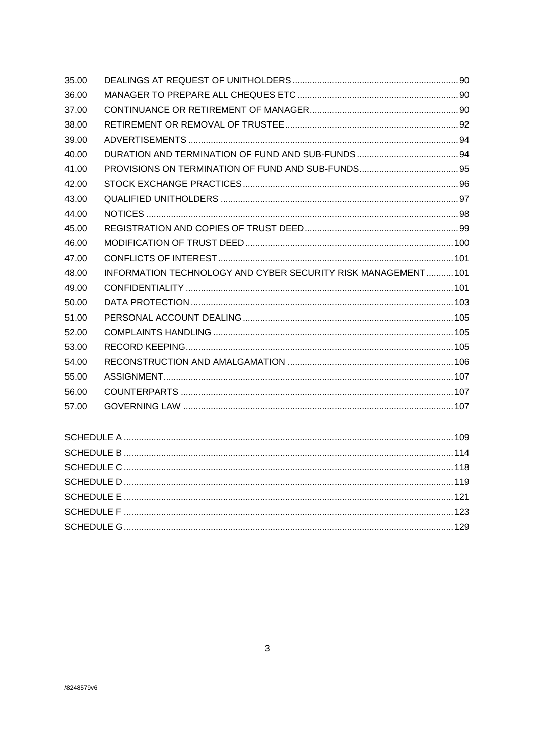| | | |
|---|---|---|
| 35.00 | DEALINGS AT REQUEST OF UNITHOLDERS | 90 |
| 36.00 | MANAGER TO PREPARE ALL CHEQUES ETC | 90 |
| 37.00 | CONTINUANCE OR RETIREMENT OF MANAGER | 90 |
| 38.00 | RETIREMENT OR REMOVAL OF TRUSTEE | 92 |
| 39.00 | ADVERTISEMENTS | 94 |
| 40.00 | DURATION AND TERMINATION OF FUND AND SUB-FUNDS | 94 |
| 41.00 | PROVISIONS ON TERMINATION OF FUND AND SUB-FUNDS | 95 |
| 42.00 | STOCK EXCHANGE PRACTICES | 96 |
| 43.00 | QUALIFIED UNITHOLDERS | 97 |
| 44.00 | NOTICES | 98 |
| 45.00 | REGISTRATION AND COPIES OF TRUST DEED | 99 |
| 46.00 | MODIFICATION OF TRUST DEED | 100 |
| 47.00 | CONFLICTS OF INTEREST | 101 |
| 48.00 | INFORMATION TECHNOLOGY AND CYBER SECURITY RISK MANAGEMENT | 101 |
| 49.00 | CONFIDENTIALITY | 101 |
| 50.00 | DATA PROTECTION | 103 |
| 51.00 | PERSONAL ACCOUNT DEALING | 105 |
| 52.00 | COMPLAINTS HANDLING | 105 |
| 53.00 | RECORD KEEPING | 105 |
| 54.00 | RECONSTRUCTION AND AMALGAMATION | 106 |
| 55.00 | ASSIGNMENT | 107 |
| 56.00 | COUNTERPARTS | 107 |
| 57.00 | GOVERNING LAW | 107 |

| | |
|---|---|
| SCHEDULE A | 109 |
| SCHEDULE B | 114 |
| SCHEDULE C | 118 |
| SCHEDULE D | 119 |
| SCHEDULE E | 121 |
| SCHEDULE F | 123 |
| SCHEDULE G | 129 |

/8248579v6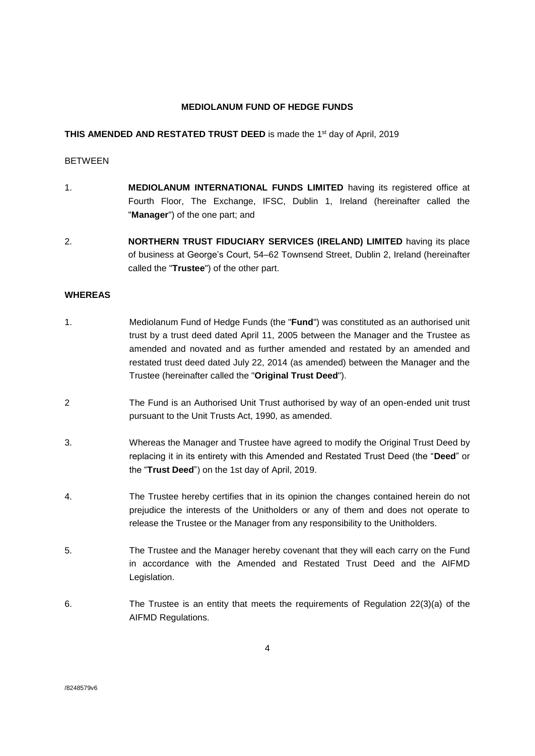**MEDIOLANUM FUND OF HEDGE FUNDS**

**THIS AMENDED AND RESTATED TRUST DEED** is made the 1st day of April, 2019

BETWEEN

1. **MEDIOLANUM INTERNATIONAL FUNDS LIMITED** having its registered office at Fourth Floor, The Exchange, IFSC, Dublin 1, Ireland (hereinafter called the "**Manager**") of the one part; and

2. **NORTHERN TRUST FIDUCIARY SERVICES (IRELAND) LIMITED** having its place of business at George's Court, 54–62 Townsend Street, Dublin 2, Ireland (hereinafter called the "**Trustee**") of the other part.

**WHEREAS**

1. Mediolanum Fund of Hedge Funds (the "**Fund**") was constituted as an authorised unit trust by a trust deed dated April 11, 2005 between the Manager and the Trustee as amended and novated and as further amended and restated by an amended and restated trust deed dated July 22, 2014 (as amended) between the Manager and the Trustee (hereinafter called the "**Original Trust Deed**").

2. The Fund is an Authorised Unit Trust authorised by way of an open-ended unit trust pursuant to the Unit Trusts Act, 1990, as amended.

3. Whereas the Manager and Trustee have agreed to modify the Original Trust Deed by replacing it in its entirety with this Amended and Restated Trust Deed (the "**Deed**" or the "**Trust Deed**") on the 1st day of April, 2019.

4. The Trustee hereby certifies that in its opinion the changes contained herein do not prejudice the interests of the Unitholders or any of them and does not operate to release the Trustee or the Manager from any responsibility to the Unitholders.

5. The Trustee and the Manager hereby covenant that they will each carry on the Fund in accordance with the Amended and Restated Trust Deed and the AIFMD Legislation.

6. The Trustee is an entity that meets the requirements of Regulation 22(3)(a) of the AIFMD Regulations.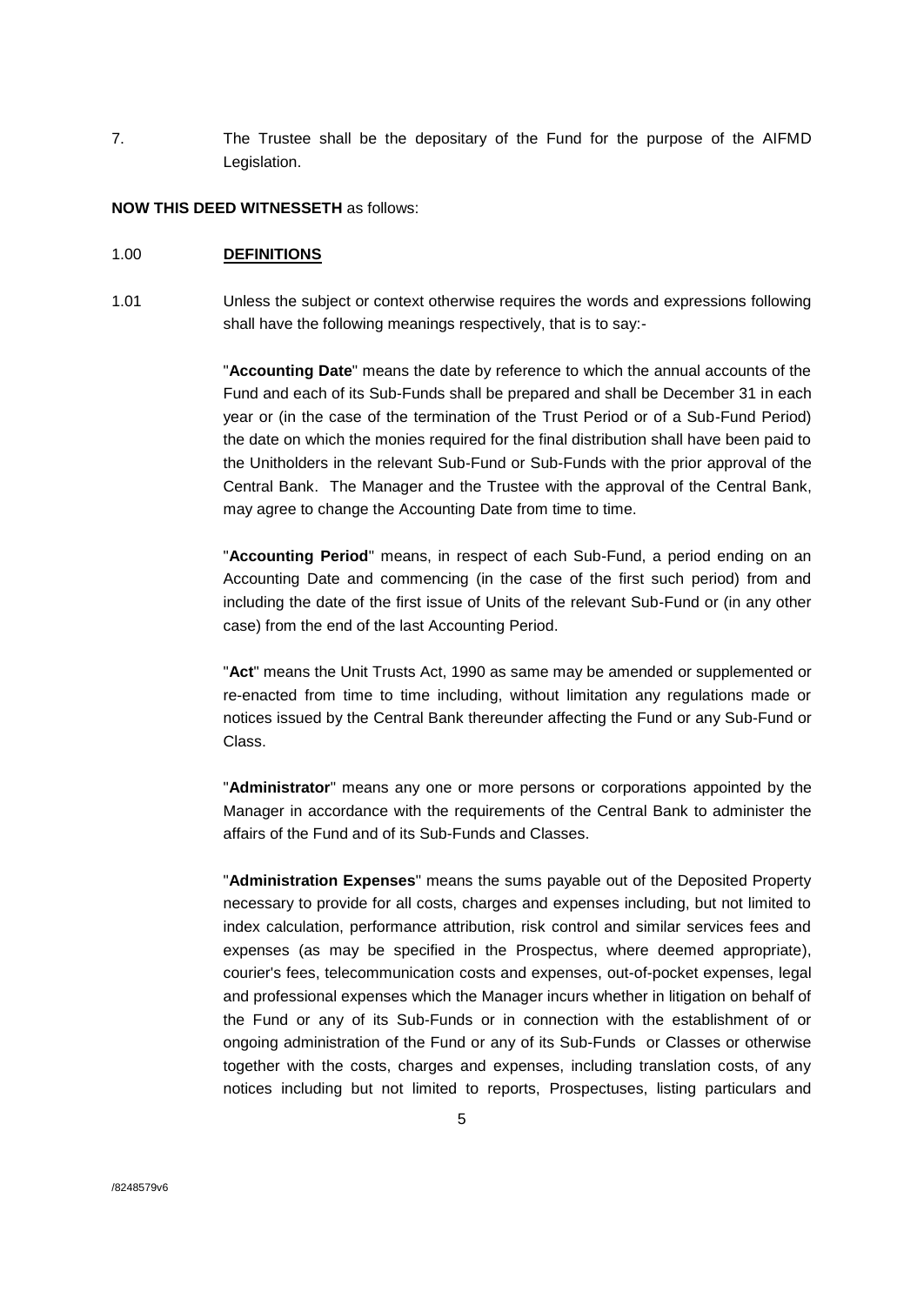7. The Trustee shall be the depositary of the Fund for the purpose of the AIFMD Legislation.

**NOW THIS DEED WITNESSETH** as follows:

1.00 **DEFINITIONS**

1.01 Unless the subject or context otherwise requires the words and expressions following shall have the following meanings respectively, that is to say:-

"**Accounting Date**" means the date by reference to which the annual accounts of the Fund and each of its Sub-Funds shall be prepared and shall be December 31 in each year or (in the case of the termination of the Trust Period or of a Sub-Fund Period) the date on which the monies required for the final distribution shall have been paid to the Unitholders in the relevant Sub-Fund or Sub-Funds with the prior approval of the Central Bank. The Manager and the Trustee with the approval of the Central Bank, may agree to change the Accounting Date from time to time.

"**Accounting Period**" means, in respect of each Sub-Fund, a period ending on an Accounting Date and commencing (in the case of the first such period) from and including the date of the first issue of Units of the relevant Sub-Fund or (in any other case) from the end of the last Accounting Period.

"**Act**" means the Unit Trusts Act, 1990 as same may be amended or supplemented or re-enacted from time to time including, without limitation any regulations made or notices issued by the Central Bank thereunder affecting the Fund or any Sub-Fund or Class.

"**Administrator**" means any one or more persons or corporations appointed by the Manager in accordance with the requirements of the Central Bank to administer the affairs of the Fund and of its Sub-Funds and Classes.

"**Administration Expenses**" means the sums payable out of the Deposited Property necessary to provide for all costs, charges and expenses including, but not limited to index calculation, performance attribution, risk control and similar services fees and expenses (as may be specified in the Prospectus, where deemed appropriate), courier's fees, telecommunication costs and expenses, out-of-pocket expenses, legal and professional expenses which the Manager incurs whether in litigation on behalf of the Fund or any of its Sub-Funds or in connection with the establishment of or ongoing administration of the Fund or any of its Sub-Funds or Classes or otherwise together with the costs, charges and expenses, including translation costs, of any notices including but not limited to reports, Prospectuses, listing particulars and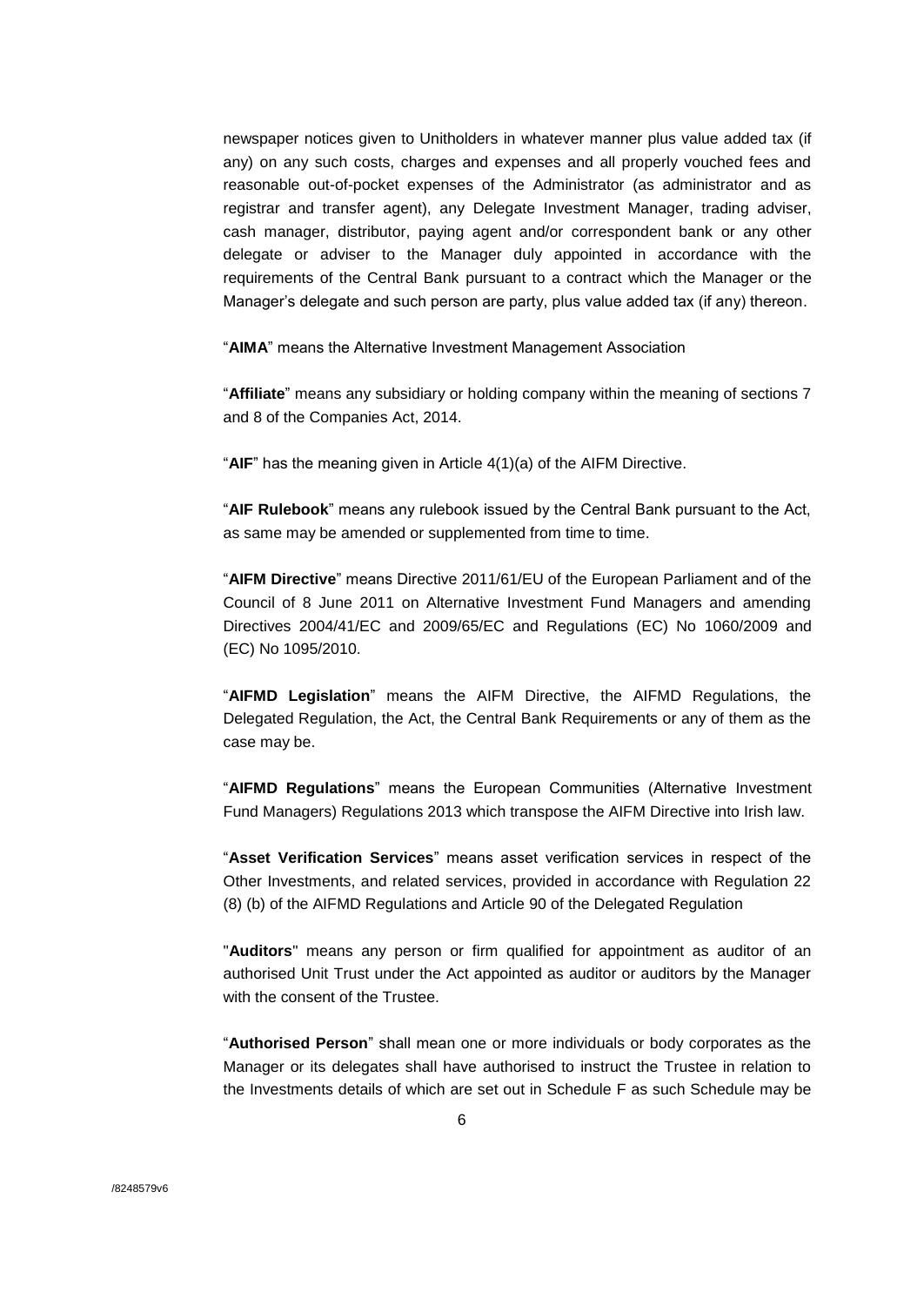newspaper notices given to Unitholders in whatever manner plus value added tax (if any) on any such costs, charges and expenses and all properly vouched fees and reasonable out-of-pocket expenses of the Administrator (as administrator and as registrar and transfer agent), any Delegate Investment Manager, trading adviser, cash manager, distributor, paying agent and/or correspondent bank or any other delegate or adviser to the Manager duly appointed in accordance with the requirements of the Central Bank pursuant to a contract which the Manager or the Manager's delegate and such person are party, plus value added tax (if any) thereon.

"**AIMA**" means the Alternative Investment Management Association

"**Affiliate**" means any subsidiary or holding company within the meaning of sections 7 and 8 of the Companies Act, 2014.

"**AIF**" has the meaning given in Article 4(1)(a) of the AIFM Directive.

"**AIF Rulebook**" means any rulebook issued by the Central Bank pursuant to the Act, as same may be amended or supplemented from time to time.

"**AIFM Directive**" means Directive 2011/61/EU of the European Parliament and of the Council of 8 June 2011 on Alternative Investment Fund Managers and amending Directives 2004/41/EC and 2009/65/EC and Regulations (EC) No 1060/2009 and (EC) No 1095/2010.

"**AIFMD Legislation**" means the AIFM Directive, the AIFMD Regulations, the Delegated Regulation, the Act, the Central Bank Requirements or any of them as the case may be.

"**AIFMD Regulations**" means the European Communities (Alternative Investment Fund Managers) Regulations 2013 which transpose the AIFM Directive into Irish law.

"**Asset Verification Services**" means asset verification services in respect of the Other Investments, and related services, provided in accordance with Regulation 22 (8) (b) of the AIFMD Regulations and Article 90 of the Delegated Regulation

"**Auditors**" means any person or firm qualified for appointment as auditor of an authorised Unit Trust under the Act appointed as auditor or auditors by the Manager with the consent of the Trustee.

"**Authorised Person**" shall mean one or more individuals or body corporates as the Manager or its delegates shall have authorised to instruct the Trustee in relation to the Investments details of which are set out in Schedule F as such Schedule may be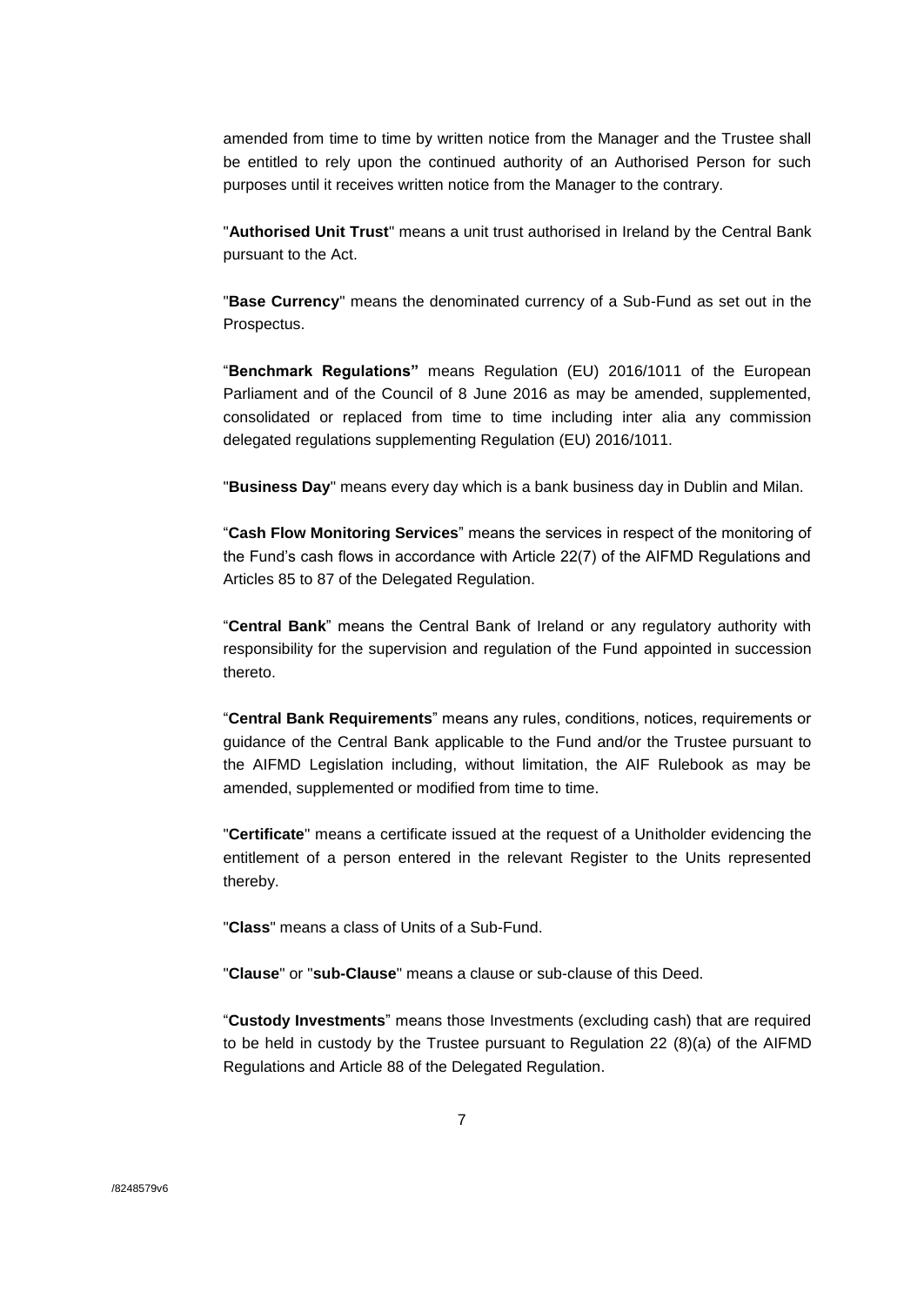amended from time to time by written notice from the Manager and the Trustee shall be entitled to rely upon the continued authority of an Authorised Person for such purposes until it receives written notice from the Manager to the contrary.

"**Authorised Unit Trust**" means a unit trust authorised in Ireland by the Central Bank pursuant to the Act.

"**Base Currency**" means the denominated currency of a Sub-Fund as set out in the Prospectus.

"**Benchmark Regulations"** means Regulation (EU) 2016/1011 of the European Parliament and of the Council of 8 June 2016 as may be amended, supplemented, consolidated or replaced from time to time including inter alia any commission delegated regulations supplementing Regulation (EU) 2016/1011.

"**Business Day**" means every day which is a bank business day in Dublin and Milan.

"**Cash Flow Monitoring Services**" means the services in respect of the monitoring of the Fund's cash flows in accordance with Article 22(7) of the AIFMD Regulations and Articles 85 to 87 of the Delegated Regulation.

"**Central Bank**" means the Central Bank of Ireland or any regulatory authority with responsibility for the supervision and regulation of the Fund appointed in succession thereto.

"**Central Bank Requirements**" means any rules, conditions, notices, requirements or guidance of the Central Bank applicable to the Fund and/or the Trustee pursuant to the AIFMD Legislation including, without limitation, the AIF Rulebook as may be amended, supplemented or modified from time to time.

"**Certificate**" means a certificate issued at the request of a Unitholder evidencing the entitlement of a person entered in the relevant Register to the Units represented thereby.

"**Class**" means a class of Units of a Sub-Fund.

"**Clause**" or "**sub-Clause**" means a clause or sub-clause of this Deed.

"**Custody Investments**" means those Investments (excluding cash) that are required to be held in custody by the Trustee pursuant to Regulation 22 (8)(a) of the AIFMD Regulations and Article 88 of the Delegated Regulation.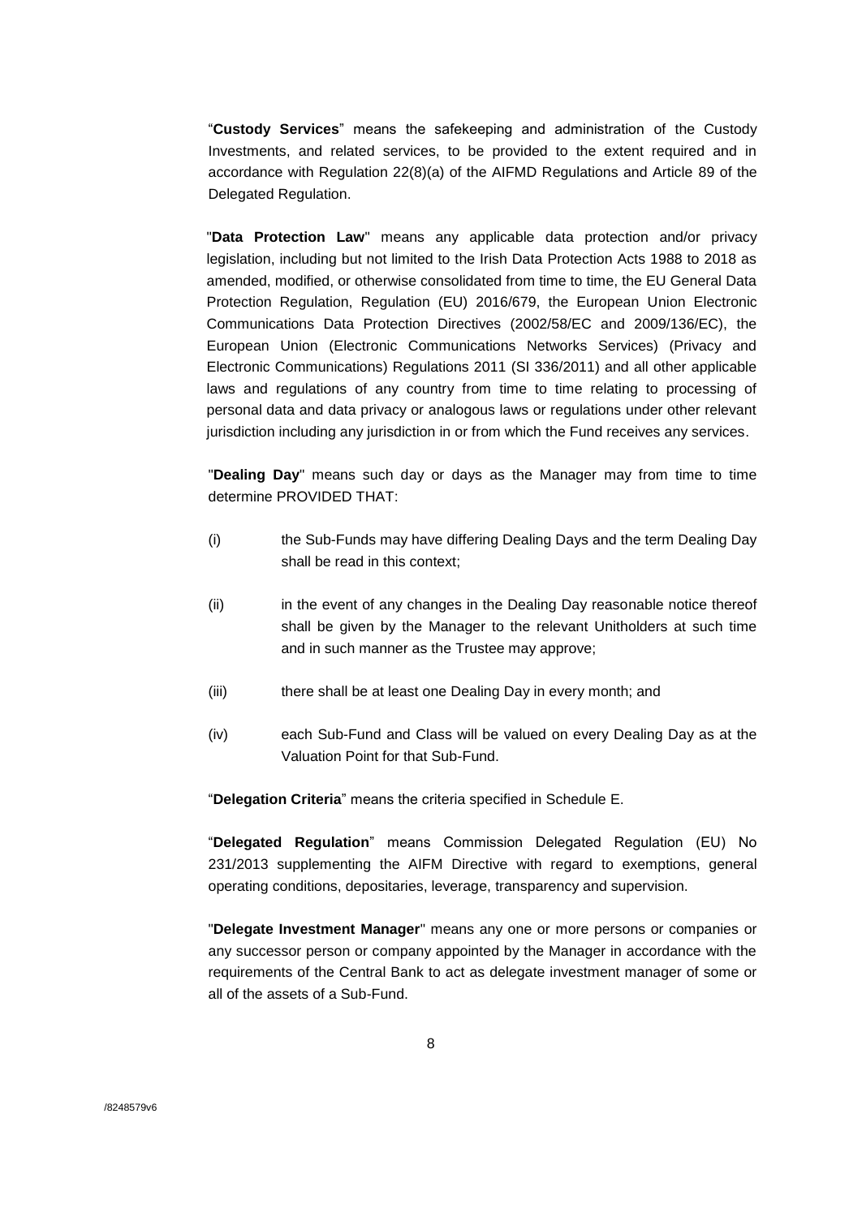"**Custody Services**" means the safekeeping and administration of the Custody Investments, and related services, to be provided to the extent required and in accordance with Regulation 22(8)(a) of the AIFMD Regulations and Article 89 of the Delegated Regulation.

"**Data Protection Law**" means any applicable data protection and/or privacy legislation, including but not limited to the Irish Data Protection Acts 1988 to 2018 as amended, modified, or otherwise consolidated from time to time, the EU General Data Protection Regulation, Regulation (EU) 2016/679, the European Union Electronic Communications Data Protection Directives (2002/58/EC and 2009/136/EC), the European Union (Electronic Communications Networks Services) (Privacy and Electronic Communications) Regulations 2011 (SI 336/2011) and all other applicable laws and regulations of any country from time to time relating to processing of personal data and data privacy or analogous laws or regulations under other relevant jurisdiction including any jurisdiction in or from which the Fund receives any services.

"**Dealing Day**" means such day or days as the Manager may from time to time determine PROVIDED THAT:

(i) the Sub-Funds may have differing Dealing Days and the term Dealing Day shall be read in this context;

(ii) in the event of any changes in the Dealing Day reasonable notice thereof shall be given by the Manager to the relevant Unitholders at such time and in such manner as the Trustee may approve;

(iii) there shall be at least one Dealing Day in every month; and

(iv) each Sub-Fund and Class will be valued on every Dealing Day as at the Valuation Point for that Sub-Fund.

"**Delegation Criteria**" means the criteria specified in Schedule E.

"**Delegated Regulation**" means Commission Delegated Regulation (EU) No 231/2013 supplementing the AIFM Directive with regard to exemptions, general operating conditions, depositaries, leverage, transparency and supervision.

"**Delegate Investment Manager**" means any one or more persons or companies or any successor person or company appointed by the Manager in accordance with the requirements of the Central Bank to act as delegate investment manager of some or all of the assets of a Sub-Fund.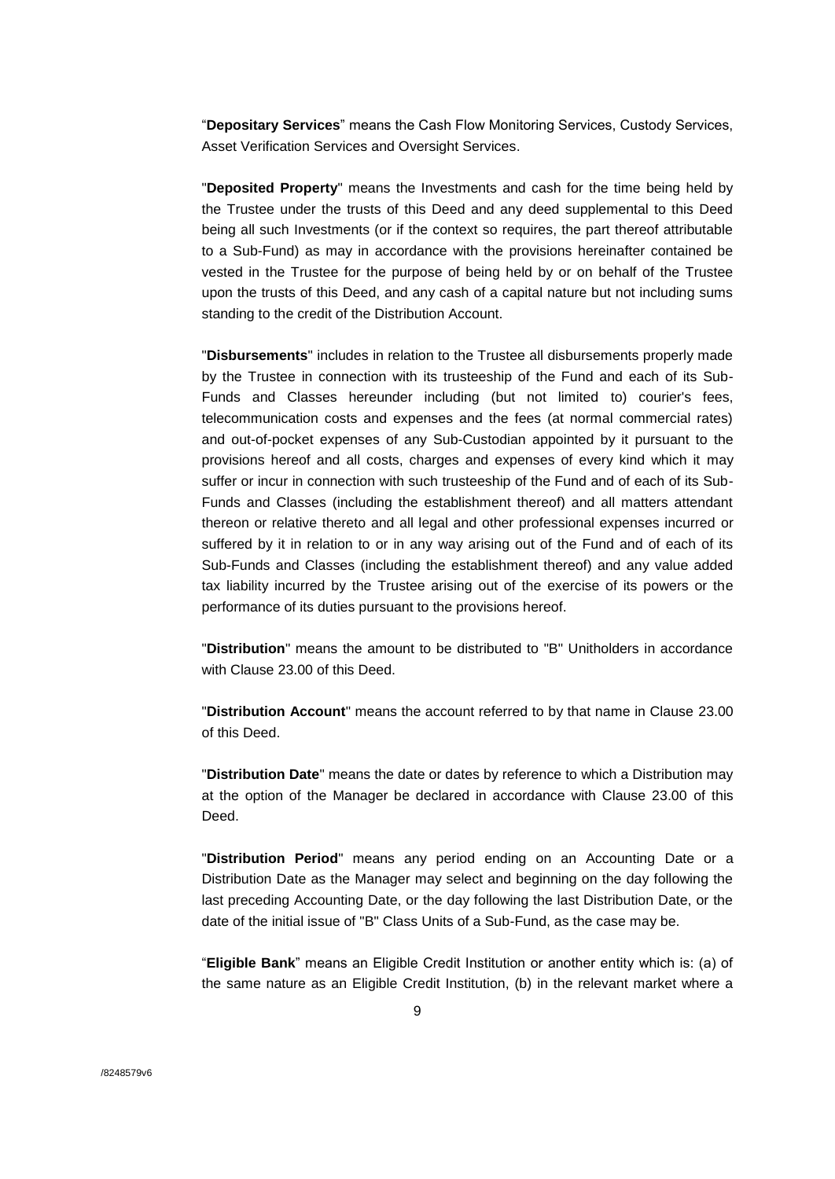"**Depositary Services**" means the Cash Flow Monitoring Services, Custody Services, Asset Verification Services and Oversight Services.

"**Deposited Property**" means the Investments and cash for the time being held by the Trustee under the trusts of this Deed and any deed supplemental to this Deed being all such Investments (or if the context so requires, the part thereof attributable to a Sub-Fund) as may in accordance with the provisions hereinafter contained be vested in the Trustee for the purpose of being held by or on behalf of the Trustee upon the trusts of this Deed, and any cash of a capital nature but not including sums standing to the credit of the Distribution Account.

"**Disbursements**" includes in relation to the Trustee all disbursements properly made by the Trustee in connection with its trusteeship of the Fund and each of its Sub-Funds and Classes hereunder including (but not limited to) courier's fees, telecommunication costs and expenses and the fees (at normal commercial rates) and out-of-pocket expenses of any Sub-Custodian appointed by it pursuant to the provisions hereof and all costs, charges and expenses of every kind which it may suffer or incur in connection with such trusteeship of the Fund and of each of its Sub-Funds and Classes (including the establishment thereof) and all matters attendant thereon or relative thereto and all legal and other professional expenses incurred or suffered by it in relation to or in any way arising out of the Fund and of each of its Sub-Funds and Classes (including the establishment thereof) and any value added tax liability incurred by the Trustee arising out of the exercise of its powers or the performance of its duties pursuant to the provisions hereof.

"**Distribution**" means the amount to be distributed to "B" Unitholders in accordance with Clause 23.00 of this Deed.

"**Distribution Account**" means the account referred to by that name in Clause 23.00 of this Deed.

"**Distribution Date**" means the date or dates by reference to which a Distribution may at the option of the Manager be declared in accordance with Clause 23.00 of this Deed.

"**Distribution Period**" means any period ending on an Accounting Date or a Distribution Date as the Manager may select and beginning on the day following the last preceding Accounting Date, or the day following the last Distribution Date, or the date of the initial issue of "B" Class Units of a Sub-Fund, as the case may be.

"**Eligible Bank**" means an Eligible Credit Institution or another entity which is: (a) of the same nature as an Eligible Credit Institution, (b) in the relevant market where a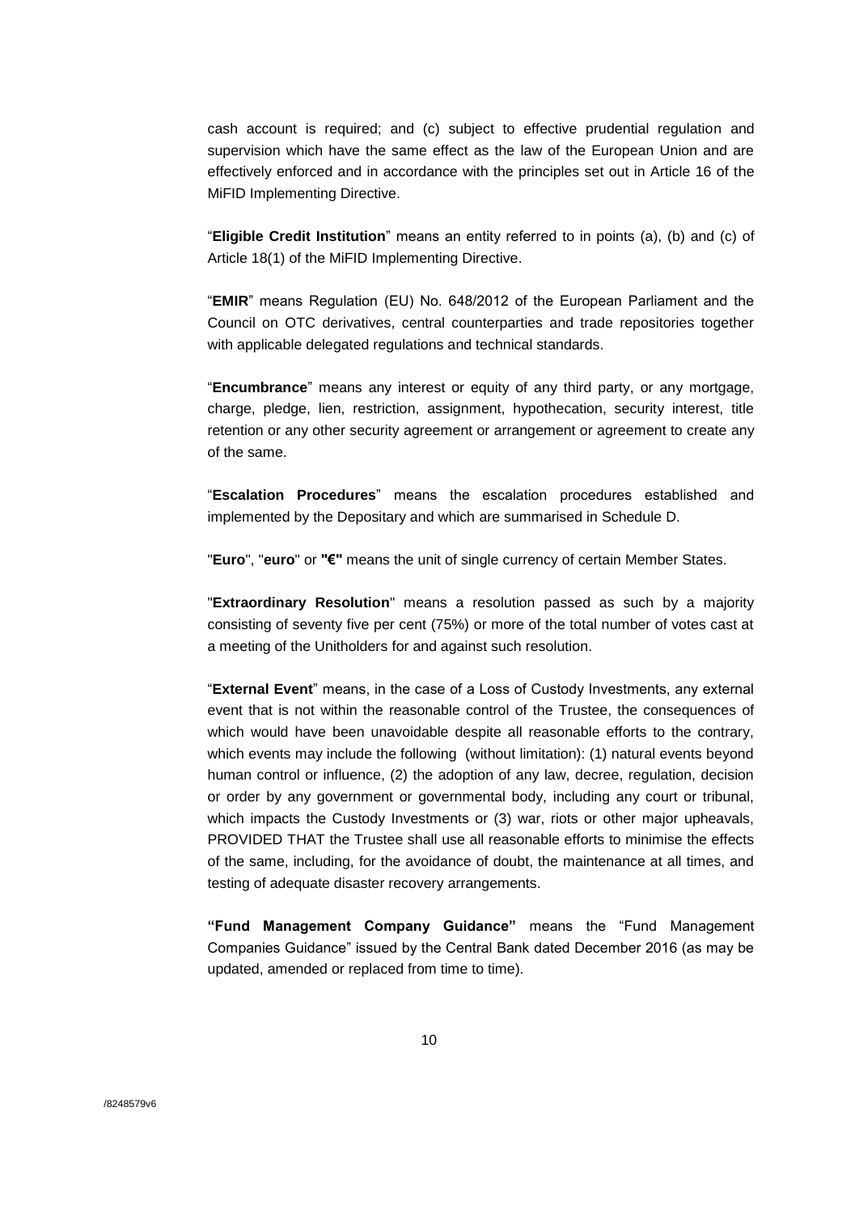cash account is required; and (c) subject to effective prudential regulation and supervision which have the same effect as the law of the European Union and are effectively enforced and in accordance with the principles set out in Article 16 of the MiFID Implementing Directive.

"**Eligible Credit Institution**" means an entity referred to in points (a), (b) and (c) of Article 18(1) of the MiFID Implementing Directive.

"**EMIR**" means Regulation (EU) No. 648/2012 of the European Parliament and the Council on OTC derivatives, central counterparties and trade repositories together with applicable delegated regulations and technical standards.

"**Encumbrance**" means any interest or equity of any third party, or any mortgage, charge, pledge, lien, restriction, assignment, hypothecation, security interest, title retention or any other security agreement or arrangement or agreement to create any of the same.

"**Escalation Procedures**" means the escalation procedures established and implemented by the Depositary and which are summarised in Schedule D.

"**Euro**", "**euro**" or **"€"** means the unit of single currency of certain Member States.

"**Extraordinary Resolution**" means a resolution passed as such by a majority consisting of seventy five per cent (75%) or more of the total number of votes cast at a meeting of the Unitholders for and against such resolution.

"**External Event**" means, in the case of a Loss of Custody Investments, any external event that is not within the reasonable control of the Trustee, the consequences of which would have been unavoidable despite all reasonable efforts to the contrary, which events may include the following (without limitation): (1) natural events beyond human control or influence, (2) the adoption of any law, decree, regulation, decision or order by any government or governmental body, including any court or tribunal, which impacts the Custody Investments or (3) war, riots or other major upheavals, PROVIDED THAT the Trustee shall use all reasonable efforts to minimise the effects of the same, including, for the avoidance of doubt, the maintenance at all times, and testing of adequate disaster recovery arrangements.

**"Fund Management Company Guidance"** means the "Fund Management Companies Guidance" issued by the Central Bank dated December 2016 (as may be updated, amended or replaced from time to time).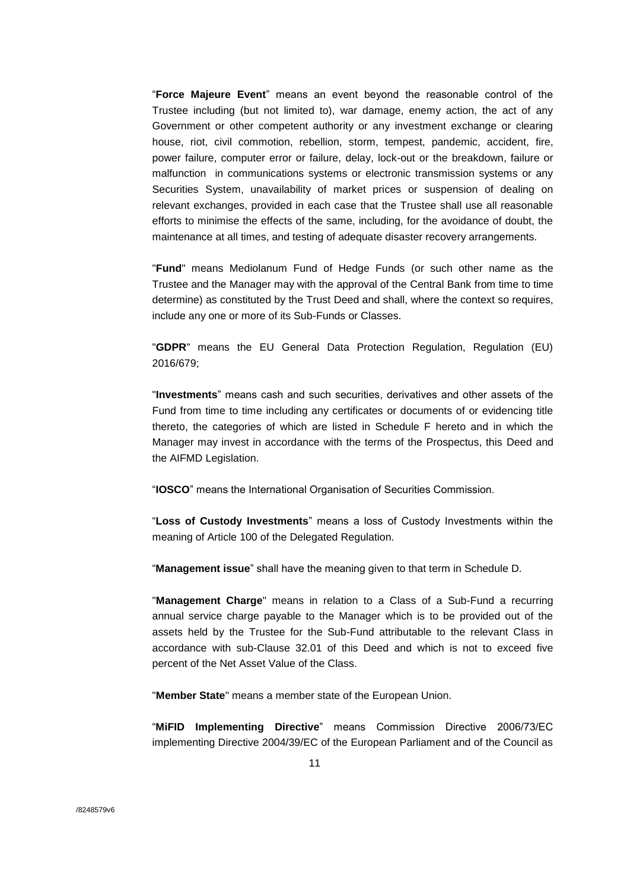"**Force Majeure Event**" means an event beyond the reasonable control of the Trustee including (but not limited to), war damage, enemy action, the act of any Government or other competent authority or any investment exchange or clearing house, riot, civil commotion, rebellion, storm, tempest, pandemic, accident, fire, power failure, computer error or failure, delay, lock-out or the breakdown, failure or malfunction in communications systems or electronic transmission systems or any Securities System, unavailability of market prices or suspension of dealing on relevant exchanges, provided in each case that the Trustee shall use all reasonable efforts to minimise the effects of the same, including, for the avoidance of doubt, the maintenance at all times, and testing of adequate disaster recovery arrangements.

"**Fund**" means Mediolanum Fund of Hedge Funds (or such other name as the Trustee and the Manager may with the approval of the Central Bank from time to time determine) as constituted by the Trust Deed and shall, where the context so requires, include any one or more of its Sub-Funds or Classes.

"**GDPR**" means the EU General Data Protection Regulation, Regulation (EU) 2016/679;

"**Investments**" means cash and such securities, derivatives and other assets of the Fund from time to time including any certificates or documents of or evidencing title thereto, the categories of which are listed in Schedule F hereto and in which the Manager may invest in accordance with the terms of the Prospectus, this Deed and the AIFMD Legislation.

"**IOSCO**" means the International Organisation of Securities Commission.

"**Loss of Custody Investments**" means a loss of Custody Investments within the meaning of Article 100 of the Delegated Regulation.

"**Management issue**" shall have the meaning given to that term in Schedule D.

"**Management Charge**" means in relation to a Class of a Sub-Fund a recurring annual service charge payable to the Manager which is to be provided out of the assets held by the Trustee for the Sub-Fund attributable to the relevant Class in accordance with sub-Clause 32.01 of this Deed and which is not to exceed five percent of the Net Asset Value of the Class.

"**Member State**" means a member state of the European Union.

"**MiFID Implementing Directive**" means Commission Directive 2006/73/EC implementing Directive 2004/39/EC of the European Parliament and of the Council as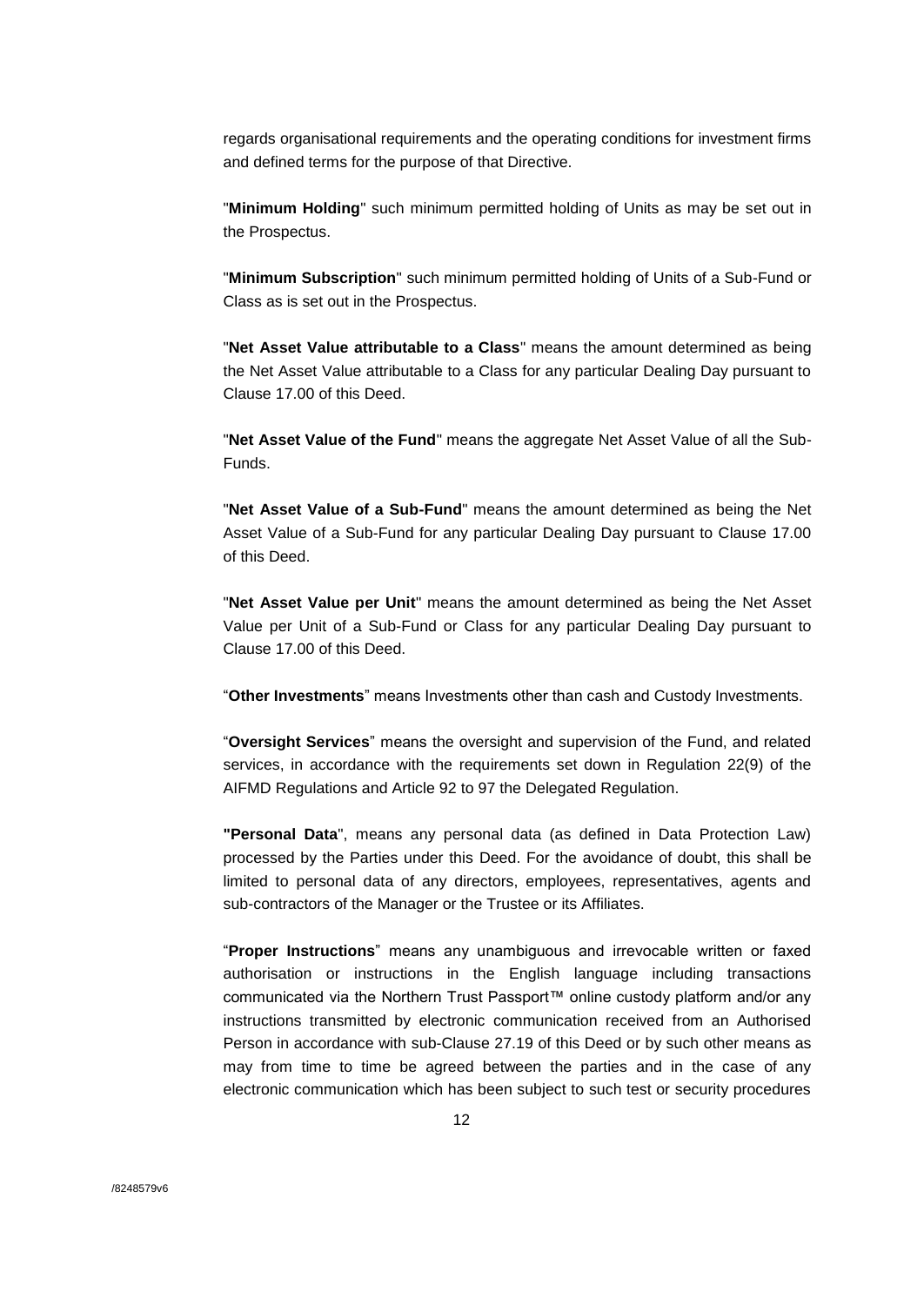regards organisational requirements and the operating conditions for investment firms and defined terms for the purpose of that Directive.

"**Minimum Holding**" such minimum permitted holding of Units as may be set out in the Prospectus.

"**Minimum Subscription**" such minimum permitted holding of Units of a Sub-Fund or Class as is set out in the Prospectus.

"**Net Asset Value attributable to a Class**" means the amount determined as being the Net Asset Value attributable to a Class for any particular Dealing Day pursuant to Clause 17.00 of this Deed.

"**Net Asset Value of the Fund**" means the aggregate Net Asset Value of all the Sub-Funds.

"**Net Asset Value of a Sub-Fund**" means the amount determined as being the Net Asset Value of a Sub-Fund for any particular Dealing Day pursuant to Clause 17.00 of this Deed.

"**Net Asset Value per Unit**" means the amount determined as being the Net Asset Value per Unit of a Sub-Fund or Class for any particular Dealing Day pursuant to Clause 17.00 of this Deed.

"**Other Investments**" means Investments other than cash and Custody Investments.

"**Oversight Services**" means the oversight and supervision of the Fund, and related services, in accordance with the requirements set down in Regulation 22(9) of the AIFMD Regulations and Article 92 to 97 the Delegated Regulation.

**"Personal Data**", means any personal data (as defined in Data Protection Law) processed by the Parties under this Deed. For the avoidance of doubt, this shall be limited to personal data of any directors, employees, representatives, agents and sub-contractors of the Manager or the Trustee or its Affiliates.

"**Proper Instructions**" means any unambiguous and irrevocable written or faxed authorisation or instructions in the English language including transactions communicated via the Northern Trust Passport™ online custody platform and/or any instructions transmitted by electronic communication received from an Authorised Person in accordance with sub-Clause 27.19 of this Deed or by such other means as may from time to time be agreed between the parties and in the case of any electronic communication which has been subject to such test or security procedures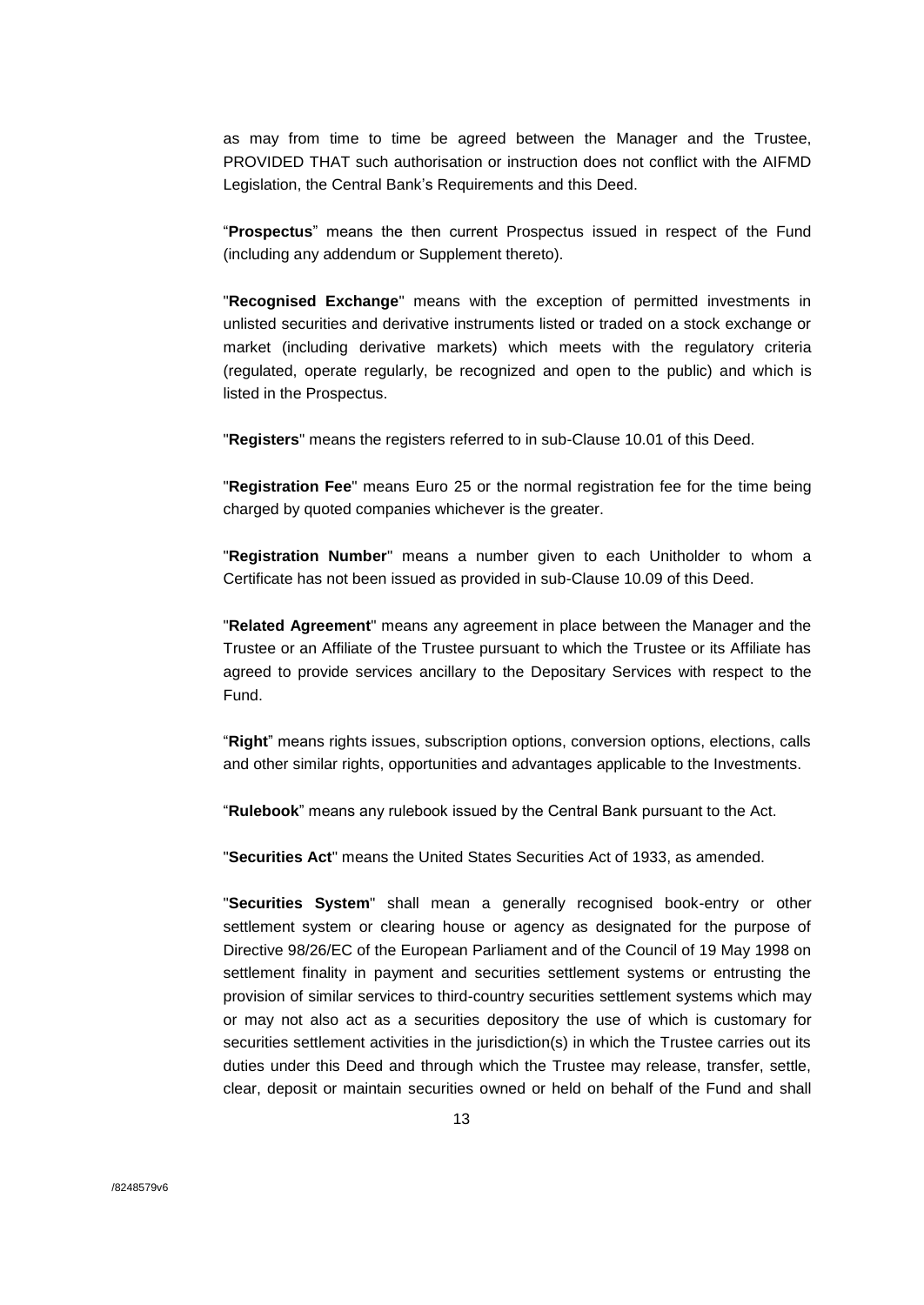as may from time to time be agreed between the Manager and the Trustee, PROVIDED THAT such authorisation or instruction does not conflict with the AIFMD Legislation, the Central Bank's Requirements and this Deed.

"**Prospectus**" means the then current Prospectus issued in respect of the Fund (including any addendum or Supplement thereto).

"**Recognised Exchange**" means with the exception of permitted investments in unlisted securities and derivative instruments listed or traded on a stock exchange or market (including derivative markets) which meets with the regulatory criteria (regulated, operate regularly, be recognized and open to the public) and which is listed in the Prospectus.

"**Registers**" means the registers referred to in sub-Clause 10.01 of this Deed.

"**Registration Fee**" means Euro 25 or the normal registration fee for the time being charged by quoted companies whichever is the greater.

"**Registration Number**" means a number given to each Unitholder to whom a Certificate has not been issued as provided in sub-Clause 10.09 of this Deed.

"**Related Agreement**" means any agreement in place between the Manager and the Trustee or an Affiliate of the Trustee pursuant to which the Trustee or its Affiliate has agreed to provide services ancillary to the Depositary Services with respect to the Fund.

"**Right**" means rights issues, subscription options, conversion options, elections, calls and other similar rights, opportunities and advantages applicable to the Investments.

"**Rulebook**" means any rulebook issued by the Central Bank pursuant to the Act.

"**Securities Act**" means the United States Securities Act of 1933, as amended.

"**Securities System**" shall mean a generally recognised book-entry or other settlement system or clearing house or agency as designated for the purpose of Directive 98/26/EC of the European Parliament and of the Council of 19 May 1998 on settlement finality in payment and securities settlement systems or entrusting the provision of similar services to third-country securities settlement systems which may or may not also act as a securities depository the use of which is customary for securities settlement activities in the jurisdiction(s) in which the Trustee carries out its duties under this Deed and through which the Trustee may release, transfer, settle, clear, deposit or maintain securities owned or held on behalf of the Fund and shall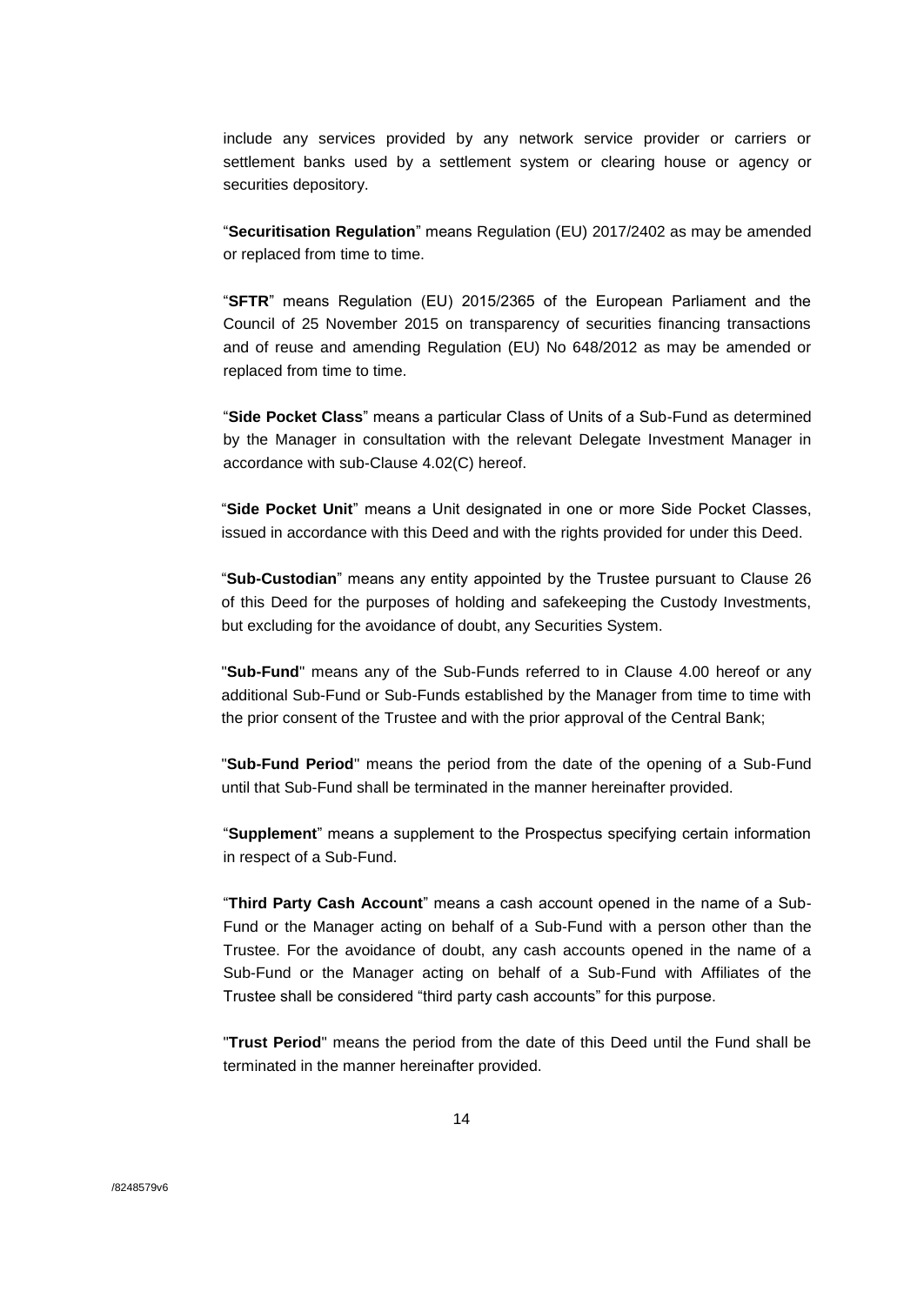include any services provided by any network service provider or carriers or settlement banks used by a settlement system or clearing house or agency or securities depository.

“**Securitisation Regulation**” means Regulation (EU) 2017/2402 as may be amended or replaced from time to time.

“**SFTR**” means Regulation (EU) 2015/2365 of the European Parliament and the Council of 25 November 2015 on transparency of securities financing transactions and of reuse and amending Regulation (EU) No 648/2012 as may be amended or replaced from time to time.

“**Side Pocket Class**” means a particular Class of Units of a Sub-Fund as determined by the Manager in consultation with the relevant Delegate Investment Manager in accordance with sub-Clause 4.02(C) hereof.

“**Side Pocket Unit**” means a Unit designated in one or more Side Pocket Classes, issued in accordance with this Deed and with the rights provided for under this Deed.

“**Sub-Custodian**” means any entity appointed by the Trustee pursuant to Clause 26 of this Deed for the purposes of holding and safekeeping the Custody Investments, but excluding for the avoidance of doubt, any Securities System.

"**Sub-Fund**" means any of the Sub-Funds referred to in Clause 4.00 hereof or any additional Sub-Fund or Sub-Funds established by the Manager from time to time with the prior consent of the Trustee and with the prior approval of the Central Bank;

"**Sub-Fund Period**" means the period from the date of the opening of a Sub-Fund until that Sub-Fund shall be terminated in the manner hereinafter provided.

“**Supplement**” means a supplement to the Prospectus specifying certain information in respect of a Sub-Fund.

“**Third Party Cash Account**” means a cash account opened in the name of a Sub-Fund or the Manager acting on behalf of a Sub-Fund with a person other than the Trustee. For the avoidance of doubt, any cash accounts opened in the name of a Sub-Fund or the Manager acting on behalf of a Sub-Fund with Affiliates of the Trustee shall be considered “third party cash accounts” for this purpose.

"**Trust Period**" means the period from the date of this Deed until the Fund shall be terminated in the manner hereinafter provided.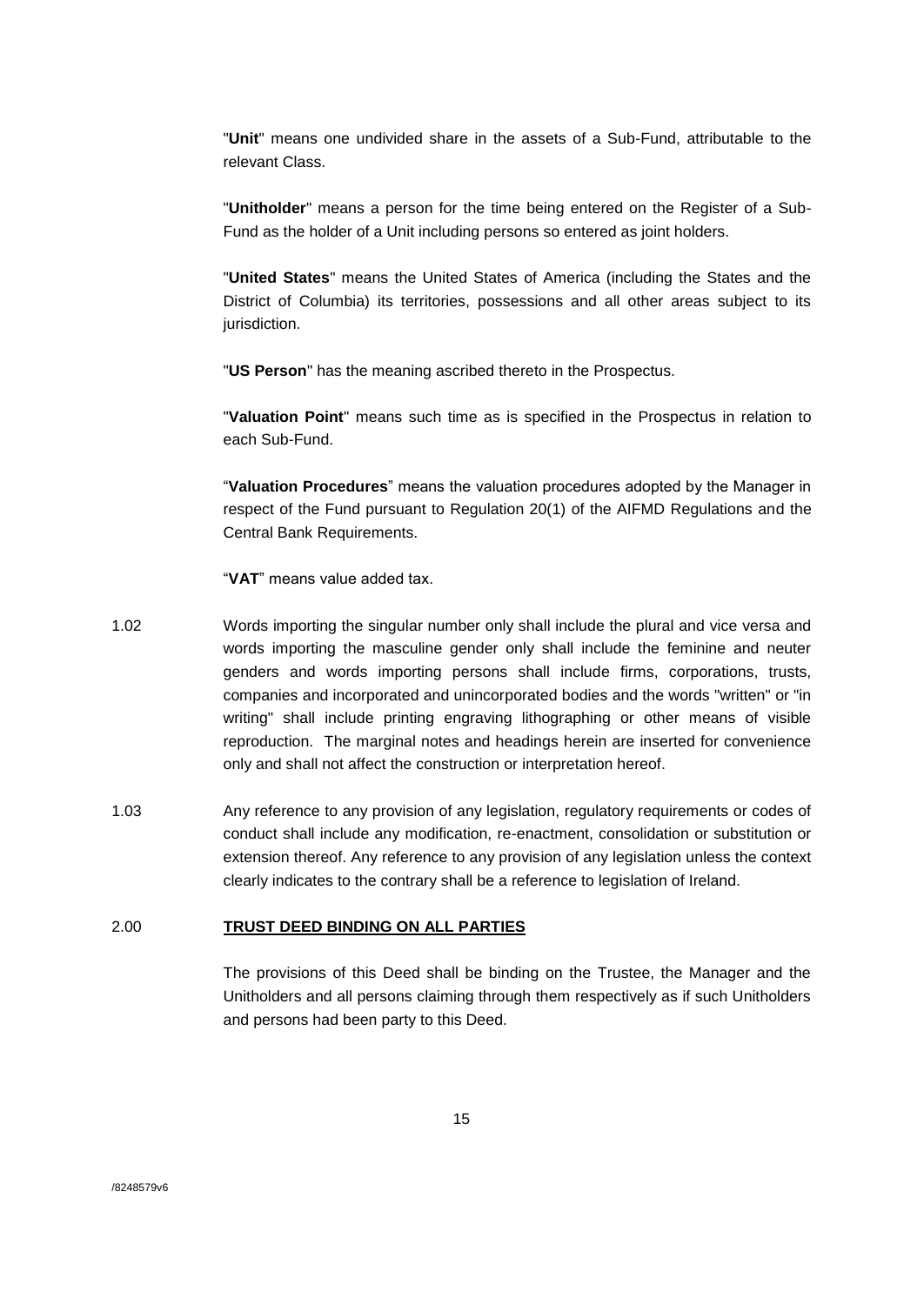"**Unit**" means one undivided share in the assets of a Sub-Fund, attributable to the relevant Class.

"**Unitholder**" means a person for the time being entered on the Register of a Sub-Fund as the holder of a Unit including persons so entered as joint holders.

"**United States**" means the United States of America (including the States and the District of Columbia) its territories, possessions and all other areas subject to its jurisdiction.

"**US Person**" has the meaning ascribed thereto in the Prospectus.

"**Valuation Point**" means such time as is specified in the Prospectus in relation to each Sub-Fund.

"**Valuation Procedures**" means the valuation procedures adopted by the Manager in respect of the Fund pursuant to Regulation 20(1) of the AIFMD Regulations and the Central Bank Requirements.

"**VAT**" means value added tax.

1.02 Words importing the singular number only shall include the plural and vice versa and words importing the masculine gender only shall include the feminine and neuter genders and words importing persons shall include firms, corporations, trusts, companies and incorporated and unincorporated bodies and the words "written" or "in writing" shall include printing engraving lithographing or other means of visible reproduction. The marginal notes and headings herein are inserted for convenience only and shall not affect the construction or interpretation hereof.

1.03 Any reference to any provision of any legislation, regulatory requirements or codes of conduct shall include any modification, re-enactment, consolidation or substitution or extension thereof. Any reference to any provision of any legislation unless the context clearly indicates to the contrary shall be a reference to legislation of Ireland.

## 2.00 <u>**TRUST DEED BINDING ON ALL PARTIES**</u>

The provisions of this Deed shall be binding on the Trustee, the Manager and the Unitholders and all persons claiming through them respectively as if such Unitholders and persons had been party to this Deed.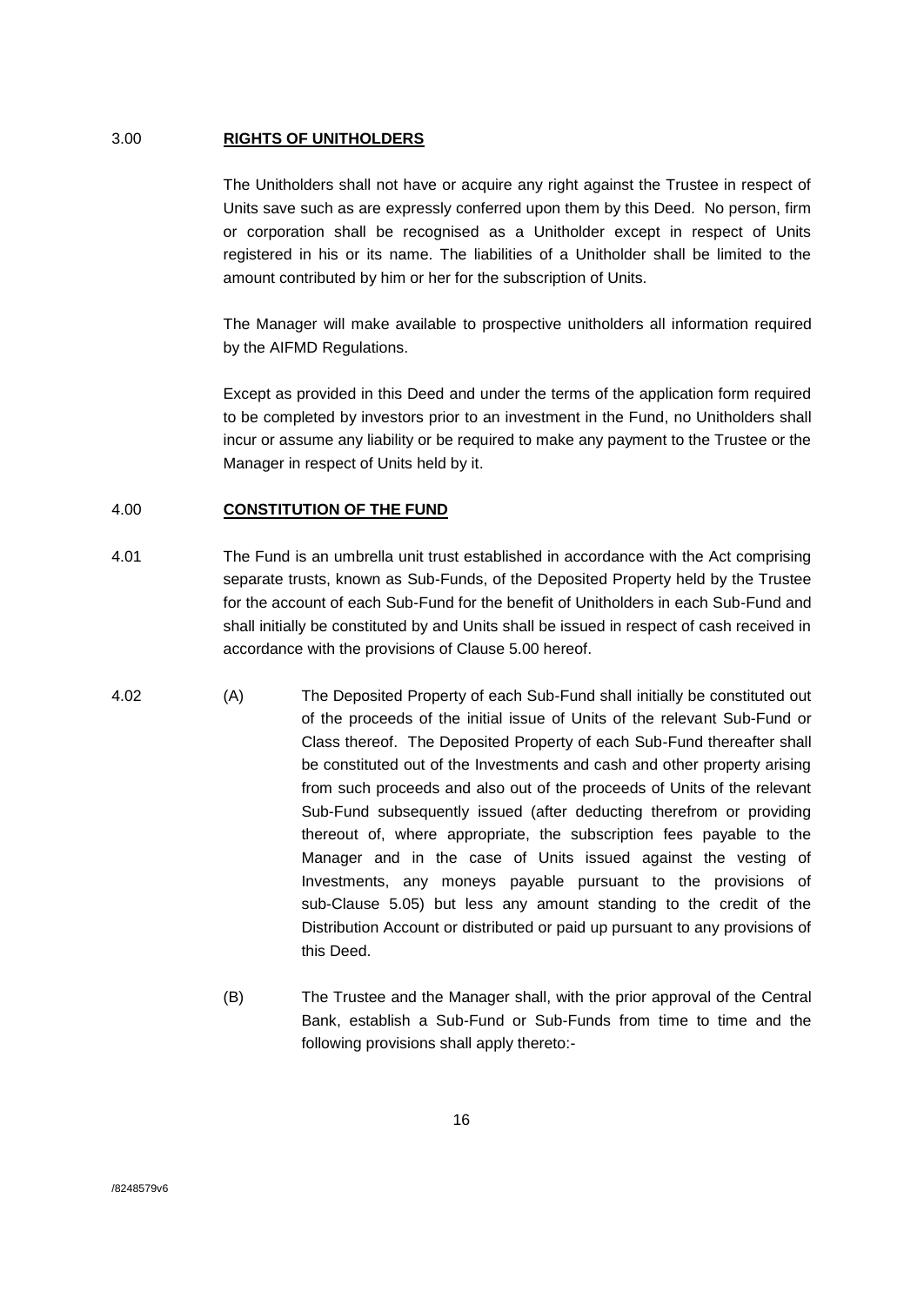## 3.00 **RIGHTS OF UNITHOLDERS**

The Unitholders shall not have or acquire any right against the Trustee in respect of Units save such as are expressly conferred upon them by this Deed. No person, firm or corporation shall be recognised as a Unitholder except in respect of Units registered in his or its name. The liabilities of a Unitholder shall be limited to the amount contributed by him or her for the subscription of Units.

The Manager will make available to prospective unitholders all information required by the AIFMD Regulations.

Except as provided in this Deed and under the terms of the application form required to be completed by investors prior to an investment in the Fund, no Unitholders shall incur or assume any liability or be required to make any payment to the Trustee or the Manager in respect of Units held by it.

## 4.00 **CONSTITUTION OF THE FUND**

4.01 The Fund is an umbrella unit trust established in accordance with the Act comprising separate trusts, known as Sub-Funds, of the Deposited Property held by the Trustee for the account of each Sub-Fund for the benefit of Unitholders in each Sub-Fund and shall initially be constituted by and Units shall be issued in respect of cash received in accordance with the provisions of Clause 5.00 hereof.

4.02 (A) The Deposited Property of each Sub-Fund shall initially be constituted out of the proceeds of the initial issue of Units of the relevant Sub-Fund or Class thereof. The Deposited Property of each Sub-Fund thereafter shall be constituted out of the Investments and cash and other property arising from such proceeds and also out of the proceeds of Units of the relevant Sub-Fund subsequently issued (after deducting therefrom or providing thereout of, where appropriate, the subscription fees payable to the Manager and in the case of Units issued against the vesting of Investments, any moneys payable pursuant to the provisions of sub-Clause 5.05) but less any amount standing to the credit of the Distribution Account or distributed or paid up pursuant to any provisions of this Deed.

(B) The Trustee and the Manager shall, with the prior approval of the Central Bank, establish a Sub-Fund or Sub-Funds from time to time and the following provisions shall apply thereto:-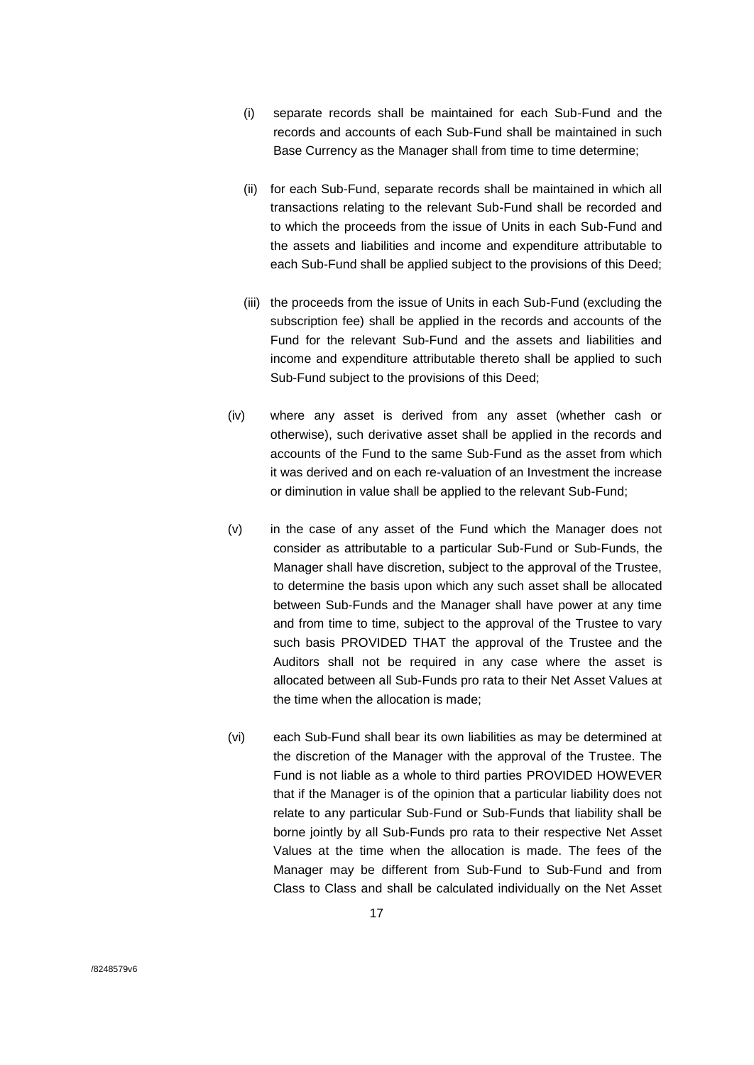(i) separate records shall be maintained for each Sub-Fund and the records and accounts of each Sub-Fund shall be maintained in such Base Currency as the Manager shall from time to time determine;

(ii) for each Sub-Fund, separate records shall be maintained in which all transactions relating to the relevant Sub-Fund shall be recorded and to which the proceeds from the issue of Units in each Sub-Fund and the assets and liabilities and income and expenditure attributable to each Sub-Fund shall be applied subject to the provisions of this Deed;

(iii) the proceeds from the issue of Units in each Sub-Fund (excluding the subscription fee) shall be applied in the records and accounts of the Fund for the relevant Sub-Fund and the assets and liabilities and income and expenditure attributable thereto shall be applied to such Sub-Fund subject to the provisions of this Deed;

(iv) where any asset is derived from any asset (whether cash or otherwise), such derivative asset shall be applied in the records and accounts of the Fund to the same Sub-Fund as the asset from which it was derived and on each re-valuation of an Investment the increase or diminution in value shall be applied to the relevant Sub-Fund;

(v) in the case of any asset of the Fund which the Manager does not consider as attributable to a particular Sub-Fund or Sub-Funds, the Manager shall have discretion, subject to the approval of the Trustee, to determine the basis upon which any such asset shall be allocated between Sub-Funds and the Manager shall have power at any time and from time to time, subject to the approval of the Trustee to vary such basis PROVIDED THAT the approval of the Trustee and the Auditors shall not be required in any case where the asset is allocated between all Sub-Funds pro rata to their Net Asset Values at the time when the allocation is made;

(vi) each Sub-Fund shall bear its own liabilities as may be determined at the discretion of the Manager with the approval of the Trustee. The Fund is not liable as a whole to third parties PROVIDED HOWEVER that if the Manager is of the opinion that a particular liability does not relate to any particular Sub-Fund or Sub-Funds that liability shall be borne jointly by all Sub-Funds pro rata to their respective Net Asset Values at the time when the allocation is made. The fees of the Manager may be different from Sub-Fund to Sub-Fund and from Class to Class and shall be calculated individually on the Net Asset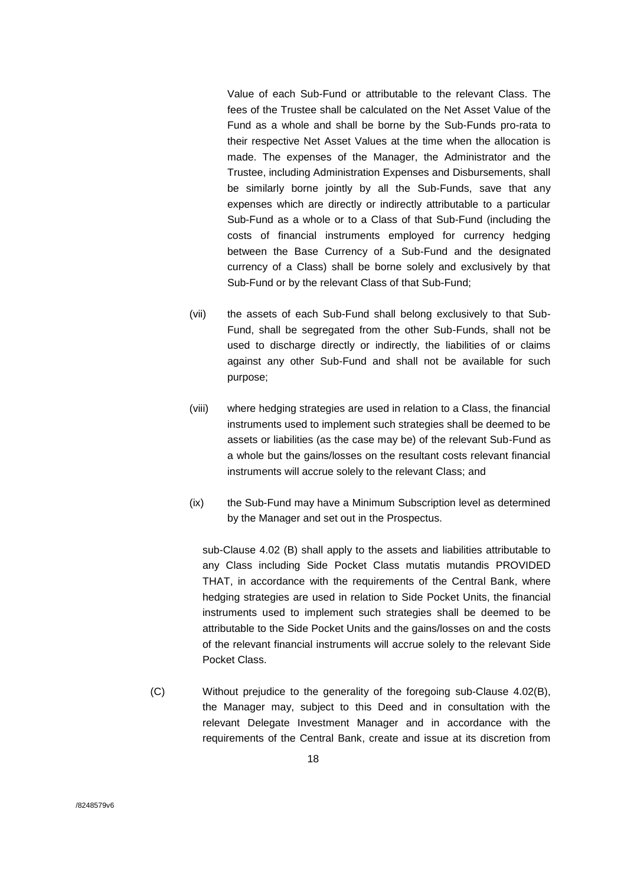Value of each Sub-Fund or attributable to the relevant Class. The fees of the Trustee shall be calculated on the Net Asset Value of the Fund as a whole and shall be borne by the Sub-Funds pro-rata to their respective Net Asset Values at the time when the allocation is made. The expenses of the Manager, the Administrator and the Trustee, including Administration Expenses and Disbursements, shall be similarly borne jointly by all the Sub-Funds, save that any expenses which are directly or indirectly attributable to a particular Sub-Fund as a whole or to a Class of that Sub-Fund (including the costs of financial instruments employed for currency hedging between the Base Currency of a Sub-Fund and the designated currency of a Class) shall be borne solely and exclusively by that Sub-Fund or by the relevant Class of that Sub-Fund;

(vii) the assets of each Sub-Fund shall belong exclusively to that Sub-Fund, shall be segregated from the other Sub-Funds, shall not be used to discharge directly or indirectly, the liabilities of or claims against any other Sub-Fund and shall not be available for such purpose;

(viii) where hedging strategies are used in relation to a Class, the financial instruments used to implement such strategies shall be deemed to be assets or liabilities (as the case may be) of the relevant Sub-Fund as a whole but the gains/losses on the resultant costs relevant financial instruments will accrue solely to the relevant Class; and

(ix) the Sub-Fund may have a Minimum Subscription level as determined by the Manager and set out in the Prospectus.

sub-Clause 4.02 (B) shall apply to the assets and liabilities attributable to any Class including Side Pocket Class mutatis mutandis PROVIDED THAT, in accordance with the requirements of the Central Bank, where hedging strategies are used in relation to Side Pocket Units, the financial instruments used to implement such strategies shall be deemed to be attributable to the Side Pocket Units and the gains/losses on and the costs of the relevant financial instruments will accrue solely to the relevant Side Pocket Class.

(C) Without prejudice to the generality of the foregoing sub-Clause 4.02(B), the Manager may, subject to this Deed and in consultation with the relevant Delegate Investment Manager and in accordance with the requirements of the Central Bank, create and issue at its discretion from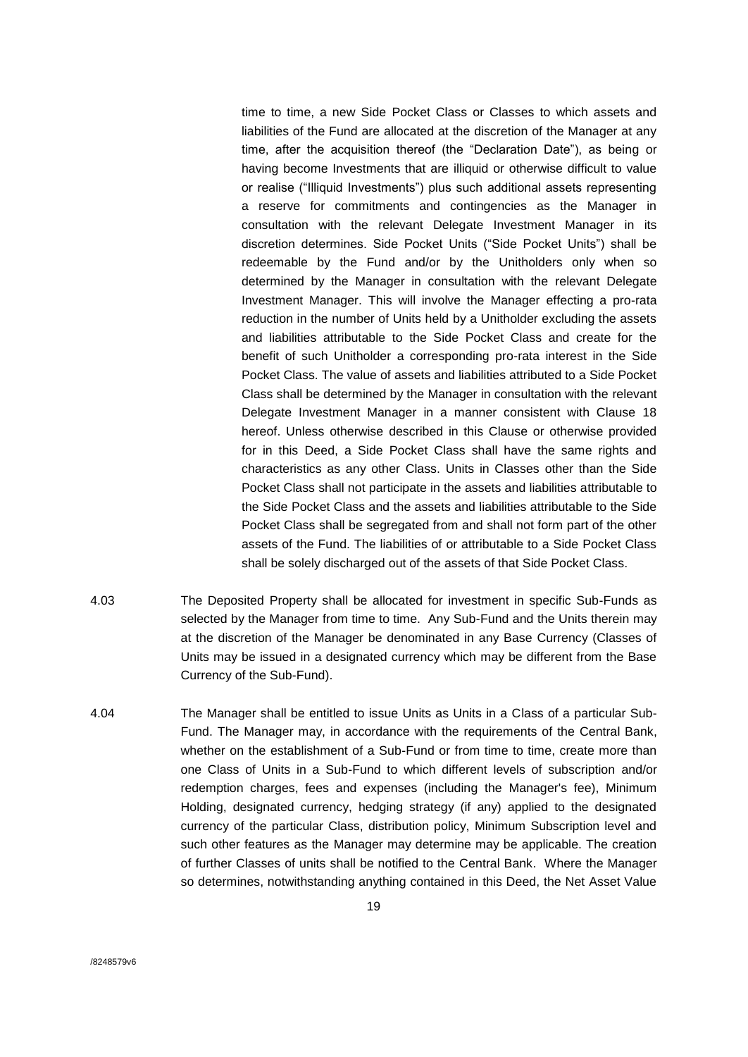time to time, a new Side Pocket Class or Classes to which assets and liabilities of the Fund are allocated at the discretion of the Manager at any time, after the acquisition thereof (the "Declaration Date"), as being or having become Investments that are illiquid or otherwise difficult to value or realise ("Illiquid Investments") plus such additional assets representing a reserve for commitments and contingencies as the Manager in consultation with the relevant Delegate Investment Manager in its discretion determines. Side Pocket Units ("Side Pocket Units") shall be redeemable by the Fund and/or by the Unitholders only when so determined by the Manager in consultation with the relevant Delegate Investment Manager. This will involve the Manager effecting a pro-rata reduction in the number of Units held by a Unitholder excluding the assets and liabilities attributable to the Side Pocket Class and create for the benefit of such Unitholder a corresponding pro-rata interest in the Side Pocket Class. The value of assets and liabilities attributed to a Side Pocket Class shall be determined by the Manager in consultation with the relevant Delegate Investment Manager in a manner consistent with Clause 18 hereof. Unless otherwise described in this Clause or otherwise provided for in this Deed, a Side Pocket Class shall have the same rights and characteristics as any other Class. Units in Classes other than the Side Pocket Class shall not participate in the assets and liabilities attributable to the Side Pocket Class and the assets and liabilities attributable to the Side Pocket Class shall be segregated from and shall not form part of the other assets of the Fund. The liabilities of or attributable to a Side Pocket Class shall be solely discharged out of the assets of that Side Pocket Class.

4.03 The Deposited Property shall be allocated for investment in specific Sub-Funds as selected by the Manager from time to time. Any Sub-Fund and the Units therein may at the discretion of the Manager be denominated in any Base Currency (Classes of Units may be issued in a designated currency which may be different from the Base Currency of the Sub-Fund).

4.04 The Manager shall be entitled to issue Units as Units in a Class of a particular Sub-Fund. The Manager may, in accordance with the requirements of the Central Bank, whether on the establishment of a Sub-Fund or from time to time, create more than one Class of Units in a Sub-Fund to which different levels of subscription and/or redemption charges, fees and expenses (including the Manager's fee), Minimum Holding, designated currency, hedging strategy (if any) applied to the designated currency of the particular Class, distribution policy, Minimum Subscription level and such other features as the Manager may determine may be applicable. The creation of further Classes of units shall be notified to the Central Bank. Where the Manager so determines, notwithstanding anything contained in this Deed, the Net Asset Value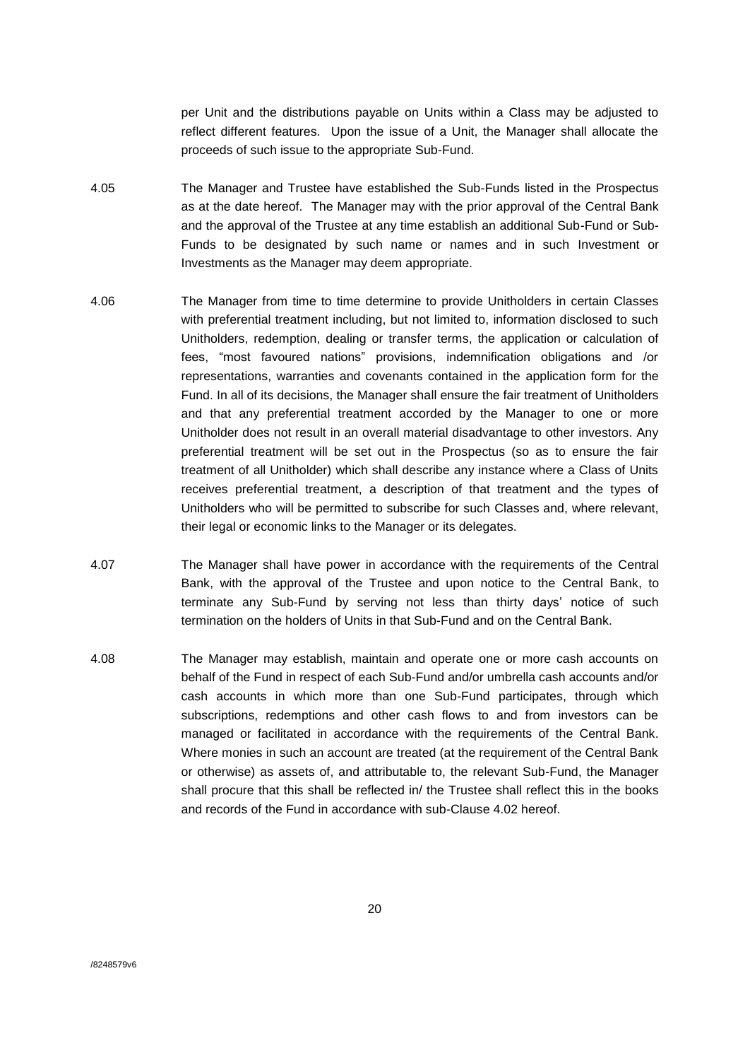per Unit and the distributions payable on Units within a Class may be adjusted to reflect different features. Upon the issue of a Unit, the Manager shall allocate the proceeds of such issue to the appropriate Sub-Fund.

4.05 The Manager and Trustee have established the Sub-Funds listed in the Prospectus as at the date hereof. The Manager may with the prior approval of the Central Bank and the approval of the Trustee at any time establish an additional Sub-Fund or Sub-Funds to be designated by such name or names and in such Investment or Investments as the Manager may deem appropriate.

4.06 The Manager from time to time determine to provide Unitholders in certain Classes with preferential treatment including, but not limited to, information disclosed to such Unitholders, redemption, dealing or transfer terms, the application or calculation of fees, "most favoured nations" provisions, indemnification obligations and /or representations, warranties and covenants contained in the application form for the Fund. In all of its decisions, the Manager shall ensure the fair treatment of Unitholders and that any preferential treatment accorded by the Manager to one or more Unitholder does not result in an overall material disadvantage to other investors. Any preferential treatment will be set out in the Prospectus (so as to ensure the fair treatment of all Unitholder) which shall describe any instance where a Class of Units receives preferential treatment, a description of that treatment and the types of Unitholders who will be permitted to subscribe for such Classes and, where relevant, their legal or economic links to the Manager or its delegates.

4.07 The Manager shall have power in accordance with the requirements of the Central Bank, with the approval of the Trustee and upon notice to the Central Bank, to terminate any Sub-Fund by serving not less than thirty days' notice of such termination on the holders of Units in that Sub-Fund and on the Central Bank.

4.08 The Manager may establish, maintain and operate one or more cash accounts on behalf of the Fund in respect of each Sub-Fund and/or umbrella cash accounts and/or cash accounts in which more than one Sub-Fund participates, through which subscriptions, redemptions and other cash flows to and from investors can be managed or facilitated in accordance with the requirements of the Central Bank. Where monies in such an account are treated (at the requirement of the Central Bank or otherwise) as assets of, and attributable to, the relevant Sub-Fund, the Manager shall procure that this shall be reflected in/ the Trustee shall reflect this in the books and records of the Fund in accordance with sub-Clause 4.02 hereof.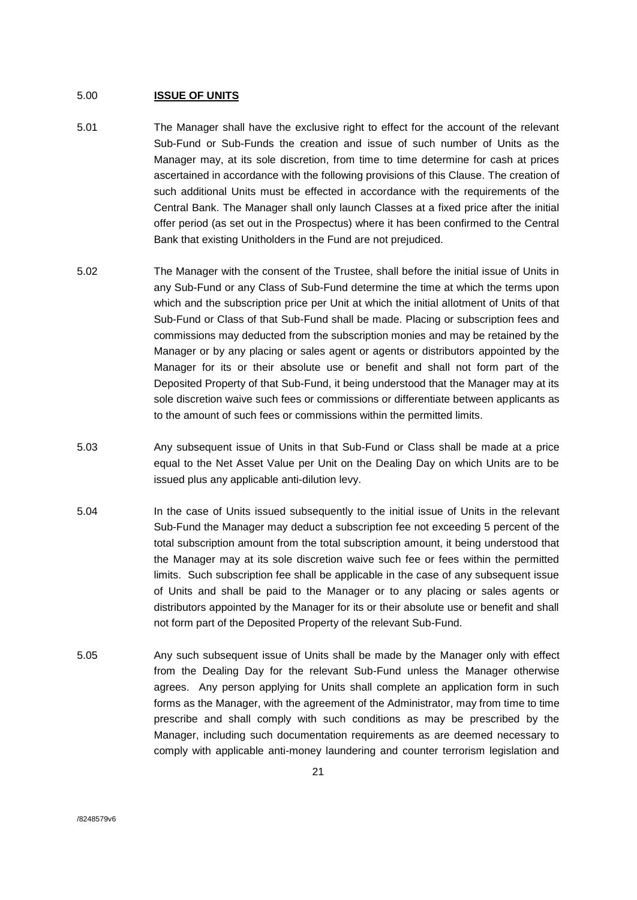## 5.00 **ISSUE OF UNITS**

5.01 The Manager shall have the exclusive right to effect for the account of the relevant Sub-Fund or Sub-Funds the creation and issue of such number of Units as the Manager may, at its sole discretion, from time to time determine for cash at prices ascertained in accordance with the following provisions of this Clause. The creation of such additional Units must be effected in accordance with the requirements of the Central Bank. The Manager shall only launch Classes at a fixed price after the initial offer period (as set out in the Prospectus) where it has been confirmed to the Central Bank that existing Unitholders in the Fund are not prejudiced.

5.02 The Manager with the consent of the Trustee, shall before the initial issue of Units in any Sub-Fund or any Class of Sub-Fund determine the time at which the terms upon which and the subscription price per Unit at which the initial allotment of Units of that Sub-Fund or Class of that Sub-Fund shall be made. Placing or subscription fees and commissions may deducted from the subscription monies and may be retained by the Manager or by any placing or sales agent or agents or distributors appointed by the Manager for its or their absolute use or benefit and shall not form part of the Deposited Property of that Sub-Fund, it being understood that the Manager may at its sole discretion waive such fees or commissions or differentiate between applicants as to the amount of such fees or commissions within the permitted limits.

5.03 Any subsequent issue of Units in that Sub-Fund or Class shall be made at a price equal to the Net Asset Value per Unit on the Dealing Day on which Units are to be issued plus any applicable anti-dilution levy.

5.04 In the case of Units issued subsequently to the initial issue of Units in the relevant Sub-Fund the Manager may deduct a subscription fee not exceeding 5 percent of the total subscription amount from the total subscription amount, it being understood that the Manager may at its sole discretion waive such fee or fees within the permitted limits. Such subscription fee shall be applicable in the case of any subsequent issue of Units and shall be paid to the Manager or to any placing or sales agents or distributors appointed by the Manager for its or their absolute use or benefit and shall not form part of the Deposited Property of the relevant Sub-Fund.

5.05 Any such subsequent issue of Units shall be made by the Manager only with effect from the Dealing Day for the relevant Sub-Fund unless the Manager otherwise agrees. Any person applying for Units shall complete an application form in such forms as the Manager, with the agreement of the Administrator, may from time to time prescribe and shall comply with such conditions as may be prescribed by the Manager, including such documentation requirements as are deemed necessary to comply with applicable anti-money laundering and counter terrorism legislation and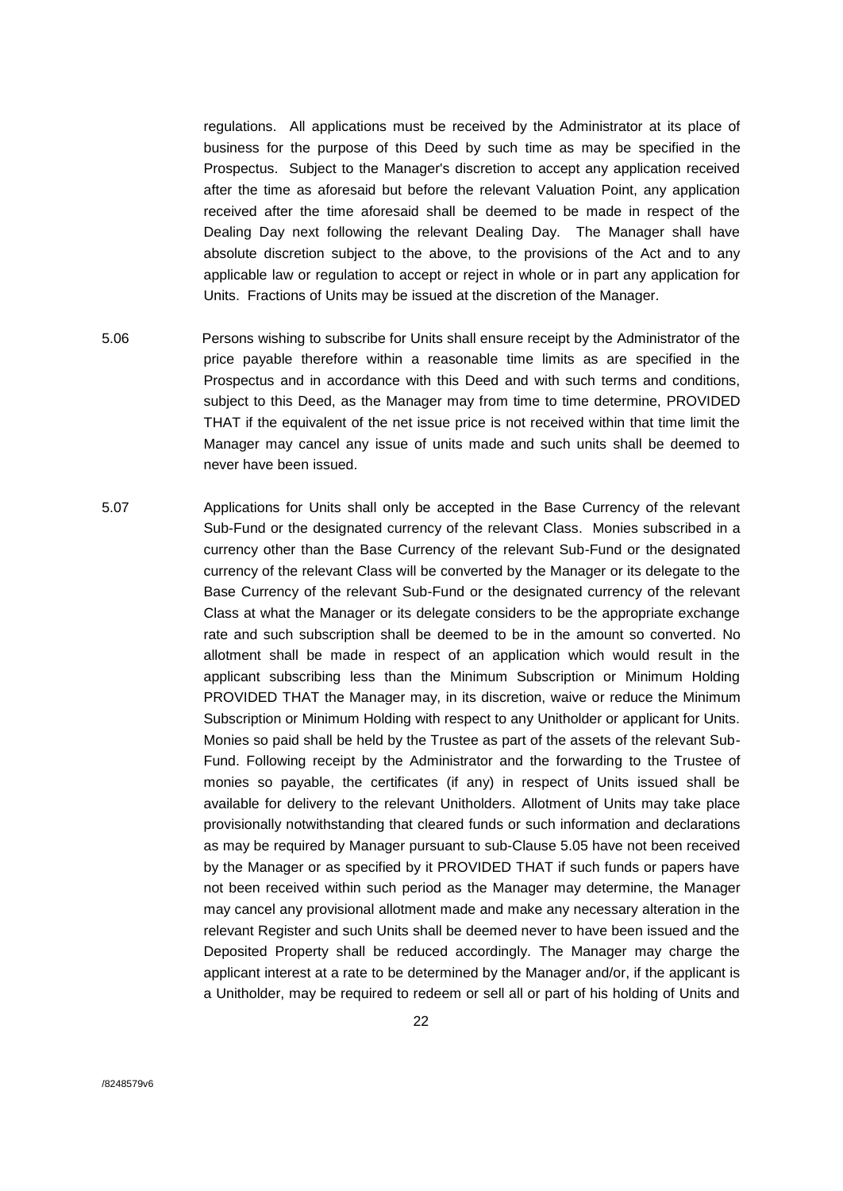regulations. All applications must be received by the Administrator at its place of business for the purpose of this Deed by such time as may be specified in the Prospectus. Subject to the Manager's discretion to accept any application received after the time as aforesaid but before the relevant Valuation Point, any application received after the time aforesaid shall be deemed to be made in respect of the Dealing Day next following the relevant Dealing Day. The Manager shall have absolute discretion subject to the above, to the provisions of the Act and to any applicable law or regulation to accept or reject in whole or in part any application for Units. Fractions of Units may be issued at the discretion of the Manager.

5.06 Persons wishing to subscribe for Units shall ensure receipt by the Administrator of the price payable therefore within a reasonable time limits as are specified in the Prospectus and in accordance with this Deed and with such terms and conditions, subject to this Deed, as the Manager may from time to time determine, PROVIDED THAT if the equivalent of the net issue price is not received within that time limit the Manager may cancel any issue of units made and such units shall be deemed to never have been issued.

5.07 Applications for Units shall only be accepted in the Base Currency of the relevant Sub-Fund or the designated currency of the relevant Class. Monies subscribed in a currency other than the Base Currency of the relevant Sub-Fund or the designated currency of the relevant Class will be converted by the Manager or its delegate to the Base Currency of the relevant Sub-Fund or the designated currency of the relevant Class at what the Manager or its delegate considers to be the appropriate exchange rate and such subscription shall be deemed to be in the amount so converted. No allotment shall be made in respect of an application which would result in the applicant subscribing less than the Minimum Subscription or Minimum Holding PROVIDED THAT the Manager may, in its discretion, waive or reduce the Minimum Subscription or Minimum Holding with respect to any Unitholder or applicant for Units. Monies so paid shall be held by the Trustee as part of the assets of the relevant Sub-Fund. Following receipt by the Administrator and the forwarding to the Trustee of monies so payable, the certificates (if any) in respect of Units issued shall be available for delivery to the relevant Unitholders. Allotment of Units may take place provisionally notwithstanding that cleared funds or such information and declarations as may be required by Manager pursuant to sub-Clause 5.05 have not been received by the Manager or as specified by it PROVIDED THAT if such funds or papers have not been received within such period as the Manager may determine, the Manager may cancel any provisional allotment made and make any necessary alteration in the relevant Register and such Units shall be deemed never to have been issued and the Deposited Property shall be reduced accordingly. The Manager may charge the applicant interest at a rate to be determined by the Manager and/or, if the applicant is a Unitholder, may be required to redeem or sell all or part of his holding of Units and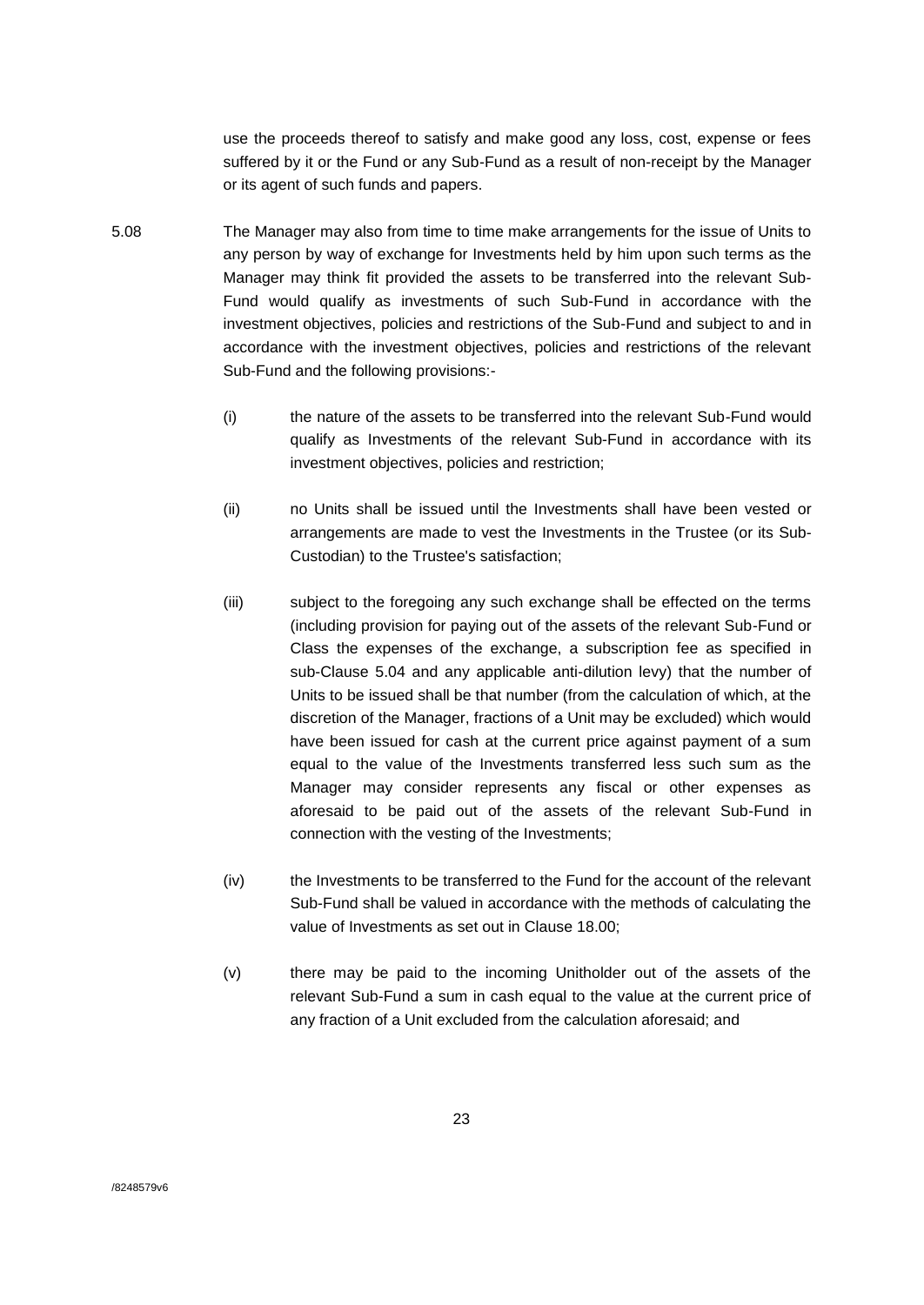use the proceeds thereof to satisfy and make good any loss, cost, expense or fees suffered by it or the Fund or any Sub-Fund as a result of non-receipt by the Manager or its agent of such funds and papers.

5.08 The Manager may also from time to time make arrangements for the issue of Units to any person by way of exchange for Investments held by him upon such terms as the Manager may think fit provided the assets to be transferred into the relevant Sub-Fund would qualify as investments of such Sub-Fund in accordance with the investment objectives, policies and restrictions of the Sub-Fund and subject to and in accordance with the investment objectives, policies and restrictions of the relevant Sub-Fund and the following provisions:-

(i) the nature of the assets to be transferred into the relevant Sub-Fund would qualify as Investments of the relevant Sub-Fund in accordance with its investment objectives, policies and restriction;

(ii) no Units shall be issued until the Investments shall have been vested or arrangements are made to vest the Investments in the Trustee (or its Sub-Custodian) to the Trustee's satisfaction;

(iii) subject to the foregoing any such exchange shall be effected on the terms (including provision for paying out of the assets of the relevant Sub-Fund or Class the expenses of the exchange, a subscription fee as specified in sub-Clause 5.04 and any applicable anti-dilution levy) that the number of Units to be issued shall be that number (from the calculation of which, at the discretion of the Manager, fractions of a Unit may be excluded) which would have been issued for cash at the current price against payment of a sum equal to the value of the Investments transferred less such sum as the Manager may consider represents any fiscal or other expenses as aforesaid to be paid out of the assets of the relevant Sub-Fund in connection with the vesting of the Investments;

(iv) the Investments to be transferred to the Fund for the account of the relevant Sub-Fund shall be valued in accordance with the methods of calculating the value of Investments as set out in Clause 18.00;

(v) there may be paid to the incoming Unitholder out of the assets of the relevant Sub-Fund a sum in cash equal to the value at the current price of any fraction of a Unit excluded from the calculation aforesaid; and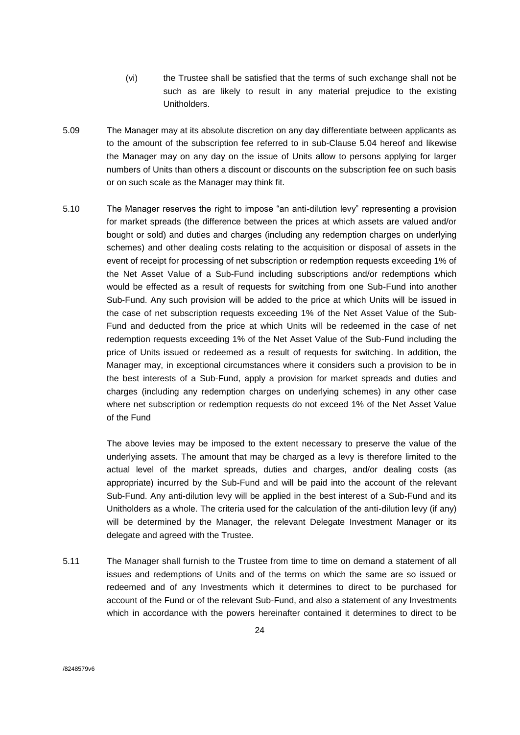(vi) the Trustee shall be satisfied that the terms of such exchange shall not be such as are likely to result in any material prejudice to the existing Unitholders.

5.09 The Manager may at its absolute discretion on any day differentiate between applicants as to the amount of the subscription fee referred to in sub-Clause 5.04 hereof and likewise the Manager may on any day on the issue of Units allow to persons applying for larger numbers of Units than others a discount or discounts on the subscription fee on such basis or on such scale as the Manager may think fit.

5.10 The Manager reserves the right to impose "an anti-dilution levy" representing a provision for market spreads (the difference between the prices at which assets are valued and/or bought or sold) and duties and charges (including any redemption charges on underlying schemes) and other dealing costs relating to the acquisition or disposal of assets in the event of receipt for processing of net subscription or redemption requests exceeding 1% of the Net Asset Value of a Sub-Fund including subscriptions and/or redemptions which would be effected as a result of requests for switching from one Sub-Fund into another Sub-Fund. Any such provision will be added to the price at which Units will be issued in the case of net subscription requests exceeding 1% of the Net Asset Value of the Sub-Fund and deducted from the price at which Units will be redeemed in the case of net redemption requests exceeding 1% of the Net Asset Value of the Sub-Fund including the price of Units issued or redeemed as a result of requests for switching. In addition, the Manager may, in exceptional circumstances where it considers such a provision to be in the best interests of a Sub-Fund, apply a provision for market spreads and duties and charges (including any redemption charges on underlying schemes) in any other case where net subscription or redemption requests do not exceed 1% of the Net Asset Value of the Fund

The above levies may be imposed to the extent necessary to preserve the value of the underlying assets. The amount that may be charged as a levy is therefore limited to the actual level of the market spreads, duties and charges, and/or dealing costs (as appropriate) incurred by the Sub-Fund and will be paid into the account of the relevant Sub-Fund. Any anti-dilution levy will be applied in the best interest of a Sub-Fund and its Unitholders as a whole. The criteria used for the calculation of the anti-dilution levy (if any) will be determined by the Manager, the relevant Delegate Investment Manager or its delegate and agreed with the Trustee.

5.11 The Manager shall furnish to the Trustee from time to time on demand a statement of all issues and redemptions of Units and of the terms on which the same are so issued or redeemed and of any Investments which it determines to direct to be purchased for account of the Fund or of the relevant Sub-Fund, and also a statement of any Investments which in accordance with the powers hereinafter contained it determines to direct to be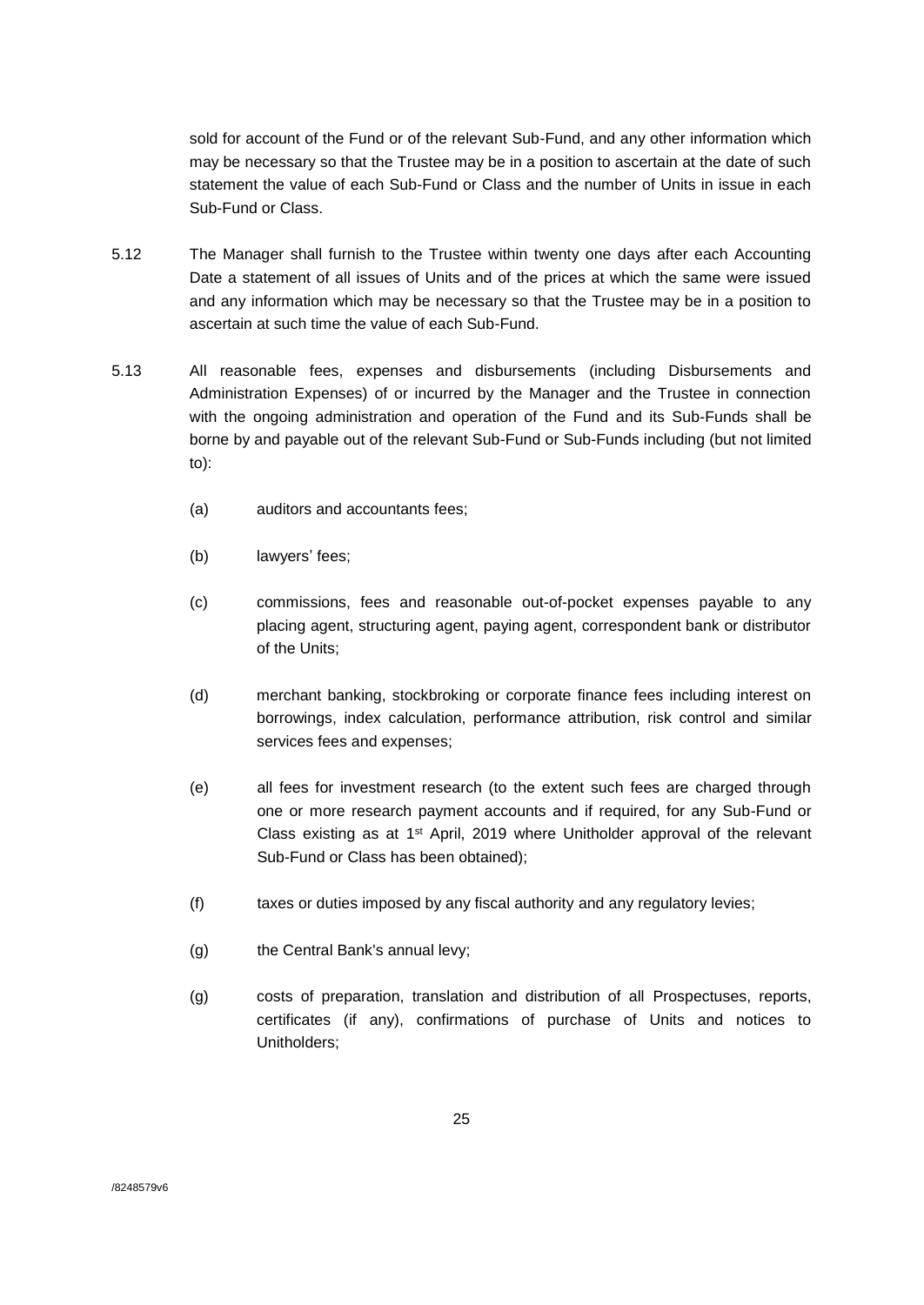sold for account of the Fund or of the relevant Sub-Fund, and any other information which may be necessary so that the Trustee may be in a position to ascertain at the date of such statement the value of each Sub-Fund or Class and the number of Units in issue in each Sub-Fund or Class.

5.12 The Manager shall furnish to the Trustee within twenty one days after each Accounting Date a statement of all issues of Units and of the prices at which the same were issued and any information which may be necessary so that the Trustee may be in a position to ascertain at such time the value of each Sub-Fund.

5.13 All reasonable fees, expenses and disbursements (including Disbursements and Administration Expenses) of or incurred by the Manager and the Trustee in connection with the ongoing administration and operation of the Fund and its Sub-Funds shall be borne by and payable out of the relevant Sub-Fund or Sub-Funds including (but not limited to):

(a) auditors and accountants fees;

(b) lawyers' fees;

(c) commissions, fees and reasonable out-of-pocket expenses payable to any placing agent, structuring agent, paying agent, correspondent bank or distributor of the Units;

(d) merchant banking, stockbroking or corporate finance fees including interest on borrowings, index calculation, performance attribution, risk control and similar services fees and expenses;

(e) all fees for investment research (to the extent such fees are charged through one or more research payment accounts and if required, for any Sub-Fund or Class existing as at 1st April, 2019 where Unitholder approval of the relevant Sub-Fund or Class has been obtained);

(f) taxes or duties imposed by any fiscal authority and any regulatory levies;

(g) the Central Bank's annual levy;

(g) costs of preparation, translation and distribution of all Prospectuses, reports, certificates (if any), confirmations of purchase of Units and notices to Unitholders;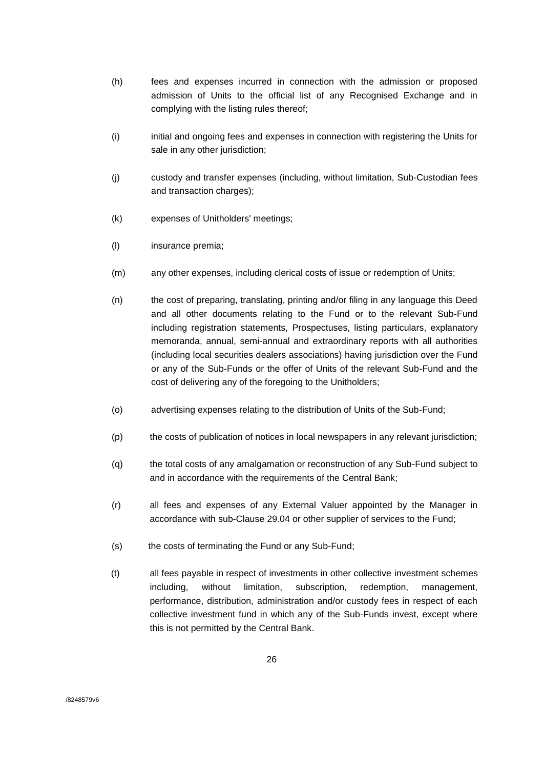(h) fees and expenses incurred in connection with the admission or proposed admission of Units to the official list of any Recognised Exchange and in complying with the listing rules thereof;

(i) initial and ongoing fees and expenses in connection with registering the Units for sale in any other jurisdiction;

(j) custody and transfer expenses (including, without limitation, Sub-Custodian fees and transaction charges);

(k) expenses of Unitholders' meetings;

(l) insurance premia;

(m) any other expenses, including clerical costs of issue or redemption of Units;

(n) the cost of preparing, translating, printing and/or filing in any language this Deed and all other documents relating to the Fund or to the relevant Sub-Fund including registration statements, Prospectuses, listing particulars, explanatory memoranda, annual, semi-annual and extraordinary reports with all authorities (including local securities dealers associations) having jurisdiction over the Fund or any of the Sub-Funds or the offer of Units of the relevant Sub-Fund and the cost of delivering any of the foregoing to the Unitholders;

(o) advertising expenses relating to the distribution of Units of the Sub-Fund;

(p) the costs of publication of notices in local newspapers in any relevant jurisdiction;

(q) the total costs of any amalgamation or reconstruction of any Sub-Fund subject to and in accordance with the requirements of the Central Bank;

(r) all fees and expenses of any External Valuer appointed by the Manager in accordance with sub-Clause 29.04 or other supplier of services to the Fund;

(s) the costs of terminating the Fund or any Sub-Fund;

(t) all fees payable in respect of investments in other collective investment schemes including, without limitation, subscription, redemption, management, performance, distribution, administration and/or custody fees in respect of each collective investment fund in which any of the Sub-Funds invest, except where this is not permitted by the Central Bank.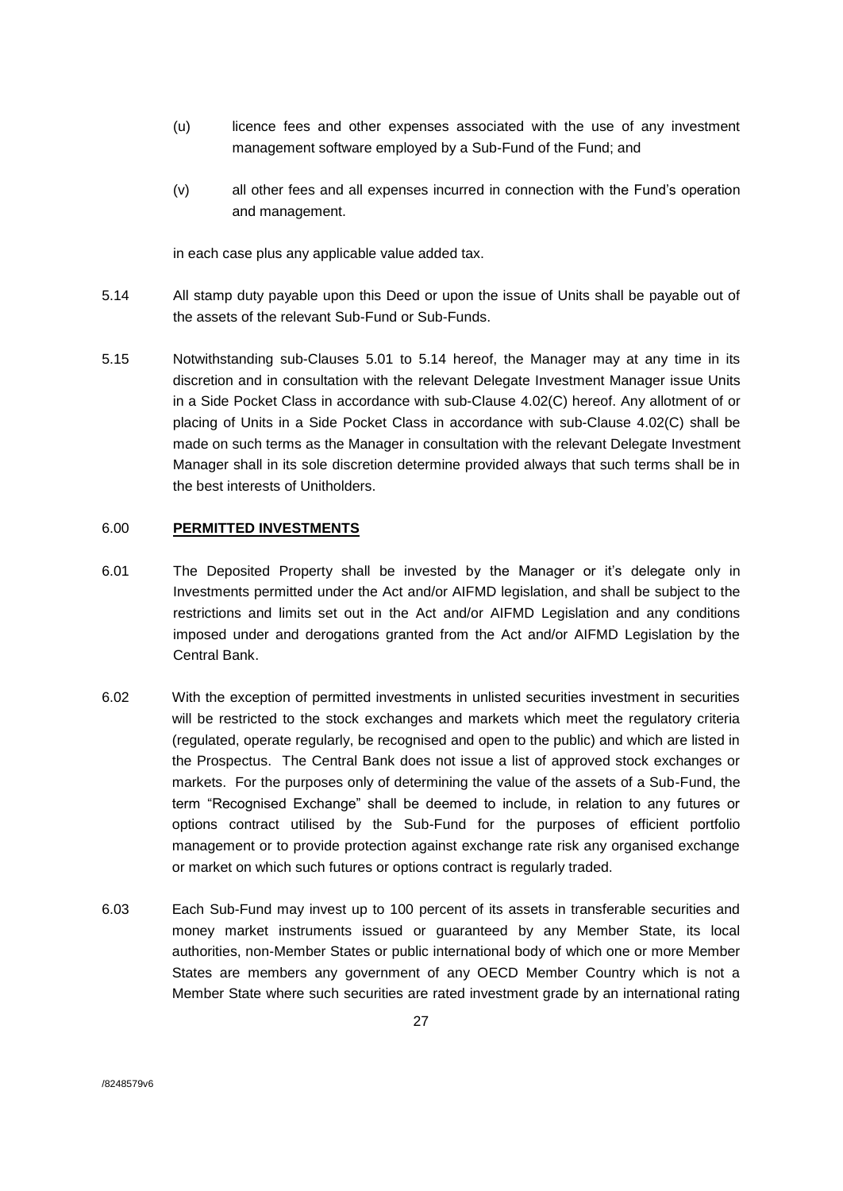(u) licence fees and other expenses associated with the use of any investment management software employed by a Sub-Fund of the Fund; and

(v) all other fees and all expenses incurred in connection with the Fund's operation and management.

in each case plus any applicable value added tax.

5.14 All stamp duty payable upon this Deed or upon the issue of Units shall be payable out of the assets of the relevant Sub-Fund or Sub-Funds.

5.15 Notwithstanding sub-Clauses 5.01 to 5.14 hereof, the Manager may at any time in its discretion and in consultation with the relevant Delegate Investment Manager issue Units in a Side Pocket Class in accordance with sub-Clause 4.02(C) hereof. Any allotment of or placing of Units in a Side Pocket Class in accordance with sub-Clause 4.02(C) shall be made on such terms as the Manager in consultation with the relevant Delegate Investment Manager shall in its sole discretion determine provided always that such terms shall be in the best interests of Unitholders.

## 6.00 **PERMITTED INVESTMENTS**

6.01 The Deposited Property shall be invested by the Manager or it's delegate only in Investments permitted under the Act and/or AIFMD legislation, and shall be subject to the restrictions and limits set out in the Act and/or AIFMD Legislation and any conditions imposed under and derogations granted from the Act and/or AIFMD Legislation by the Central Bank.

6.02 With the exception of permitted investments in unlisted securities investment in securities will be restricted to the stock exchanges and markets which meet the regulatory criteria (regulated, operate regularly, be recognised and open to the public) and which are listed in the Prospectus. The Central Bank does not issue a list of approved stock exchanges or markets. For the purposes only of determining the value of the assets of a Sub-Fund, the term "Recognised Exchange" shall be deemed to include, in relation to any futures or options contract utilised by the Sub-Fund for the purposes of efficient portfolio management or to provide protection against exchange rate risk any organised exchange or market on which such futures or options contract is regularly traded.

6.03 Each Sub-Fund may invest up to 100 percent of its assets in transferable securities and money market instruments issued or guaranteed by any Member State, its local authorities, non-Member States or public international body of which one or more Member States are members any government of any OECD Member Country which is not a Member State where such securities are rated investment grade by an international rating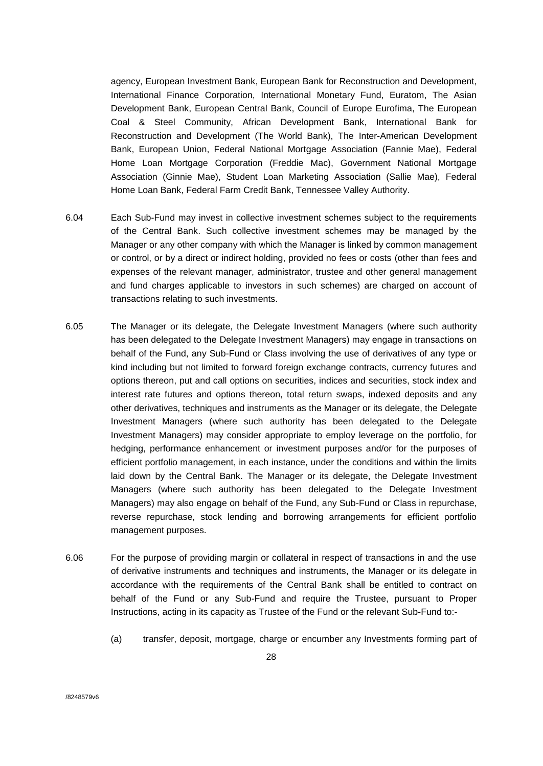agency, European Investment Bank, European Bank for Reconstruction and Development, International Finance Corporation, International Monetary Fund, Euratom, The Asian Development Bank, European Central Bank, Council of Europe Eurofima, The European Coal & Steel Community, African Development Bank, International Bank for Reconstruction and Development (The World Bank), The Inter-American Development Bank, European Union, Federal National Mortgage Association (Fannie Mae), Federal Home Loan Mortgage Corporation (Freddie Mac), Government National Mortgage Association (Ginnie Mae), Student Loan Marketing Association (Sallie Mae), Federal Home Loan Bank, Federal Farm Credit Bank, Tennessee Valley Authority.

6.04 Each Sub-Fund may invest in collective investment schemes subject to the requirements of the Central Bank. Such collective investment schemes may be managed by the Manager or any other company with which the Manager is linked by common management or control, or by a direct or indirect holding, provided no fees or costs (other than fees and expenses of the relevant manager, administrator, trustee and other general management and fund charges applicable to investors in such schemes) are charged on account of transactions relating to such investments.

6.05 The Manager or its delegate, the Delegate Investment Managers (where such authority has been delegated to the Delegate Investment Managers) may engage in transactions on behalf of the Fund, any Sub-Fund or Class involving the use of derivatives of any type or kind including but not limited to forward foreign exchange contracts, currency futures and options thereon, put and call options on securities, indices and securities, stock index and interest rate futures and options thereon, total return swaps, indexed deposits and any other derivatives, techniques and instruments as the Manager or its delegate, the Delegate Investment Managers (where such authority has been delegated to the Delegate Investment Managers) may consider appropriate to employ leverage on the portfolio, for hedging, performance enhancement or investment purposes and/or for the purposes of efficient portfolio management, in each instance, under the conditions and within the limits laid down by the Central Bank. The Manager or its delegate, the Delegate Investment Managers (where such authority has been delegated to the Delegate Investment Managers) may also engage on behalf of the Fund, any Sub-Fund or Class in repurchase, reverse repurchase, stock lending and borrowing arrangements for efficient portfolio management purposes.

6.06 For the purpose of providing margin or collateral in respect of transactions in and the use of derivative instruments and techniques and instruments, the Manager or its delegate in accordance with the requirements of the Central Bank shall be entitled to contract on behalf of the Fund or any Sub-Fund and require the Trustee, pursuant to Proper Instructions, acting in its capacity as Trustee of the Fund or the relevant Sub-Fund to:-

(a) transfer, deposit, mortgage, charge or encumber any Investments forming part of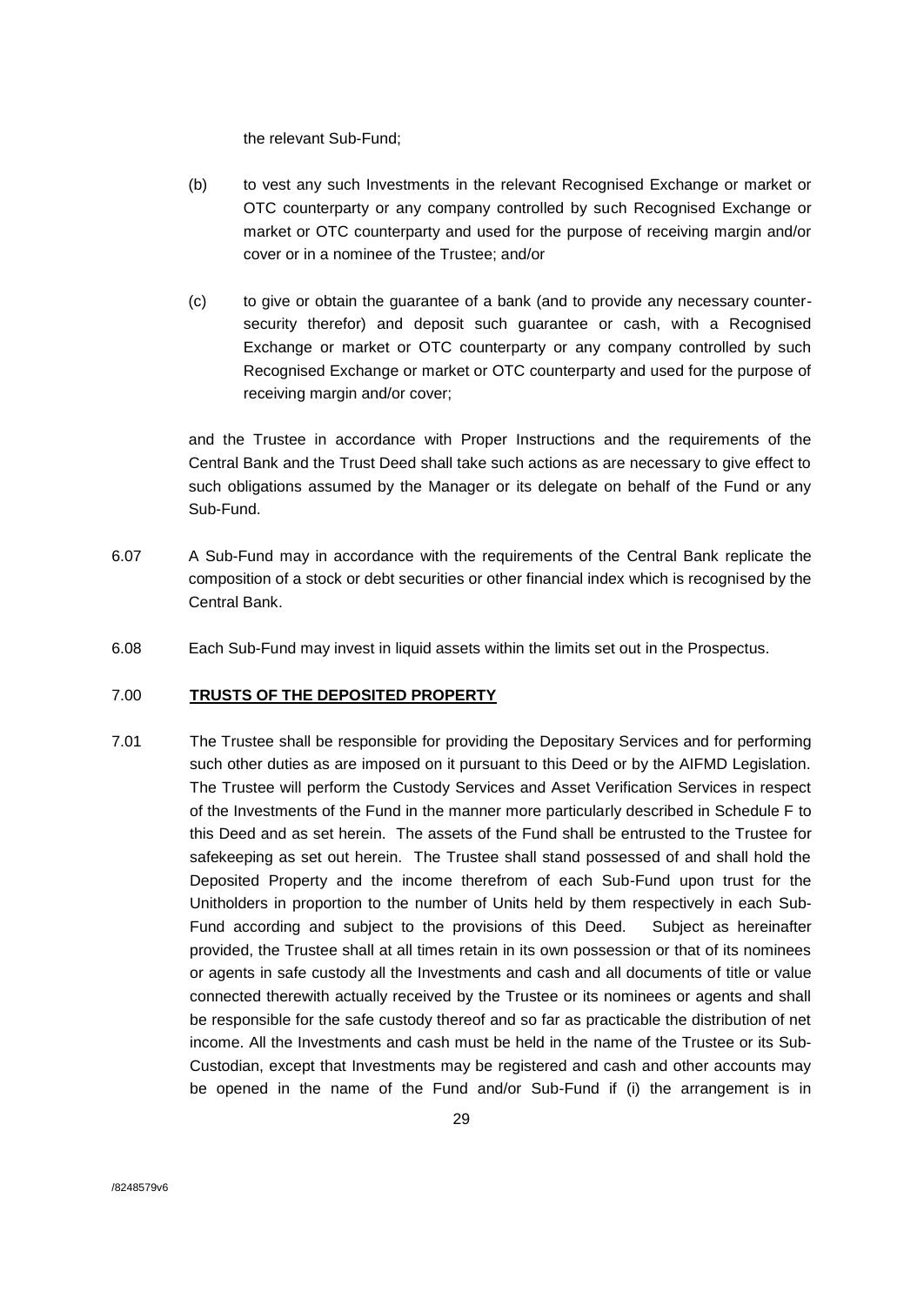the relevant Sub-Fund;

(b) to vest any such Investments in the relevant Recognised Exchange or market or OTC counterparty or any company controlled by such Recognised Exchange or market or OTC counterparty and used for the purpose of receiving margin and/or cover or in a nominee of the Trustee; and/or

(c) to give or obtain the guarantee of a bank (and to provide any necessary counter-security therefor) and deposit such guarantee or cash, with a Recognised Exchange or market or OTC counterparty or any company controlled by such Recognised Exchange or market or OTC counterparty and used for the purpose of receiving margin and/or cover;

and the Trustee in accordance with Proper Instructions and the requirements of the Central Bank and the Trust Deed shall take such actions as are necessary to give effect to such obligations assumed by the Manager or its delegate on behalf of the Fund or any Sub-Fund.

6.07 A Sub-Fund may in accordance with the requirements of the Central Bank replicate the composition of a stock or debt securities or other financial index which is recognised by the Central Bank.

6.08 Each Sub-Fund may invest in liquid assets within the limits set out in the Prospectus.

## 7.00 **TRUSTS OF THE DEPOSITED PROPERTY**

7.01 The Trustee shall be responsible for providing the Depositary Services and for performing such other duties as are imposed on it pursuant to this Deed or by the AIFMD Legislation. The Trustee will perform the Custody Services and Asset Verification Services in respect of the Investments of the Fund in the manner more particularly described in Schedule F to this Deed and as set herein. The assets of the Fund shall be entrusted to the Trustee for safekeeping as set out herein. The Trustee shall stand possessed of and shall hold the Deposited Property and the income therefrom of each Sub-Fund upon trust for the Unitholders in proportion to the number of Units held by them respectively in each Sub-Fund according and subject to the provisions of this Deed. Subject as hereinafter provided, the Trustee shall at all times retain in its own possession or that of its nominees or agents in safe custody all the Investments and cash and all documents of title or value connected therewith actually received by the Trustee or its nominees or agents and shall be responsible for the safe custody thereof and so far as practicable the distribution of net income. All the Investments and cash must be held in the name of the Trustee or its Sub-Custodian, except that Investments may be registered and cash and other accounts may be opened in the name of the Fund and/or Sub-Fund if (i) the arrangement is in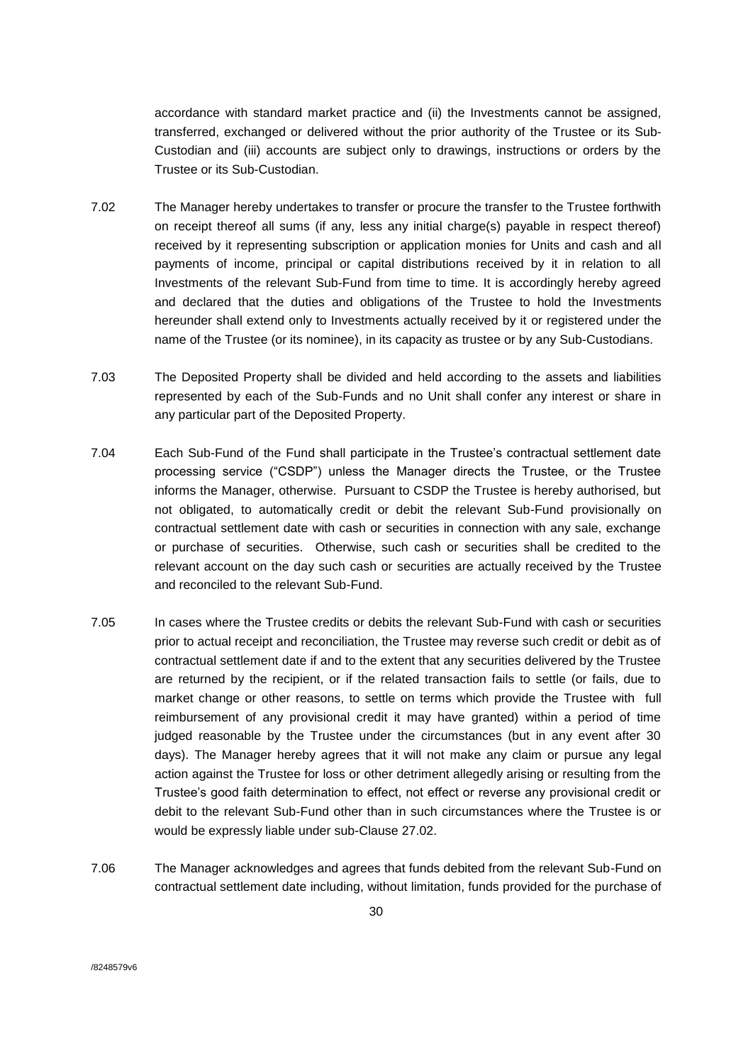accordance with standard market practice and (ii) the Investments cannot be assigned, transferred, exchanged or delivered without the prior authority of the Trustee or its Sub-Custodian and (iii) accounts are subject only to drawings, instructions or orders by the Trustee or its Sub-Custodian.

7.02 The Manager hereby undertakes to transfer or procure the transfer to the Trustee forthwith on receipt thereof all sums (if any, less any initial charge(s) payable in respect thereof) received by it representing subscription or application monies for Units and cash and all payments of income, principal or capital distributions received by it in relation to all Investments of the relevant Sub-Fund from time to time. It is accordingly hereby agreed and declared that the duties and obligations of the Trustee to hold the Investments hereunder shall extend only to Investments actually received by it or registered under the name of the Trustee (or its nominee), in its capacity as trustee or by any Sub-Custodians.

7.03 The Deposited Property shall be divided and held according to the assets and liabilities represented by each of the Sub-Funds and no Unit shall confer any interest or share in any particular part of the Deposited Property.

7.04 Each Sub-Fund of the Fund shall participate in the Trustee's contractual settlement date processing service ("CSDP") unless the Manager directs the Trustee, or the Trustee informs the Manager, otherwise. Pursuant to CSDP the Trustee is hereby authorised, but not obligated, to automatically credit or debit the relevant Sub-Fund provisionally on contractual settlement date with cash or securities in connection with any sale, exchange or purchase of securities. Otherwise, such cash or securities shall be credited to the relevant account on the day such cash or securities are actually received by the Trustee and reconciled to the relevant Sub-Fund.

7.05 In cases where the Trustee credits or debits the relevant Sub-Fund with cash or securities prior to actual receipt and reconciliation, the Trustee may reverse such credit or debit as of contractual settlement date if and to the extent that any securities delivered by the Trustee are returned by the recipient, or if the related transaction fails to settle (or fails, due to market change or other reasons, to settle on terms which provide the Trustee with full reimbursement of any provisional credit it may have granted) within a period of time judged reasonable by the Trustee under the circumstances (but in any event after 30 days). The Manager hereby agrees that it will not make any claim or pursue any legal action against the Trustee for loss or other detriment allegedly arising or resulting from the Trustee's good faith determination to effect, not effect or reverse any provisional credit or debit to the relevant Sub-Fund other than in such circumstances where the Trustee is or would be expressly liable under sub-Clause 27.02.

7.06 The Manager acknowledges and agrees that funds debited from the relevant Sub-Fund on contractual settlement date including, without limitation, funds provided for the purchase of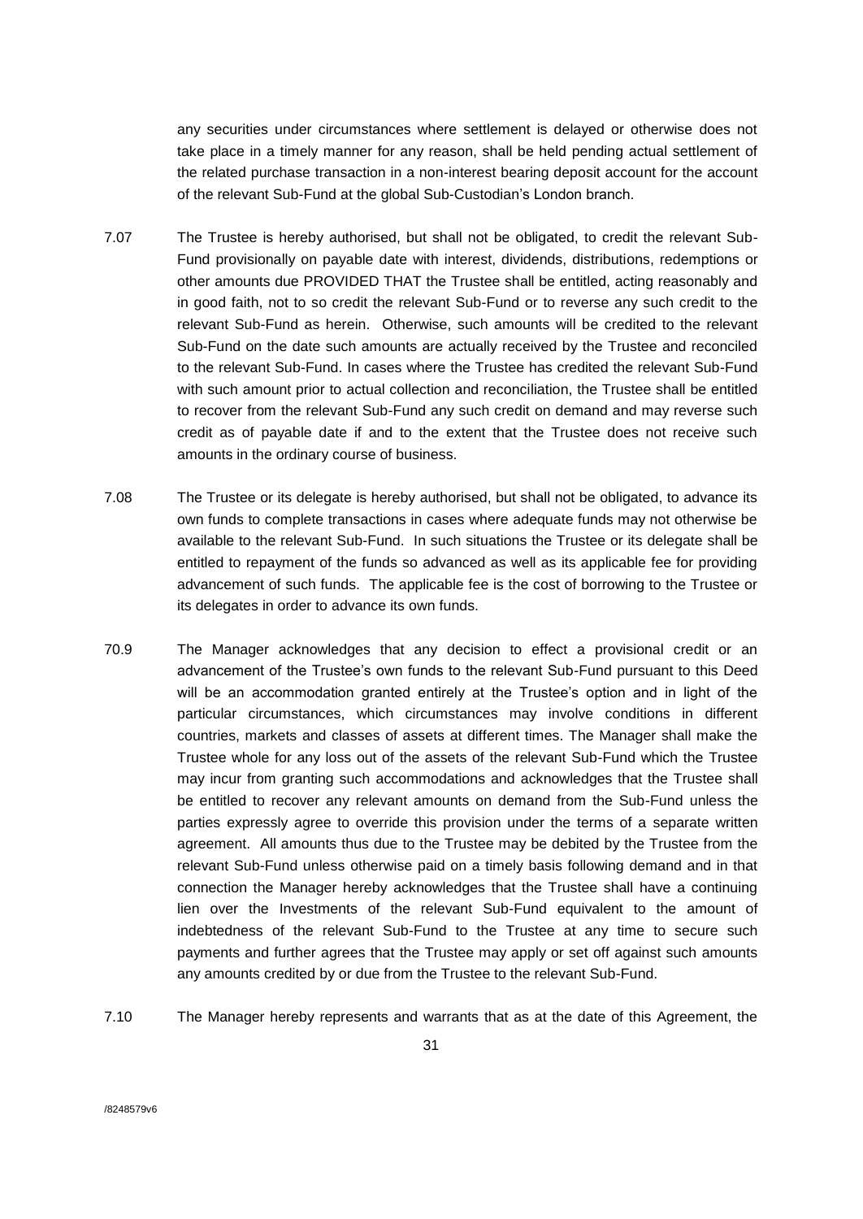any securities under circumstances where settlement is delayed or otherwise does not take place in a timely manner for any reason, shall be held pending actual settlement of the related purchase transaction in a non-interest bearing deposit account for the account of the relevant Sub-Fund at the global Sub-Custodian's London branch.

7.07 The Trustee is hereby authorised, but shall not be obligated, to credit the relevant Sub-Fund provisionally on payable date with interest, dividends, distributions, redemptions or other amounts due PROVIDED THAT the Trustee shall be entitled, acting reasonably and in good faith, not to so credit the relevant Sub-Fund or to reverse any such credit to the relevant Sub-Fund as herein. Otherwise, such amounts will be credited to the relevant Sub-Fund on the date such amounts are actually received by the Trustee and reconciled to the relevant Sub-Fund. In cases where the Trustee has credited the relevant Sub-Fund with such amount prior to actual collection and reconciliation, the Trustee shall be entitled to recover from the relevant Sub-Fund any such credit on demand and may reverse such credit as of payable date if and to the extent that the Trustee does not receive such amounts in the ordinary course of business.

7.08 The Trustee or its delegate is hereby authorised, but shall not be obligated, to advance its own funds to complete transactions in cases where adequate funds may not otherwise be available to the relevant Sub-Fund. In such situations the Trustee or its delegate shall be entitled to repayment of the funds so advanced as well as its applicable fee for providing advancement of such funds. The applicable fee is the cost of borrowing to the Trustee or its delegates in order to advance its own funds.

70.9 The Manager acknowledges that any decision to effect a provisional credit or an advancement of the Trustee's own funds to the relevant Sub-Fund pursuant to this Deed will be an accommodation granted entirely at the Trustee's option and in light of the particular circumstances, which circumstances may involve conditions in different countries, markets and classes of assets at different times. The Manager shall make the Trustee whole for any loss out of the assets of the relevant Sub-Fund which the Trustee may incur from granting such accommodations and acknowledges that the Trustee shall be entitled to recover any relevant amounts on demand from the Sub-Fund unless the parties expressly agree to override this provision under the terms of a separate written agreement. All amounts thus due to the Trustee may be debited by the Trustee from the relevant Sub-Fund unless otherwise paid on a timely basis following demand and in that connection the Manager hereby acknowledges that the Trustee shall have a continuing lien over the Investments of the relevant Sub-Fund equivalent to the amount of indebtedness of the relevant Sub-Fund to the Trustee at any time to secure such payments and further agrees that the Trustee may apply or set off against such amounts any amounts credited by or due from the Trustee to the relevant Sub-Fund.

7.10 The Manager hereby represents and warrants that as at the date of this Agreement, the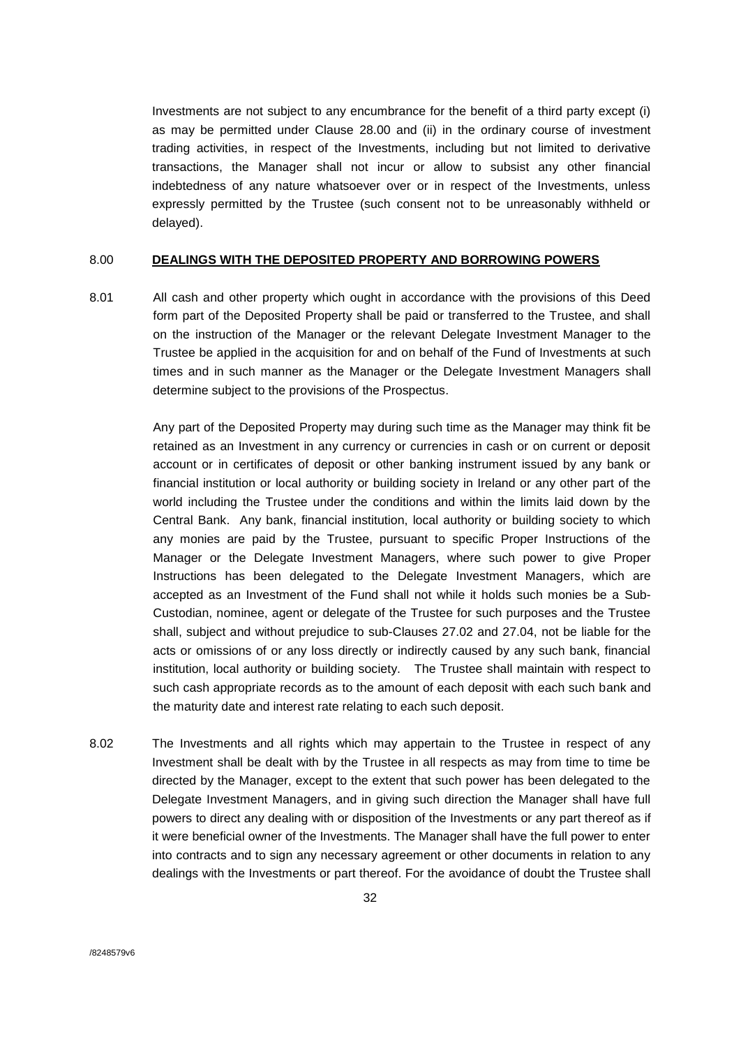Investments are not subject to any encumbrance for the benefit of a third party except (i) as may be permitted under Clause 28.00 and (ii) in the ordinary course of investment trading activities, in respect of the Investments, including but not limited to derivative transactions, the Manager shall not incur or allow to subsist any other financial indebtedness of any nature whatsoever over or in respect of the Investments, unless expressly permitted by the Trustee (such consent not to be unreasonably withheld or delayed).

## 8.00 **DEALINGS WITH THE DEPOSITED PROPERTY AND BORROWING POWERS**

8.01 All cash and other property which ought in accordance with the provisions of this Deed form part of the Deposited Property shall be paid or transferred to the Trustee, and shall on the instruction of the Manager or the relevant Delegate Investment Manager to the Trustee be applied in the acquisition for and on behalf of the Fund of Investments at such times and in such manner as the Manager or the Delegate Investment Managers shall determine subject to the provisions of the Prospectus.

Any part of the Deposited Property may during such time as the Manager may think fit be retained as an Investment in any currency or currencies in cash or on current or deposit account or in certificates of deposit or other banking instrument issued by any bank or financial institution or local authority or building society in Ireland or any other part of the world including the Trustee under the conditions and within the limits laid down by the Central Bank. Any bank, financial institution, local authority or building society to which any monies are paid by the Trustee, pursuant to specific Proper Instructions of the Manager or the Delegate Investment Managers, where such power to give Proper Instructions has been delegated to the Delegate Investment Managers, which are accepted as an Investment of the Fund shall not while it holds such monies be a Sub-Custodian, nominee, agent or delegate of the Trustee for such purposes and the Trustee shall, subject and without prejudice to sub-Clauses 27.02 and 27.04, not be liable for the acts or omissions of or any loss directly or indirectly caused by any such bank, financial institution, local authority or building society. The Trustee shall maintain with respect to such cash appropriate records as to the amount of each deposit with each such bank and the maturity date and interest rate relating to each such deposit.

8.02 The Investments and all rights which may appertain to the Trustee in respect of any Investment shall be dealt with by the Trustee in all respects as may from time to time be directed by the Manager, except to the extent that such power has been delegated to the Delegate Investment Managers, and in giving such direction the Manager shall have full powers to direct any dealing with or disposition of the Investments or any part thereof as if it were beneficial owner of the Investments. The Manager shall have the full power to enter into contracts and to sign any necessary agreement or other documents in relation to any dealings with the Investments or part thereof. For the avoidance of doubt the Trustee shall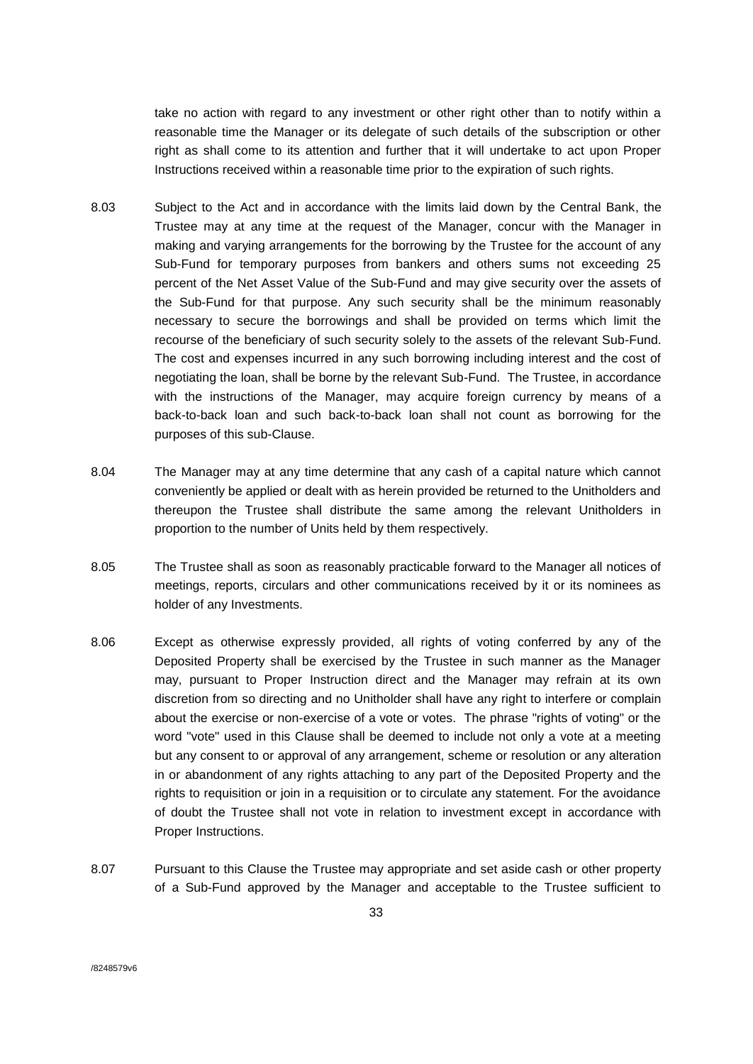take no action with regard to any investment or other right other than to notify within a reasonable time the Manager or its delegate of such details of the subscription or other right as shall come to its attention and further that it will undertake to act upon Proper Instructions received within a reasonable time prior to the expiration of such rights.

8.03 Subject to the Act and in accordance with the limits laid down by the Central Bank, the Trustee may at any time at the request of the Manager, concur with the Manager in making and varying arrangements for the borrowing by the Trustee for the account of any Sub-Fund for temporary purposes from bankers and others sums not exceeding 25 percent of the Net Asset Value of the Sub-Fund and may give security over the assets of the Sub-Fund for that purpose. Any such security shall be the minimum reasonably necessary to secure the borrowings and shall be provided on terms which limit the recourse of the beneficiary of such security solely to the assets of the relevant Sub-Fund. The cost and expenses incurred in any such borrowing including interest and the cost of negotiating the loan, shall be borne by the relevant Sub-Fund. The Trustee, in accordance with the instructions of the Manager, may acquire foreign currency by means of a back-to-back loan and such back-to-back loan shall not count as borrowing for the purposes of this sub-Clause.

8.04 The Manager may at any time determine that any cash of a capital nature which cannot conveniently be applied or dealt with as herein provided be returned to the Unitholders and thereupon the Trustee shall distribute the same among the relevant Unitholders in proportion to the number of Units held by them respectively.

8.05 The Trustee shall as soon as reasonably practicable forward to the Manager all notices of meetings, reports, circulars and other communications received by it or its nominees as holder of any Investments.

8.06 Except as otherwise expressly provided, all rights of voting conferred by any of the Deposited Property shall be exercised by the Trustee in such manner as the Manager may, pursuant to Proper Instruction direct and the Manager may refrain at its own discretion from so directing and no Unitholder shall have any right to interfere or complain about the exercise or non-exercise of a vote or votes. The phrase "rights of voting" or the word "vote" used in this Clause shall be deemed to include not only a vote at a meeting but any consent to or approval of any arrangement, scheme or resolution or any alteration in or abandonment of any rights attaching to any part of the Deposited Property and the rights to requisition or join in a requisition or to circulate any statement. For the avoidance of doubt the Trustee shall not vote in relation to investment except in accordance with Proper Instructions.

8.07 Pursuant to this Clause the Trustee may appropriate and set aside cash or other property of a Sub-Fund approved by the Manager and acceptable to the Trustee sufficient to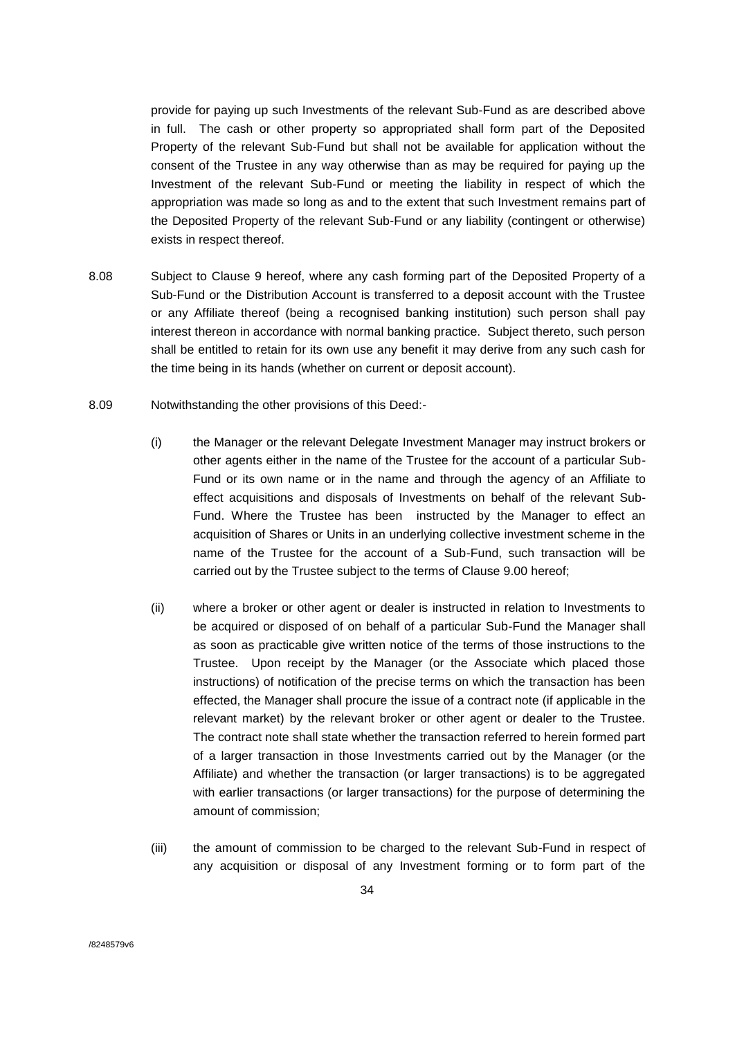provide for paying up such Investments of the relevant Sub-Fund as are described above in full. The cash or other property so appropriated shall form part of the Deposited Property of the relevant Sub-Fund but shall not be available for application without the consent of the Trustee in any way otherwise than as may be required for paying up the Investment of the relevant Sub-Fund or meeting the liability in respect of which the appropriation was made so long as and to the extent that such Investment remains part of the Deposited Property of the relevant Sub-Fund or any liability (contingent or otherwise) exists in respect thereof.

8.08 Subject to Clause 9 hereof, where any cash forming part of the Deposited Property of a Sub-Fund or the Distribution Account is transferred to a deposit account with the Trustee or any Affiliate thereof (being a recognised banking institution) such person shall pay interest thereon in accordance with normal banking practice. Subject thereto, such person shall be entitled to retain for its own use any benefit it may derive from any such cash for the time being in its hands (whether on current or deposit account).

8.09 Notwithstanding the other provisions of this Deed:-

(i) the Manager or the relevant Delegate Investment Manager may instruct brokers or other agents either in the name of the Trustee for the account of a particular Sub-Fund or its own name or in the name and through the agency of an Affiliate to effect acquisitions and disposals of Investments on behalf of the relevant Sub-Fund. Where the Trustee has been instructed by the Manager to effect an acquisition of Shares or Units in an underlying collective investment scheme in the name of the Trustee for the account of a Sub-Fund, such transaction will be carried out by the Trustee subject to the terms of Clause 9.00 hereof;

(ii) where a broker or other agent or dealer is instructed in relation to Investments to be acquired or disposed of on behalf of a particular Sub-Fund the Manager shall as soon as practicable give written notice of the terms of those instructions to the Trustee. Upon receipt by the Manager (or the Associate which placed those instructions) of notification of the precise terms on which the transaction has been effected, the Manager shall procure the issue of a contract note (if applicable in the relevant market) by the relevant broker or other agent or dealer to the Trustee. The contract note shall state whether the transaction referred to herein formed part of a larger transaction in those Investments carried out by the Manager (or the Affiliate) and whether the transaction (or larger transactions) is to be aggregated with earlier transactions (or larger transactions) for the purpose of determining the amount of commission;

(iii) the amount of commission to be charged to the relevant Sub-Fund in respect of any acquisition or disposal of any Investment forming or to form part of the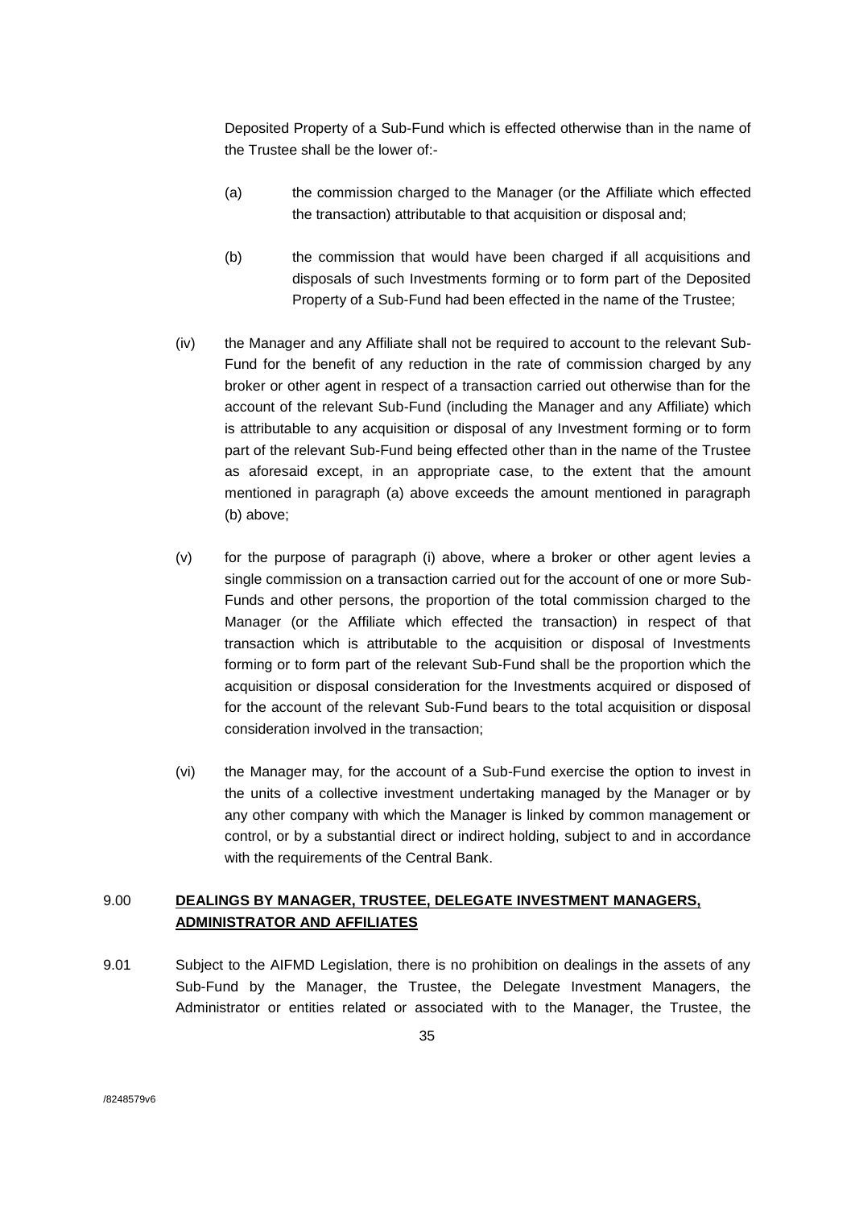Deposited Property of a Sub-Fund which is effected otherwise than in the name of the Trustee shall be the lower of:-

(a) the commission charged to the Manager (or the Affiliate which effected the transaction) attributable to that acquisition or disposal and;

(b) the commission that would have been charged if all acquisitions and disposals of such Investments forming or to form part of the Deposited Property of a Sub-Fund had been effected in the name of the Trustee;

(iv) the Manager and any Affiliate shall not be required to account to the relevant Sub-Fund for the benefit of any reduction in the rate of commission charged by any broker or other agent in respect of a transaction carried out otherwise than for the account of the relevant Sub-Fund (including the Manager and any Affiliate) which is attributable to any acquisition or disposal of any Investment forming or to form part of the relevant Sub-Fund being effected other than in the name of the Trustee as aforesaid except, in an appropriate case, to the extent that the amount mentioned in paragraph (a) above exceeds the amount mentioned in paragraph (b) above;

(v) for the purpose of paragraph (i) above, where a broker or other agent levies a single commission on a transaction carried out for the account of one or more Sub-Funds and other persons, the proportion of the total commission charged to the Manager (or the Affiliate which effected the transaction) in respect of that transaction which is attributable to the acquisition or disposal of Investments forming or to form part of the relevant Sub-Fund shall be the proportion which the acquisition or disposal consideration for the Investments acquired or disposed of for the account of the relevant Sub-Fund bears to the total acquisition or disposal consideration involved in the transaction;

(vi) the Manager may, for the account of a Sub-Fund exercise the option to invest in the units of a collective investment undertaking managed by the Manager or by any other company with which the Manager is linked by common management or control, or by a substantial direct or indirect holding, subject to and in accordance with the requirements of the Central Bank.

## 9.00 DEALINGS BY MANAGER, TRUSTEE, DELEGATE INVESTMENT MANAGERS, ADMINISTRATOR AND AFFILIATES

9.01 Subject to the AIFMD Legislation, there is no prohibition on dealings in the assets of any Sub-Fund by the Manager, the Trustee, the Delegate Investment Managers, the Administrator or entities related or associated with to the Manager, the Trustee, the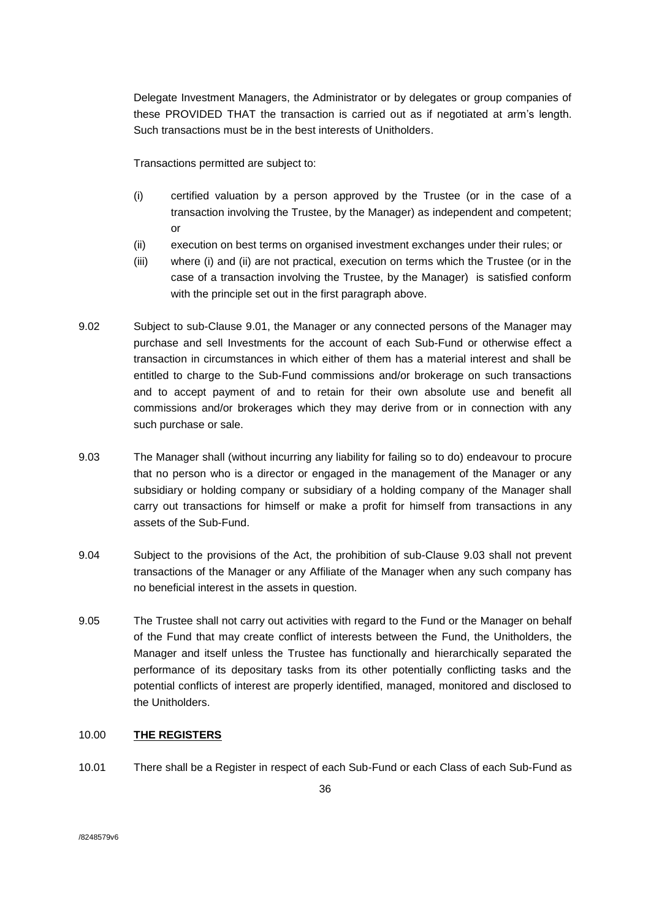Delegate Investment Managers, the Administrator or by delegates or group companies of these PROVIDED THAT the transaction is carried out as if negotiated at arm's length. Such transactions must be in the best interests of Unitholders.

Transactions permitted are subject to:

(i) certified valuation by a person approved by the Trustee (or in the case of a transaction involving the Trustee, by the Manager) as independent and competent; or

(ii) execution on best terms on organised investment exchanges under their rules; or

(iii) where (i) and (ii) are not practical, execution on terms which the Trustee (or in the case of a transaction involving the Trustee, by the Manager) is satisfied conform with the principle set out in the first paragraph above.

9.02 Subject to sub-Clause 9.01, the Manager or any connected persons of the Manager may purchase and sell Investments for the account of each Sub-Fund or otherwise effect a transaction in circumstances in which either of them has a material interest and shall be entitled to charge to the Sub-Fund commissions and/or brokerage on such transactions and to accept payment of and to retain for their own absolute use and benefit all commissions and/or brokerages which they may derive from or in connection with any such purchase or sale.

9.03 The Manager shall (without incurring any liability for failing so to do) endeavour to procure that no person who is a director or engaged in the management of the Manager or any subsidiary or holding company or subsidiary of a holding company of the Manager shall carry out transactions for himself or make a profit for himself from transactions in any assets of the Sub-Fund.

9.04 Subject to the provisions of the Act, the prohibition of sub-Clause 9.03 shall not prevent transactions of the Manager or any Affiliate of the Manager when any such company has no beneficial interest in the assets in question.

9.05 The Trustee shall not carry out activities with regard to the Fund or the Manager on behalf of the Fund that may create conflict of interests between the Fund, the Unitholders, the Manager and itself unless the Trustee has functionally and hierarchically separated the performance of its depositary tasks from its other potentially conflicting tasks and the potential conflicts of interest are properly identified, managed, monitored and disclosed to the Unitholders.

## 10.00 <u>THE REGISTERS</u>

10.01 There shall be a Register in respect of each Sub-Fund or each Class of each Sub-Fund as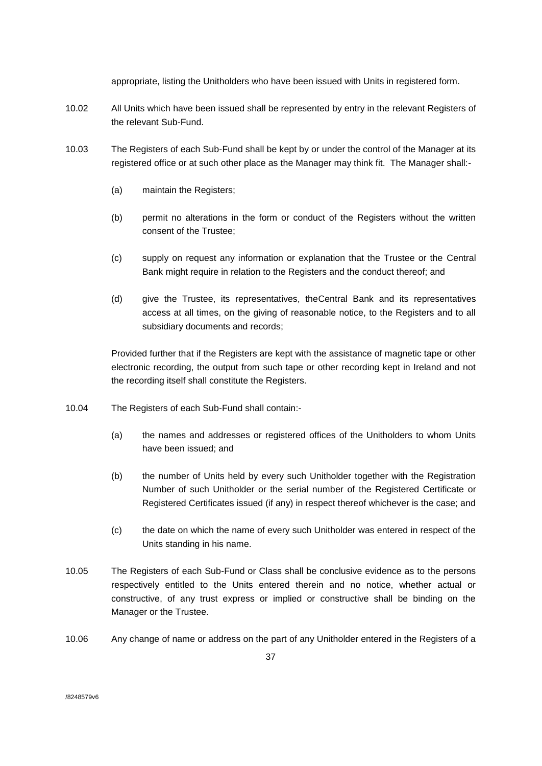appropriate, listing the Unitholders who have been issued with Units in registered form.

10.02 All Units which have been issued shall be represented by entry in the relevant Registers of the relevant Sub-Fund.

10.03 The Registers of each Sub-Fund shall be kept by or under the control of the Manager at its registered office or at such other place as the Manager may think fit. The Manager shall:-

(a) maintain the Registers;

(b) permit no alterations in the form or conduct of the Registers without the written consent of the Trustee;

(c) supply on request any information or explanation that the Trustee or the Central Bank might require in relation to the Registers and the conduct thereof; and

(d) give the Trustee, its representatives, theCentral Bank and its representatives access at all times, on the giving of reasonable notice, to the Registers and to all subsidiary documents and records;

Provided further that if the Registers are kept with the assistance of magnetic tape or other electronic recording, the output from such tape or other recording kept in Ireland and not the recording itself shall constitute the Registers.

10.04 The Registers of each Sub-Fund shall contain:-

(a) the names and addresses or registered offices of the Unitholders to whom Units have been issued; and

(b) the number of Units held by every such Unitholder together with the Registration Number of such Unitholder or the serial number of the Registered Certificate or Registered Certificates issued (if any) in respect thereof whichever is the case; and

(c) the date on which the name of every such Unitholder was entered in respect of the Units standing in his name.

10.05 The Registers of each Sub-Fund or Class shall be conclusive evidence as to the persons respectively entitled to the Units entered therein and no notice, whether actual or constructive, of any trust express or implied or constructive shall be binding on the Manager or the Trustee.

10.06 Any change of name or address on the part of any Unitholder entered in the Registers of a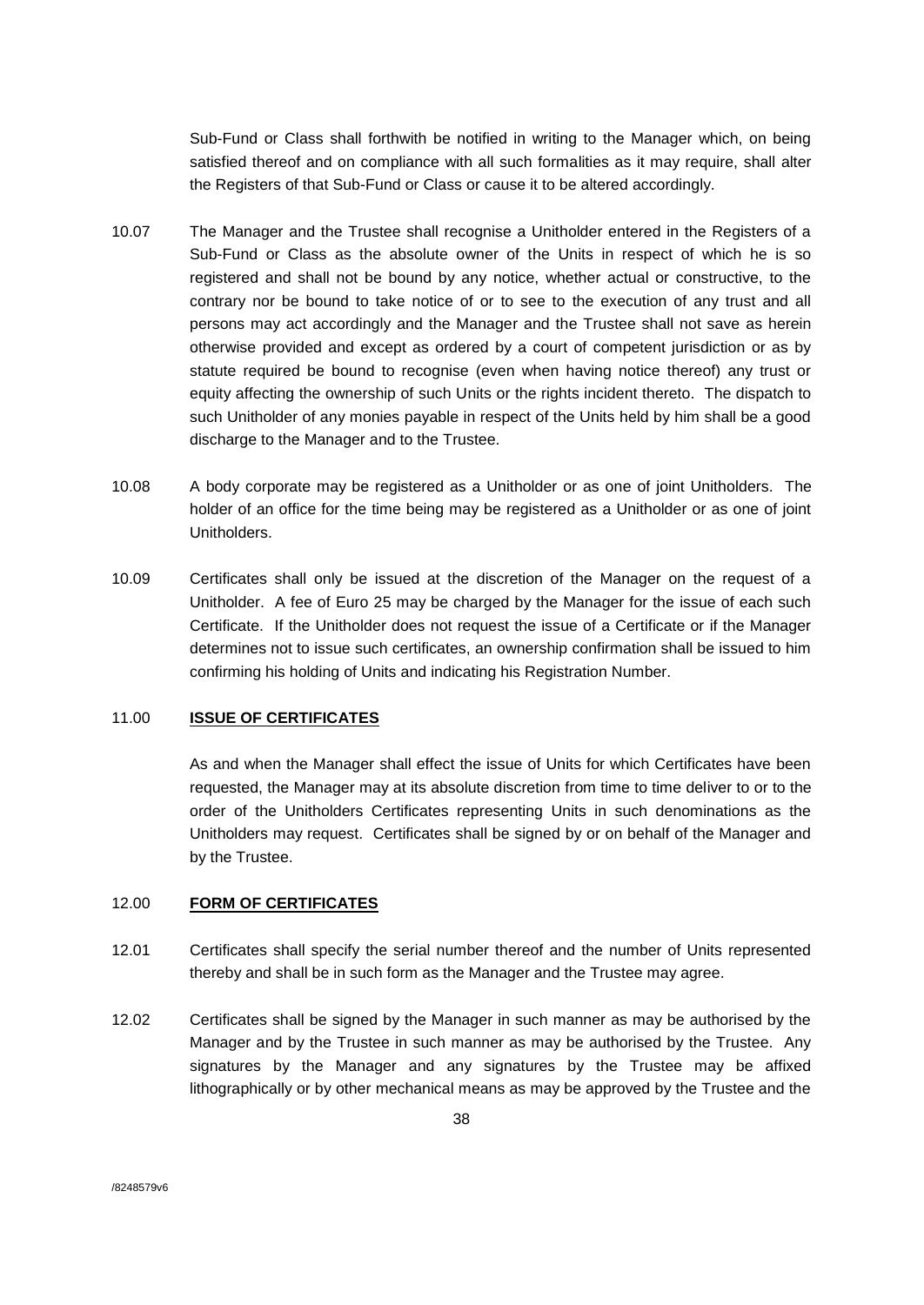Sub-Fund or Class shall forthwith be notified in writing to the Manager which, on being satisfied thereof and on compliance with all such formalities as it may require, shall alter the Registers of that Sub-Fund or Class or cause it to be altered accordingly.

10.07 The Manager and the Trustee shall recognise a Unitholder entered in the Registers of a Sub-Fund or Class as the absolute owner of the Units in respect of which he is so registered and shall not be bound by any notice, whether actual or constructive, to the contrary nor be bound to take notice of or to see to the execution of any trust and all persons may act accordingly and the Manager and the Trustee shall not save as herein otherwise provided and except as ordered by a court of competent jurisdiction or as by statute required be bound to recognise (even when having notice thereof) any trust or equity affecting the ownership of such Units or the rights incident thereto. The dispatch to such Unitholder of any monies payable in respect of the Units held by him shall be a good discharge to the Manager and to the Trustee.

10.08 A body corporate may be registered as a Unitholder or as one of joint Unitholders. The holder of an office for the time being may be registered as a Unitholder or as one of joint Unitholders.

10.09 Certificates shall only be issued at the discretion of the Manager on the request of a Unitholder. A fee of Euro 25 may be charged by the Manager for the issue of each such Certificate. If the Unitholder does not request the issue of a Certificate or if the Manager determines not to issue such certificates, an ownership confirmation shall be issued to him confirming his holding of Units and indicating his Registration Number.

## 11.00 **ISSUE OF CERTIFICATES**

As and when the Manager shall effect the issue of Units for which Certificates have been requested, the Manager may at its absolute discretion from time to time deliver to or to the order of the Unitholders Certificates representing Units in such denominations as the Unitholders may request. Certificates shall be signed by or on behalf of the Manager and by the Trustee.

## 12.00 **FORM OF CERTIFICATES**

12.01 Certificates shall specify the serial number thereof and the number of Units represented thereby and shall be in such form as the Manager and the Trustee may agree.

12.02 Certificates shall be signed by the Manager in such manner as may be authorised by the Manager and by the Trustee in such manner as may be authorised by the Trustee. Any signatures by the Manager and any signatures by the Trustee may be affixed lithographically or by other mechanical means as may be approved by the Trustee and the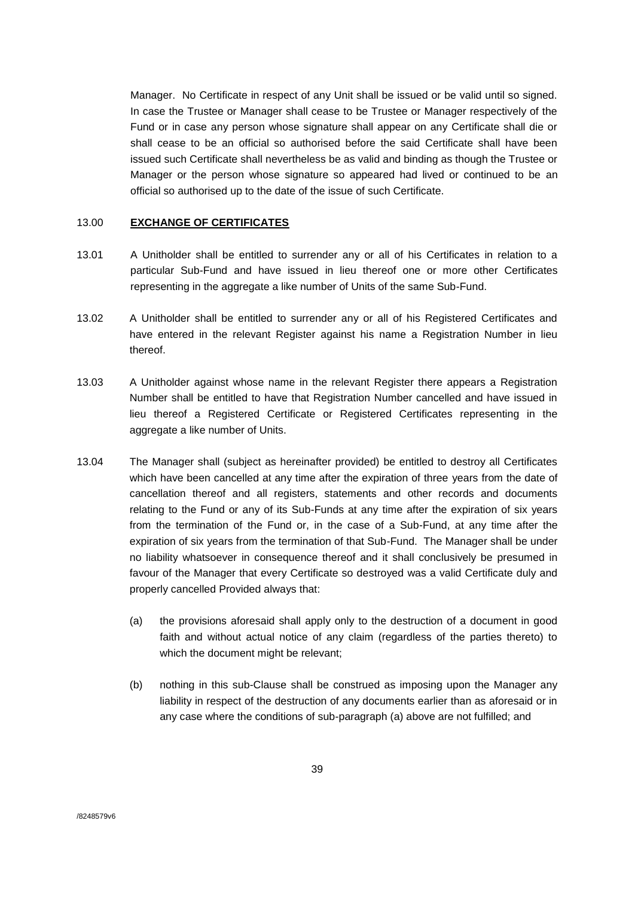Manager. No Certificate in respect of any Unit shall be issued or be valid until so signed. In case the Trustee or Manager shall cease to be Trustee or Manager respectively of the Fund or in case any person whose signature shall appear on any Certificate shall die or shall cease to be an official so authorised before the said Certificate shall have been issued such Certificate shall nevertheless be as valid and binding as though the Trustee or Manager or the person whose signature so appeared had lived or continued to be an official so authorised up to the date of the issue of such Certificate.

## 13.00 **EXCHANGE OF CERTIFICATES**

13.01 A Unitholder shall be entitled to surrender any or all of his Certificates in relation to a particular Sub-Fund and have issued in lieu thereof one or more other Certificates representing in the aggregate a like number of Units of the same Sub-Fund.

13.02 A Unitholder shall be entitled to surrender any or all of his Registered Certificates and have entered in the relevant Register against his name a Registration Number in lieu thereof.

13.03 A Unitholder against whose name in the relevant Register there appears a Registration Number shall be entitled to have that Registration Number cancelled and have issued in lieu thereof a Registered Certificate or Registered Certificates representing in the aggregate a like number of Units.

13.04 The Manager shall (subject as hereinafter provided) be entitled to destroy all Certificates which have been cancelled at any time after the expiration of three years from the date of cancellation thereof and all registers, statements and other records and documents relating to the Fund or any of its Sub-Funds at any time after the expiration of six years from the termination of the Fund or, in the case of a Sub-Fund, at any time after the expiration of six years from the termination of that Sub-Fund. The Manager shall be under no liability whatsoever in consequence thereof and it shall conclusively be presumed in favour of the Manager that every Certificate so destroyed was a valid Certificate duly and properly cancelled Provided always that:

(a) the provisions aforesaid shall apply only to the destruction of a document in good faith and without actual notice of any claim (regardless of the parties thereto) to which the document might be relevant;

(b) nothing in this sub-Clause shall be construed as imposing upon the Manager any liability in respect of the destruction of any documents earlier than as aforesaid or in any case where the conditions of sub-paragraph (a) above are not fulfilled; and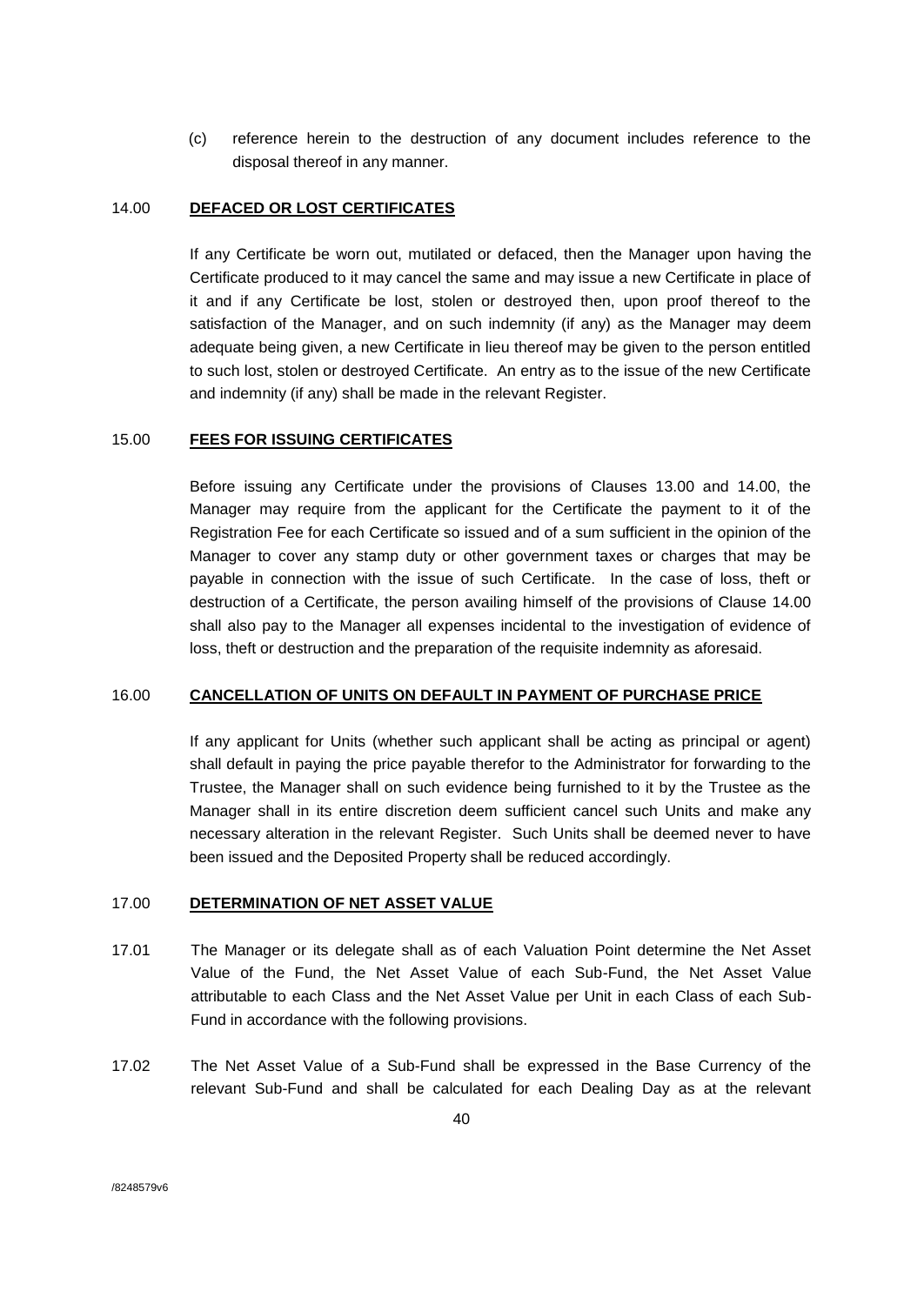(c) reference herein to the destruction of any document includes reference to the disposal thereof in any manner.

## 14.00 **DEFACED OR LOST CERTIFICATES**

If any Certificate be worn out, mutilated or defaced, then the Manager upon having the Certificate produced to it may cancel the same and may issue a new Certificate in place of it and if any Certificate be lost, stolen or destroyed then, upon proof thereof to the satisfaction of the Manager, and on such indemnity (if any) as the Manager may deem adequate being given, a new Certificate in lieu thereof may be given to the person entitled to such lost, stolen or destroyed Certificate. An entry as to the issue of the new Certificate and indemnity (if any) shall be made in the relevant Register.

## 15.00 **FEES FOR ISSUING CERTIFICATES**

Before issuing any Certificate under the provisions of Clauses 13.00 and 14.00, the Manager may require from the applicant for the Certificate the payment to it of the Registration Fee for each Certificate so issued and of a sum sufficient in the opinion of the Manager to cover any stamp duty or other government taxes or charges that may be payable in connection with the issue of such Certificate. In the case of loss, theft or destruction of a Certificate, the person availing himself of the provisions of Clause 14.00 shall also pay to the Manager all expenses incidental to the investigation of evidence of loss, theft or destruction and the preparation of the requisite indemnity as aforesaid.

## 16.00 **CANCELLATION OF UNITS ON DEFAULT IN PAYMENT OF PURCHASE PRICE**

If any applicant for Units (whether such applicant shall be acting as principal or agent) shall default in paying the price payable therefor to the Administrator for forwarding to the Trustee, the Manager shall on such evidence being furnished to it by the Trustee as the Manager shall in its entire discretion deem sufficient cancel such Units and make any necessary alteration in the relevant Register. Such Units shall be deemed never to have been issued and the Deposited Property shall be reduced accordingly.

## 17.00 **DETERMINATION OF NET ASSET VALUE**

17.01 The Manager or its delegate shall as of each Valuation Point determine the Net Asset Value of the Fund, the Net Asset Value of each Sub-Fund, the Net Asset Value attributable to each Class and the Net Asset Value per Unit in each Class of each Sub-Fund in accordance with the following provisions.

17.02 The Net Asset Value of a Sub-Fund shall be expressed in the Base Currency of the relevant Sub-Fund and shall be calculated for each Dealing Day as at the relevant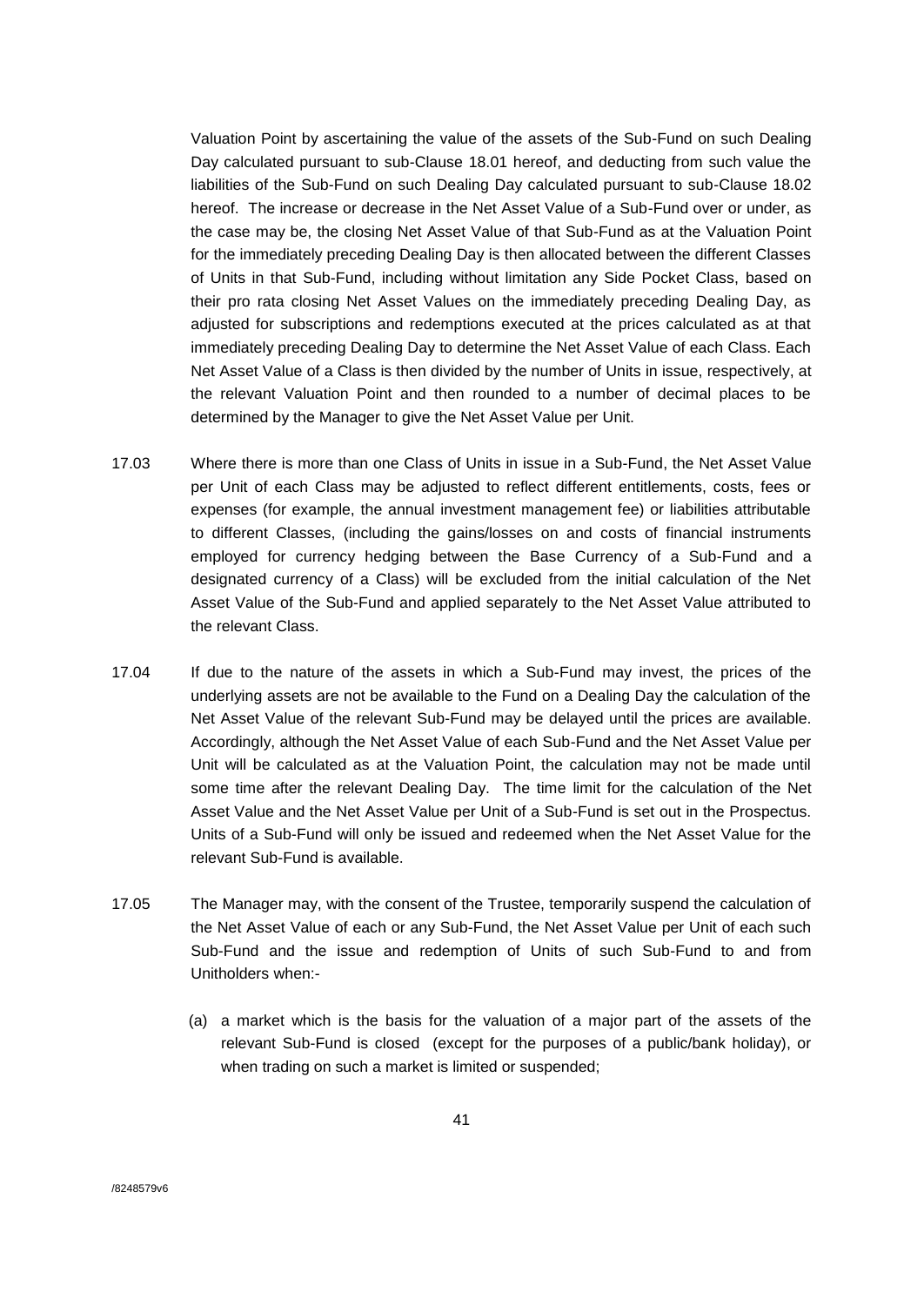Valuation Point by ascertaining the value of the assets of the Sub-Fund on such Dealing Day calculated pursuant to sub-Clause 18.01 hereof, and deducting from such value the liabilities of the Sub-Fund on such Dealing Day calculated pursuant to sub-Clause 18.02 hereof. The increase or decrease in the Net Asset Value of a Sub-Fund over or under, as the case may be, the closing Net Asset Value of that Sub-Fund as at the Valuation Point for the immediately preceding Dealing Day is then allocated between the different Classes of Units in that Sub-Fund, including without limitation any Side Pocket Class, based on their pro rata closing Net Asset Values on the immediately preceding Dealing Day, as adjusted for subscriptions and redemptions executed at the prices calculated as at that immediately preceding Dealing Day to determine the Net Asset Value of each Class. Each Net Asset Value of a Class is then divided by the number of Units in issue, respectively, at the relevant Valuation Point and then rounded to a number of decimal places to be determined by the Manager to give the Net Asset Value per Unit.

17.03 Where there is more than one Class of Units in issue in a Sub-Fund, the Net Asset Value per Unit of each Class may be adjusted to reflect different entitlements, costs, fees or expenses (for example, the annual investment management fee) or liabilities attributable to different Classes, (including the gains/losses on and costs of financial instruments employed for currency hedging between the Base Currency of a Sub-Fund and a designated currency of a Class) will be excluded from the initial calculation of the Net Asset Value of the Sub-Fund and applied separately to the Net Asset Value attributed to the relevant Class.

17.04 If due to the nature of the assets in which a Sub-Fund may invest, the prices of the underlying assets are not be available to the Fund on a Dealing Day the calculation of the Net Asset Value of the relevant Sub-Fund may be delayed until the prices are available. Accordingly, although the Net Asset Value of each Sub-Fund and the Net Asset Value per Unit will be calculated as at the Valuation Point, the calculation may not be made until some time after the relevant Dealing Day. The time limit for the calculation of the Net Asset Value and the Net Asset Value per Unit of a Sub-Fund is set out in the Prospectus. Units of a Sub-Fund will only be issued and redeemed when the Net Asset Value for the relevant Sub-Fund is available.

17.05 The Manager may, with the consent of the Trustee, temporarily suspend the calculation of the Net Asset Value of each or any Sub-Fund, the Net Asset Value per Unit of each such Sub-Fund and the issue and redemption of Units of such Sub-Fund to and from Unitholders when:-

(a) a market which is the basis for the valuation of a major part of the assets of the relevant Sub-Fund is closed (except for the purposes of a public/bank holiday), or when trading on such a market is limited or suspended;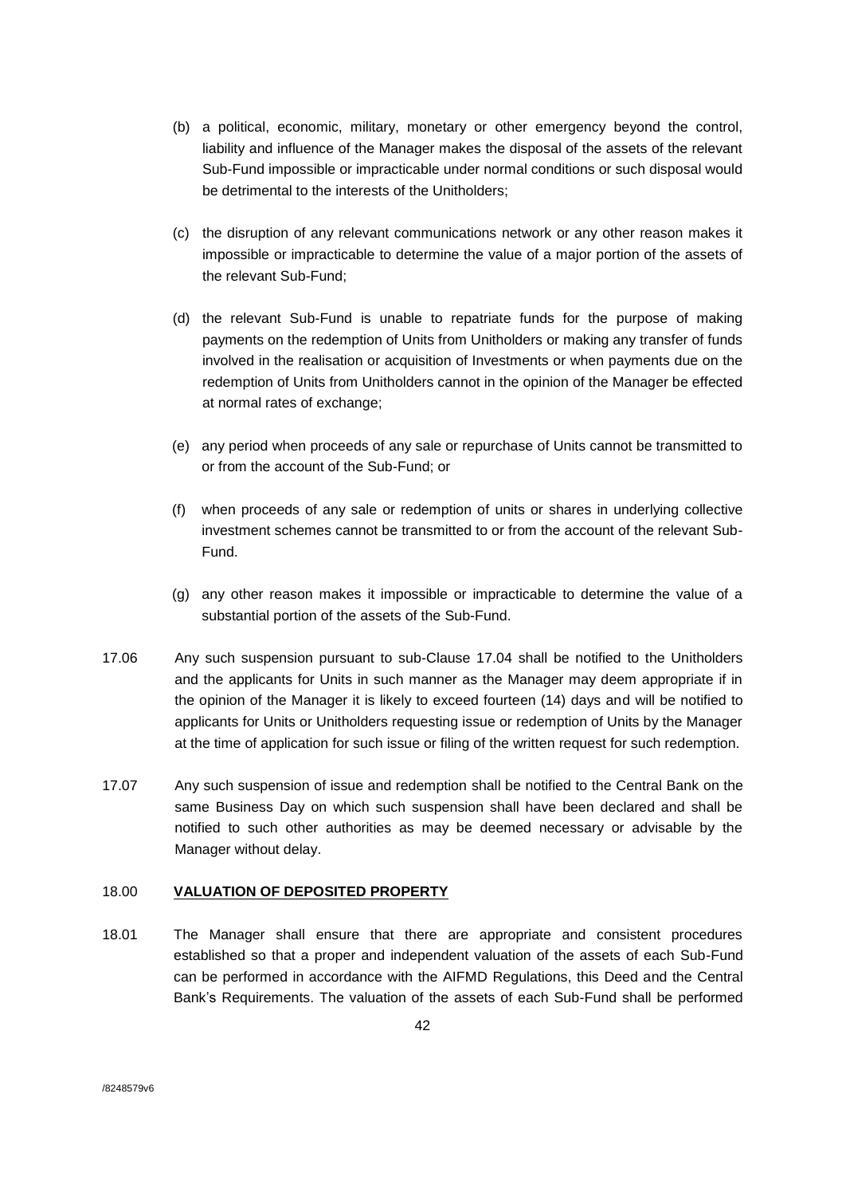(b) a political, economic, military, monetary or other emergency beyond the control, liability and influence of the Manager makes the disposal of the assets of the relevant Sub-Fund impossible or impracticable under normal conditions or such disposal would be detrimental to the interests of the Unitholders;

(c) the disruption of any relevant communications network or any other reason makes it impossible or impracticable to determine the value of a major portion of the assets of the relevant Sub-Fund;

(d) the relevant Sub-Fund is unable to repatriate funds for the purpose of making payments on the redemption of Units from Unitholders or making any transfer of funds involved in the realisation or acquisition of Investments or when payments due on the redemption of Units from Unitholders cannot in the opinion of the Manager be effected at normal rates of exchange;

(e) any period when proceeds of any sale or repurchase of Units cannot be transmitted to or from the account of the Sub-Fund; or

(f) when proceeds of any sale or redemption of units or shares in underlying collective investment schemes cannot be transmitted to or from the account of the relevant Sub-Fund.

(g) any other reason makes it impossible or impracticable to determine the value of a substantial portion of the assets of the Sub-Fund.

17.06 Any such suspension pursuant to sub-Clause 17.04 shall be notified to the Unitholders and the applicants for Units in such manner as the Manager may deem appropriate if in the opinion of the Manager it is likely to exceed fourteen (14) days and will be notified to applicants for Units or Unitholders requesting issue or redemption of Units by the Manager at the time of application for such issue or filing of the written request for such redemption.

17.07 Any such suspension of issue and redemption shall be notified to the Central Bank on the same Business Day on which such suspension shall have been declared and shall be notified to such other authorities as may be deemed necessary or advisable by the Manager without delay.

## 18.00 VALUATION OF DEPOSITED PROPERTY

18.01 The Manager shall ensure that there are appropriate and consistent procedures established so that a proper and independent valuation of the assets of each Sub-Fund can be performed in accordance with the AIFMD Regulations, this Deed and the Central Bank's Requirements. The valuation of the assets of each Sub-Fund shall be performed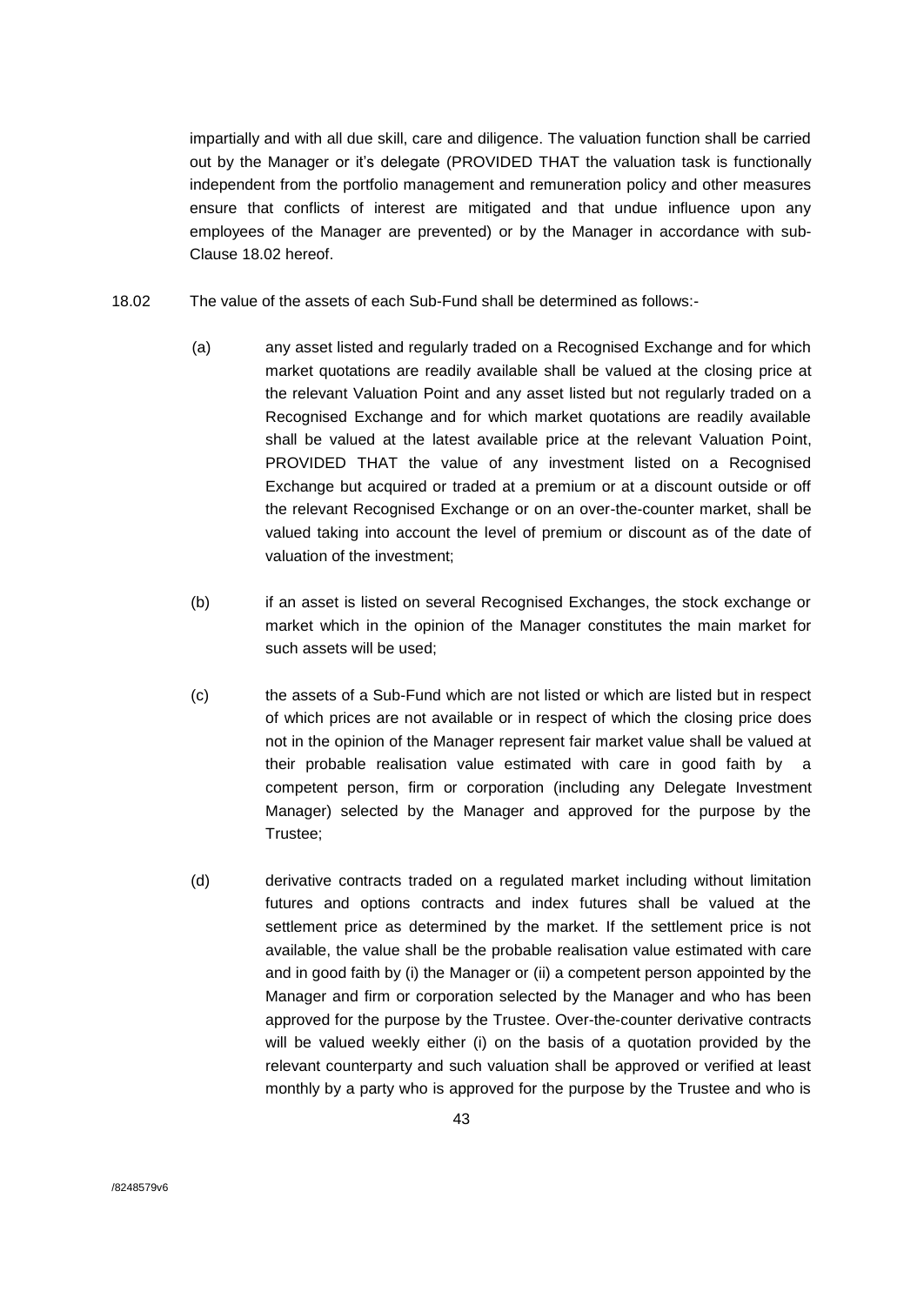impartially and with all due skill, care and diligence. The valuation function shall be carried out by the Manager or it's delegate (PROVIDED THAT the valuation task is functionally independent from the portfolio management and remuneration policy and other measures ensure that conflicts of interest are mitigated and that undue influence upon any employees of the Manager are prevented) or by the Manager in accordance with sub-Clause 18.02 hereof.

18.02 The value of the assets of each Sub-Fund shall be determined as follows:-

(a) any asset listed and regularly traded on a Recognised Exchange and for which market quotations are readily available shall be valued at the closing price at the relevant Valuation Point and any asset listed but not regularly traded on a Recognised Exchange and for which market quotations are readily available shall be valued at the latest available price at the relevant Valuation Point, PROVIDED THAT the value of any investment listed on a Recognised Exchange but acquired or traded at a premium or at a discount outside or off the relevant Recognised Exchange or on an over-the-counter market, shall be valued taking into account the level of premium or discount as of the date of valuation of the investment;

(b) if an asset is listed on several Recognised Exchanges, the stock exchange or market which in the opinion of the Manager constitutes the main market for such assets will be used;

(c) the assets of a Sub-Fund which are not listed or which are listed but in respect of which prices are not available or in respect of which the closing price does not in the opinion of the Manager represent fair market value shall be valued at their probable realisation value estimated with care in good faith by a competent person, firm or corporation (including any Delegate Investment Manager) selected by the Manager and approved for the purpose by the Trustee;

(d) derivative contracts traded on a regulated market including without limitation futures and options contracts and index futures shall be valued at the settlement price as determined by the market. If the settlement price is not available, the value shall be the probable realisation value estimated with care and in good faith by (i) the Manager or (ii) a competent person appointed by the Manager and firm or corporation selected by the Manager and who has been approved for the purpose by the Trustee. Over-the-counter derivative contracts will be valued weekly either (i) on the basis of a quotation provided by the relevant counterparty and such valuation shall be approved or verified at least monthly by a party who is approved for the purpose by the Trustee and who is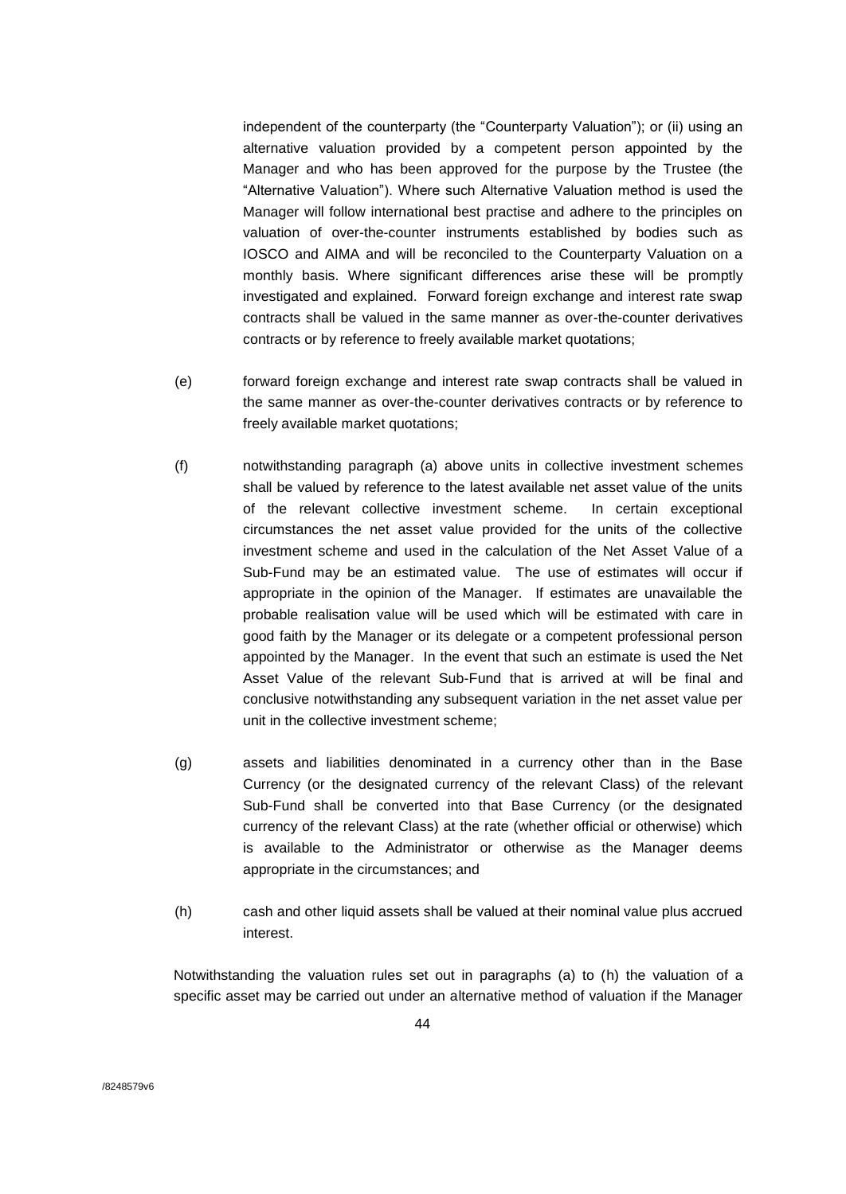independent of the counterparty (the "Counterparty Valuation"); or (ii) using an alternative valuation provided by a competent person appointed by the Manager and who has been approved for the purpose by the Trustee (the "Alternative Valuation"). Where such Alternative Valuation method is used the Manager will follow international best practise and adhere to the principles on valuation of over-the-counter instruments established by bodies such as IOSCO and AIMA and will be reconciled to the Counterparty Valuation on a monthly basis. Where significant differences arise these will be promptly investigated and explained. Forward foreign exchange and interest rate swap contracts shall be valued in the same manner as over-the-counter derivatives contracts or by reference to freely available market quotations;

(e) forward foreign exchange and interest rate swap contracts shall be valued in the same manner as over-the-counter derivatives contracts or by reference to freely available market quotations;

(f) notwithstanding paragraph (a) above units in collective investment schemes shall be valued by reference to the latest available net asset value of the units of the relevant collective investment scheme. In certain exceptional circumstances the net asset value provided for the units of the collective investment scheme and used in the calculation of the Net Asset Value of a Sub-Fund may be an estimated value. The use of estimates will occur if appropriate in the opinion of the Manager. If estimates are unavailable the probable realisation value will be used which will be estimated with care in good faith by the Manager or its delegate or a competent professional person appointed by the Manager. In the event that such an estimate is used the Net Asset Value of the relevant Sub-Fund that is arrived at will be final and conclusive notwithstanding any subsequent variation in the net asset value per unit in the collective investment scheme;

(g) assets and liabilities denominated in a currency other than in the Base Currency (or the designated currency of the relevant Class) of the relevant Sub-Fund shall be converted into that Base Currency (or the designated currency of the relevant Class) at the rate (whether official or otherwise) which is available to the Administrator or otherwise as the Manager deems appropriate in the circumstances; and

(h) cash and other liquid assets shall be valued at their nominal value plus accrued interest.

Notwithstanding the valuation rules set out in paragraphs (a) to (h) the valuation of a specific asset may be carried out under an alternative method of valuation if the Manager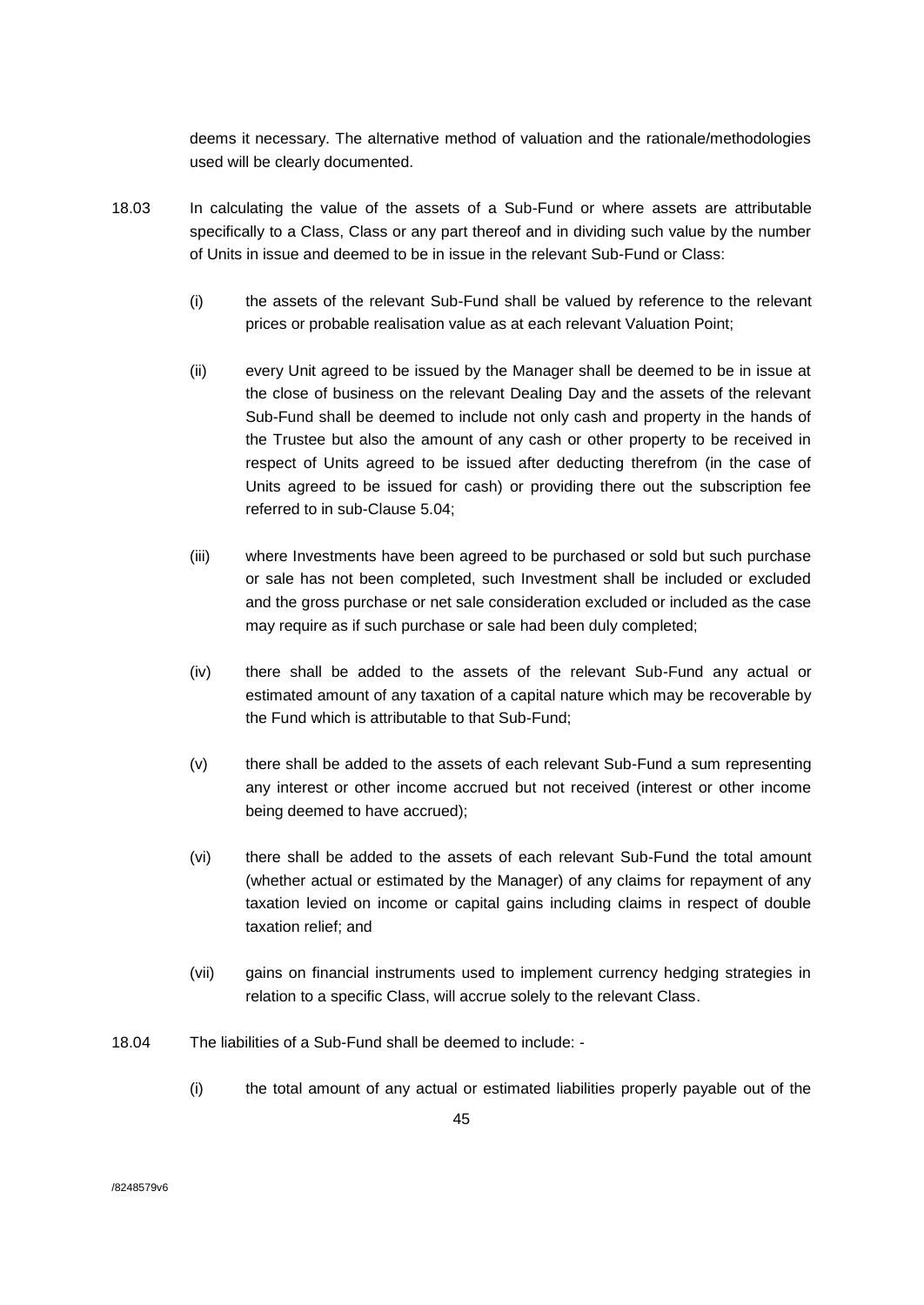deems it necessary. The alternative method of valuation and the rationale/methodologies used will be clearly documented.

18.03 In calculating the value of the assets of a Sub-Fund or where assets are attributable specifically to a Class, Class or any part thereof and in dividing such value by the number of Units in issue and deemed to be in issue in the relevant Sub-Fund or Class:

(i) the assets of the relevant Sub-Fund shall be valued by reference to the relevant prices or probable realisation value as at each relevant Valuation Point;

(ii) every Unit agreed to be issued by the Manager shall be deemed to be in issue at the close of business on the relevant Dealing Day and the assets of the relevant Sub-Fund shall be deemed to include not only cash and property in the hands of the Trustee but also the amount of any cash or other property to be received in respect of Units agreed to be issued after deducting therefrom (in the case of Units agreed to be issued for cash) or providing there out the subscription fee referred to in sub-Clause 5.04;

(iii) where Investments have been agreed to be purchased or sold but such purchase or sale has not been completed, such Investment shall be included or excluded and the gross purchase or net sale consideration excluded or included as the case may require as if such purchase or sale had been duly completed;

(iv) there shall be added to the assets of the relevant Sub-Fund any actual or estimated amount of any taxation of a capital nature which may be recoverable by the Fund which is attributable to that Sub-Fund;

(v) there shall be added to the assets of each relevant Sub-Fund a sum representing any interest or other income accrued but not received (interest or other income being deemed to have accrued);

(vi) there shall be added to the assets of each relevant Sub-Fund the total amount (whether actual or estimated by the Manager) of any claims for repayment of any taxation levied on income or capital gains including claims in respect of double taxation relief; and

(vii) gains on financial instruments used to implement currency hedging strategies in relation to a specific Class, will accrue solely to the relevant Class.

18.04 The liabilities of a Sub-Fund shall be deemed to include: -

(i) the total amount of any actual or estimated liabilities properly payable out of the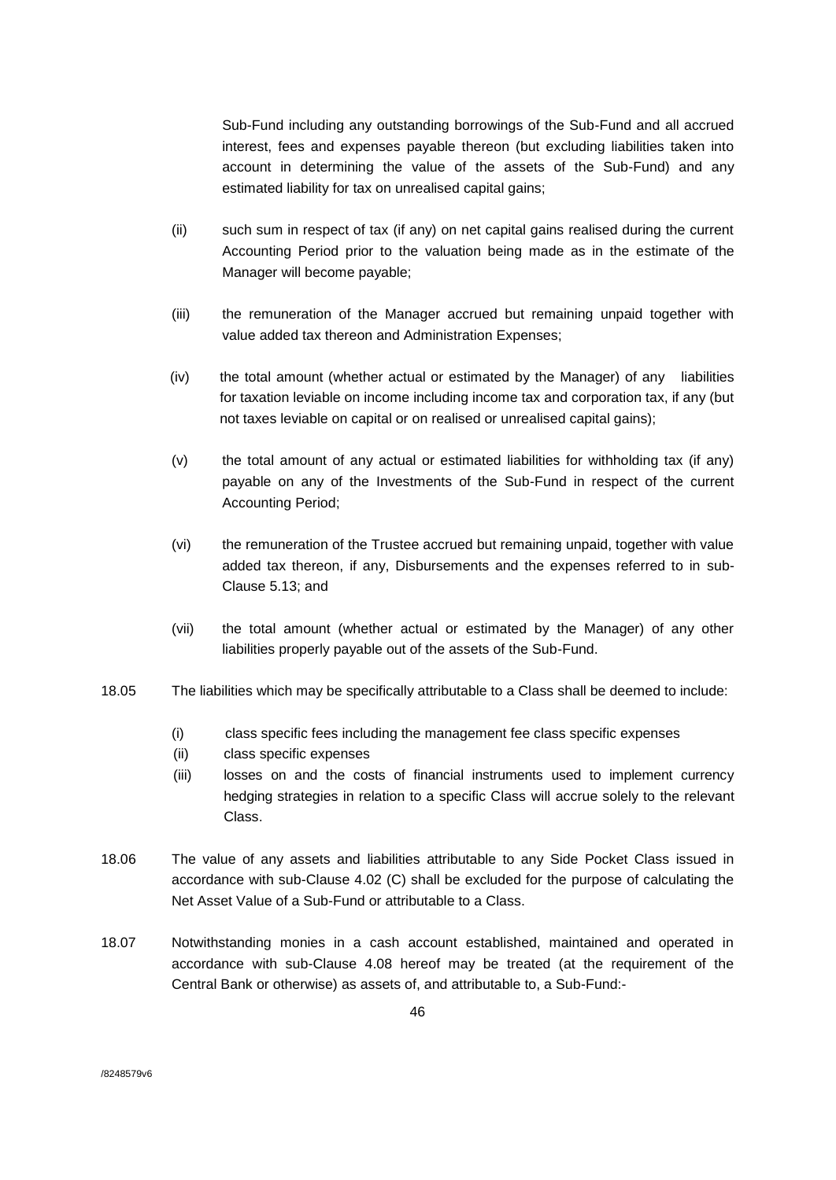Sub-Fund including any outstanding borrowings of the Sub-Fund and all accrued interest, fees and expenses payable thereon (but excluding liabilities taken into account in determining the value of the assets of the Sub-Fund) and any estimated liability for tax on unrealised capital gains;

(ii) such sum in respect of tax (if any) on net capital gains realised during the current Accounting Period prior to the valuation being made as in the estimate of the Manager will become payable;

(iii) the remuneration of the Manager accrued but remaining unpaid together with value added tax thereon and Administration Expenses;

(iv) the total amount (whether actual or estimated by the Manager) of any liabilities for taxation leviable on income including income tax and corporation tax, if any (but not taxes leviable on capital or on realised or unrealised capital gains);

(v) the total amount of any actual or estimated liabilities for withholding tax (if any) payable on any of the Investments of the Sub-Fund in respect of the current Accounting Period;

(vi) the remuneration of the Trustee accrued but remaining unpaid, together with value added tax thereon, if any, Disbursements and the expenses referred to in sub-Clause 5.13; and

(vii) the total amount (whether actual or estimated by the Manager) of any other liabilities properly payable out of the assets of the Sub-Fund.

18.05 The liabilities which may be specifically attributable to a Class shall be deemed to include:

(i) class specific fees including the management fee class specific expenses
(ii) class specific expenses
(iii) losses on and the costs of financial instruments used to implement currency hedging strategies in relation to a specific Class will accrue solely to the relevant Class.

18.06 The value of any assets and liabilities attributable to any Side Pocket Class issued in accordance with sub-Clause 4.02 (C) shall be excluded for the purpose of calculating the Net Asset Value of a Sub-Fund or attributable to a Class.

18.07 Notwithstanding monies in a cash account established, maintained and operated in accordance with sub-Clause 4.08 hereof may be treated (at the requirement of the Central Bank or otherwise) as assets of, and attributable to, a Sub-Fund:-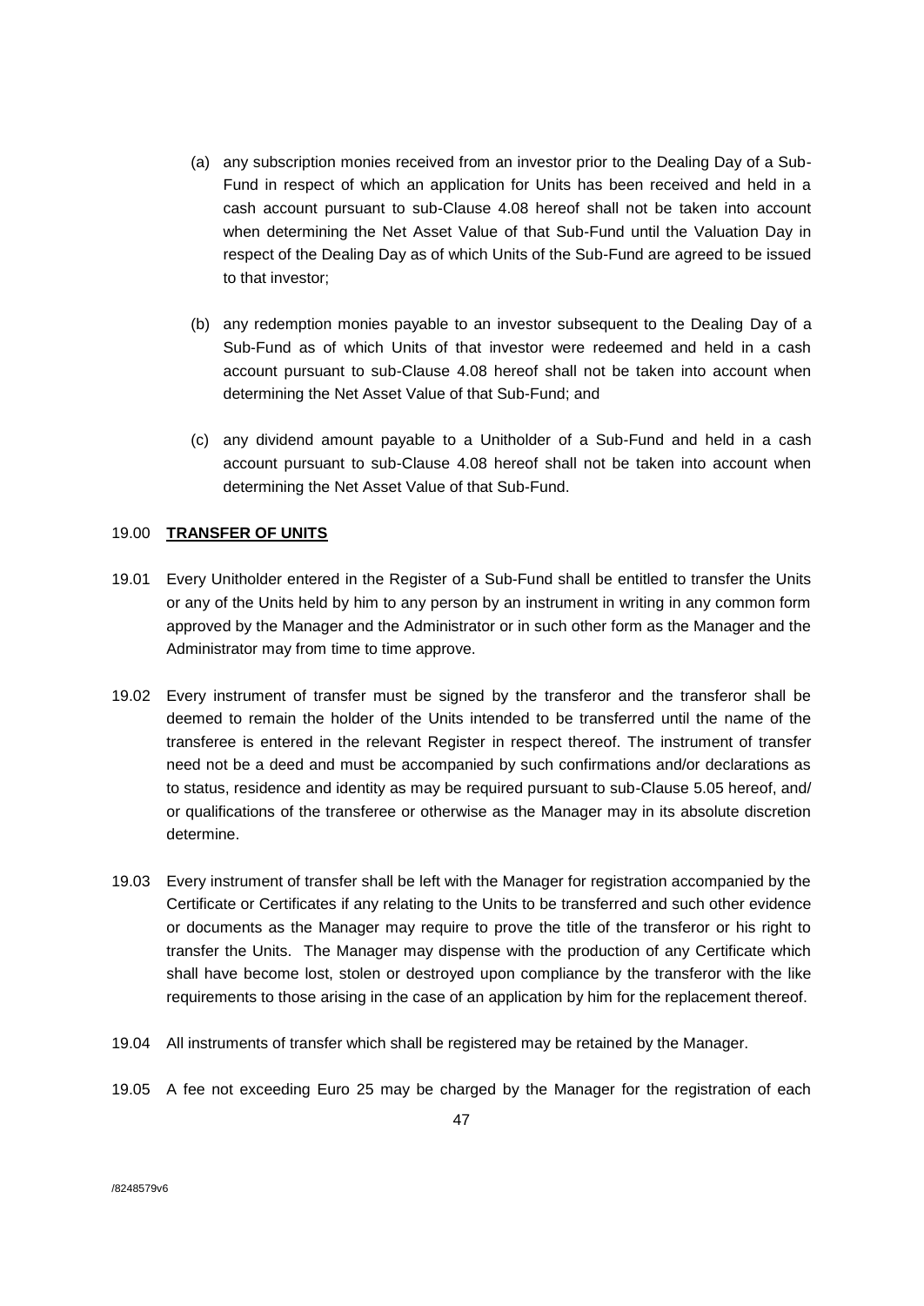(a) any subscription monies received from an investor prior to the Dealing Day of a Sub-Fund in respect of which an application for Units has been received and held in a cash account pursuant to sub-Clause 4.08 hereof shall not be taken into account when determining the Net Asset Value of that Sub-Fund until the Valuation Day in respect of the Dealing Day as of which Units of the Sub-Fund are agreed to be issued to that investor;

(b) any redemption monies payable to an investor subsequent to the Dealing Day of a Sub-Fund as of which Units of that investor were redeemed and held in a cash account pursuant to sub-Clause 4.08 hereof shall not be taken into account when determining the Net Asset Value of that Sub-Fund; and

(c) any dividend amount payable to a Unitholder of a Sub-Fund and held in a cash account pursuant to sub-Clause 4.08 hereof shall not be taken into account when determining the Net Asset Value of that Sub-Fund.

## 19.00 **TRANSFER OF UNITS**

19.01 Every Unitholder entered in the Register of a Sub-Fund shall be entitled to transfer the Units or any of the Units held by him to any person by an instrument in writing in any common form approved by the Manager and the Administrator or in such other form as the Manager and the Administrator may from time to time approve.

19.02 Every instrument of transfer must be signed by the transferor and the transferor shall be deemed to remain the holder of the Units intended to be transferred until the name of the transferee is entered in the relevant Register in respect thereof. The instrument of transfer need not be a deed and must be accompanied by such confirmations and/or declarations as to status, residence and identity as may be required pursuant to sub-Clause 5.05 hereof, and/ or qualifications of the transferee or otherwise as the Manager may in its absolute discretion determine.

19.03 Every instrument of transfer shall be left with the Manager for registration accompanied by the Certificate or Certificates if any relating to the Units to be transferred and such other evidence or documents as the Manager may require to prove the title of the transferor or his right to transfer the Units. The Manager may dispense with the production of any Certificate which shall have become lost, stolen or destroyed upon compliance by the transferor with the like requirements to those arising in the case of an application by him for the replacement thereof.

19.04 All instruments of transfer which shall be registered may be retained by the Manager.

19.05 A fee not exceeding Euro 25 may be charged by the Manager for the registration of each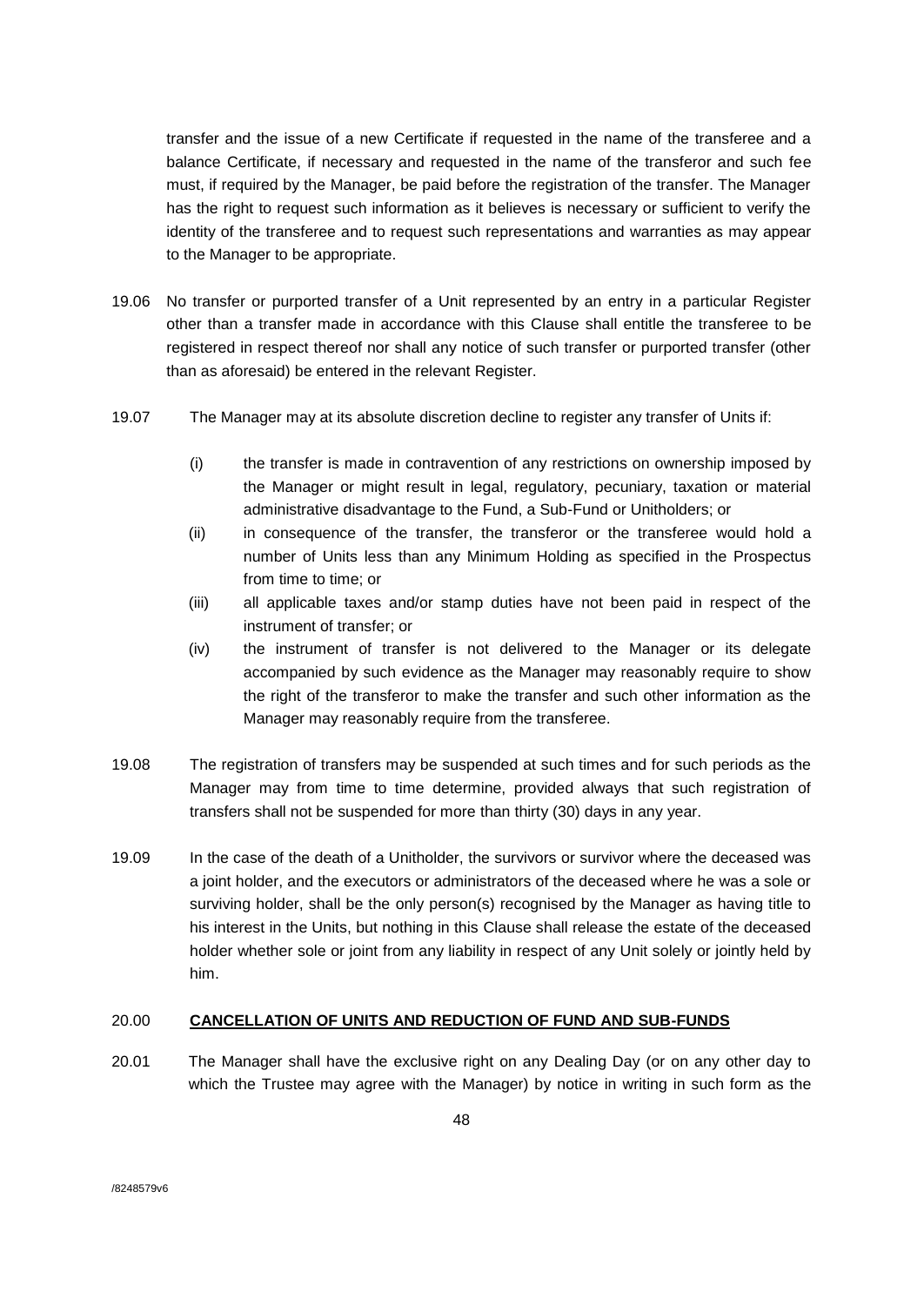transfer and the issue of a new Certificate if requested in the name of the transferee and a balance Certificate, if necessary and requested in the name of the transferor and such fee must, if required by the Manager, be paid before the registration of the transfer. The Manager has the right to request such information as it believes is necessary or sufficient to verify the identity of the transferee and to request such representations and warranties as may appear to the Manager to be appropriate.

19.06 No transfer or purported transfer of a Unit represented by an entry in a particular Register other than a transfer made in accordance with this Clause shall entitle the transferee to be registered in respect thereof nor shall any notice of such transfer or purported transfer (other than as aforesaid) be entered in the relevant Register.

19.07 The Manager may at its absolute discretion decline to register any transfer of Units if:

(i) the transfer is made in contravention of any restrictions on ownership imposed by the Manager or might result in legal, regulatory, pecuniary, taxation or material administrative disadvantage to the Fund, a Sub-Fund or Unitholders; or

(ii) in consequence of the transfer, the transferor or the transferee would hold a number of Units less than any Minimum Holding as specified in the Prospectus from time to time; or

(iii) all applicable taxes and/or stamp duties have not been paid in respect of the instrument of transfer; or

(iv) the instrument of transfer is not delivered to the Manager or its delegate accompanied by such evidence as the Manager may reasonably require to show the right of the transferor to make the transfer and such other information as the Manager may reasonably require from the transferee.

19.08 The registration of transfers may be suspended at such times and for such periods as the Manager may from time to time determine, provided always that such registration of transfers shall not be suspended for more than thirty (30) days in any year.

19.09 In the case of the death of a Unitholder, the survivors or survivor where the deceased was a joint holder, and the executors or administrators of the deceased where he was a sole or surviving holder, shall be the only person(s) recognised by the Manager as having title to his interest in the Units, but nothing in this Clause shall release the estate of the deceased holder whether sole or joint from any liability in respect of any Unit solely or jointly held by him.

## 20.00 **CANCELLATION OF UNITS AND REDUCTION OF FUND AND SUB-FUNDS**

20.01 The Manager shall have the exclusive right on any Dealing Day (or on any other day to which the Trustee may agree with the Manager) by notice in writing in such form as the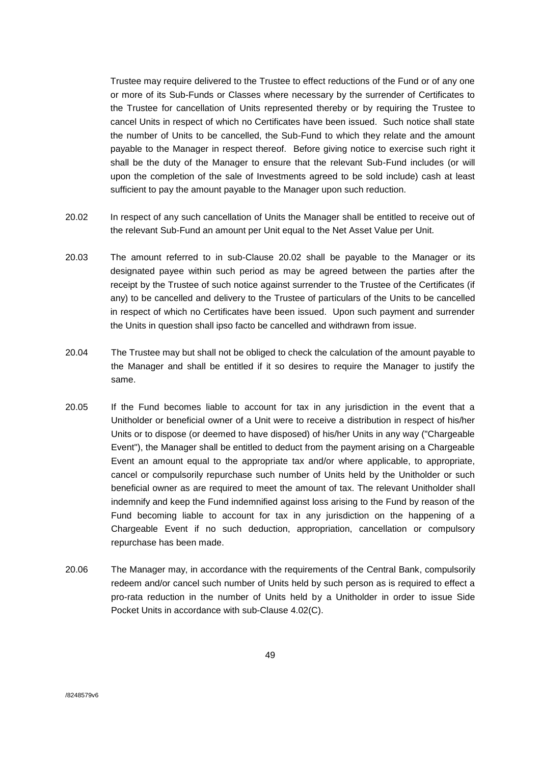Trustee may require delivered to the Trustee to effect reductions of the Fund or of any one or more of its Sub-Funds or Classes where necessary by the surrender of Certificates to the Trustee for cancellation of Units represented thereby or by requiring the Trustee to cancel Units in respect of which no Certificates have been issued. Such notice shall state the number of Units to be cancelled, the Sub-Fund to which they relate and the amount payable to the Manager in respect thereof. Before giving notice to exercise such right it shall be the duty of the Manager to ensure that the relevant Sub-Fund includes (or will upon the completion of the sale of Investments agreed to be sold include) cash at least sufficient to pay the amount payable to the Manager upon such reduction.

20.02 In respect of any such cancellation of Units the Manager shall be entitled to receive out of the relevant Sub-Fund an amount per Unit equal to the Net Asset Value per Unit.

20.03 The amount referred to in sub-Clause 20.02 shall be payable to the Manager or its designated payee within such period as may be agreed between the parties after the receipt by the Trustee of such notice against surrender to the Trustee of the Certificates (if any) to be cancelled and delivery to the Trustee of particulars of the Units to be cancelled in respect of which no Certificates have been issued. Upon such payment and surrender the Units in question shall ipso facto be cancelled and withdrawn from issue.

20.04 The Trustee may but shall not be obliged to check the calculation of the amount payable to the Manager and shall be entitled if it so desires to require the Manager to justify the same.

20.05 If the Fund becomes liable to account for tax in any jurisdiction in the event that a Unitholder or beneficial owner of a Unit were to receive a distribution in respect of his/her Units or to dispose (or deemed to have disposed) of his/her Units in any way ("Chargeable Event"), the Manager shall be entitled to deduct from the payment arising on a Chargeable Event an amount equal to the appropriate tax and/or where applicable, to appropriate, cancel or compulsorily repurchase such number of Units held by the Unitholder or such beneficial owner as are required to meet the amount of tax. The relevant Unitholder shall indemnify and keep the Fund indemnified against loss arising to the Fund by reason of the Fund becoming liable to account for tax in any jurisdiction on the happening of a Chargeable Event if no such deduction, appropriation, cancellation or compulsory repurchase has been made.

20.06 The Manager may, in accordance with the requirements of the Central Bank, compulsorily redeem and/or cancel such number of Units held by such person as is required to effect a pro-rata reduction in the number of Units held by a Unitholder in order to issue Side Pocket Units in accordance with sub-Clause 4.02(C).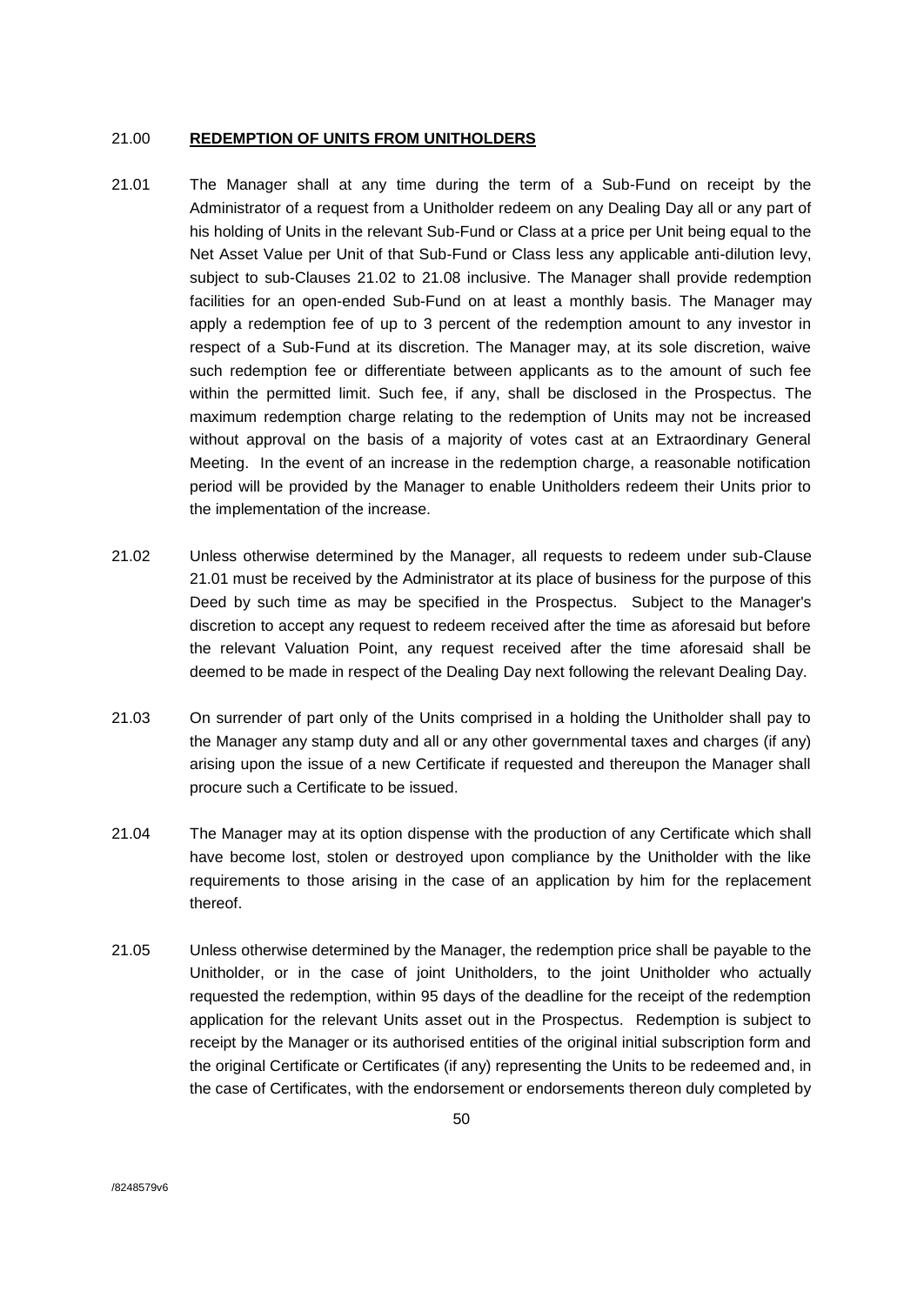## 21.00 **REDEMPTION OF UNITS FROM UNITHOLDERS**

21.01 The Manager shall at any time during the term of a Sub-Fund on receipt by the Administrator of a request from a Unitholder redeem on any Dealing Day all or any part of his holding of Units in the relevant Sub-Fund or Class at a price per Unit being equal to the Net Asset Value per Unit of that Sub-Fund or Class less any applicable anti-dilution levy, subject to sub-Clauses 21.02 to 21.08 inclusive. The Manager shall provide redemption facilities for an open-ended Sub-Fund on at least a monthly basis. The Manager may apply a redemption fee of up to 3 percent of the redemption amount to any investor in respect of a Sub-Fund at its discretion. The Manager may, at its sole discretion, waive such redemption fee or differentiate between applicants as to the amount of such fee within the permitted limit. Such fee, if any, shall be disclosed in the Prospectus. The maximum redemption charge relating to the redemption of Units may not be increased without approval on the basis of a majority of votes cast at an Extraordinary General Meeting. In the event of an increase in the redemption charge, a reasonable notification period will be provided by the Manager to enable Unitholders redeem their Units prior to the implementation of the increase.

21.02 Unless otherwise determined by the Manager, all requests to redeem under sub-Clause 21.01 must be received by the Administrator at its place of business for the purpose of this Deed by such time as may be specified in the Prospectus. Subject to the Manager's discretion to accept any request to redeem received after the time as aforesaid but before the relevant Valuation Point, any request received after the time aforesaid shall be deemed to be made in respect of the Dealing Day next following the relevant Dealing Day.

21.03 On surrender of part only of the Units comprised in a holding the Unitholder shall pay to the Manager any stamp duty and all or any other governmental taxes and charges (if any) arising upon the issue of a new Certificate if requested and thereupon the Manager shall procure such a Certificate to be issued.

21.04 The Manager may at its option dispense with the production of any Certificate which shall have become lost, stolen or destroyed upon compliance by the Unitholder with the like requirements to those arising in the case of an application by him for the replacement thereof.

21.05 Unless otherwise determined by the Manager, the redemption price shall be payable to the Unitholder, or in the case of joint Unitholders, to the joint Unitholder who actually requested the redemption, within 95 days of the deadline for the receipt of the redemption application for the relevant Units asset out in the Prospectus. Redemption is subject to receipt by the Manager or its authorised entities of the original initial subscription form and the original Certificate or Certificates (if any) representing the Units to be redeemed and, in the case of Certificates, with the endorsement or endorsements thereon duly completed by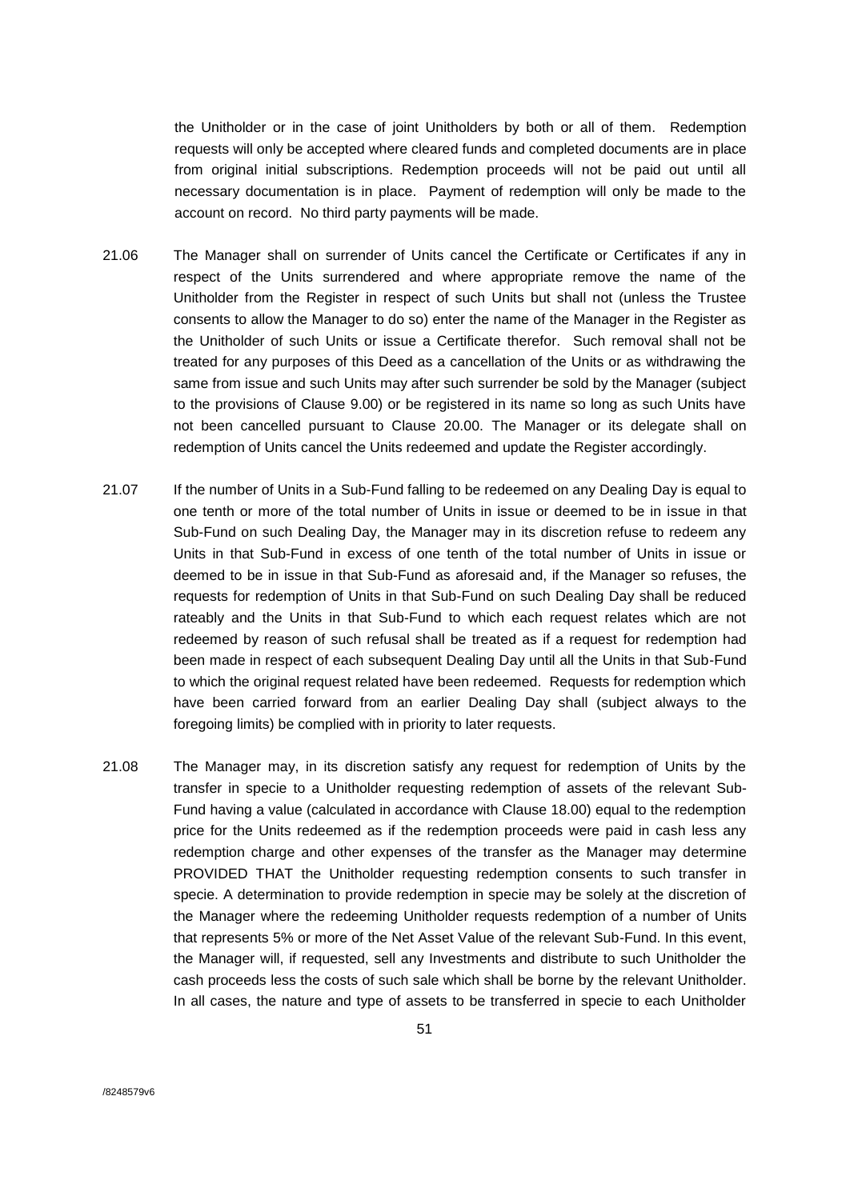the Unitholder or in the case of joint Unitholders by both or all of them. Redemption requests will only be accepted where cleared funds and completed documents are in place from original initial subscriptions. Redemption proceeds will not be paid out until all necessary documentation is in place. Payment of redemption will only be made to the account on record. No third party payments will be made.

21.06 The Manager shall on surrender of Units cancel the Certificate or Certificates if any in respect of the Units surrendered and where appropriate remove the name of the Unitholder from the Register in respect of such Units but shall not (unless the Trustee consents to allow the Manager to do so) enter the name of the Manager in the Register as the Unitholder of such Units or issue a Certificate therefor. Such removal shall not be treated for any purposes of this Deed as a cancellation of the Units or as withdrawing the same from issue and such Units may after such surrender be sold by the Manager (subject to the provisions of Clause 9.00) or be registered in its name so long as such Units have not been cancelled pursuant to Clause 20.00. The Manager or its delegate shall on redemption of Units cancel the Units redeemed and update the Register accordingly.

21.07 If the number of Units in a Sub-Fund falling to be redeemed on any Dealing Day is equal to one tenth or more of the total number of Units in issue or deemed to be in issue in that Sub-Fund on such Dealing Day, the Manager may in its discretion refuse to redeem any Units in that Sub-Fund in excess of one tenth of the total number of Units in issue or deemed to be in issue in that Sub-Fund as aforesaid and, if the Manager so refuses, the requests for redemption of Units in that Sub-Fund on such Dealing Day shall be reduced rateably and the Units in that Sub-Fund to which each request relates which are not redeemed by reason of such refusal shall be treated as if a request for redemption had been made in respect of each subsequent Dealing Day until all the Units in that Sub-Fund to which the original request related have been redeemed. Requests for redemption which have been carried forward from an earlier Dealing Day shall (subject always to the foregoing limits) be complied with in priority to later requests.

21.08 The Manager may, in its discretion satisfy any request for redemption of Units by the transfer in specie to a Unitholder requesting redemption of assets of the relevant Sub-Fund having a value (calculated in accordance with Clause 18.00) equal to the redemption price for the Units redeemed as if the redemption proceeds were paid in cash less any redemption charge and other expenses of the transfer as the Manager may determine PROVIDED THAT the Unitholder requesting redemption consents to such transfer in specie. A determination to provide redemption in specie may be solely at the discretion of the Manager where the redeeming Unitholder requests redemption of a number of Units that represents 5% or more of the Net Asset Value of the relevant Sub-Fund. In this event, the Manager will, if requested, sell any Investments and distribute to such Unitholder the cash proceeds less the costs of such sale which shall be borne by the relevant Unitholder. In all cases, the nature and type of assets to be transferred in specie to each Unitholder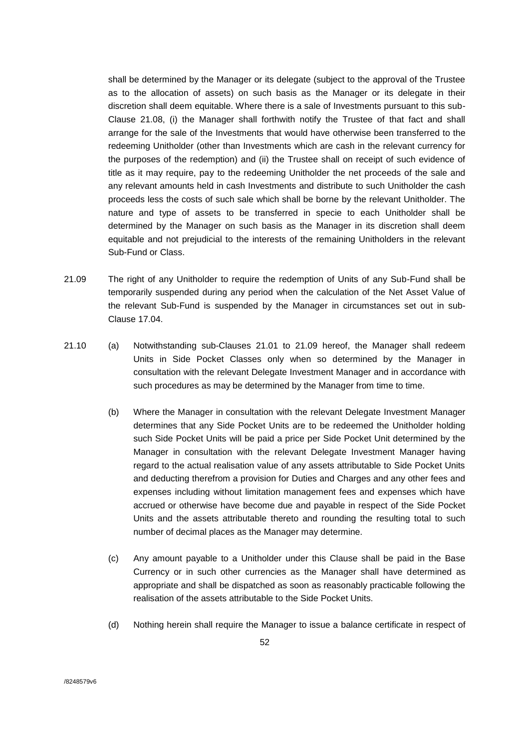shall be determined by the Manager or its delegate (subject to the approval of the Trustee as to the allocation of assets) on such basis as the Manager or its delegate in their discretion shall deem equitable. Where there is a sale of Investments pursuant to this sub-Clause 21.08, (i) the Manager shall forthwith notify the Trustee of that fact and shall arrange for the sale of the Investments that would have otherwise been transferred to the redeeming Unitholder (other than Investments which are cash in the relevant currency for the purposes of the redemption) and (ii) the Trustee shall on receipt of such evidence of title as it may require, pay to the redeeming Unitholder the net proceeds of the sale and any relevant amounts held in cash Investments and distribute to such Unitholder the cash proceeds less the costs of such sale which shall be borne by the relevant Unitholder. The nature and type of assets to be transferred in specie to each Unitholder shall be determined by the Manager on such basis as the Manager in its discretion shall deem equitable and not prejudicial to the interests of the remaining Unitholders in the relevant Sub-Fund or Class.

21.09 The right of any Unitholder to require the redemption of Units of any Sub-Fund shall be temporarily suspended during any period when the calculation of the Net Asset Value of the relevant Sub-Fund is suspended by the Manager in circumstances set out in sub-Clause 17.04.

21.10 (a) Notwithstanding sub-Clauses 21.01 to 21.09 hereof, the Manager shall redeem Units in Side Pocket Classes only when so determined by the Manager in consultation with the relevant Delegate Investment Manager and in accordance with such procedures as may be determined by the Manager from time to time.

(b) Where the Manager in consultation with the relevant Delegate Investment Manager determines that any Side Pocket Units are to be redeemed the Unitholder holding such Side Pocket Units will be paid a price per Side Pocket Unit determined by the Manager in consultation with the relevant Delegate Investment Manager having regard to the actual realisation value of any assets attributable to Side Pocket Units and deducting therefrom a provision for Duties and Charges and any other fees and expenses including without limitation management fees and expenses which have accrued or otherwise have become due and payable in respect of the Side Pocket Units and the assets attributable thereto and rounding the resulting total to such number of decimal places as the Manager may determine.

(c) Any amount payable to a Unitholder under this Clause shall be paid in the Base Currency or in such other currencies as the Manager shall have determined as appropriate and shall be dispatched as soon as reasonably practicable following the realisation of the assets attributable to the Side Pocket Units.

(d) Nothing herein shall require the Manager to issue a balance certificate in respect of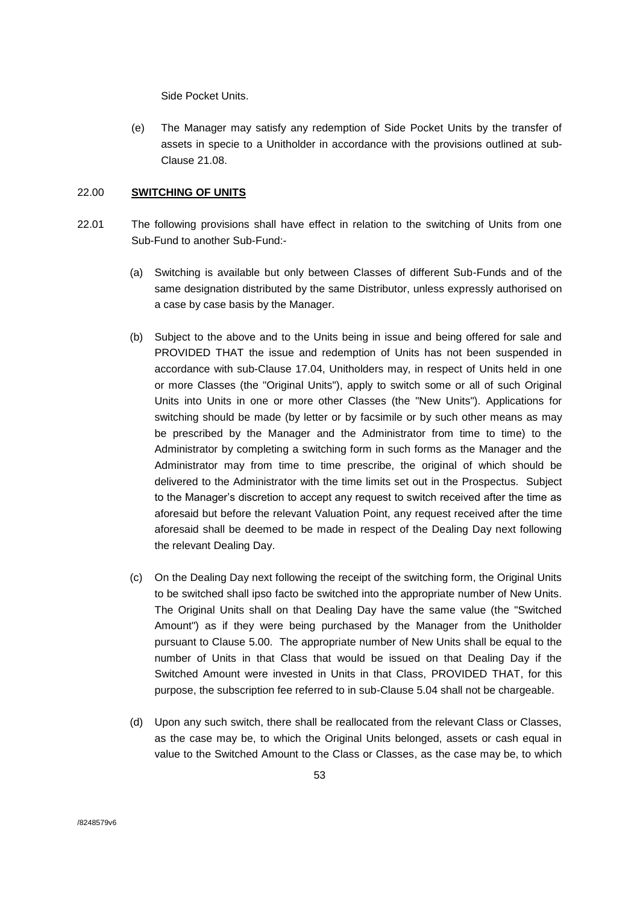Side Pocket Units.

(e) The Manager may satisfy any redemption of Side Pocket Units by the transfer of assets in specie to a Unitholder in accordance with the provisions outlined at sub-Clause 21.08.

## 22.00 **SWITCHING OF UNITS**

22.01 The following provisions shall have effect in relation to the switching of Units from one Sub-Fund to another Sub-Fund:-

(a) Switching is available but only between Classes of different Sub-Funds and of the same designation distributed by the same Distributor, unless expressly authorised on a case by case basis by the Manager.

(b) Subject to the above and to the Units being in issue and being offered for sale and PROVIDED THAT the issue and redemption of Units has not been suspended in accordance with sub-Clause 17.04, Unitholders may, in respect of Units held in one or more Classes (the "Original Units"), apply to switch some or all of such Original Units into Units in one or more other Classes (the "New Units"). Applications for switching should be made (by letter or by facsimile or by such other means as may be prescribed by the Manager and the Administrator from time to time) to the Administrator by completing a switching form in such forms as the Manager and the Administrator may from time to time prescribe, the original of which should be delivered to the Administrator with the time limits set out in the Prospectus. Subject to the Manager's discretion to accept any request to switch received after the time as aforesaid but before the relevant Valuation Point, any request received after the time aforesaid shall be deemed to be made in respect of the Dealing Day next following the relevant Dealing Day.

(c) On the Dealing Day next following the receipt of the switching form, the Original Units to be switched shall ipso facto be switched into the appropriate number of New Units. The Original Units shall on that Dealing Day have the same value (the "Switched Amount") as if they were being purchased by the Manager from the Unitholder pursuant to Clause 5.00. The appropriate number of New Units shall be equal to the number of Units in that Class that would be issued on that Dealing Day if the Switched Amount were invested in Units in that Class, PROVIDED THAT, for this purpose, the subscription fee referred to in sub-Clause 5.04 shall not be chargeable.

(d) Upon any such switch, there shall be reallocated from the relevant Class or Classes, as the case may be, to which the Original Units belonged, assets or cash equal in value to the Switched Amount to the Class or Classes, as the case may be, to which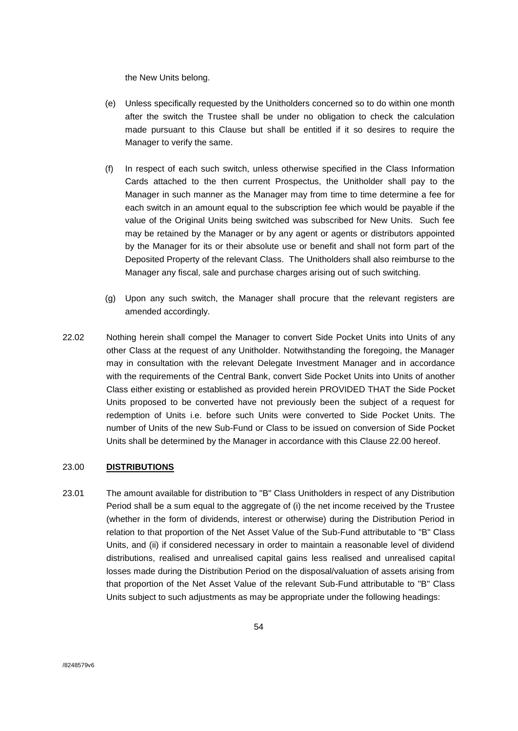the New Units belong.

(e) Unless specifically requested by the Unitholders concerned so to do within one month after the switch the Trustee shall be under no obligation to check the calculation made pursuant to this Clause but shall be entitled if it so desires to require the Manager to verify the same.

(f) In respect of each such switch, unless otherwise specified in the Class Information Cards attached to the then current Prospectus, the Unitholder shall pay to the Manager in such manner as the Manager may from time to time determine a fee for each switch in an amount equal to the subscription fee which would be payable if the value of the Original Units being switched was subscribed for New Units. Such fee may be retained by the Manager or by any agent or agents or distributors appointed by the Manager for its or their absolute use or benefit and shall not form part of the Deposited Property of the relevant Class. The Unitholders shall also reimburse to the Manager any fiscal, sale and purchase charges arising out of such switching.

(g) Upon any such switch, the Manager shall procure that the relevant registers are amended accordingly.

22.02 Nothing herein shall compel the Manager to convert Side Pocket Units into Units of any other Class at the request of any Unitholder. Notwithstanding the foregoing, the Manager may in consultation with the relevant Delegate Investment Manager and in accordance with the requirements of the Central Bank, convert Side Pocket Units into Units of another Class either existing or established as provided herein PROVIDED THAT the Side Pocket Units proposed to be converted have not previously been the subject of a request for redemption of Units i.e. before such Units were converted to Side Pocket Units. The number of Units of the new Sub-Fund or Class to be issued on conversion of Side Pocket Units shall be determined by the Manager in accordance with this Clause 22.00 hereof.

## 23.00 **DISTRIBUTIONS**

23.01 The amount available for distribution to "B" Class Unitholders in respect of any Distribution Period shall be a sum equal to the aggregate of (i) the net income received by the Trustee (whether in the form of dividends, interest or otherwise) during the Distribution Period in relation to that proportion of the Net Asset Value of the Sub-Fund attributable to "B" Class Units, and (ii) if considered necessary in order to maintain a reasonable level of dividend distributions, realised and unrealised capital gains less realised and unrealised capital losses made during the Distribution Period on the disposal/valuation of assets arising from that proportion of the Net Asset Value of the relevant Sub-Fund attributable to "B" Class Units subject to such adjustments as may be appropriate under the following headings: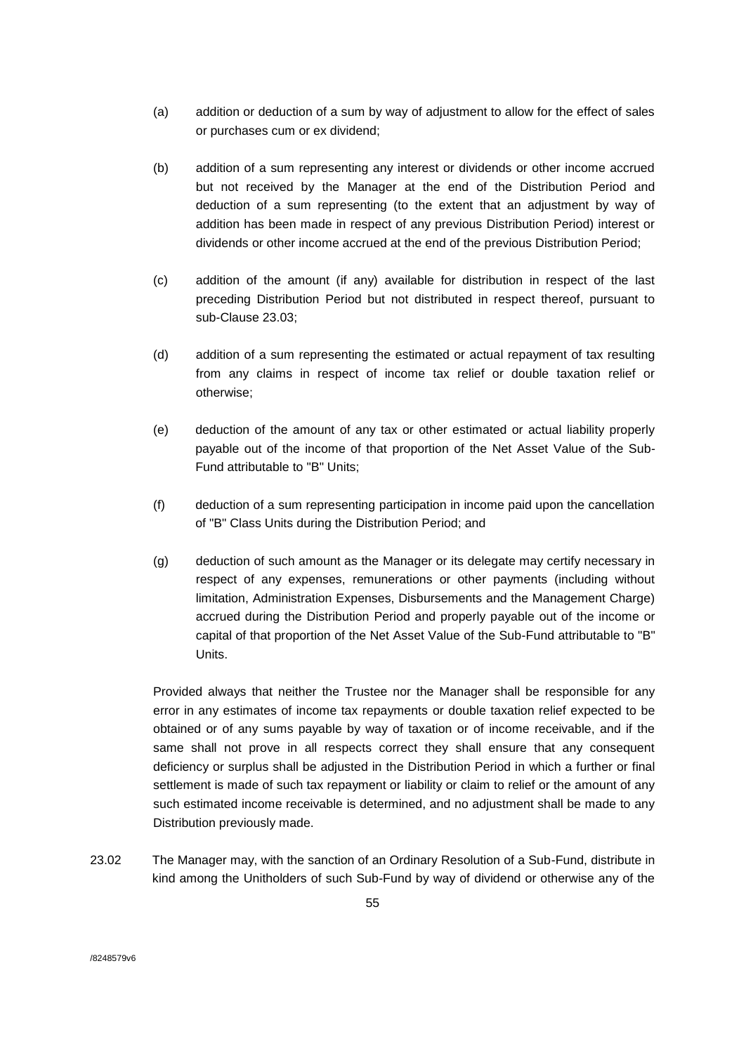(a) addition or deduction of a sum by way of adjustment to allow for the effect of sales or purchases cum or ex dividend;

(b) addition of a sum representing any interest or dividends or other income accrued but not received by the Manager at the end of the Distribution Period and deduction of a sum representing (to the extent that an adjustment by way of addition has been made in respect of any previous Distribution Period) interest or dividends or other income accrued at the end of the previous Distribution Period;

(c) addition of the amount (if any) available for distribution in respect of the last preceding Distribution Period but not distributed in respect thereof, pursuant to sub-Clause 23.03;

(d) addition of a sum representing the estimated or actual repayment of tax resulting from any claims in respect of income tax relief or double taxation relief or otherwise;

(e) deduction of the amount of any tax or other estimated or actual liability properly payable out of the income of that proportion of the Net Asset Value of the Sub-Fund attributable to "B" Units;

(f) deduction of a sum representing participation in income paid upon the cancellation of "B" Class Units during the Distribution Period; and

(g) deduction of such amount as the Manager or its delegate may certify necessary in respect of any expenses, remunerations or other payments (including without limitation, Administration Expenses, Disbursements and the Management Charge) accrued during the Distribution Period and properly payable out of the income or capital of that proportion of the Net Asset Value of the Sub-Fund attributable to "B" Units.

Provided always that neither the Trustee nor the Manager shall be responsible for any error in any estimates of income tax repayments or double taxation relief expected to be obtained or of any sums payable by way of taxation or of income receivable, and if the same shall not prove in all respects correct they shall ensure that any consequent deficiency or surplus shall be adjusted in the Distribution Period in which a further or final settlement is made of such tax repayment or liability or claim to relief or the amount of any such estimated income receivable is determined, and no adjustment shall be made to any Distribution previously made.

23.02 The Manager may, with the sanction of an Ordinary Resolution of a Sub-Fund, distribute in kind among the Unitholders of such Sub-Fund by way of dividend or otherwise any of the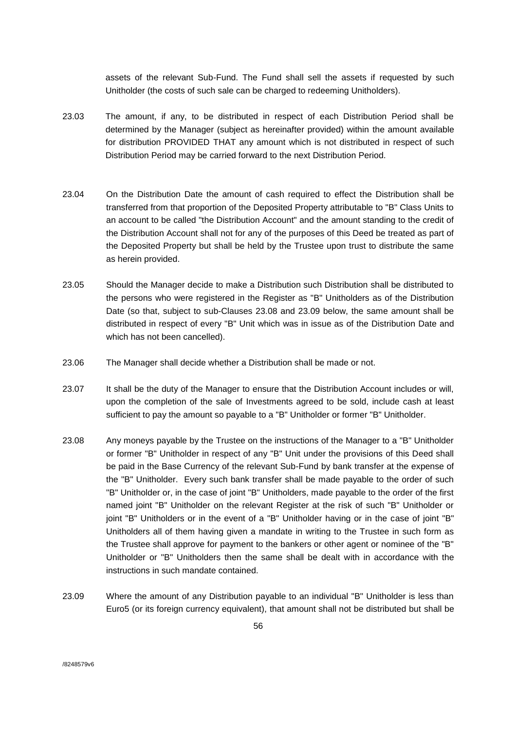assets of the relevant Sub-Fund. The Fund shall sell the assets if requested by such Unitholder (the costs of such sale can be charged to redeeming Unitholders).

23.03 The amount, if any, to be distributed in respect of each Distribution Period shall be determined by the Manager (subject as hereinafter provided) within the amount available for distribution PROVIDED THAT any amount which is not distributed in respect of such Distribution Period may be carried forward to the next Distribution Period.

23.04 On the Distribution Date the amount of cash required to effect the Distribution shall be transferred from that proportion of the Deposited Property attributable to "B" Class Units to an account to be called "the Distribution Account" and the amount standing to the credit of the Distribution Account shall not for any of the purposes of this Deed be treated as part of the Deposited Property but shall be held by the Trustee upon trust to distribute the same as herein provided.

23.05 Should the Manager decide to make a Distribution such Distribution shall be distributed to the persons who were registered in the Register as "B" Unitholders as of the Distribution Date (so that, subject to sub-Clauses 23.08 and 23.09 below, the same amount shall be distributed in respect of every "B" Unit which was in issue as of the Distribution Date and which has not been cancelled).

23.06 The Manager shall decide whether a Distribution shall be made or not.

23.07 It shall be the duty of the Manager to ensure that the Distribution Account includes or will, upon the completion of the sale of Investments agreed to be sold, include cash at least sufficient to pay the amount so payable to a "B" Unitholder or former "B" Unitholder.

23.08 Any moneys payable by the Trustee on the instructions of the Manager to a "B" Unitholder or former "B" Unitholder in respect of any "B" Unit under the provisions of this Deed shall be paid in the Base Currency of the relevant Sub-Fund by bank transfer at the expense of the "B" Unitholder. Every such bank transfer shall be made payable to the order of such "B" Unitholder or, in the case of joint "B" Unitholders, made payable to the order of the first named joint "B" Unitholder on the relevant Register at the risk of such "B" Unitholder or joint "B" Unitholders or in the event of a "B" Unitholder having or in the case of joint "B" Unitholders all of them having given a mandate in writing to the Trustee in such form as the Trustee shall approve for payment to the bankers or other agent or nominee of the "B" Unitholder or "B" Unitholders then the same shall be dealt with in accordance with the instructions in such mandate contained.

23.09 Where the amount of any Distribution payable to an individual "B" Unitholder is less than Euro5 (or its foreign currency equivalent), that amount shall not be distributed but shall be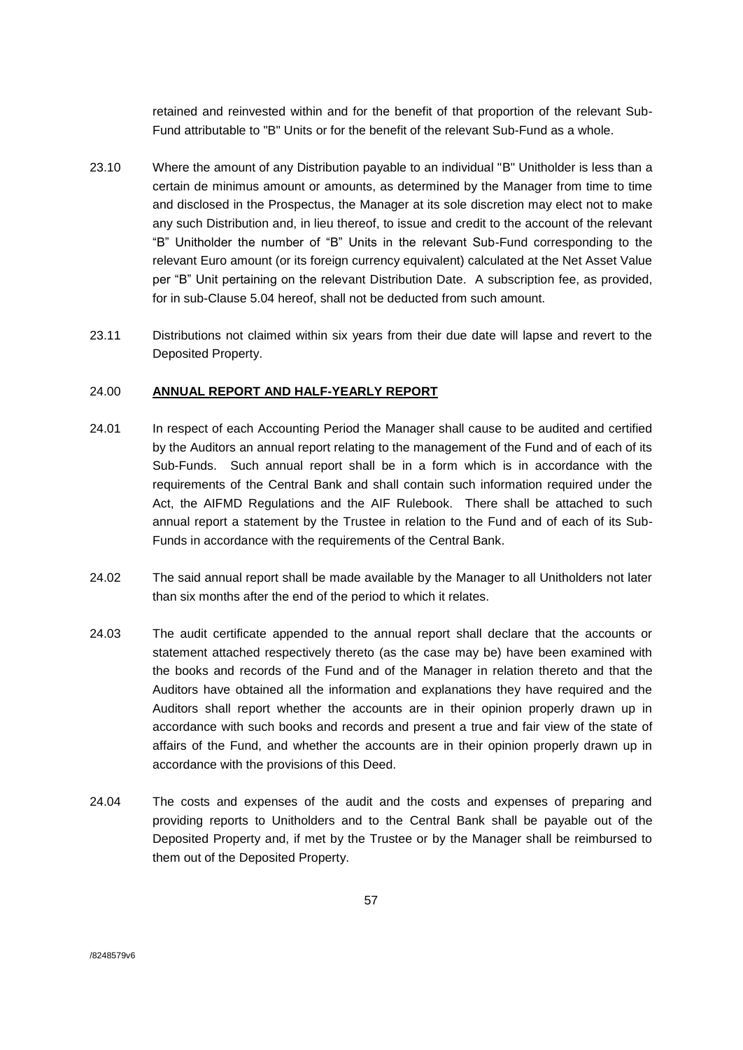retained and reinvested within and for the benefit of that proportion of the relevant Sub-Fund attributable to "B" Units or for the benefit of the relevant Sub-Fund as a whole.

23.10 Where the amount of any Distribution payable to an individual "B" Unitholder is less than a certain de minimus amount or amounts, as determined by the Manager from time to time and disclosed in the Prospectus, the Manager at its sole discretion may elect not to make any such Distribution and, in lieu thereof, to issue and credit to the account of the relevant "B" Unitholder the number of "B" Units in the relevant Sub-Fund corresponding to the relevant Euro amount (or its foreign currency equivalent) calculated at the Net Asset Value per "B" Unit pertaining on the relevant Distribution Date. A subscription fee, as provided, for in sub-Clause 5.04 hereof, shall not be deducted from such amount.

23.11 Distributions not claimed within six years from their due date will lapse and revert to the Deposited Property.

## 24.00 **ANNUAL REPORT AND HALF-YEARLY REPORT**

24.01 In respect of each Accounting Period the Manager shall cause to be audited and certified by the Auditors an annual report relating to the management of the Fund and of each of its Sub-Funds. Such annual report shall be in a form which is in accordance with the requirements of the Central Bank and shall contain such information required under the Act, the AIFMD Regulations and the AIF Rulebook. There shall be attached to such annual report a statement by the Trustee in relation to the Fund and of each of its Sub-Funds in accordance with the requirements of the Central Bank.

24.02 The said annual report shall be made available by the Manager to all Unitholders not later than six months after the end of the period to which it relates.

24.03 The audit certificate appended to the annual report shall declare that the accounts or statement attached respectively thereto (as the case may be) have been examined with the books and records of the Fund and of the Manager in relation thereto and that the Auditors have obtained all the information and explanations they have required and the Auditors shall report whether the accounts are in their opinion properly drawn up in accordance with such books and records and present a true and fair view of the state of affairs of the Fund, and whether the accounts are in their opinion properly drawn up in accordance with the provisions of this Deed.

24.04 The costs and expenses of the audit and the costs and expenses of preparing and providing reports to Unitholders and to the Central Bank shall be payable out of the Deposited Property and, if met by the Trustee or by the Manager shall be reimbursed to them out of the Deposited Property.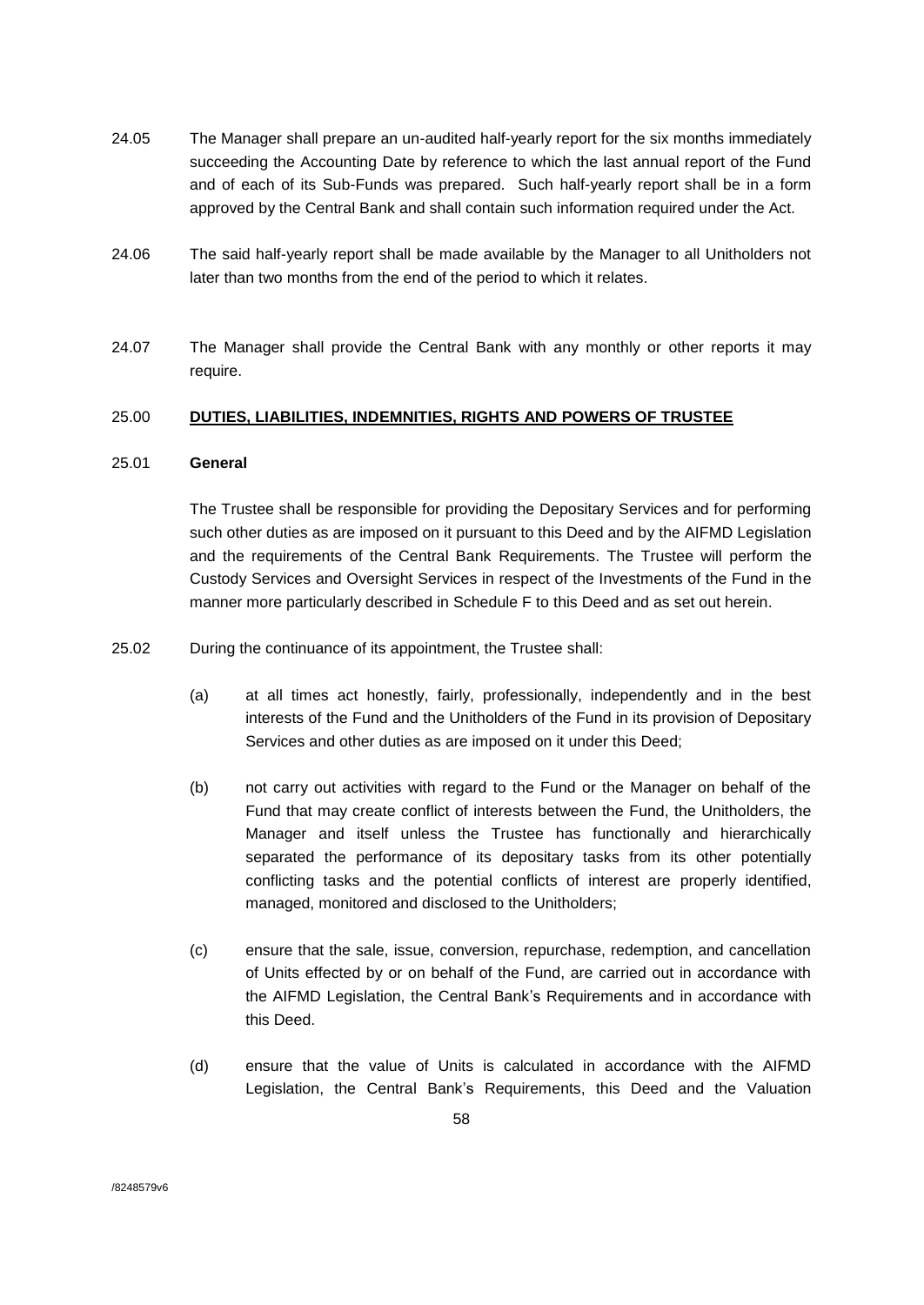24.05 The Manager shall prepare an un-audited half-yearly report for the six months immediately succeeding the Accounting Date by reference to which the last annual report of the Fund and of each of its Sub-Funds was prepared. Such half-yearly report shall be in a form approved by the Central Bank and shall contain such information required under the Act.

24.06 The said half-yearly report shall be made available by the Manager to all Unitholders not later than two months from the end of the period to which it relates.

24.07 The Manager shall provide the Central Bank with any monthly or other reports it may require.

## 25.00 <u>DUTIES, LIABILITIES, INDEMNITIES, RIGHTS AND POWERS OF TRUSTEE</u>

### 25.01 General

The Trustee shall be responsible for providing the Depositary Services and for performing such other duties as are imposed on it pursuant to this Deed and by the AIFMD Legislation and the requirements of the Central Bank Requirements. The Trustee will perform the Custody Services and Oversight Services in respect of the Investments of the Fund in the manner more particularly described in Schedule F to this Deed and as set out herein.

25.02 During the continuance of its appointment, the Trustee shall:

(a) at all times act honestly, fairly, professionally, independently and in the best interests of the Fund and the Unitholders of the Fund in its provision of Depositary Services and other duties as are imposed on it under this Deed;

(b) not carry out activities with regard to the Fund or the Manager on behalf of the Fund that may create conflict of interests between the Fund, the Unitholders, the Manager and itself unless the Trustee has functionally and hierarchically separated the performance of its depositary tasks from its other potentially conflicting tasks and the potential conflicts of interest are properly identified, managed, monitored and disclosed to the Unitholders;

(c) ensure that the sale, issue, conversion, repurchase, redemption, and cancellation of Units effected by or on behalf of the Fund, are carried out in accordance with the AIFMD Legislation, the Central Bank's Requirements and in accordance with this Deed.

(d) ensure that the value of Units is calculated in accordance with the AIFMD Legislation, the Central Bank's Requirements, this Deed and the Valuation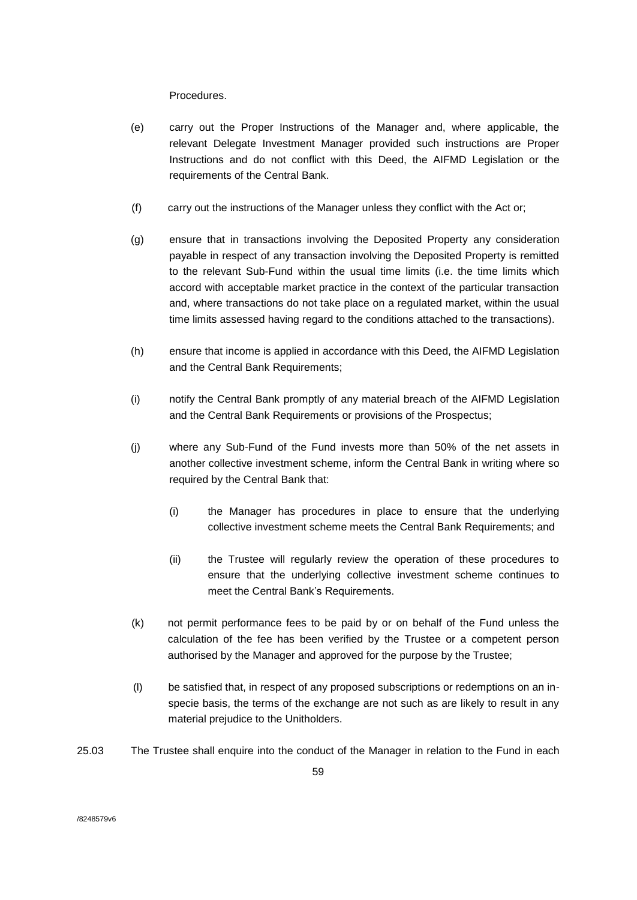Procedures.

(e) carry out the Proper Instructions of the Manager and, where applicable, the relevant Delegate Investment Manager provided such instructions are Proper Instructions and do not conflict with this Deed, the AIFMD Legislation or the requirements of the Central Bank.

(f) carry out the instructions of the Manager unless they conflict with the Act or;

(g) ensure that in transactions involving the Deposited Property any consideration payable in respect of any transaction involving the Deposited Property is remitted to the relevant Sub-Fund within the usual time limits (i.e. the time limits which accord with acceptable market practice in the context of the particular transaction and, where transactions do not take place on a regulated market, within the usual time limits assessed having regard to the conditions attached to the transactions).

(h) ensure that income is applied in accordance with this Deed, the AIFMD Legislation and the Central Bank Requirements;

(i) notify the Central Bank promptly of any material breach of the AIFMD Legislation and the Central Bank Requirements or provisions of the Prospectus;

(j) where any Sub-Fund of the Fund invests more than 50% of the net assets in another collective investment scheme, inform the Central Bank in writing where so required by the Central Bank that:

   (i) the Manager has procedures in place to ensure that the underlying collective investment scheme meets the Central Bank Requirements; and

   (ii) the Trustee will regularly review the operation of these procedures to ensure that the underlying collective investment scheme continues to meet the Central Bank's Requirements.

(k) not permit performance fees to be paid by or on behalf of the Fund unless the calculation of the fee has been verified by the Trustee or a competent person authorised by the Manager and approved for the purpose by the Trustee;

(l) be satisfied that, in respect of any proposed subscriptions or redemptions on an in-specie basis, the terms of the exchange are not such as are likely to result in any material prejudice to the Unitholders.

25.03 The Trustee shall enquire into the conduct of the Manager in relation to the Fund in each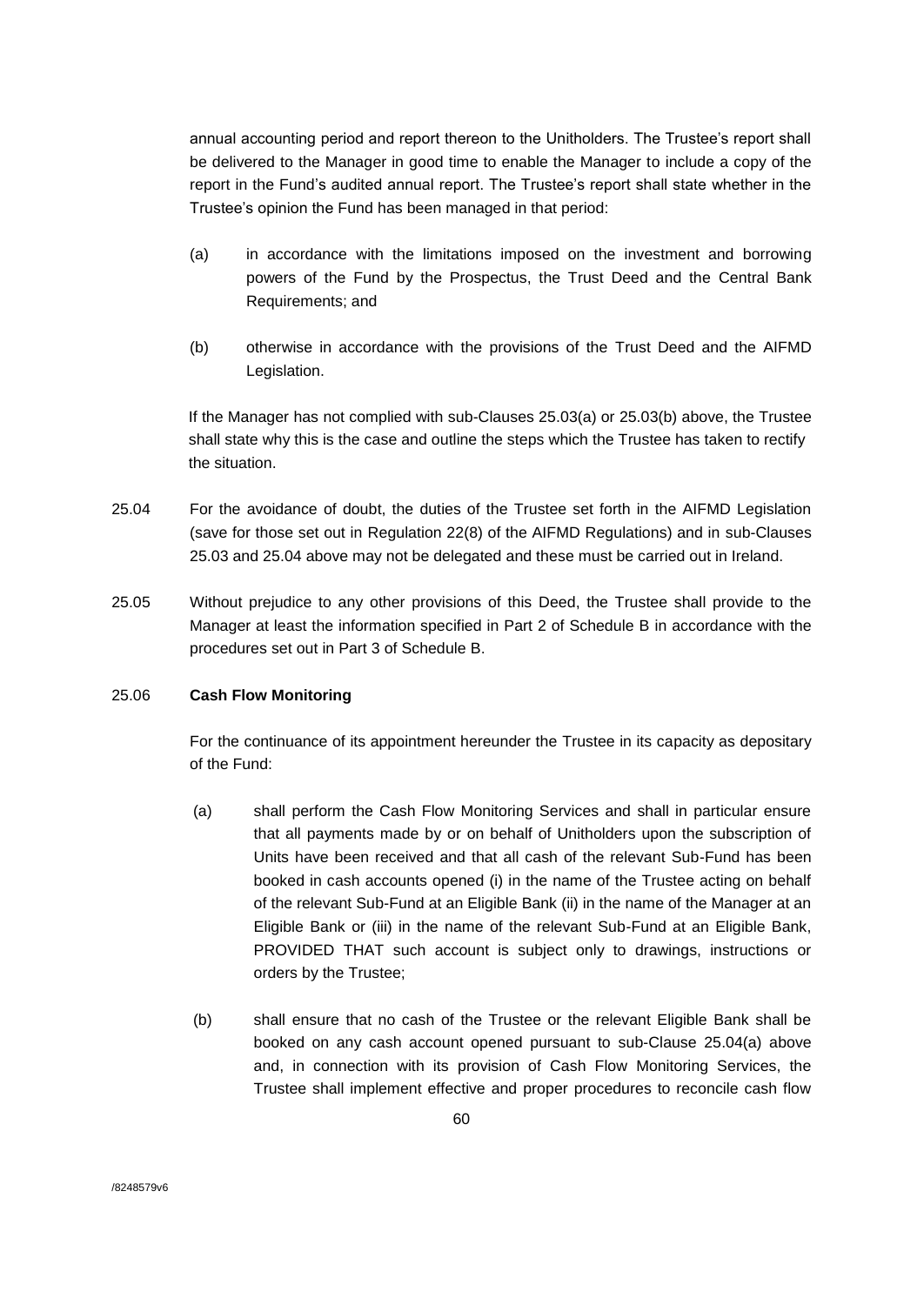annual accounting period and report thereon to the Unitholders. The Trustee's report shall be delivered to the Manager in good time to enable the Manager to include a copy of the report in the Fund's audited annual report. The Trustee's report shall state whether in the Trustee's opinion the Fund has been managed in that period:

(a) in accordance with the limitations imposed on the investment and borrowing powers of the Fund by the Prospectus, the Trust Deed and the Central Bank Requirements; and

(b) otherwise in accordance with the provisions of the Trust Deed and the AIFMD Legislation.

If the Manager has not complied with sub-Clauses 25.03(a) or 25.03(b) above, the Trustee shall state why this is the case and outline the steps which the Trustee has taken to rectify the situation.

25.04 For the avoidance of doubt, the duties of the Trustee set forth in the AIFMD Legislation (save for those set out in Regulation 22(8) of the AIFMD Regulations) and in sub-Clauses 25.03 and 25.04 above may not be delegated and these must be carried out in Ireland.

25.05 Without prejudice to any other provisions of this Deed, the Trustee shall provide to the Manager at least the information specified in Part 2 of Schedule B in accordance with the procedures set out in Part 3 of Schedule B.

25.06 **Cash Flow Monitoring**

For the continuance of its appointment hereunder the Trustee in its capacity as depositary of the Fund:

(a) shall perform the Cash Flow Monitoring Services and shall in particular ensure that all payments made by or on behalf of Unitholders upon the subscription of Units have been received and that all cash of the relevant Sub-Fund has been booked in cash accounts opened (i) in the name of the Trustee acting on behalf of the relevant Sub-Fund at an Eligible Bank (ii) in the name of the Manager at an Eligible Bank or (iii) in the name of the relevant Sub-Fund at an Eligible Bank, PROVIDED THAT such account is subject only to drawings, instructions or orders by the Trustee;

(b) shall ensure that no cash of the Trustee or the relevant Eligible Bank shall be booked on any cash account opened pursuant to sub-Clause 25.04(a) above and, in connection with its provision of Cash Flow Monitoring Services, the Trustee shall implement effective and proper procedures to reconcile cash flow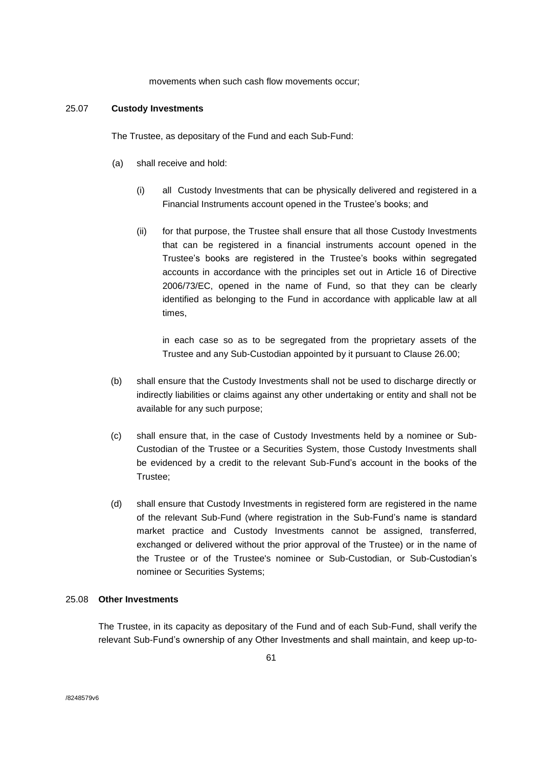movements when such cash flow movements occur;

25.07 **Custody Investments**

The Trustee, as depositary of the Fund and each Sub-Fund:

(a) shall receive and hold:

(i) all Custody Investments that can be physically delivered and registered in a Financial Instruments account opened in the Trustee's books; and

(ii) for that purpose, the Trustee shall ensure that all those Custody Investments that can be registered in a financial instruments account opened in the Trustee's books are registered in the Trustee's books within segregated accounts in accordance with the principles set out in Article 16 of Directive 2006/73/EC, opened in the name of Fund, so that they can be clearly identified as belonging to the Fund in accordance with applicable law at all times,

in each case so as to be segregated from the proprietary assets of the Trustee and any Sub-Custodian appointed by it pursuant to Clause 26.00;

(b) shall ensure that the Custody Investments shall not be used to discharge directly or indirectly liabilities or claims against any other undertaking or entity and shall not be available for any such purpose;

(c) shall ensure that, in the case of Custody Investments held by a nominee or Sub-Custodian of the Trustee or a Securities System, those Custody Investments shall be evidenced by a credit to the relevant Sub-Fund's account in the books of the Trustee;

(d) shall ensure that Custody Investments in registered form are registered in the name of the relevant Sub-Fund (where registration in the Sub-Fund's name is standard market practice and Custody Investments cannot be assigned, transferred, exchanged or delivered without the prior approval of the Trustee) or in the name of the Trustee or of the Trustee's nominee or Sub-Custodian, or Sub-Custodian's nominee or Securities Systems;

25.08 **Other Investments**

The Trustee, in its capacity as depositary of the Fund and of each Sub-Fund, shall verify the relevant Sub-Fund's ownership of any Other Investments and shall maintain, and keep up-to-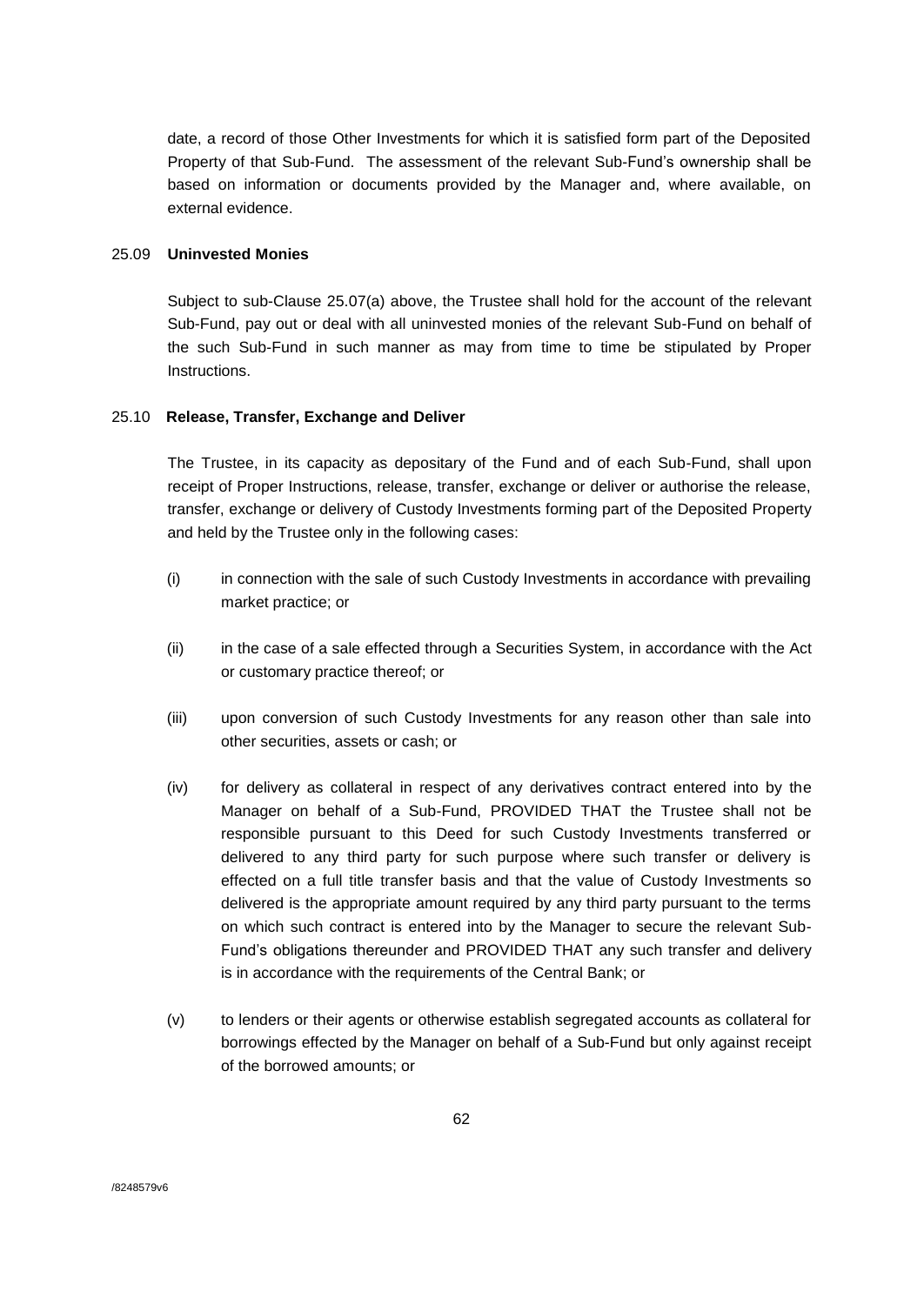date, a record of those Other Investments for which it is satisfied form part of the Deposited Property of that Sub-Fund. The assessment of the relevant Sub-Fund's ownership shall be based on information or documents provided by the Manager and, where available, on external evidence.

25.09 **Uninvested Monies**

Subject to sub-Clause 25.07(a) above, the Trustee shall hold for the account of the relevant Sub-Fund, pay out or deal with all uninvested monies of the relevant Sub-Fund on behalf of the such Sub-Fund in such manner as may from time to time be stipulated by Proper Instructions.

25.10 **Release, Transfer, Exchange and Deliver**

The Trustee, in its capacity as depositary of the Fund and of each Sub-Fund, shall upon receipt of Proper Instructions, release, transfer, exchange or deliver or authorise the release, transfer, exchange or delivery of Custody Investments forming part of the Deposited Property and held by the Trustee only in the following cases:

(i) in connection with the sale of such Custody Investments in accordance with prevailing market practice; or

(ii) in the case of a sale effected through a Securities System, in accordance with the Act or customary practice thereof; or

(iii) upon conversion of such Custody Investments for any reason other than sale into other securities, assets or cash; or

(iv) for delivery as collateral in respect of any derivatives contract entered into by the Manager on behalf of a Sub-Fund, PROVIDED THAT the Trustee shall not be responsible pursuant to this Deed for such Custody Investments transferred or delivered to any third party for such purpose where such transfer or delivery is effected on a full title transfer basis and that the value of Custody Investments so delivered is the appropriate amount required by any third party pursuant to the terms on which such contract is entered into by the Manager to secure the relevant Sub-Fund's obligations thereunder and PROVIDED THAT any such transfer and delivery is in accordance with the requirements of the Central Bank; or

(v) to lenders or their agents or otherwise establish segregated accounts as collateral for borrowings effected by the Manager on behalf of a Sub-Fund but only against receipt of the borrowed amounts; or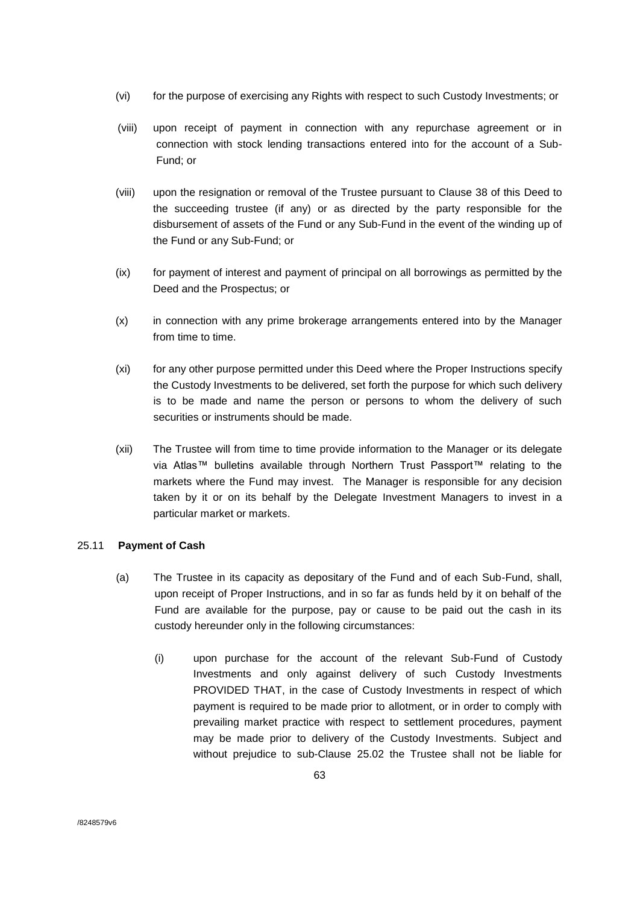(vi) for the purpose of exercising any Rights with respect to such Custody Investments; or

(viii) upon receipt of payment in connection with any repurchase agreement or in connection with stock lending transactions entered into for the account of a Sub-Fund; or

(viii) upon the resignation or removal of the Trustee pursuant to Clause 38 of this Deed to the succeeding trustee (if any) or as directed by the party responsible for the disbursement of assets of the Fund or any Sub-Fund in the event of the winding up of the Fund or any Sub-Fund; or

(ix) for payment of interest and payment of principal on all borrowings as permitted by the Deed and the Prospectus; or

(x) in connection with any prime brokerage arrangements entered into by the Manager from time to time.

(xi) for any other purpose permitted under this Deed where the Proper Instructions specify the Custody Investments to be delivered, set forth the purpose for which such delivery is to be made and name the person or persons to whom the delivery of such securities or instruments should be made.

(xii) The Trustee will from time to time provide information to the Manager or its delegate via Atlas™ bulletins available through Northern Trust Passport™ relating to the markets where the Fund may invest. The Manager is responsible for any decision taken by it or on its behalf by the Delegate Investment Managers to invest in a particular market or markets.

25.11 **Payment of Cash**

(a) The Trustee in its capacity as depositary of the Fund and of each Sub-Fund, shall, upon receipt of Proper Instructions, and in so far as funds held by it on behalf of the Fund are available for the purpose, pay or cause to be paid out the cash in its custody hereunder only in the following circumstances:

(i) upon purchase for the account of the relevant Sub-Fund of Custody Investments and only against delivery of such Custody Investments PROVIDED THAT, in the case of Custody Investments in respect of which payment is required to be made prior to allotment, or in order to comply with prevailing market practice with respect to settlement procedures, payment may be made prior to delivery of the Custody Investments. Subject and without prejudice to sub-Clause 25.02 the Trustee shall not be liable for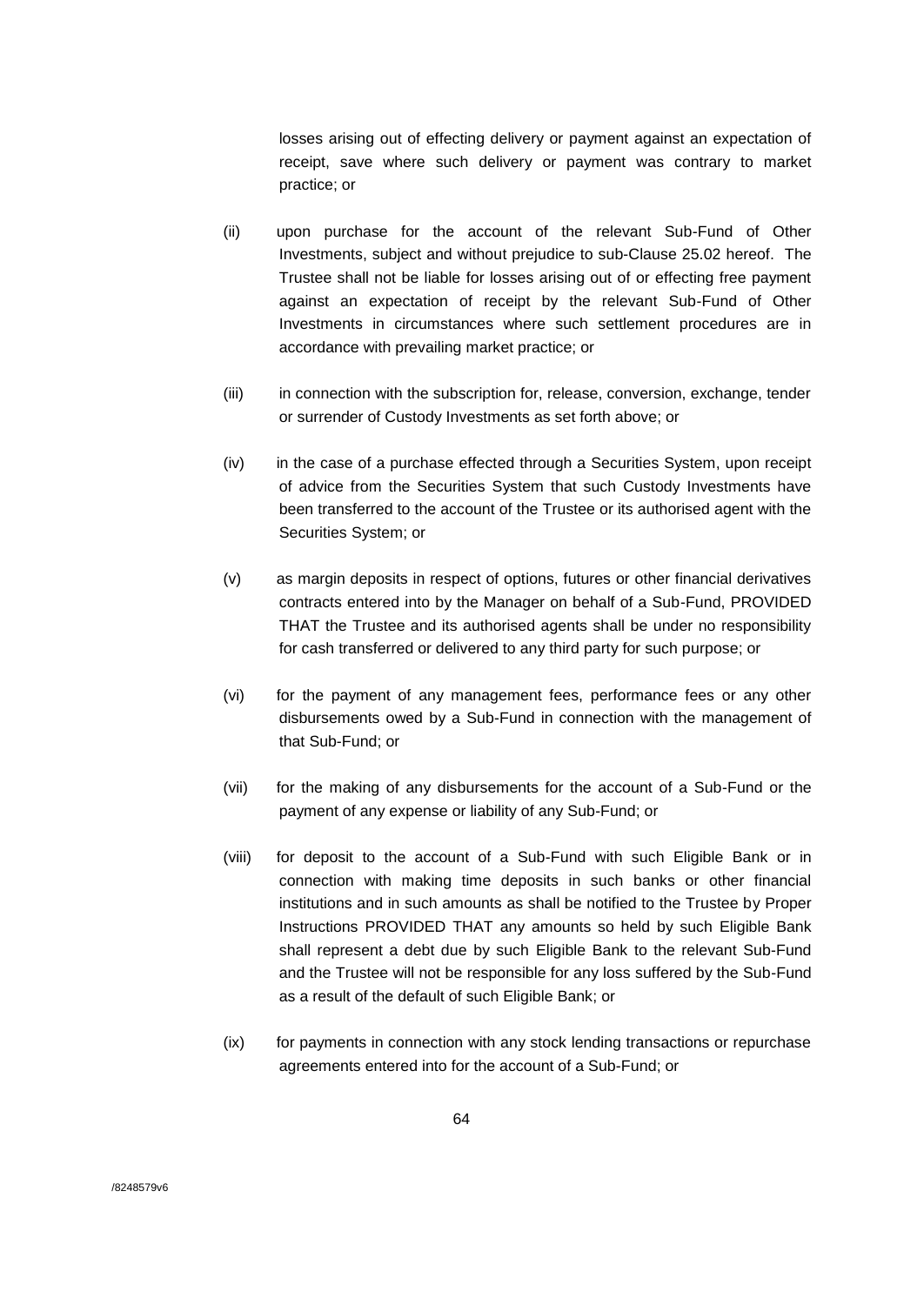losses arising out of effecting delivery or payment against an expectation of receipt, save where such delivery or payment was contrary to market practice; or

(ii) upon purchase for the account of the relevant Sub-Fund of Other Investments, subject and without prejudice to sub-Clause 25.02 hereof. The Trustee shall not be liable for losses arising out of or effecting free payment against an expectation of receipt by the relevant Sub-Fund of Other Investments in circumstances where such settlement procedures are in accordance with prevailing market practice; or

(iii) in connection with the subscription for, release, conversion, exchange, tender or surrender of Custody Investments as set forth above; or

(iv) in the case of a purchase effected through a Securities System, upon receipt of advice from the Securities System that such Custody Investments have been transferred to the account of the Trustee or its authorised agent with the Securities System; or

(v) as margin deposits in respect of options, futures or other financial derivatives contracts entered into by the Manager on behalf of a Sub-Fund, PROVIDED THAT the Trustee and its authorised agents shall be under no responsibility for cash transferred or delivered to any third party for such purpose; or

(vi) for the payment of any management fees, performance fees or any other disbursements owed by a Sub-Fund in connection with the management of that Sub-Fund; or

(vii) for the making of any disbursements for the account of a Sub-Fund or the payment of any expense or liability of any Sub-Fund; or

(viii) for deposit to the account of a Sub-Fund with such Eligible Bank or in connection with making time deposits in such banks or other financial institutions and in such amounts as shall be notified to the Trustee by Proper Instructions PROVIDED THAT any amounts so held by such Eligible Bank shall represent a debt due by such Eligible Bank to the relevant Sub-Fund and the Trustee will not be responsible for any loss suffered by the Sub-Fund as a result of the default of such Eligible Bank; or

(ix) for payments in connection with any stock lending transactions or repurchase agreements entered into for the account of a Sub-Fund; or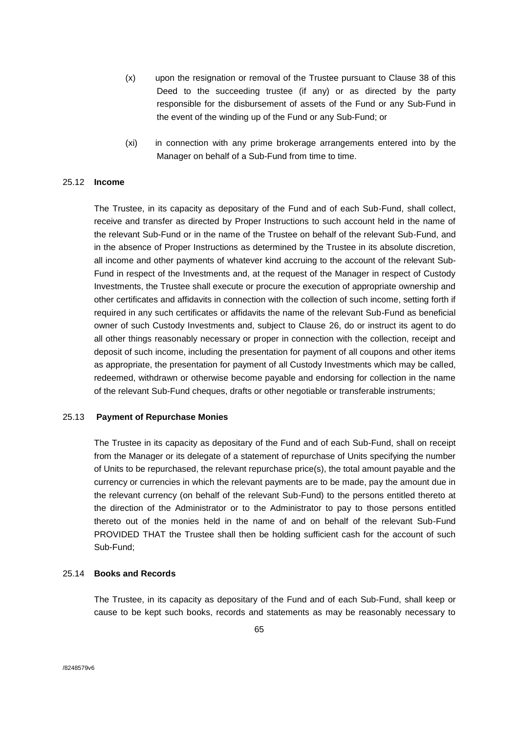(x) upon the resignation or removal of the Trustee pursuant to Clause 38 of this Deed to the succeeding trustee (if any) or as directed by the party responsible for the disbursement of assets of the Fund or any Sub-Fund in the event of the winding up of the Fund or any Sub-Fund; or

(xi) in connection with any prime brokerage arrangements entered into by the Manager on behalf of a Sub-Fund from time to time.

25.12 **Income**

The Trustee, in its capacity as depositary of the Fund and of each Sub-Fund, shall collect, receive and transfer as directed by Proper Instructions to such account held in the name of the relevant Sub-Fund or in the name of the Trustee on behalf of the relevant Sub-Fund, and in the absence of Proper Instructions as determined by the Trustee in its absolute discretion, all income and other payments of whatever kind accruing to the account of the relevant Sub-Fund in respect of the Investments and, at the request of the Manager in respect of Custody Investments, the Trustee shall execute or procure the execution of appropriate ownership and other certificates and affidavits in connection with the collection of such income, setting forth if required in any such certificates or affidavits the name of the relevant Sub-Fund as beneficial owner of such Custody Investments and, subject to Clause 26, do or instruct its agent to do all other things reasonably necessary or proper in connection with the collection, receipt and deposit of such income, including the presentation for payment of all coupons and other items as appropriate, the presentation for payment of all Custody Investments which may be called, redeemed, withdrawn or otherwise become payable and endorsing for collection in the name of the relevant Sub-Fund cheques, drafts or other negotiable or transferable instruments;

25.13 **Payment of Repurchase Monies**

The Trustee in its capacity as depositary of the Fund and of each Sub-Fund, shall on receipt from the Manager or its delegate of a statement of repurchase of Units specifying the number of Units to be repurchased, the relevant repurchase price(s), the total amount payable and the currency or currencies in which the relevant payments are to be made, pay the amount due in the relevant currency (on behalf of the relevant Sub-Fund) to the persons entitled thereto at the direction of the Administrator or to the Administrator to pay to those persons entitled thereto out of the monies held in the name of and on behalf of the relevant Sub-Fund PROVIDED THAT the Trustee shall then be holding sufficient cash for the account of such Sub-Fund;

25.14 **Books and Records**

The Trustee, in its capacity as depositary of the Fund and of each Sub-Fund, shall keep or cause to be kept such books, records and statements as may be reasonably necessary to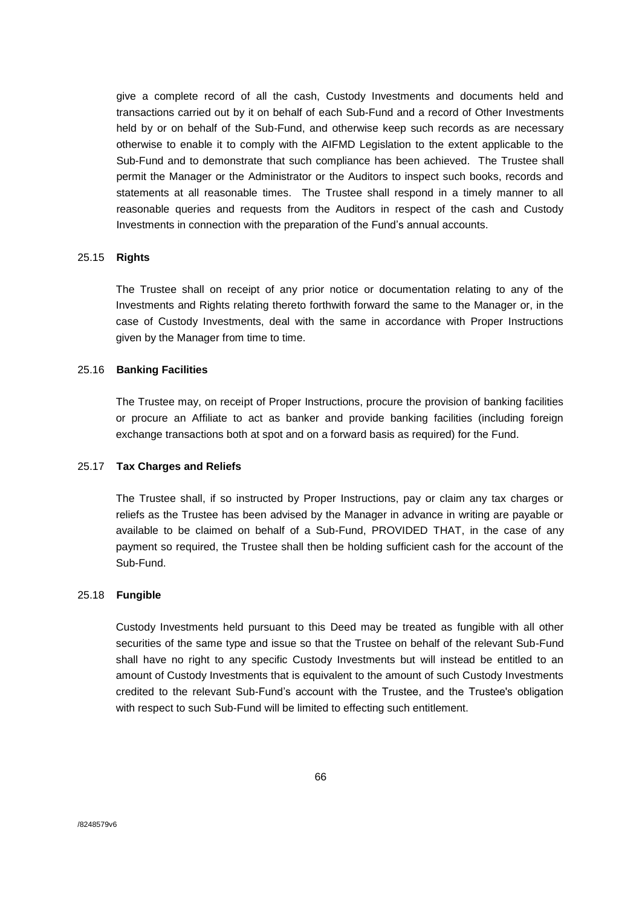give a complete record of all the cash, Custody Investments and documents held and transactions carried out by it on behalf of each Sub-Fund and a record of Other Investments held by or on behalf of the Sub-Fund, and otherwise keep such records as are necessary otherwise to enable it to comply with the AIFMD Legislation to the extent applicable to the Sub-Fund and to demonstrate that such compliance has been achieved. The Trustee shall permit the Manager or the Administrator or the Auditors to inspect such books, records and statements at all reasonable times. The Trustee shall respond in a timely manner to all reasonable queries and requests from the Auditors in respect of the cash and Custody Investments in connection with the preparation of the Fund's annual accounts.

25.15 **Rights**

The Trustee shall on receipt of any prior notice or documentation relating to any of the Investments and Rights relating thereto forthwith forward the same to the Manager or, in the case of Custody Investments, deal with the same in accordance with Proper Instructions given by the Manager from time to time.

25.16 **Banking Facilities**

The Trustee may, on receipt of Proper Instructions, procure the provision of banking facilities or procure an Affiliate to act as banker and provide banking facilities (including foreign exchange transactions both at spot and on a forward basis as required) for the Fund.

25.17 **Tax Charges and Reliefs**

The Trustee shall, if so instructed by Proper Instructions, pay or claim any tax charges or reliefs as the Trustee has been advised by the Manager in advance in writing are payable or available to be claimed on behalf of a Sub-Fund, PROVIDED THAT, in the case of any payment so required, the Trustee shall then be holding sufficient cash for the account of the Sub-Fund.

25.18 **Fungible**

Custody Investments held pursuant to this Deed may be treated as fungible with all other securities of the same type and issue so that the Trustee on behalf of the relevant Sub-Fund shall have no right to any specific Custody Investments but will instead be entitled to an amount of Custody Investments that is equivalent to the amount of such Custody Investments credited to the relevant Sub-Fund's account with the Trustee, and the Trustee's obligation with respect to such Sub-Fund will be limited to effecting such entitlement.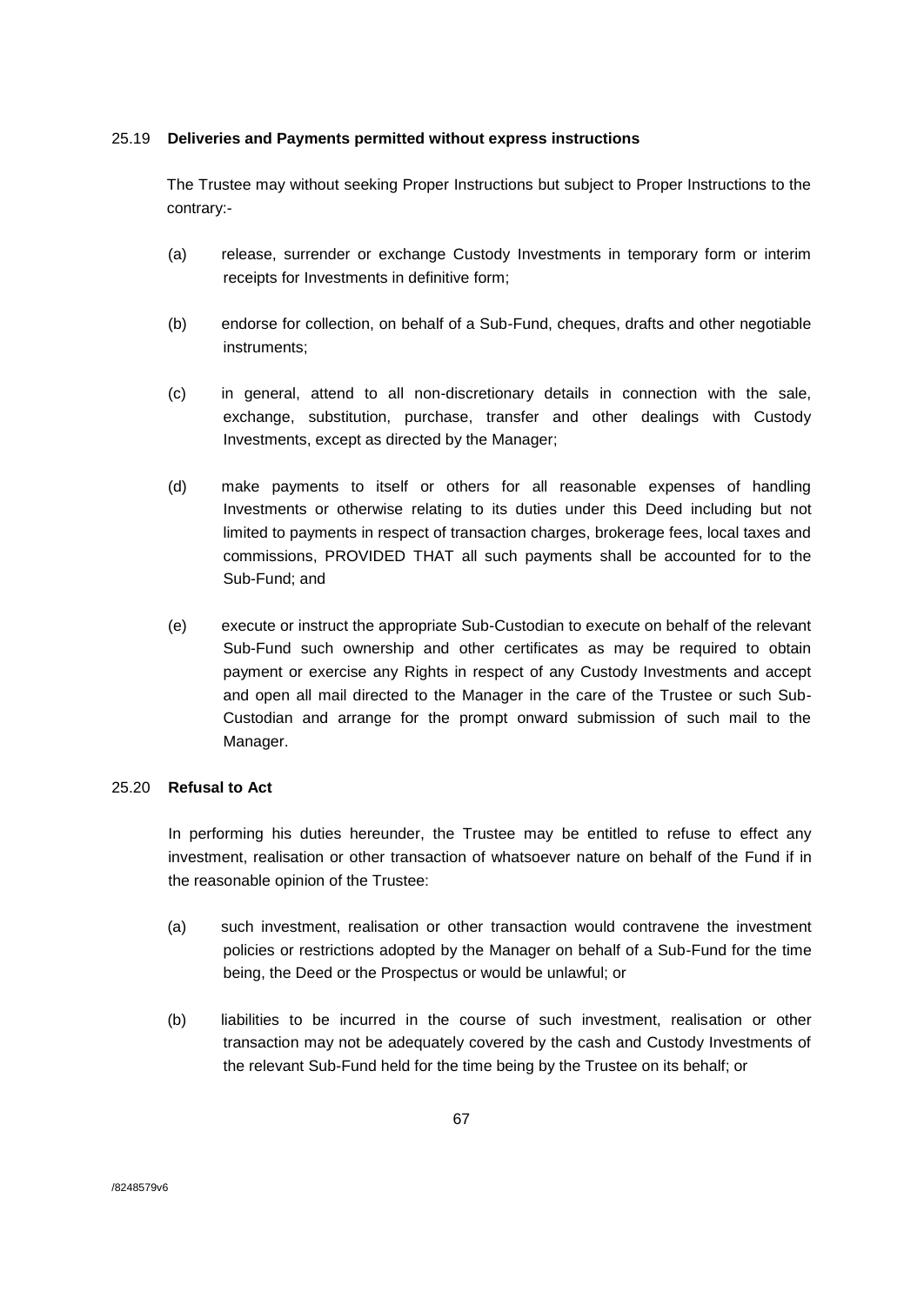### 25.19 **Deliveries and Payments permitted without express instructions**

The Trustee may without seeking Proper Instructions but subject to Proper Instructions to the contrary:-

(a) release, surrender or exchange Custody Investments in temporary form or interim receipts for Investments in definitive form;

(b) endorse for collection, on behalf of a Sub-Fund, cheques, drafts and other negotiable instruments;

(c) in general, attend to all non-discretionary details in connection with the sale, exchange, substitution, purchase, transfer and other dealings with Custody Investments, except as directed by the Manager;

(d) make payments to itself or others for all reasonable expenses of handling Investments or otherwise relating to its duties under this Deed including but not limited to payments in respect of transaction charges, brokerage fees, local taxes and commissions, PROVIDED THAT all such payments shall be accounted for to the Sub-Fund; and

(e) execute or instruct the appropriate Sub-Custodian to execute on behalf of the relevant Sub-Fund such ownership and other certificates as may be required to obtain payment or exercise any Rights in respect of any Custody Investments and accept and open all mail directed to the Manager in the care of the Trustee or such Sub-Custodian and arrange for the prompt onward submission of such mail to the Manager.

### 25.20 **Refusal to Act**

In performing his duties hereunder, the Trustee may be entitled to refuse to effect any investment, realisation or other transaction of whatsoever nature on behalf of the Fund if in the reasonable opinion of the Trustee:

(a) such investment, realisation or other transaction would contravene the investment policies or restrictions adopted by the Manager on behalf of a Sub-Fund for the time being, the Deed or the Prospectus or would be unlawful; or

(b) liabilities to be incurred in the course of such investment, realisation or other transaction may not be adequately covered by the cash and Custody Investments of the relevant Sub-Fund held for the time being by the Trustee on its behalf; or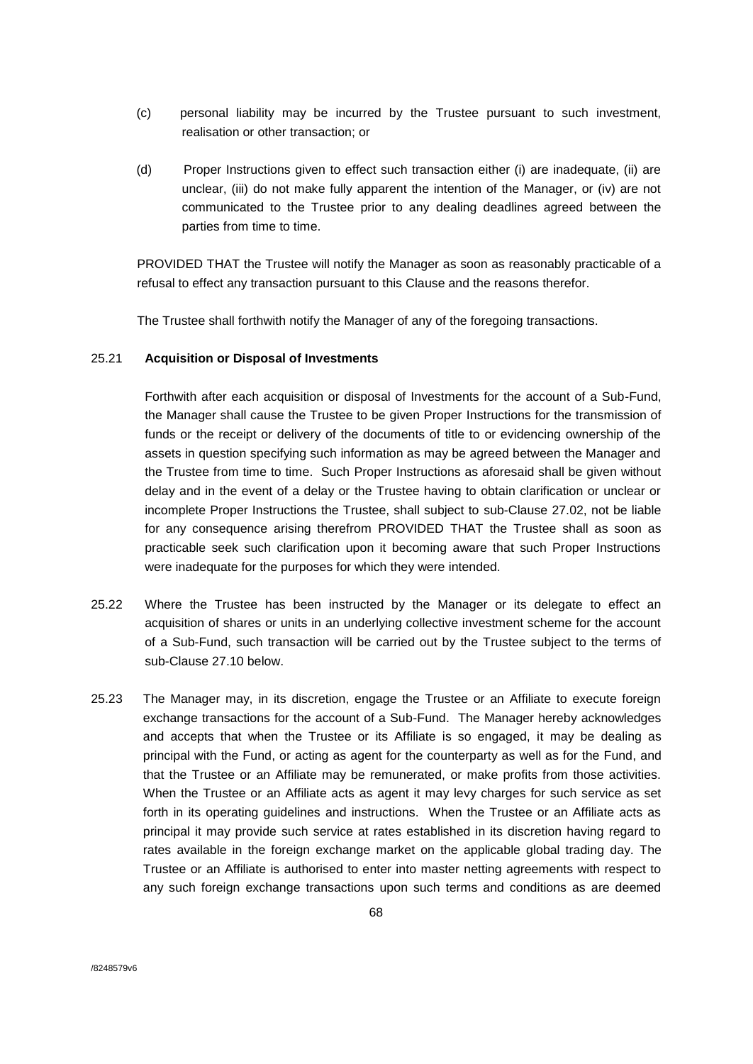(c) personal liability may be incurred by the Trustee pursuant to such investment, realisation or other transaction; or

(d) Proper Instructions given to effect such transaction either (i) are inadequate, (ii) are unclear, (iii) do not make fully apparent the intention of the Manager, or (iv) are not communicated to the Trustee prior to any dealing deadlines agreed between the parties from time to time.

PROVIDED THAT the Trustee will notify the Manager as soon as reasonably practicable of a refusal to effect any transaction pursuant to this Clause and the reasons therefor.

The Trustee shall forthwith notify the Manager of any of the foregoing transactions.

25.21 **Acquisition or Disposal of Investments**

Forthwith after each acquisition or disposal of Investments for the account of a Sub-Fund, the Manager shall cause the Trustee to be given Proper Instructions for the transmission of funds or the receipt or delivery of the documents of title to or evidencing ownership of the assets in question specifying such information as may be agreed between the Manager and the Trustee from time to time. Such Proper Instructions as aforesaid shall be given without delay and in the event of a delay or the Trustee having to obtain clarification or unclear or incomplete Proper Instructions the Trustee, shall subject to sub-Clause 27.02, not be liable for any consequence arising therefrom PROVIDED THAT the Trustee shall as soon as practicable seek such clarification upon it becoming aware that such Proper Instructions were inadequate for the purposes for which they were intended.

25.22 Where the Trustee has been instructed by the Manager or its delegate to effect an acquisition of shares or units in an underlying collective investment scheme for the account of a Sub-Fund, such transaction will be carried out by the Trustee subject to the terms of sub-Clause 27.10 below.

25.23 The Manager may, in its discretion, engage the Trustee or an Affiliate to execute foreign exchange transactions for the account of a Sub-Fund. The Manager hereby acknowledges and accepts that when the Trustee or its Affiliate is so engaged, it may be dealing as principal with the Fund, or acting as agent for the counterparty as well as for the Fund, and that the Trustee or an Affiliate may be remunerated, or make profits from those activities. When the Trustee or an Affiliate acts as agent it may levy charges for such service as set forth in its operating guidelines and instructions. When the Trustee or an Affiliate acts as principal it may provide such service at rates established in its discretion having regard to rates available in the foreign exchange market on the applicable global trading day. The Trustee or an Affiliate is authorised to enter into master netting agreements with respect to any such foreign exchange transactions upon such terms and conditions as are deemed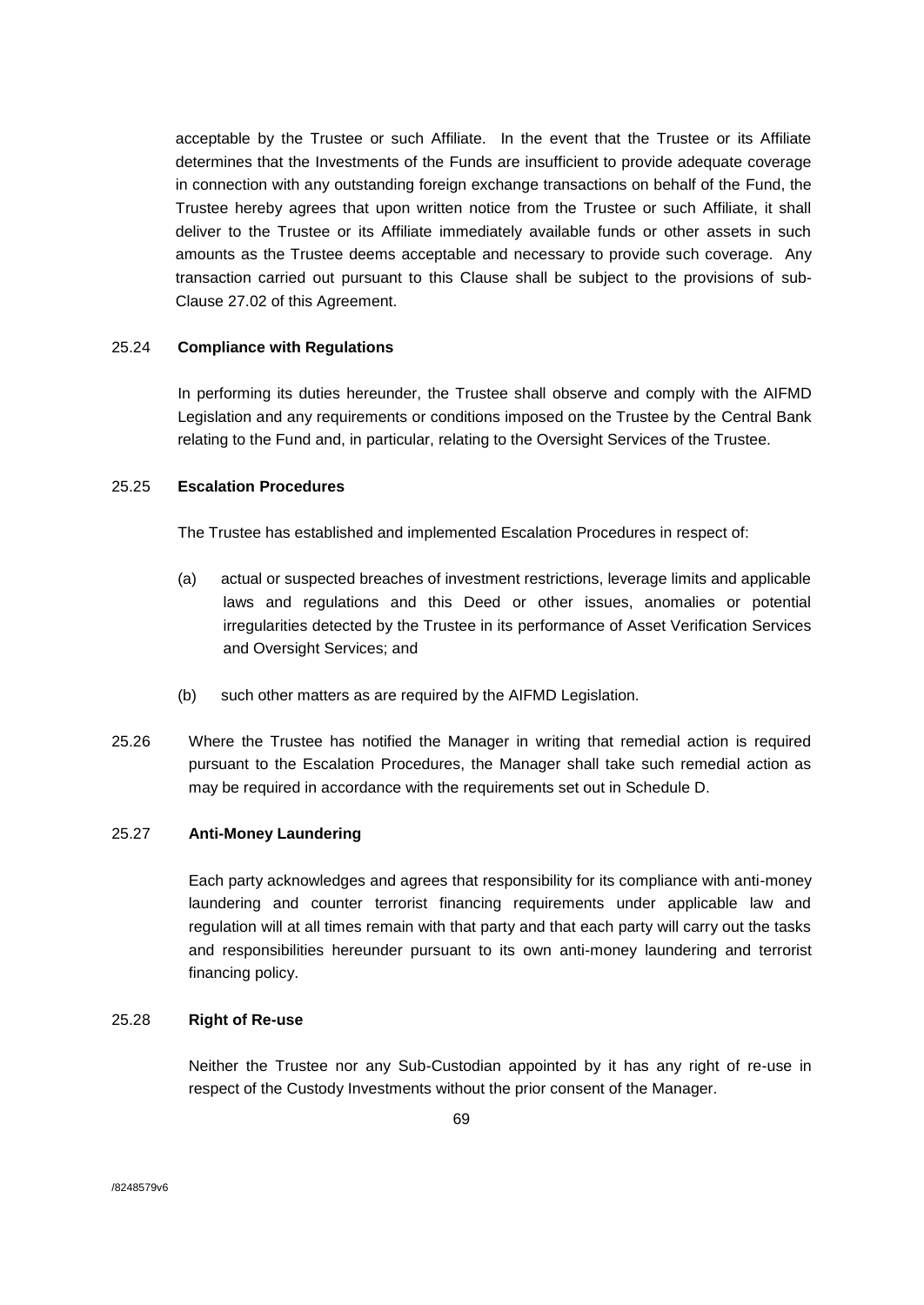acceptable by the Trustee or such Affiliate. In the event that the Trustee or its Affiliate determines that the Investments of the Funds are insufficient to provide adequate coverage in connection with any outstanding foreign exchange transactions on behalf of the Fund, the Trustee hereby agrees that upon written notice from the Trustee or such Affiliate, it shall deliver to the Trustee or its Affiliate immediately available funds or other assets in such amounts as the Trustee deems acceptable and necessary to provide such coverage. Any transaction carried out pursuant to this Clause shall be subject to the provisions of sub-Clause 27.02 of this Agreement.

25.24 **Compliance with Regulations**

In performing its duties hereunder, the Trustee shall observe and comply with the AIFMD Legislation and any requirements or conditions imposed on the Trustee by the Central Bank relating to the Fund and, in particular, relating to the Oversight Services of the Trustee.

25.25 **Escalation Procedures**

The Trustee has established and implemented Escalation Procedures in respect of:

(a) actual or suspected breaches of investment restrictions, leverage limits and applicable laws and regulations and this Deed or other issues, anomalies or potential irregularities detected by the Trustee in its performance of Asset Verification Services and Oversight Services; and

(b) such other matters as are required by the AIFMD Legislation.

25.26 Where the Trustee has notified the Manager in writing that remedial action is required pursuant to the Escalation Procedures, the Manager shall take such remedial action as may be required in accordance with the requirements set out in Schedule D.

25.27 **Anti-Money Laundering**

Each party acknowledges and agrees that responsibility for its compliance with anti-money laundering and counter terrorist financing requirements under applicable law and regulation will at all times remain with that party and that each party will carry out the tasks and responsibilities hereunder pursuant to its own anti-money laundering and terrorist financing policy.

25.28 **Right of Re-use**

Neither the Trustee nor any Sub-Custodian appointed by it has any right of re-use in respect of the Custody Investments without the prior consent of the Manager.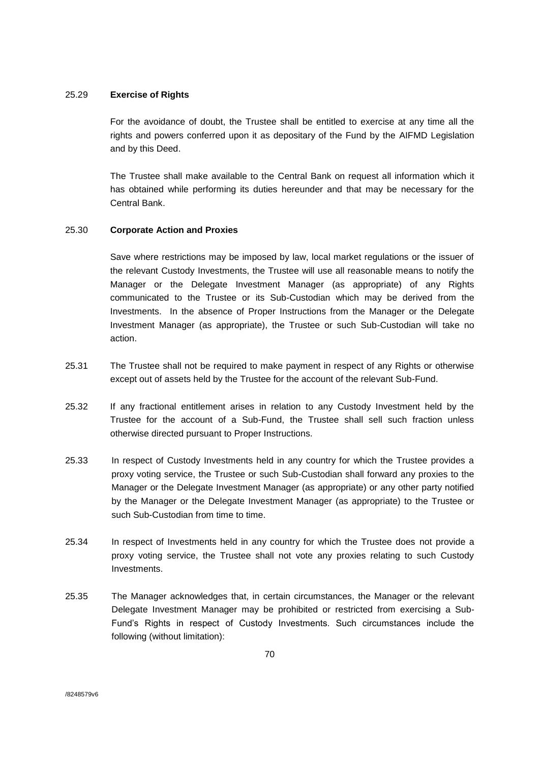25.29 **Exercise of Rights**

For the avoidance of doubt, the Trustee shall be entitled to exercise at any time all the rights and powers conferred upon it as depositary of the Fund by the AIFMD Legislation and by this Deed.

The Trustee shall make available to the Central Bank on request all information which it has obtained while performing its duties hereunder and that may be necessary for the Central Bank.

25.30 **Corporate Action and Proxies**

Save where restrictions may be imposed by law, local market regulations or the issuer of the relevant Custody Investments, the Trustee will use all reasonable means to notify the Manager or the Delegate Investment Manager (as appropriate) of any Rights communicated to the Trustee or its Sub-Custodian which may be derived from the Investments. In the absence of Proper Instructions from the Manager or the Delegate Investment Manager (as appropriate), the Trustee or such Sub-Custodian will take no action.

25.31 The Trustee shall not be required to make payment in respect of any Rights or otherwise except out of assets held by the Trustee for the account of the relevant Sub-Fund.

25.32 If any fractional entitlement arises in relation to any Custody Investment held by the Trustee for the account of a Sub-Fund, the Trustee shall sell such fraction unless otherwise directed pursuant to Proper Instructions.

25.33 In respect of Custody Investments held in any country for which the Trustee provides a proxy voting service, the Trustee or such Sub-Custodian shall forward any proxies to the Manager or the Delegate Investment Manager (as appropriate) or any other party notified by the Manager or the Delegate Investment Manager (as appropriate) to the Trustee or such Sub-Custodian from time to time.

25.34 In respect of Investments held in any country for which the Trustee does not provide a proxy voting service, the Trustee shall not vote any proxies relating to such Custody Investments.

25.35 The Manager acknowledges that, in certain circumstances, the Manager or the relevant Delegate Investment Manager may be prohibited or restricted from exercising a Sub-Fund's Rights in respect of Custody Investments. Such circumstances include the following (without limitation):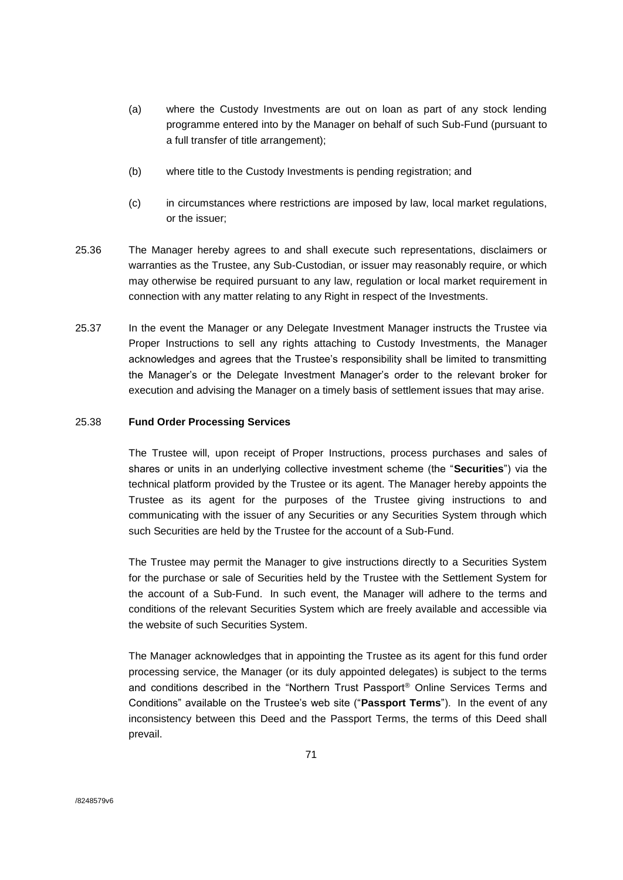(a) where the Custody Investments are out on loan as part of any stock lending programme entered into by the Manager on behalf of such Sub-Fund (pursuant to a full transfer of title arrangement);

(b) where title to the Custody Investments is pending registration; and

(c) in circumstances where restrictions are imposed by law, local market regulations, or the issuer;

25.36 The Manager hereby agrees to and shall execute such representations, disclaimers or warranties as the Trustee, any Sub-Custodian, or issuer may reasonably require, or which may otherwise be required pursuant to any law, regulation or local market requirement in connection with any matter relating to any Right in respect of the Investments.

25.37 In the event the Manager or any Delegate Investment Manager instructs the Trustee via Proper Instructions to sell any rights attaching to Custody Investments, the Manager acknowledges and agrees that the Trustee's responsibility shall be limited to transmitting the Manager's or the Delegate Investment Manager's order to the relevant broker for execution and advising the Manager on a timely basis of settlement issues that may arise.

25.38 **Fund Order Processing Services**

The Trustee will, upon receipt of Proper Instructions, process purchases and sales of shares or units in an underlying collective investment scheme (the "**Securities**") via the technical platform provided by the Trustee or its agent. The Manager hereby appoints the Trustee as its agent for the purposes of the Trustee giving instructions to and communicating with the issuer of any Securities or any Securities System through which such Securities are held by the Trustee for the account of a Sub-Fund.

The Trustee may permit the Manager to give instructions directly to a Securities System for the purchase or sale of Securities held by the Trustee with the Settlement System for the account of a Sub-Fund. In such event, the Manager will adhere to the terms and conditions of the relevant Securities System which are freely available and accessible via the website of such Securities System.

The Manager acknowledges that in appointing the Trustee as its agent for this fund order processing service, the Manager (or its duly appointed delegates) is subject to the terms and conditions described in the "Northern Trust Passport® Online Services Terms and Conditions" available on the Trustee's web site ("**Passport Terms**"). In the event of any inconsistency between this Deed and the Passport Terms, the terms of this Deed shall prevail.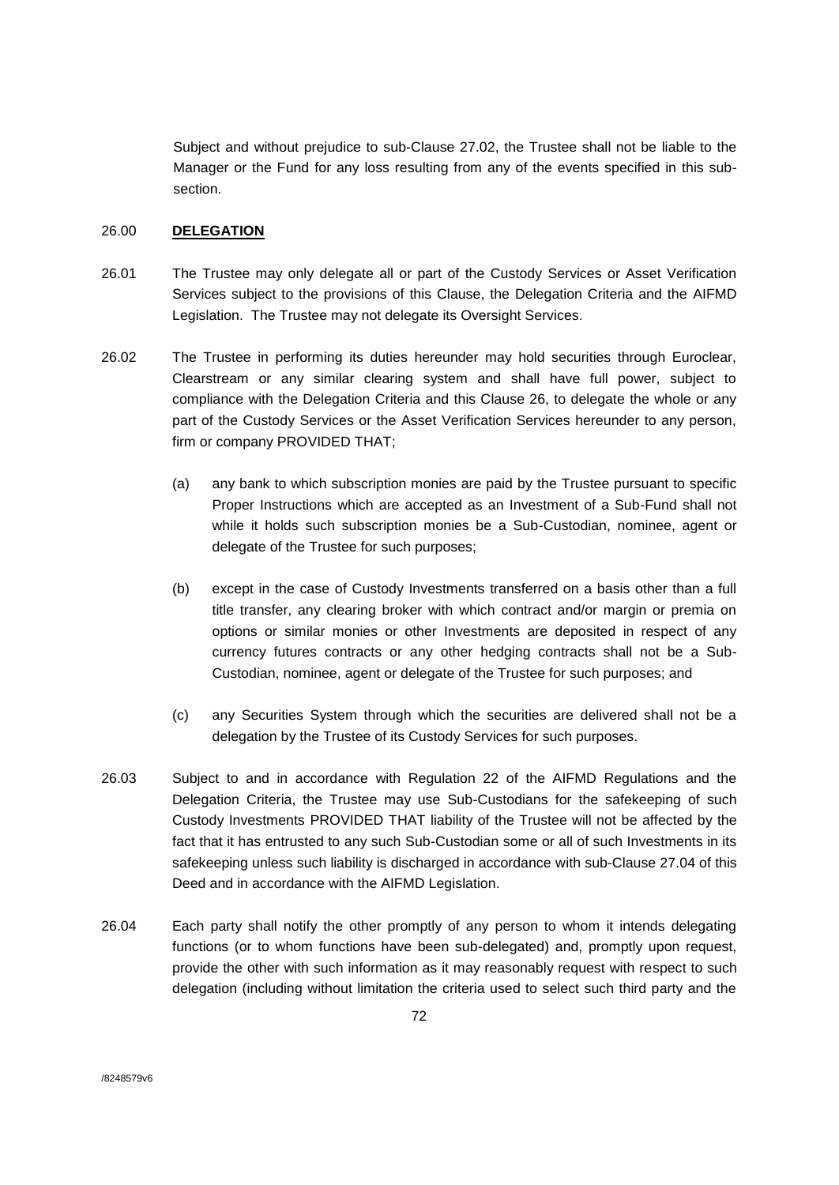Subject and without prejudice to sub-Clause 27.02, the Trustee shall not be liable to the Manager or the Fund for any loss resulting from any of the events specified in this sub-section.

## 26.00 **DELEGATION**

26.01 The Trustee may only delegate all or part of the Custody Services or Asset Verification Services subject to the provisions of this Clause, the Delegation Criteria and the AIFMD Legislation. The Trustee may not delegate its Oversight Services.

26.02 The Trustee in performing its duties hereunder may hold securities through Euroclear, Clearstream or any similar clearing system and shall have full power, subject to compliance with the Delegation Criteria and this Clause 26, to delegate the whole or any part of the Custody Services or the Asset Verification Services hereunder to any person, firm or company PROVIDED THAT;

(a) any bank to which subscription monies are paid by the Trustee pursuant to specific Proper Instructions which are accepted as an Investment of a Sub-Fund shall not while it holds such subscription monies be a Sub-Custodian, nominee, agent or delegate of the Trustee for such purposes;

(b) except in the case of Custody Investments transferred on a basis other than a full title transfer, any clearing broker with which contract and/or margin or premia on options or similar monies or other Investments are deposited in respect of any currency futures contracts or any other hedging contracts shall not be a Sub-Custodian, nominee, agent or delegate of the Trustee for such purposes; and

(c) any Securities System through which the securities are delivered shall not be a delegation by the Trustee of its Custody Services for such purposes.

26.03 Subject to and in accordance with Regulation 22 of the AIFMD Regulations and the Delegation Criteria, the Trustee may use Sub-Custodians for the safekeeping of such Custody Investments PROVIDED THAT liability of the Trustee will not be affected by the fact that it has entrusted to any such Sub-Custodian some or all of such Investments in its safekeeping unless such liability is discharged in accordance with sub-Clause 27.04 of this Deed and in accordance with the AIFMD Legislation.

26.04 Each party shall notify the other promptly of any person to whom it intends delegating functions (or to whom functions have been sub-delegated) and, promptly upon request, provide the other with such information as it may reasonably request with respect to such delegation (including without limitation the criteria used to select such third party and the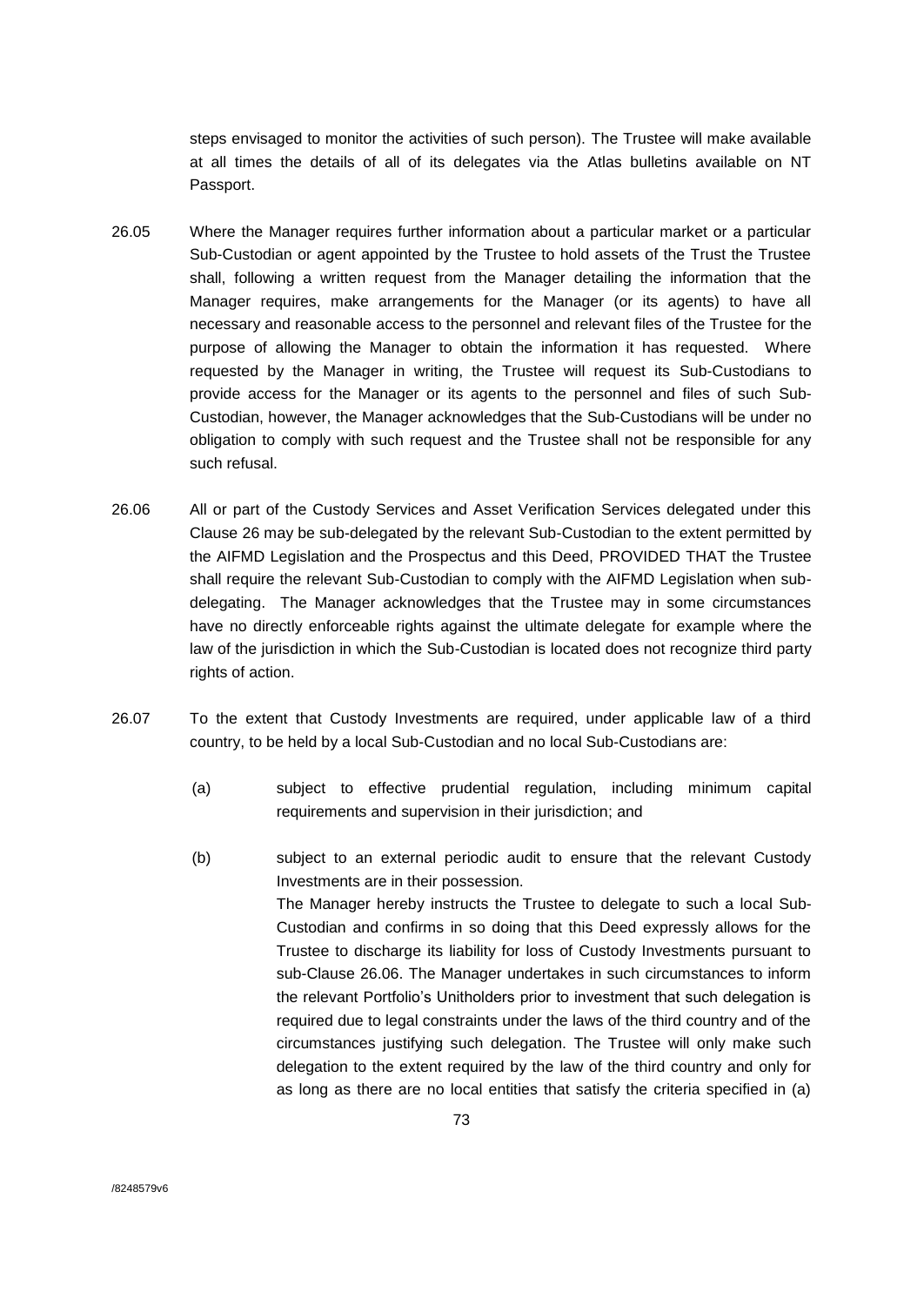steps envisaged to monitor the activities of such person). The Trustee will make available at all times the details of all of its delegates via the Atlas bulletins available on NT Passport.

26.05 Where the Manager requires further information about a particular market or a particular Sub-Custodian or agent appointed by the Trustee to hold assets of the Trust the Trustee shall, following a written request from the Manager detailing the information that the Manager requires, make arrangements for the Manager (or its agents) to have all necessary and reasonable access to the personnel and relevant files of the Trustee for the purpose of allowing the Manager to obtain the information it has requested. Where requested by the Manager in writing, the Trustee will request its Sub-Custodians to provide access for the Manager or its agents to the personnel and files of such Sub-Custodian, however, the Manager acknowledges that the Sub-Custodians will be under no obligation to comply with such request and the Trustee shall not be responsible for any such refusal.

26.06 All or part of the Custody Services and Asset Verification Services delegated under this Clause 26 may be sub-delegated by the relevant Sub-Custodian to the extent permitted by the AIFMD Legislation and the Prospectus and this Deed, PROVIDED THAT the Trustee shall require the relevant Sub-Custodian to comply with the AIFMD Legislation when sub-delegating. The Manager acknowledges that the Trustee may in some circumstances have no directly enforceable rights against the ultimate delegate for example where the law of the jurisdiction in which the Sub-Custodian is located does not recognize third party rights of action.

26.07 To the extent that Custody Investments are required, under applicable law of a third country, to be held by a local Sub-Custodian and no local Sub-Custodians are:

(a) subject to effective prudential regulation, including minimum capital requirements and supervision in their jurisdiction; and

(b) subject to an external periodic audit to ensure that the relevant Custody Investments are in their possession.

The Manager hereby instructs the Trustee to delegate to such a local Sub-Custodian and confirms in so doing that this Deed expressly allows for the Trustee to discharge its liability for loss of Custody Investments pursuant to sub-Clause 26.06. The Manager undertakes in such circumstances to inform the relevant Portfolio's Unitholders prior to investment that such delegation is required due to legal constraints under the laws of the third country and of the circumstances justifying such delegation. The Trustee will only make such delegation to the extent required by the law of the third country and only for as long as there are no local entities that satisfy the criteria specified in (a)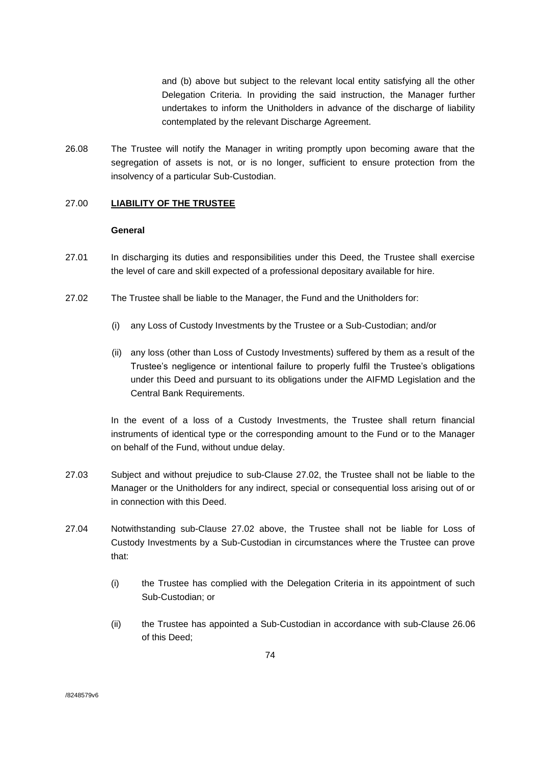and (b) above but subject to the relevant local entity satisfying all the other Delegation Criteria. In providing the said instruction, the Manager further undertakes to inform the Unitholders in advance of the discharge of liability contemplated by the relevant Discharge Agreement.

26.08 The Trustee will notify the Manager in writing promptly upon becoming aware that the segregation of assets is not, or is no longer, sufficient to ensure protection from the insolvency of a particular Sub-Custodian.

## 27.00 LIABILITY OF THE TRUSTEE

**General**

27.01 In discharging its duties and responsibilities under this Deed, the Trustee shall exercise the level of care and skill expected of a professional depositary available for hire.

27.02 The Trustee shall be liable to the Manager, the Fund and the Unitholders for:

(i) any Loss of Custody Investments by the Trustee or a Sub-Custodian; and/or

(ii) any loss (other than Loss of Custody Investments) suffered by them as a result of the Trustee's negligence or intentional failure to properly fulfil the Trustee's obligations under this Deed and pursuant to its obligations under the AIFMD Legislation and the Central Bank Requirements.

In the event of a loss of a Custody Investments, the Trustee shall return financial instruments of identical type or the corresponding amount to the Fund or to the Manager on behalf of the Fund, without undue delay.

27.03 Subject and without prejudice to sub-Clause 27.02, the Trustee shall not be liable to the Manager or the Unitholders for any indirect, special or consequential loss arising out of or in connection with this Deed.

27.04 Notwithstanding sub-Clause 27.02 above, the Trustee shall not be liable for Loss of Custody Investments by a Sub-Custodian in circumstances where the Trustee can prove that:

(i) the Trustee has complied with the Delegation Criteria in its appointment of such Sub-Custodian; or

(ii) the Trustee has appointed a Sub-Custodian in accordance with sub-Clause 26.06 of this Deed;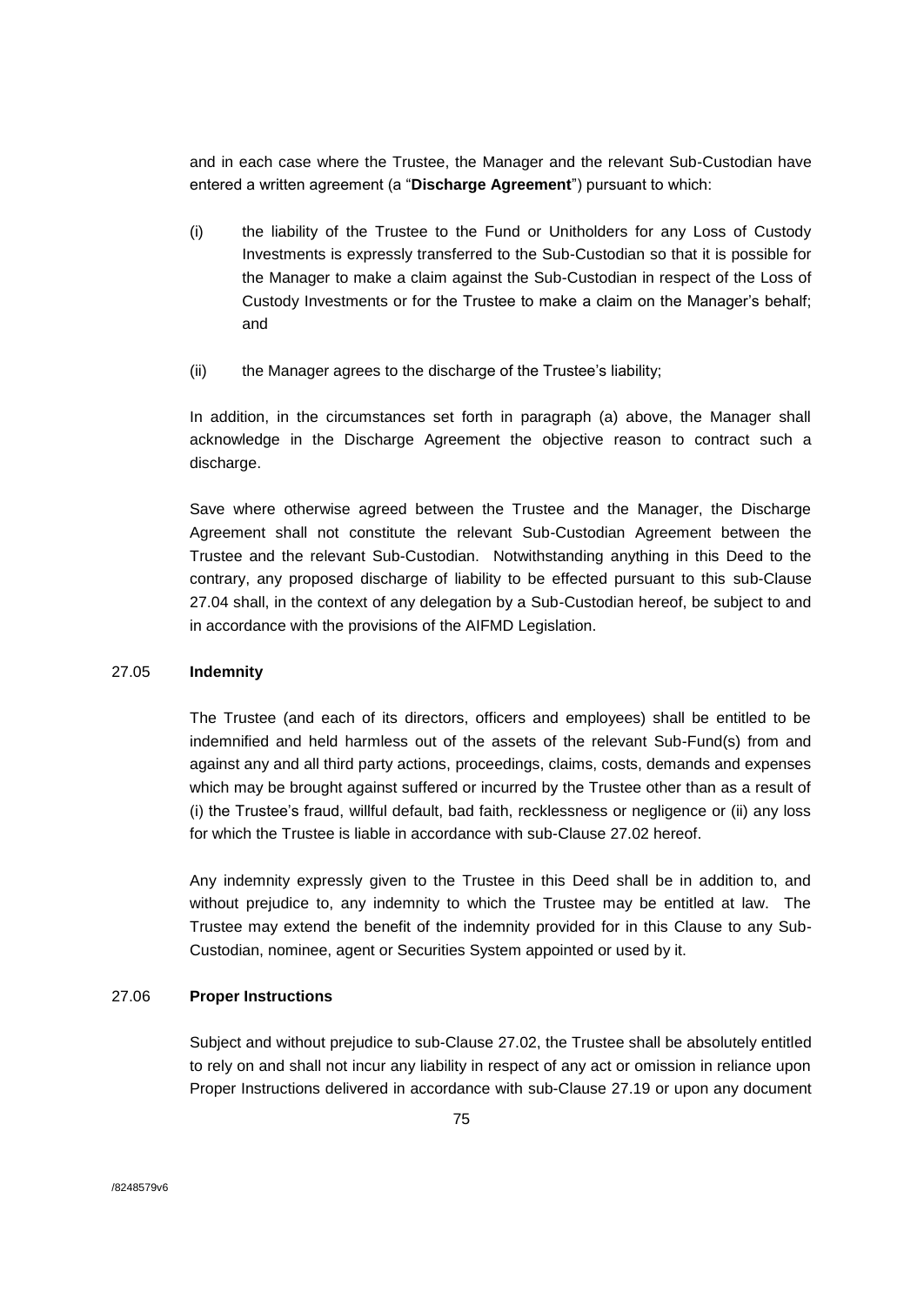and in each case where the Trustee, the Manager and the relevant Sub-Custodian have entered a written agreement (a "**Discharge Agreement**") pursuant to which:

(i) the liability of the Trustee to the Fund or Unitholders for any Loss of Custody Investments is expressly transferred to the Sub-Custodian so that it is possible for the Manager to make a claim against the Sub-Custodian in respect of the Loss of Custody Investments or for the Trustee to make a claim on the Manager's behalf; and

(ii) the Manager agrees to the discharge of the Trustee's liability;

In addition, in the circumstances set forth in paragraph (a) above, the Manager shall acknowledge in the Discharge Agreement the objective reason to contract such a discharge.

Save where otherwise agreed between the Trustee and the Manager, the Discharge Agreement shall not constitute the relevant Sub-Custodian Agreement between the Trustee and the relevant Sub-Custodian. Notwithstanding anything in this Deed to the contrary, any proposed discharge of liability to be effected pursuant to this sub-Clause 27.04 shall, in the context of any delegation by a Sub-Custodian hereof, be subject to and in accordance with the provisions of the AIFMD Legislation.

27.05 **Indemnity**

The Trustee (and each of its directors, officers and employees) shall be entitled to be indemnified and held harmless out of the assets of the relevant Sub-Fund(s) from and against any and all third party actions, proceedings, claims, costs, demands and expenses which may be brought against suffered or incurred by the Trustee other than as a result of (i) the Trustee's fraud, willful default, bad faith, recklessness or negligence or (ii) any loss for which the Trustee is liable in accordance with sub-Clause 27.02 hereof.

Any indemnity expressly given to the Trustee in this Deed shall be in addition to, and without prejudice to, any indemnity to which the Trustee may be entitled at law. The Trustee may extend the benefit of the indemnity provided for in this Clause to any Sub-Custodian, nominee, agent or Securities System appointed or used by it.

27.06 **Proper Instructions**

Subject and without prejudice to sub-Clause 27.02, the Trustee shall be absolutely entitled to rely on and shall not incur any liability in respect of any act or omission in reliance upon Proper Instructions delivered in accordance with sub-Clause 27.19 or upon any document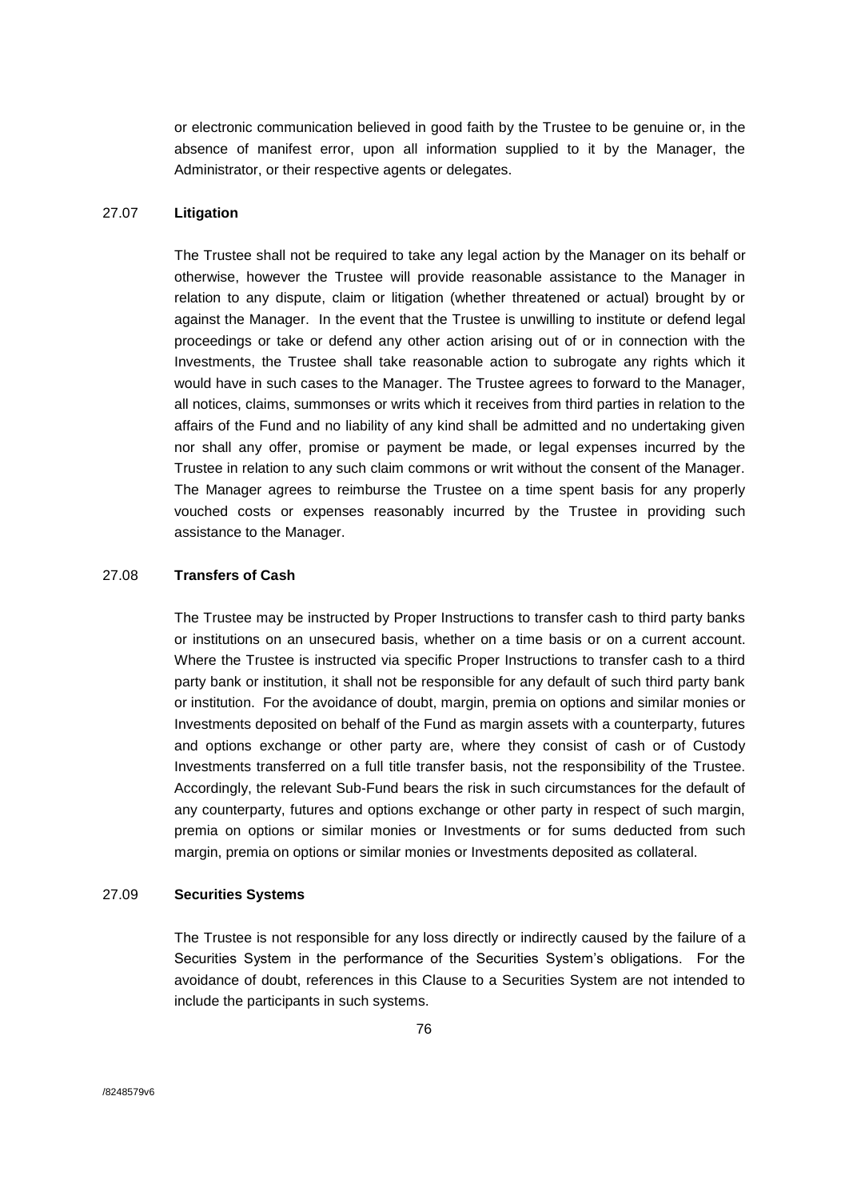or electronic communication believed in good faith by the Trustee to be genuine or, in the absence of manifest error, upon all information supplied to it by the Manager, the Administrator, or their respective agents or delegates.

27.07 **Litigation**

The Trustee shall not be required to take any legal action by the Manager on its behalf or otherwise, however the Trustee will provide reasonable assistance to the Manager in relation to any dispute, claim or litigation (whether threatened or actual) brought by or against the Manager. In the event that the Trustee is unwilling to institute or defend legal proceedings or take or defend any other action arising out of or in connection with the Investments, the Trustee shall take reasonable action to subrogate any rights which it would have in such cases to the Manager. The Trustee agrees to forward to the Manager, all notices, claims, summonses or writs which it receives from third parties in relation to the affairs of the Fund and no liability of any kind shall be admitted and no undertaking given nor shall any offer, promise or payment be made, or legal expenses incurred by the Trustee in relation to any such claim commons or writ without the consent of the Manager. The Manager agrees to reimburse the Trustee on a time spent basis for any properly vouched costs or expenses reasonably incurred by the Trustee in providing such assistance to the Manager.

27.08 **Transfers of Cash**

The Trustee may be instructed by Proper Instructions to transfer cash to third party banks or institutions on an unsecured basis, whether on a time basis or on a current account. Where the Trustee is instructed via specific Proper Instructions to transfer cash to a third party bank or institution, it shall not be responsible for any default of such third party bank or institution. For the avoidance of doubt, margin, premia on options and similar monies or Investments deposited on behalf of the Fund as margin assets with a counterparty, futures and options exchange or other party are, where they consist of cash or of Custody Investments transferred on a full title transfer basis, not the responsibility of the Trustee. Accordingly, the relevant Sub-Fund bears the risk in such circumstances for the default of any counterparty, futures and options exchange or other party in respect of such margin, premia on options or similar monies or Investments or for sums deducted from such margin, premia on options or similar monies or Investments deposited as collateral.

27.09 **Securities Systems**

The Trustee is not responsible for any loss directly or indirectly caused by the failure of a Securities System in the performance of the Securities System's obligations. For the avoidance of doubt, references in this Clause to a Securities System are not intended to include the participants in such systems.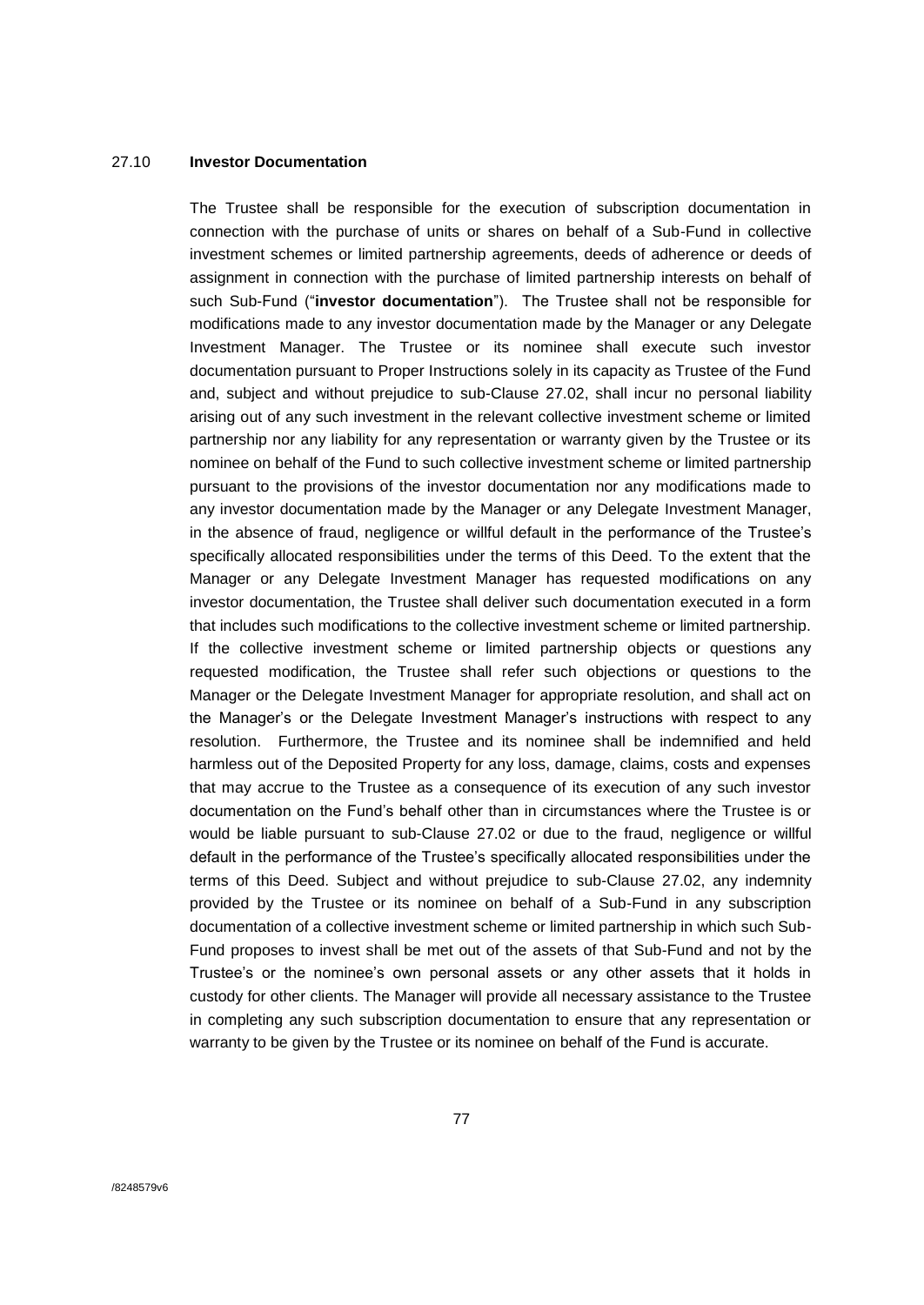27.10 **Investor Documentation**

The Trustee shall be responsible for the execution of subscription documentation in connection with the purchase of units or shares on behalf of a Sub-Fund in collective investment schemes or limited partnership agreements, deeds of adherence or deeds of assignment in connection with the purchase of limited partnership interests on behalf of such Sub-Fund ("**investor documentation**"). The Trustee shall not be responsible for modifications made to any investor documentation made by the Manager or any Delegate Investment Manager. The Trustee or its nominee shall execute such investor documentation pursuant to Proper Instructions solely in its capacity as Trustee of the Fund and, subject and without prejudice to sub-Clause 27.02, shall incur no personal liability arising out of any such investment in the relevant collective investment scheme or limited partnership nor any liability for any representation or warranty given by the Trustee or its nominee on behalf of the Fund to such collective investment scheme or limited partnership pursuant to the provisions of the investor documentation nor any modifications made to any investor documentation made by the Manager or any Delegate Investment Manager, in the absence of fraud, negligence or willful default in the performance of the Trustee's specifically allocated responsibilities under the terms of this Deed. To the extent that the Manager or any Delegate Investment Manager has requested modifications on any investor documentation, the Trustee shall deliver such documentation executed in a form that includes such modifications to the collective investment scheme or limited partnership. If the collective investment scheme or limited partnership objects or questions any requested modification, the Trustee shall refer such objections or questions to the Manager or the Delegate Investment Manager for appropriate resolution, and shall act on the Manager's or the Delegate Investment Manager's instructions with respect to any resolution. Furthermore, the Trustee and its nominee shall be indemnified and held harmless out of the Deposited Property for any loss, damage, claims, costs and expenses that may accrue to the Trustee as a consequence of its execution of any such investor documentation on the Fund's behalf other than in circumstances where the Trustee is or would be liable pursuant to sub-Clause 27.02 or due to the fraud, negligence or willful default in the performance of the Trustee's specifically allocated responsibilities under the terms of this Deed. Subject and without prejudice to sub-Clause 27.02, any indemnity provided by the Trustee or its nominee on behalf of a Sub-Fund in any subscription documentation of a collective investment scheme or limited partnership in which such Sub-Fund proposes to invest shall be met out of the assets of that Sub-Fund and not by the Trustee's or the nominee's own personal assets or any other assets that it holds in custody for other clients. The Manager will provide all necessary assistance to the Trustee in completing any such subscription documentation to ensure that any representation or warranty to be given by the Trustee or its nominee on behalf of the Fund is accurate.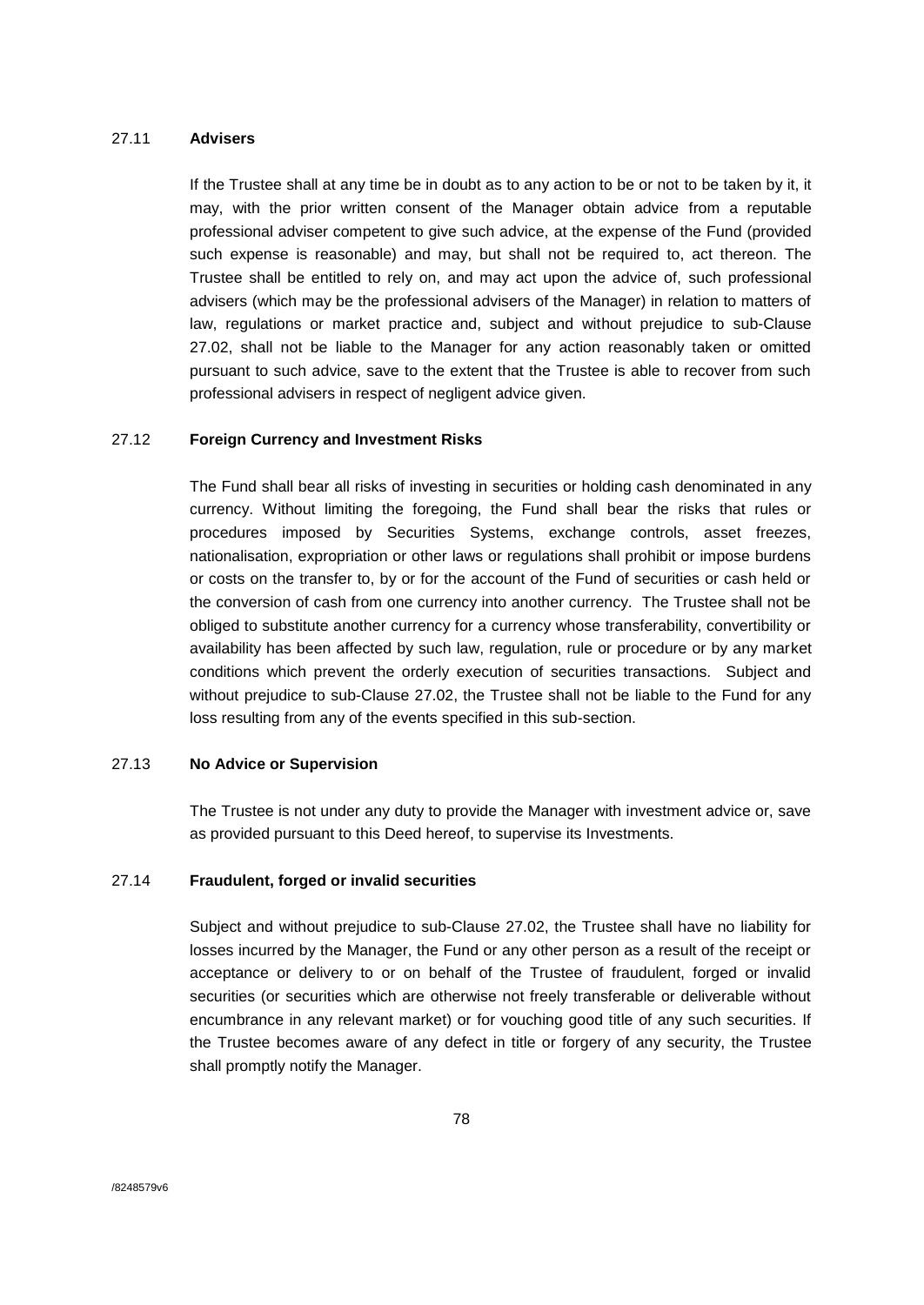### 27.11 **Advisers**

If the Trustee shall at any time be in doubt as to any action to be or not to be taken by it, it may, with the prior written consent of the Manager obtain advice from a reputable professional adviser competent to give such advice, at the expense of the Fund (provided such expense is reasonable) and may, but shall not be required to, act thereon. The Trustee shall be entitled to rely on, and may act upon the advice of, such professional advisers (which may be the professional advisers of the Manager) in relation to matters of law, regulations or market practice and, subject and without prejudice to sub-Clause 27.02, shall not be liable to the Manager for any action reasonably taken or omitted pursuant to such advice, save to the extent that the Trustee is able to recover from such professional advisers in respect of negligent advice given.

### 27.12 **Foreign Currency and Investment Risks**

The Fund shall bear all risks of investing in securities or holding cash denominated in any currency. Without limiting the foregoing, the Fund shall bear the risks that rules or procedures imposed by Securities Systems, exchange controls, asset freezes, nationalisation, expropriation or other laws or regulations shall prohibit or impose burdens or costs on the transfer to, by or for the account of the Fund of securities or cash held or the conversion of cash from one currency into another currency. The Trustee shall not be obliged to substitute another currency for a currency whose transferability, convertibility or availability has been affected by such law, regulation, rule or procedure or by any market conditions which prevent the orderly execution of securities transactions. Subject and without prejudice to sub-Clause 27.02, the Trustee shall not be liable to the Fund for any loss resulting from any of the events specified in this sub-section.

### 27.13 **No Advice or Supervision**

The Trustee is not under any duty to provide the Manager with investment advice or, save as provided pursuant to this Deed hereof, to supervise its Investments.

### 27.14 **Fraudulent, forged or invalid securities**

Subject and without prejudice to sub-Clause 27.02, the Trustee shall have no liability for losses incurred by the Manager, the Fund or any other person as a result of the receipt or acceptance or delivery to or on behalf of the Trustee of fraudulent, forged or invalid securities (or securities which are otherwise not freely transferable or deliverable without encumbrance in any relevant market) or for vouching good title of any such securities. If the Trustee becomes aware of any defect in title or forgery of any security, the Trustee shall promptly notify the Manager.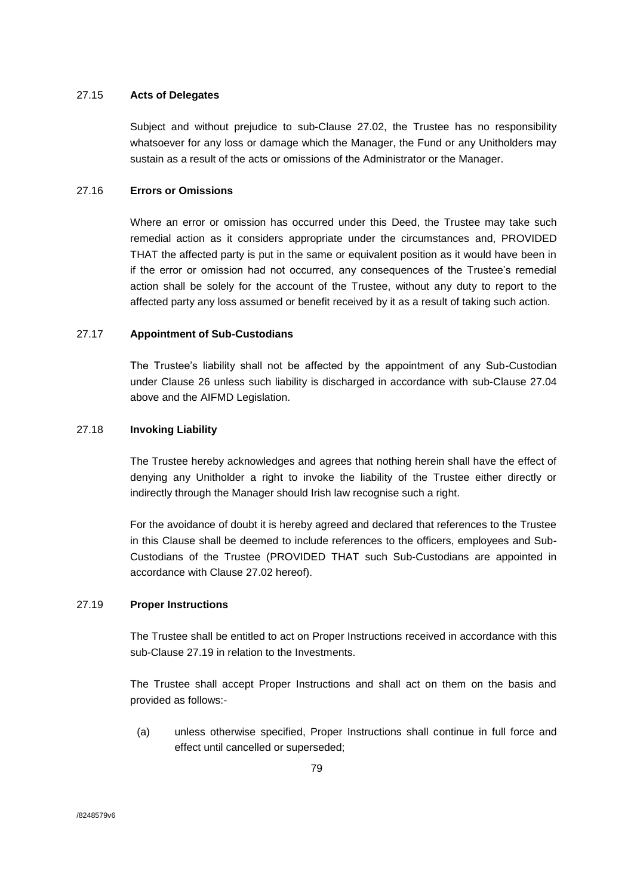27.15 **Acts of Delegates**

Subject and without prejudice to sub-Clause 27.02, the Trustee has no responsibility whatsoever for any loss or damage which the Manager, the Fund or any Unitholders may sustain as a result of the acts or omissions of the Administrator or the Manager.

27.16 **Errors or Omissions**

Where an error or omission has occurred under this Deed, the Trustee may take such remedial action as it considers appropriate under the circumstances and, PROVIDED THAT the affected party is put in the same or equivalent position as it would have been in if the error or omission had not occurred, any consequences of the Trustee's remedial action shall be solely for the account of the Trustee, without any duty to report to the affected party any loss assumed or benefit received by it as a result of taking such action.

27.17 **Appointment of Sub-Custodians**

The Trustee's liability shall not be affected by the appointment of any Sub-Custodian under Clause 26 unless such liability is discharged in accordance with sub-Clause 27.04 above and the AIFMD Legislation.

27.18 **Invoking Liability**

The Trustee hereby acknowledges and agrees that nothing herein shall have the effect of denying any Unitholder a right to invoke the liability of the Trustee either directly or indirectly through the Manager should Irish law recognise such a right.

For the avoidance of doubt it is hereby agreed and declared that references to the Trustee in this Clause shall be deemed to include references to the officers, employees and Sub-Custodians of the Trustee (PROVIDED THAT such Sub-Custodians are appointed in accordance with Clause 27.02 hereof).

27.19 **Proper Instructions**

The Trustee shall be entitled to act on Proper Instructions received in accordance with this sub-Clause 27.19 in relation to the Investments.

The Trustee shall accept Proper Instructions and shall act on them on the basis and provided as follows:-

(a) unless otherwise specified, Proper Instructions shall continue in full force and effect until cancelled or superseded;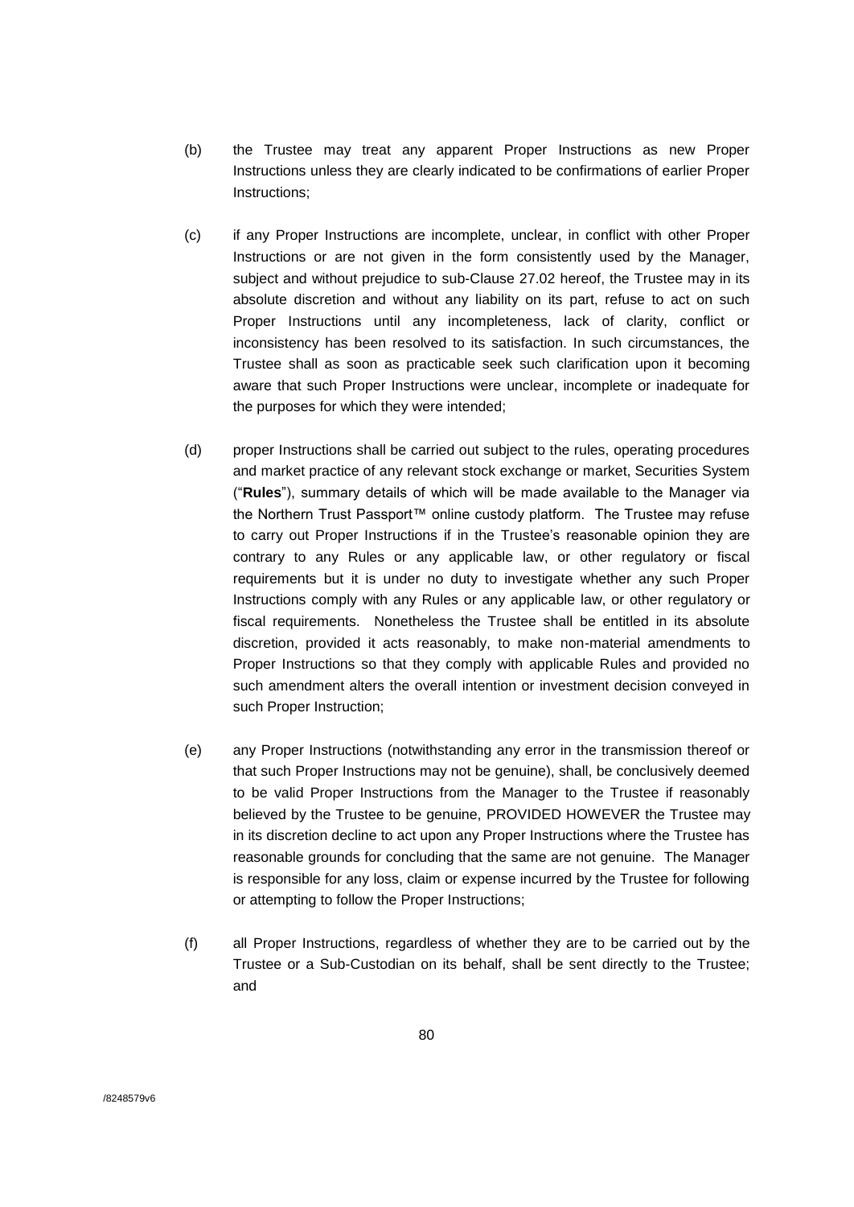(b) the Trustee may treat any apparent Proper Instructions as new Proper Instructions unless they are clearly indicated to be confirmations of earlier Proper Instructions;

(c) if any Proper Instructions are incomplete, unclear, in conflict with other Proper Instructions or are not given in the form consistently used by the Manager, subject and without prejudice to sub-Clause 27.02 hereof, the Trustee may in its absolute discretion and without any liability on its part, refuse to act on such Proper Instructions until any incompleteness, lack of clarity, conflict or inconsistency has been resolved to its satisfaction. In such circumstances, the Trustee shall as soon as practicable seek such clarification upon it becoming aware that such Proper Instructions were unclear, incomplete or inadequate for the purposes for which they were intended;

(d) proper Instructions shall be carried out subject to the rules, operating procedures and market practice of any relevant stock exchange or market, Securities System ("**Rules**"), summary details of which will be made available to the Manager via the Northern Trust Passport™ online custody platform. The Trustee may refuse to carry out Proper Instructions if in the Trustee's reasonable opinion they are contrary to any Rules or any applicable law, or other regulatory or fiscal requirements but it is under no duty to investigate whether any such Proper Instructions comply with any Rules or any applicable law, or other regulatory or fiscal requirements. Nonetheless the Trustee shall be entitled in its absolute discretion, provided it acts reasonably, to make non-material amendments to Proper Instructions so that they comply with applicable Rules and provided no such amendment alters the overall intention or investment decision conveyed in such Proper Instruction;

(e) any Proper Instructions (notwithstanding any error in the transmission thereof or that such Proper Instructions may not be genuine), shall, be conclusively deemed to be valid Proper Instructions from the Manager to the Trustee if reasonably believed by the Trustee to be genuine, PROVIDED HOWEVER the Trustee may in its discretion decline to act upon any Proper Instructions where the Trustee has reasonable grounds for concluding that the same are not genuine. The Manager is responsible for any loss, claim or expense incurred by the Trustee for following or attempting to follow the Proper Instructions;

(f) all Proper Instructions, regardless of whether they are to be carried out by the Trustee or a Sub-Custodian on its behalf, shall be sent directly to the Trustee; and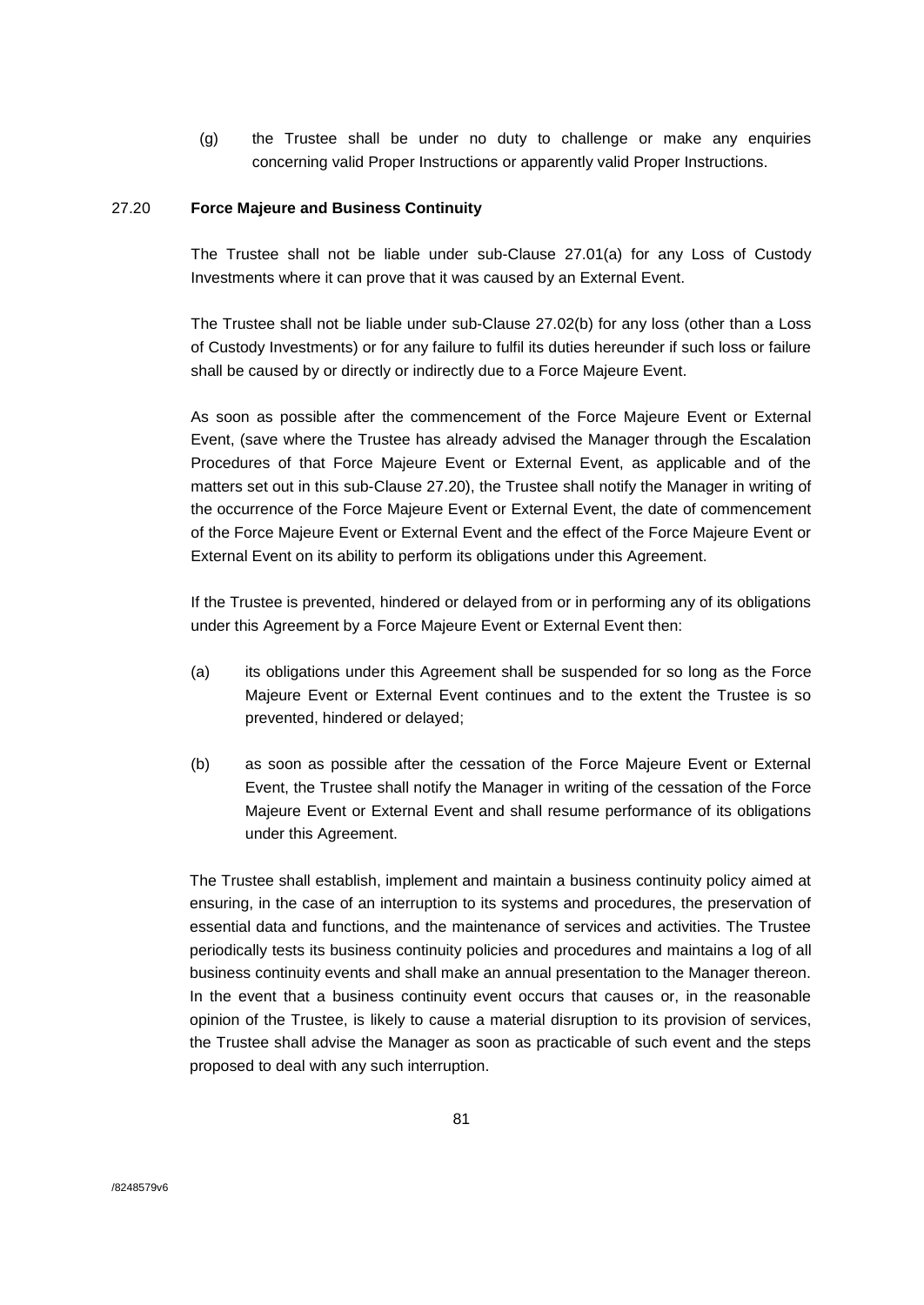(g) the Trustee shall be under no duty to challenge or make any enquiries concerning valid Proper Instructions or apparently valid Proper Instructions.

27.20 **Force Majeure and Business Continuity**

The Trustee shall not be liable under sub-Clause 27.01(a) for any Loss of Custody Investments where it can prove that it was caused by an External Event.

The Trustee shall not be liable under sub-Clause 27.02(b) for any loss (other than a Loss of Custody Investments) or for any failure to fulfil its duties hereunder if such loss or failure shall be caused by or directly or indirectly due to a Force Majeure Event.

As soon as possible after the commencement of the Force Majeure Event or External Event, (save where the Trustee has already advised the Manager through the Escalation Procedures of that Force Majeure Event or External Event, as applicable and of the matters set out in this sub-Clause 27.20), the Trustee shall notify the Manager in writing of the occurrence of the Force Majeure Event or External Event, the date of commencement of the Force Majeure Event or External Event and the effect of the Force Majeure Event or External Event on its ability to perform its obligations under this Agreement.

If the Trustee is prevented, hindered or delayed from or in performing any of its obligations under this Agreement by a Force Majeure Event or External Event then:

(a) its obligations under this Agreement shall be suspended for so long as the Force Majeure Event or External Event continues and to the extent the Trustee is so prevented, hindered or delayed;

(b) as soon as possible after the cessation of the Force Majeure Event or External Event, the Trustee shall notify the Manager in writing of the cessation of the Force Majeure Event or External Event and shall resume performance of its obligations under this Agreement.

The Trustee shall establish, implement and maintain a business continuity policy aimed at ensuring, in the case of an interruption to its systems and procedures, the preservation of essential data and functions, and the maintenance of services and activities. The Trustee periodically tests its business continuity policies and procedures and maintains a log of all business continuity events and shall make an annual presentation to the Manager thereon. In the event that a business continuity event occurs that causes or, in the reasonable opinion of the Trustee, is likely to cause a material disruption to its provision of services, the Trustee shall advise the Manager as soon as practicable of such event and the steps proposed to deal with any such interruption.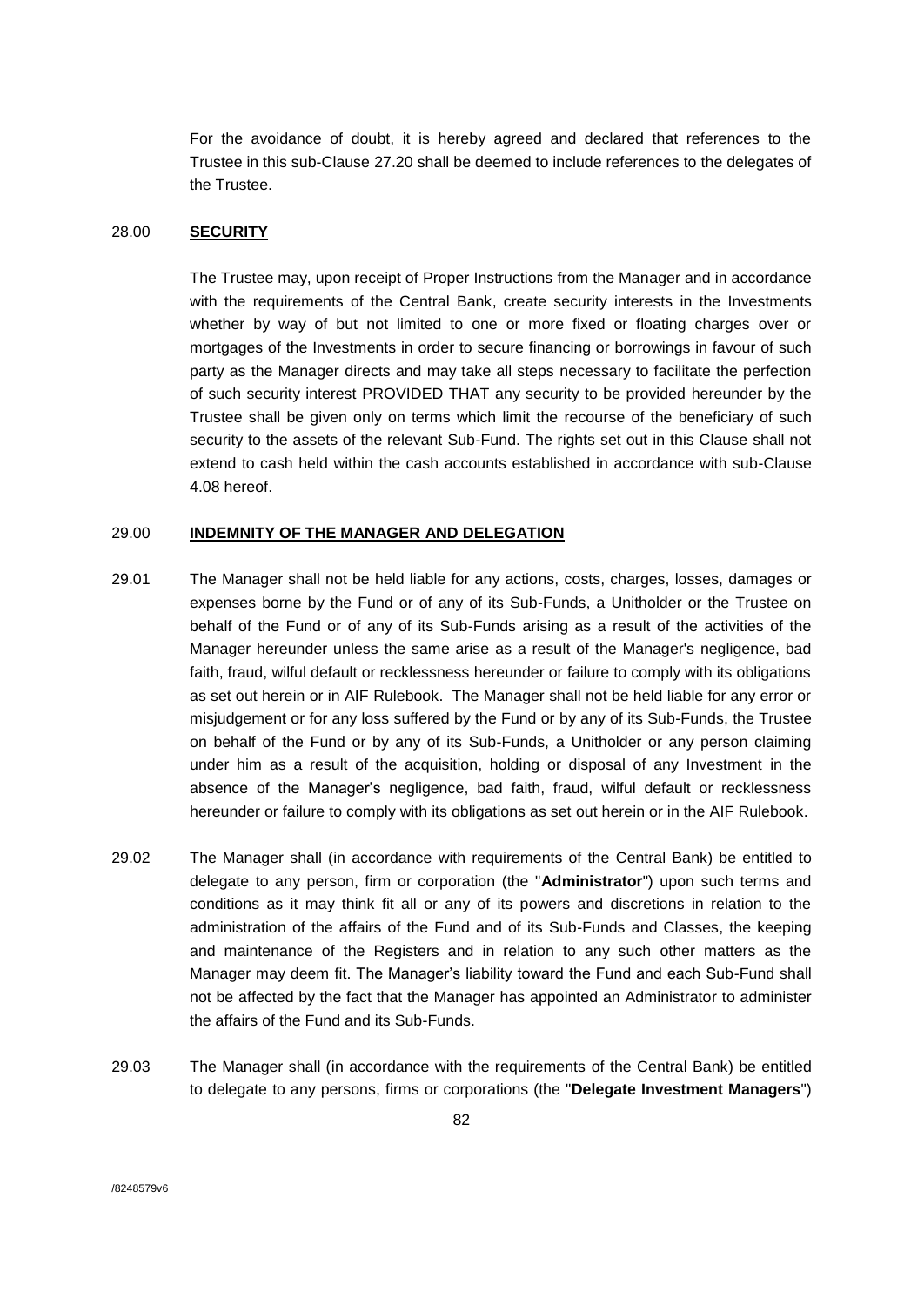For the avoidance of doubt, it is hereby agreed and declared that references to the Trustee in this sub-Clause 27.20 shall be deemed to include references to the delegates of the Trustee.

## 28.00 **SECURITY**

The Trustee may, upon receipt of Proper Instructions from the Manager and in accordance with the requirements of the Central Bank, create security interests in the Investments whether by way of but not limited to one or more fixed or floating charges over or mortgages of the Investments in order to secure financing or borrowings in favour of such party as the Manager directs and may take all steps necessary to facilitate the perfection of such security interest PROVIDED THAT any security to be provided hereunder by the Trustee shall be given only on terms which limit the recourse of the beneficiary of such security to the assets of the relevant Sub-Fund. The rights set out in this Clause shall not extend to cash held within the cash accounts established in accordance with sub-Clause 4.08 hereof.

## 29.00 **INDEMNITY OF THE MANAGER AND DELEGATION**

29.01 The Manager shall not be held liable for any actions, costs, charges, losses, damages or expenses borne by the Fund or of any of its Sub-Funds, a Unitholder or the Trustee on behalf of the Fund or of any of its Sub-Funds arising as a result of the activities of the Manager hereunder unless the same arise as a result of the Manager's negligence, bad faith, fraud, wilful default or recklessness hereunder or failure to comply with its obligations as set out herein or in AIF Rulebook. The Manager shall not be held liable for any error or misjudgement or for any loss suffered by the Fund or by any of its Sub-Funds, the Trustee on behalf of the Fund or by any of its Sub-Funds, a Unitholder or any person claiming under him as a result of the acquisition, holding or disposal of any Investment in the absence of the Manager's negligence, bad faith, fraud, wilful default or recklessness hereunder or failure to comply with its obligations as set out herein or in the AIF Rulebook.

29.02 The Manager shall (in accordance with requirements of the Central Bank) be entitled to delegate to any person, firm or corporation (the "**Administrator**") upon such terms and conditions as it may think fit all or any of its powers and discretions in relation to the administration of the affairs of the Fund and of its Sub-Funds and Classes, the keeping and maintenance of the Registers and in relation to any such other matters as the Manager may deem fit. The Manager's liability toward the Fund and each Sub-Fund shall not be affected by the fact that the Manager has appointed an Administrator to administer the affairs of the Fund and its Sub-Funds.

29.03 The Manager shall (in accordance with the requirements of the Central Bank) be entitled to delegate to any persons, firms or corporations (the "**Delegate Investment Managers**")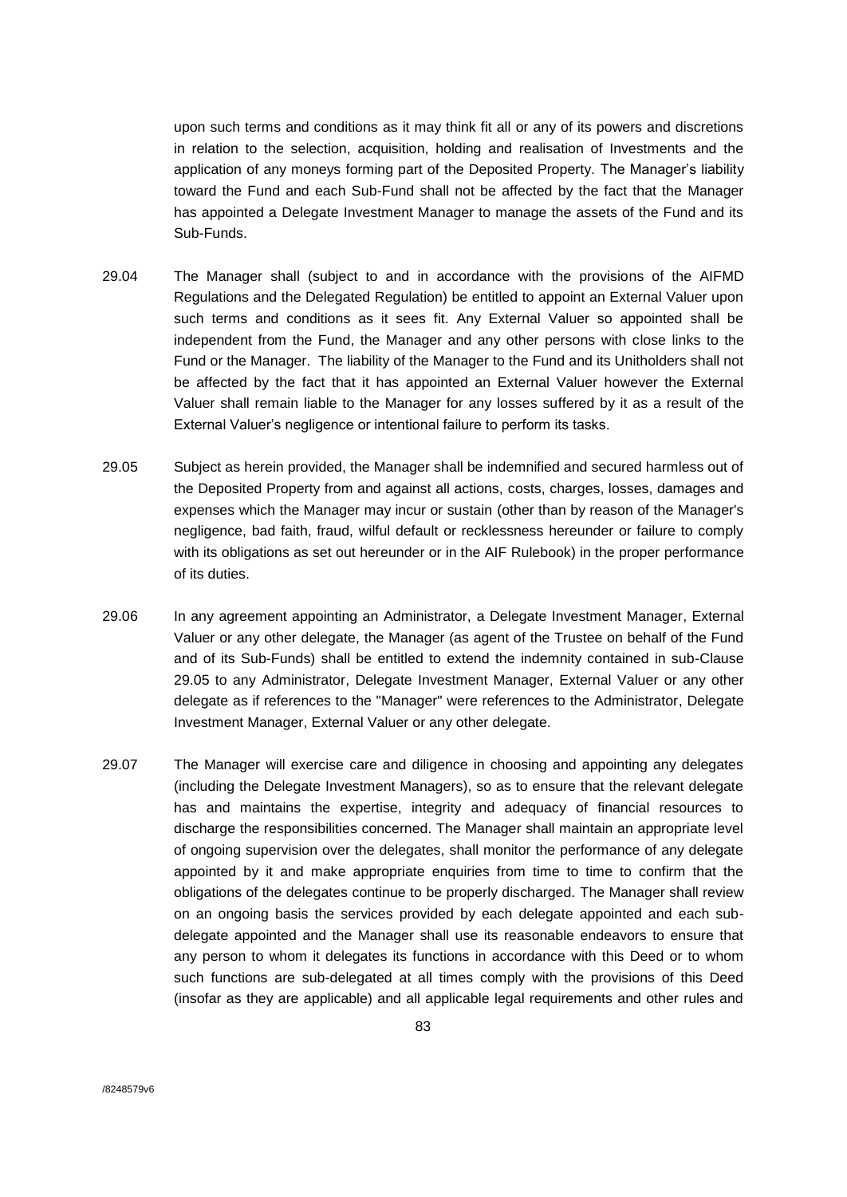upon such terms and conditions as it may think fit all or any of its powers and discretions in relation to the selection, acquisition, holding and realisation of Investments and the application of any moneys forming part of the Deposited Property. The Manager's liability toward the Fund and each Sub-Fund shall not be affected by the fact that the Manager has appointed a Delegate Investment Manager to manage the assets of the Fund and its Sub-Funds.

29.04 The Manager shall (subject to and in accordance with the provisions of the AIFMD Regulations and the Delegated Regulation) be entitled to appoint an External Valuer upon such terms and conditions as it sees fit. Any External Valuer so appointed shall be independent from the Fund, the Manager and any other persons with close links to the Fund or the Manager. The liability of the Manager to the Fund and its Unitholders shall not be affected by the fact that it has appointed an External Valuer however the External Valuer shall remain liable to the Manager for any losses suffered by it as a result of the External Valuer's negligence or intentional failure to perform its tasks.

29.05 Subject as herein provided, the Manager shall be indemnified and secured harmless out of the Deposited Property from and against all actions, costs, charges, losses, damages and expenses which the Manager may incur or sustain (other than by reason of the Manager's negligence, bad faith, fraud, wilful default or recklessness hereunder or failure to comply with its obligations as set out hereunder or in the AIF Rulebook) in the proper performance of its duties.

29.06 In any agreement appointing an Administrator, a Delegate Investment Manager, External Valuer or any other delegate, the Manager (as agent of the Trustee on behalf of the Fund and of its Sub-Funds) shall be entitled to extend the indemnity contained in sub-Clause 29.05 to any Administrator, Delegate Investment Manager, External Valuer or any other delegate as if references to the "Manager" were references to the Administrator, Delegate Investment Manager, External Valuer or any other delegate.

29.07 The Manager will exercise care and diligence in choosing and appointing any delegates (including the Delegate Investment Managers), so as to ensure that the relevant delegate has and maintains the expertise, integrity and adequacy of financial resources to discharge the responsibilities concerned. The Manager shall maintain an appropriate level of ongoing supervision over the delegates, shall monitor the performance of any delegate appointed by it and make appropriate enquiries from time to time to confirm that the obligations of the delegates continue to be properly discharged. The Manager shall review on an ongoing basis the services provided by each delegate appointed and each sub-delegate appointed and the Manager shall use its reasonable endeavors to ensure that any person to whom it delegates its functions in accordance with this Deed or to whom such functions are sub-delegated at all times comply with the provisions of this Deed (insofar as they are applicable) and all applicable legal requirements and other rules and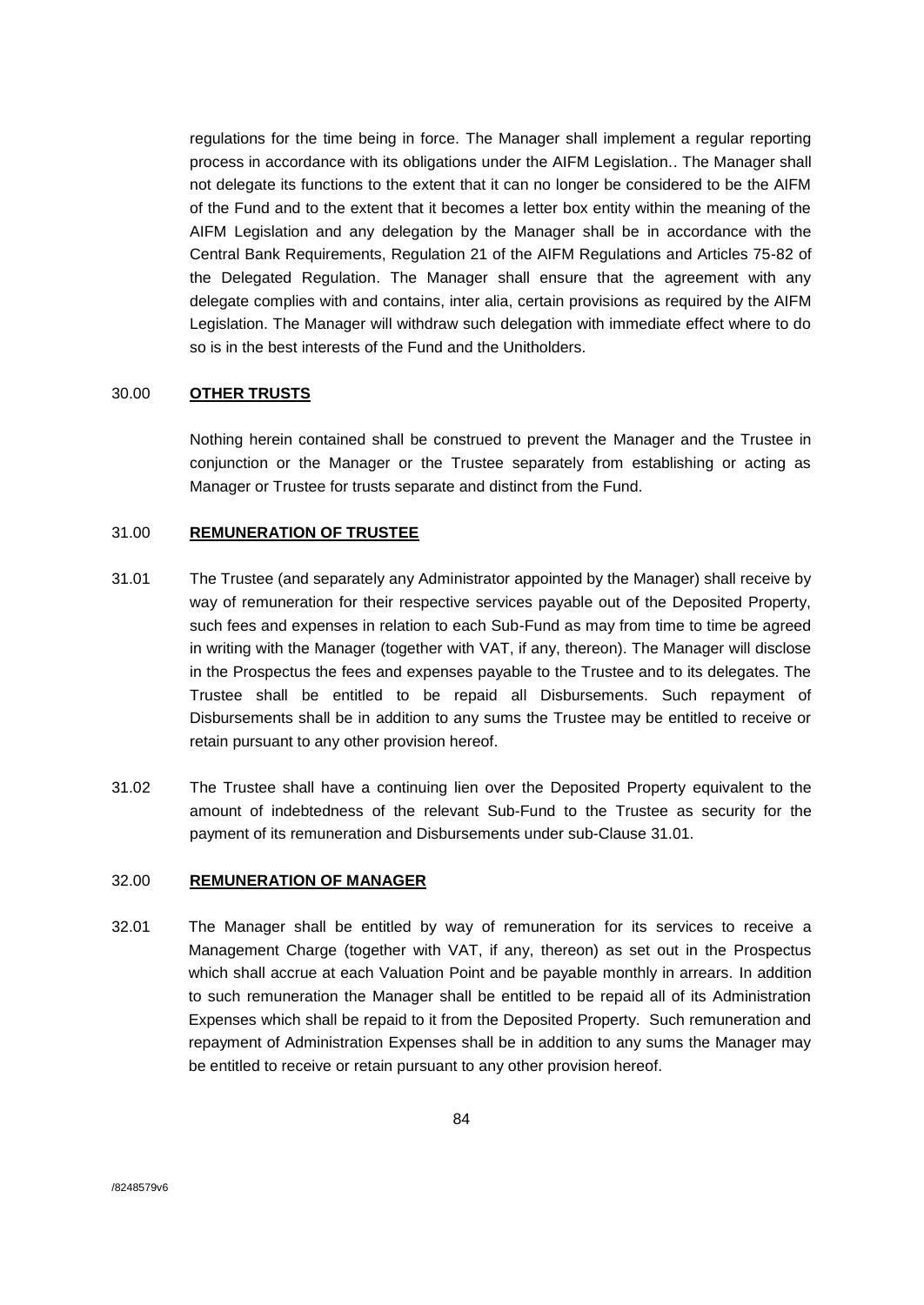regulations for the time being in force. The Manager shall implement a regular reporting process in accordance with its obligations under the AIFM Legislation.. The Manager shall not delegate its functions to the extent that it can no longer be considered to be the AIFM of the Fund and to the extent that it becomes a letter box entity within the meaning of the AIFM Legislation and any delegation by the Manager shall be in accordance with the Central Bank Requirements, Regulation 21 of the AIFM Regulations and Articles 75-82 of the Delegated Regulation. The Manager shall ensure that the agreement with any delegate complies with and contains, inter alia, certain provisions as required by the AIFM Legislation. The Manager will withdraw such delegation with immediate effect where to do so is in the best interests of the Fund and the Unitholders.

## 30.00 **OTHER TRUSTS**

Nothing herein contained shall be construed to prevent the Manager and the Trustee in conjunction or the Manager or the Trustee separately from establishing or acting as Manager or Trustee for trusts separate and distinct from the Fund.

## 31.00 **REMUNERATION OF TRUSTEE**

31.01 The Trustee (and separately any Administrator appointed by the Manager) shall receive by way of remuneration for their respective services payable out of the Deposited Property, such fees and expenses in relation to each Sub-Fund as may from time to time be agreed in writing with the Manager (together with VAT, if any, thereon). The Manager will disclose in the Prospectus the fees and expenses payable to the Trustee and to its delegates. The Trustee shall be entitled to be repaid all Disbursements. Such repayment of Disbursements shall be in addition to any sums the Trustee may be entitled to receive or retain pursuant to any other provision hereof.

31.02 The Trustee shall have a continuing lien over the Deposited Property equivalent to the amount of indebtedness of the relevant Sub-Fund to the Trustee as security for the payment of its remuneration and Disbursements under sub-Clause 31.01.

## 32.00 **REMUNERATION OF MANAGER**

32.01 The Manager shall be entitled by way of remuneration for its services to receive a Management Charge (together with VAT, if any, thereon) as set out in the Prospectus which shall accrue at each Valuation Point and be payable monthly in arrears. In addition to such remuneration the Manager shall be entitled to be repaid all of its Administration Expenses which shall be repaid to it from the Deposited Property. Such remuneration and repayment of Administration Expenses shall be in addition to any sums the Manager may be entitled to receive or retain pursuant to any other provision hereof.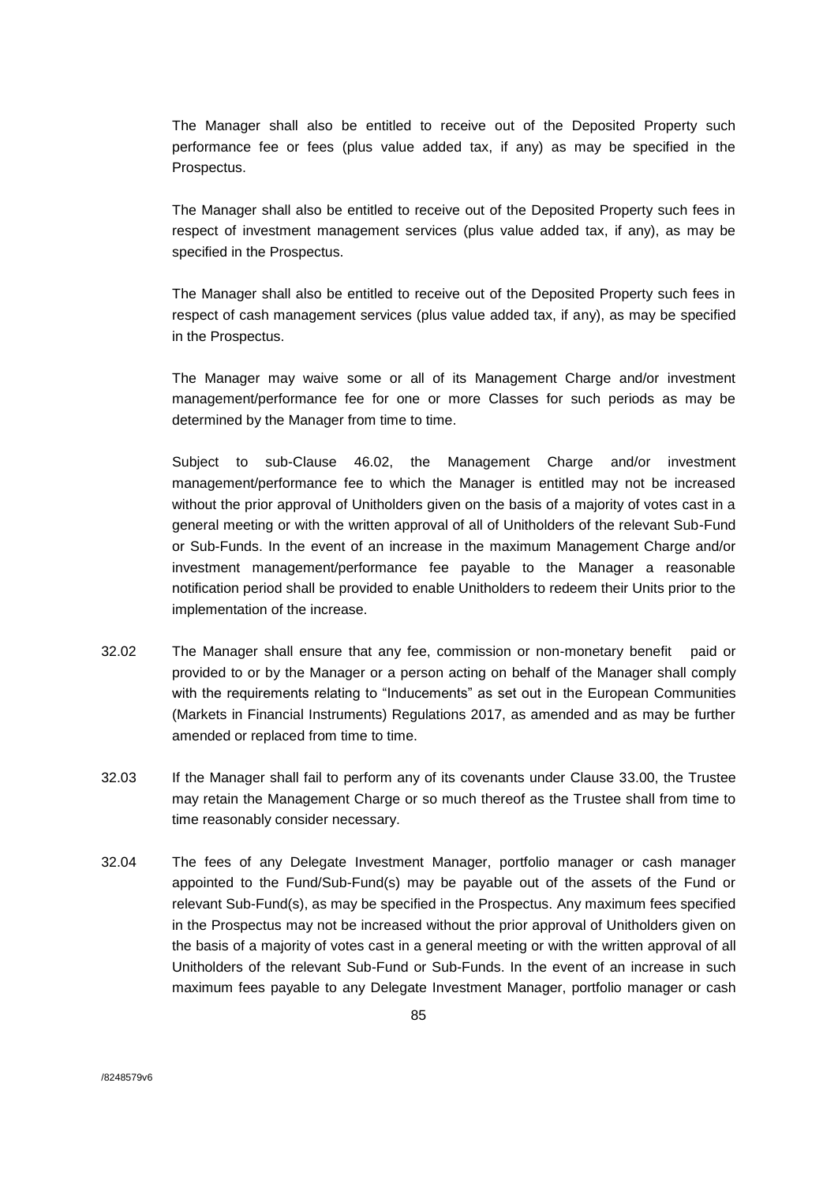The Manager shall also be entitled to receive out of the Deposited Property such performance fee or fees (plus value added tax, if any) as may be specified in the Prospectus.

The Manager shall also be entitled to receive out of the Deposited Property such fees in respect of investment management services (plus value added tax, if any), as may be specified in the Prospectus.

The Manager shall also be entitled to receive out of the Deposited Property such fees in respect of cash management services (plus value added tax, if any), as may be specified in the Prospectus.

The Manager may waive some or all of its Management Charge and/or investment management/performance fee for one or more Classes for such periods as may be determined by the Manager from time to time.

Subject to sub-Clause 46.02, the Management Charge and/or investment management/performance fee to which the Manager is entitled may not be increased without the prior approval of Unitholders given on the basis of a majority of votes cast in a general meeting or with the written approval of all of Unitholders of the relevant Sub-Fund or Sub-Funds. In the event of an increase in the maximum Management Charge and/or investment management/performance fee payable to the Manager a reasonable notification period shall be provided to enable Unitholders to redeem their Units prior to the implementation of the increase.

32.02 The Manager shall ensure that any fee, commission or non-monetary benefit paid or provided to or by the Manager or a person acting on behalf of the Manager shall comply with the requirements relating to "Inducements" as set out in the European Communities (Markets in Financial Instruments) Regulations 2017, as amended and as may be further amended or replaced from time to time.

32.03 If the Manager shall fail to perform any of its covenants under Clause 33.00, the Trustee may retain the Management Charge or so much thereof as the Trustee shall from time to time reasonably consider necessary.

32.04 The fees of any Delegate Investment Manager, portfolio manager or cash manager appointed to the Fund/Sub-Fund(s) may be payable out of the assets of the Fund or relevant Sub-Fund(s), as may be specified in the Prospectus. Any maximum fees specified in the Prospectus may not be increased without the prior approval of Unitholders given on the basis of a majority of votes cast in a general meeting or with the written approval of all Unitholders of the relevant Sub-Fund or Sub-Funds. In the event of an increase in such maximum fees payable to any Delegate Investment Manager, portfolio manager or cash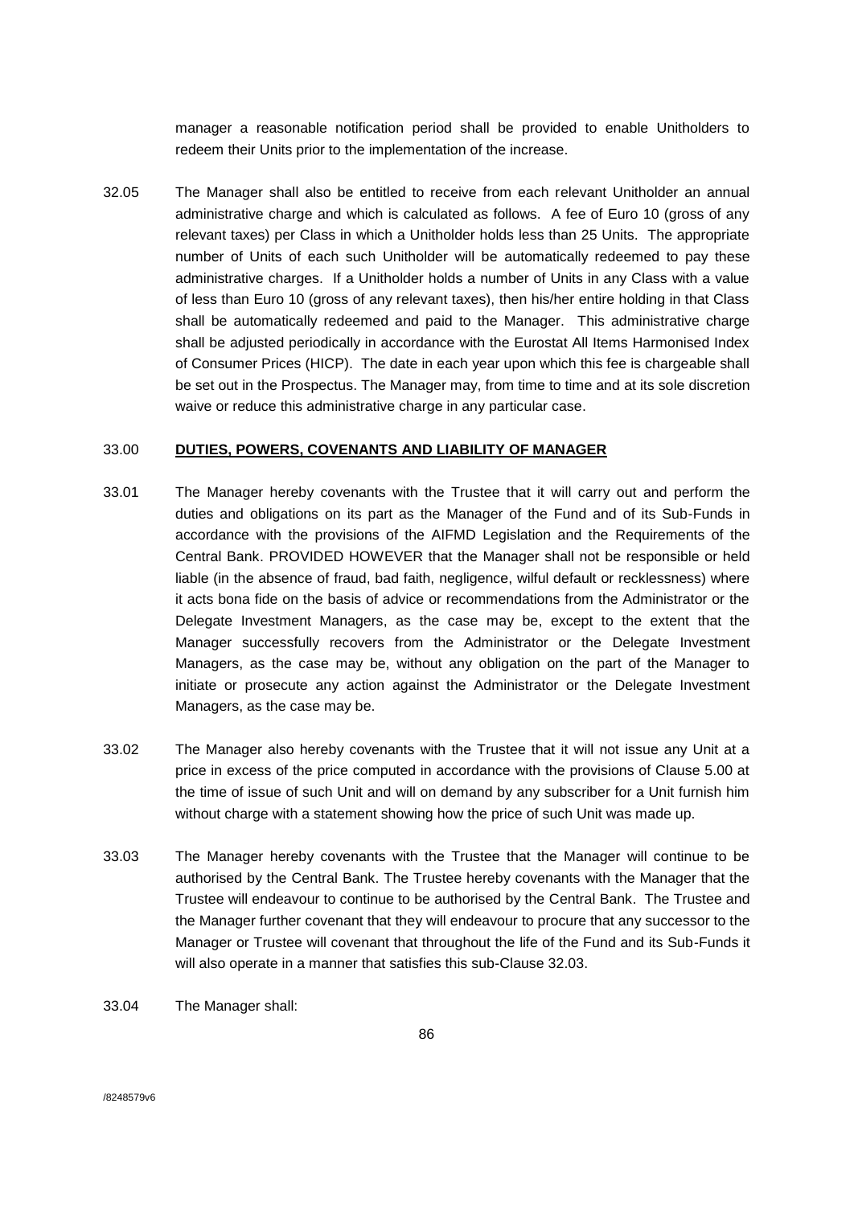manager a reasonable notification period shall be provided to enable Unitholders to redeem their Units prior to the implementation of the increase.

32.05 The Manager shall also be entitled to receive from each relevant Unitholder an annual administrative charge and which is calculated as follows. A fee of Euro 10 (gross of any relevant taxes) per Class in which a Unitholder holds less than 25 Units. The appropriate number of Units of each such Unitholder will be automatically redeemed to pay these administrative charges. If a Unitholder holds a number of Units in any Class with a value of less than Euro 10 (gross of any relevant taxes), then his/her entire holding in that Class shall be automatically redeemed and paid to the Manager. This administrative charge shall be adjusted periodically in accordance with the Eurostat All Items Harmonised Index of Consumer Prices (HICP). The date in each year upon which this fee is chargeable shall be set out in the Prospectus. The Manager may, from time to time and at its sole discretion waive or reduce this administrative charge in any particular case.

## 33.00 DUTIES, POWERS, COVENANTS AND LIABILITY OF MANAGER

33.01 The Manager hereby covenants with the Trustee that it will carry out and perform the duties and obligations on its part as the Manager of the Fund and of its Sub-Funds in accordance with the provisions of the AIFMD Legislation and the Requirements of the Central Bank. PROVIDED HOWEVER that the Manager shall not be responsible or held liable (in the absence of fraud, bad faith, negligence, wilful default or recklessness) where it acts bona fide on the basis of advice or recommendations from the Administrator or the Delegate Investment Managers, as the case may be, except to the extent that the Manager successfully recovers from the Administrator or the Delegate Investment Managers, as the case may be, without any obligation on the part of the Manager to initiate or prosecute any action against the Administrator or the Delegate Investment Managers, as the case may be.

33.02 The Manager also hereby covenants with the Trustee that it will not issue any Unit at a price in excess of the price computed in accordance with the provisions of Clause 5.00 at the time of issue of such Unit and will on demand by any subscriber for a Unit furnish him without charge with a statement showing how the price of such Unit was made up.

33.03 The Manager hereby covenants with the Trustee that the Manager will continue to be authorised by the Central Bank. The Trustee hereby covenants with the Manager that the Trustee will endeavour to continue to be authorised by the Central Bank. The Trustee and the Manager further covenant that they will endeavour to procure that any successor to the Manager or Trustee will covenant that throughout the life of the Fund and its Sub-Funds it will also operate in a manner that satisfies this sub-Clause 32.03.

33.04 The Manager shall: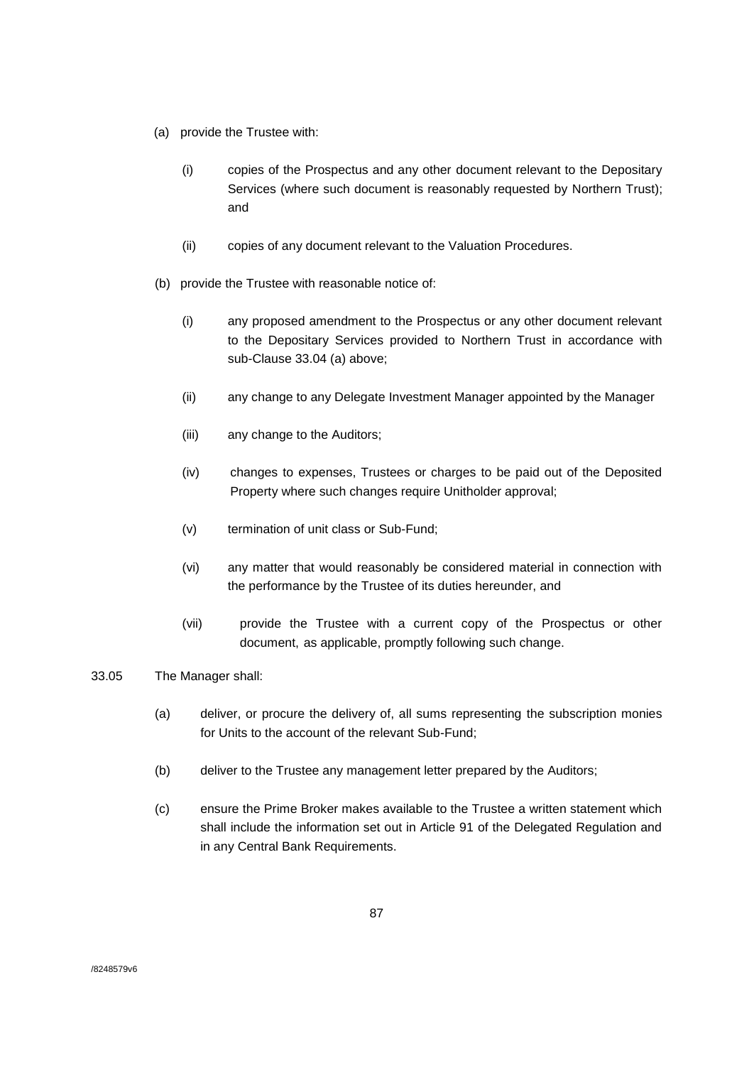(a) provide the Trustee with:

  (i) copies of the Prospectus and any other document relevant to the Depositary Services (where such document is reasonably requested by Northern Trust); and

  (ii) copies of any document relevant to the Valuation Procedures.

(b) provide the Trustee with reasonable notice of:

  (i) any proposed amendment to the Prospectus or any other document relevant to the Depositary Services provided to Northern Trust in accordance with sub-Clause 33.04 (a) above;

  (ii) any change to any Delegate Investment Manager appointed by the Manager

  (iii) any change to the Auditors;

  (iv) changes to expenses, Trustees or charges to be paid out of the Deposited Property where such changes require Unitholder approval;

  (v) termination of unit class or Sub-Fund;

  (vi) any matter that would reasonably be considered material in connection with the performance by the Trustee of its duties hereunder, and

  (vii) provide the Trustee with a current copy of the Prospectus or other document, as applicable, promptly following such change.

33.05 The Manager shall:

(a) deliver, or procure the delivery of, all sums representing the subscription monies for Units to the account of the relevant Sub-Fund;

(b) deliver to the Trustee any management letter prepared by the Auditors;

(c) ensure the Prime Broker makes available to the Trustee a written statement which shall include the information set out in Article 91 of the Delegated Regulation and in any Central Bank Requirements.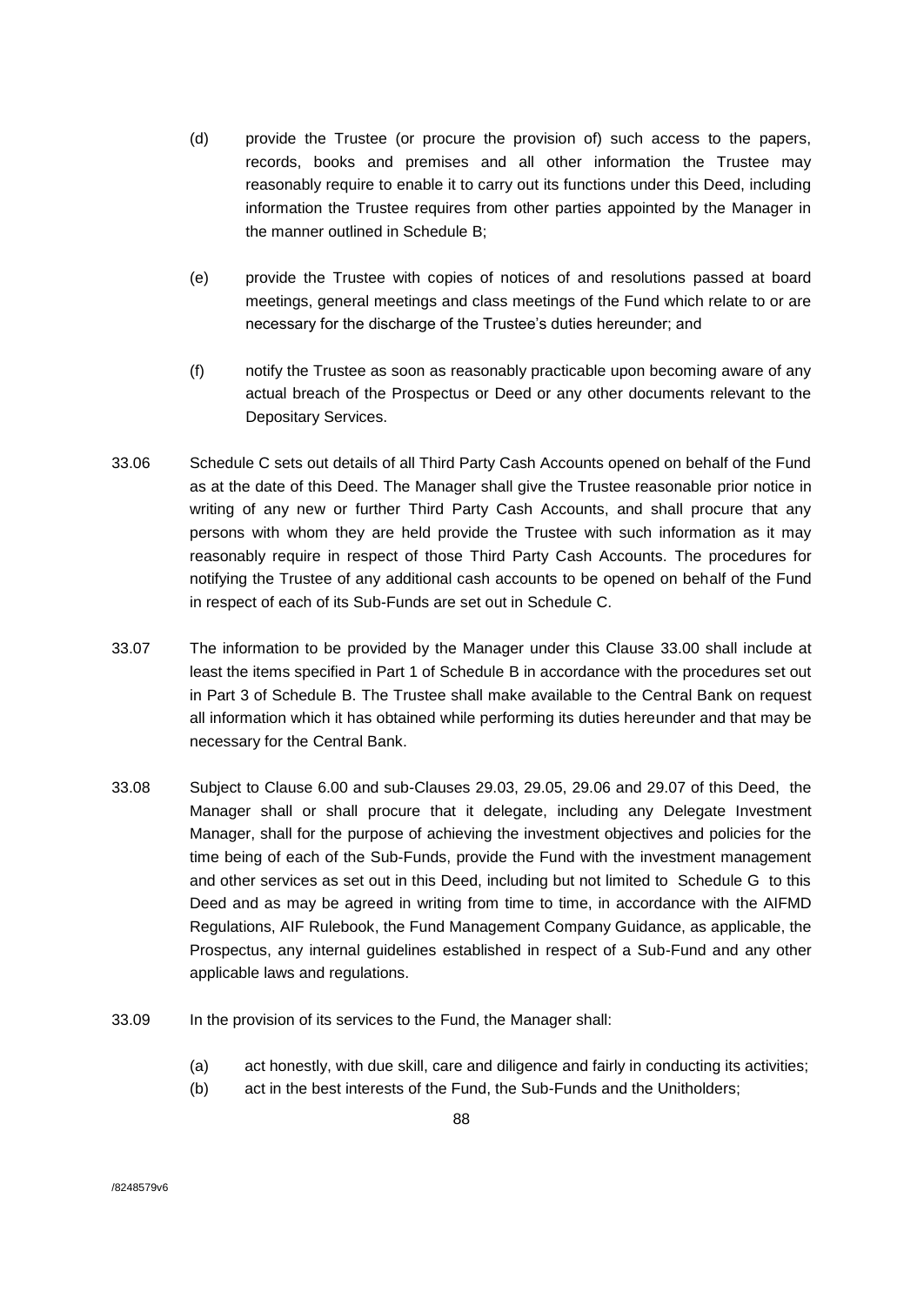(d) provide the Trustee (or procure the provision of) such access to the papers, records, books and premises and all other information the Trustee may reasonably require to enable it to carry out its functions under this Deed, including information the Trustee requires from other parties appointed by the Manager in the manner outlined in Schedule B;

(e) provide the Trustee with copies of notices of and resolutions passed at board meetings, general meetings and class meetings of the Fund which relate to or are necessary for the discharge of the Trustee's duties hereunder; and

(f) notify the Trustee as soon as reasonably practicable upon becoming aware of any actual breach of the Prospectus or Deed or any other documents relevant to the Depositary Services.

33.06 Schedule C sets out details of all Third Party Cash Accounts opened on behalf of the Fund as at the date of this Deed. The Manager shall give the Trustee reasonable prior notice in writing of any new or further Third Party Cash Accounts, and shall procure that any persons with whom they are held provide the Trustee with such information as it may reasonably require in respect of those Third Party Cash Accounts. The procedures for notifying the Trustee of any additional cash accounts to be opened on behalf of the Fund in respect of each of its Sub-Funds are set out in Schedule C.

33.07 The information to be provided by the Manager under this Clause 33.00 shall include at least the items specified in Part 1 of Schedule B in accordance with the procedures set out in Part 3 of Schedule B. The Trustee shall make available to the Central Bank on request all information which it has obtained while performing its duties hereunder and that may be necessary for the Central Bank.

33.08 Subject to Clause 6.00 and sub-Clauses 29.03, 29.05, 29.06 and 29.07 of this Deed, the Manager shall or shall procure that it delegate, including any Delegate Investment Manager, shall for the purpose of achieving the investment objectives and policies for the time being of each of the Sub-Funds, provide the Fund with the investment management and other services as set out in this Deed, including but not limited to Schedule G to this Deed and as may be agreed in writing from time to time, in accordance with the AIFMD Regulations, AIF Rulebook, the Fund Management Company Guidance, as applicable, the Prospectus, any internal guidelines established in respect of a Sub-Fund and any other applicable laws and regulations.

33.09 In the provision of its services to the Fund, the Manager shall:

(a) act honestly, with due skill, care and diligence and fairly in conducting its activities;

(b) act in the best interests of the Fund, the Sub-Funds and the Unitholders;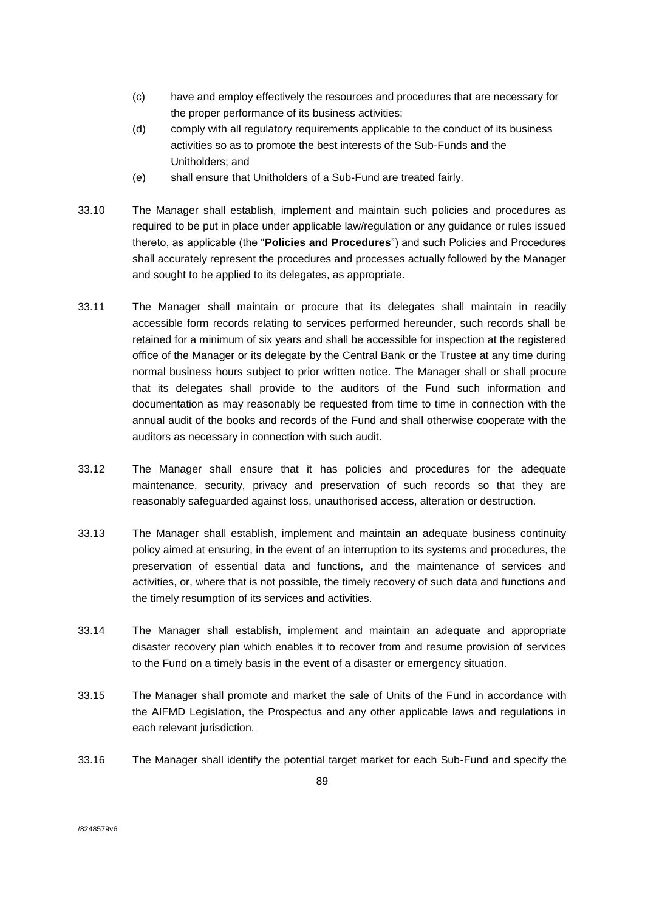(c) have and employ effectively the resources and procedures that are necessary for the proper performance of its business activities;

(d) comply with all regulatory requirements applicable to the conduct of its business activities so as to promote the best interests of the Sub-Funds and the Unitholders; and

(e) shall ensure that Unitholders of a Sub-Fund are treated fairly.

33.10 The Manager shall establish, implement and maintain such policies and procedures as required to be put in place under applicable law/regulation or any guidance or rules issued thereto, as applicable (the "**Policies and Procedures**") and such Policies and Procedures shall accurately represent the procedures and processes actually followed by the Manager and sought to be applied to its delegates, as appropriate.

33.11 The Manager shall maintain or procure that its delegates shall maintain in readily accessible form records relating to services performed hereunder, such records shall be retained for a minimum of six years and shall be accessible for inspection at the registered office of the Manager or its delegate by the Central Bank or the Trustee at any time during normal business hours subject to prior written notice. The Manager shall or shall procure that its delegates shall provide to the auditors of the Fund such information and documentation as may reasonably be requested from time to time in connection with the annual audit of the books and records of the Fund and shall otherwise cooperate with the auditors as necessary in connection with such audit.

33.12 The Manager shall ensure that it has policies and procedures for the adequate maintenance, security, privacy and preservation of such records so that they are reasonably safeguarded against loss, unauthorised access, alteration or destruction.

33.13 The Manager shall establish, implement and maintain an adequate business continuity policy aimed at ensuring, in the event of an interruption to its systems and procedures, the preservation of essential data and functions, and the maintenance of services and activities, or, where that is not possible, the timely recovery of such data and functions and the timely resumption of its services and activities.

33.14 The Manager shall establish, implement and maintain an adequate and appropriate disaster recovery plan which enables it to recover from and resume provision of services to the Fund on a timely basis in the event of a disaster or emergency situation.

33.15 The Manager shall promote and market the sale of Units of the Fund in accordance with the AIFMD Legislation, the Prospectus and any other applicable laws and regulations in each relevant jurisdiction.

33.16 The Manager shall identify the potential target market for each Sub-Fund and specify the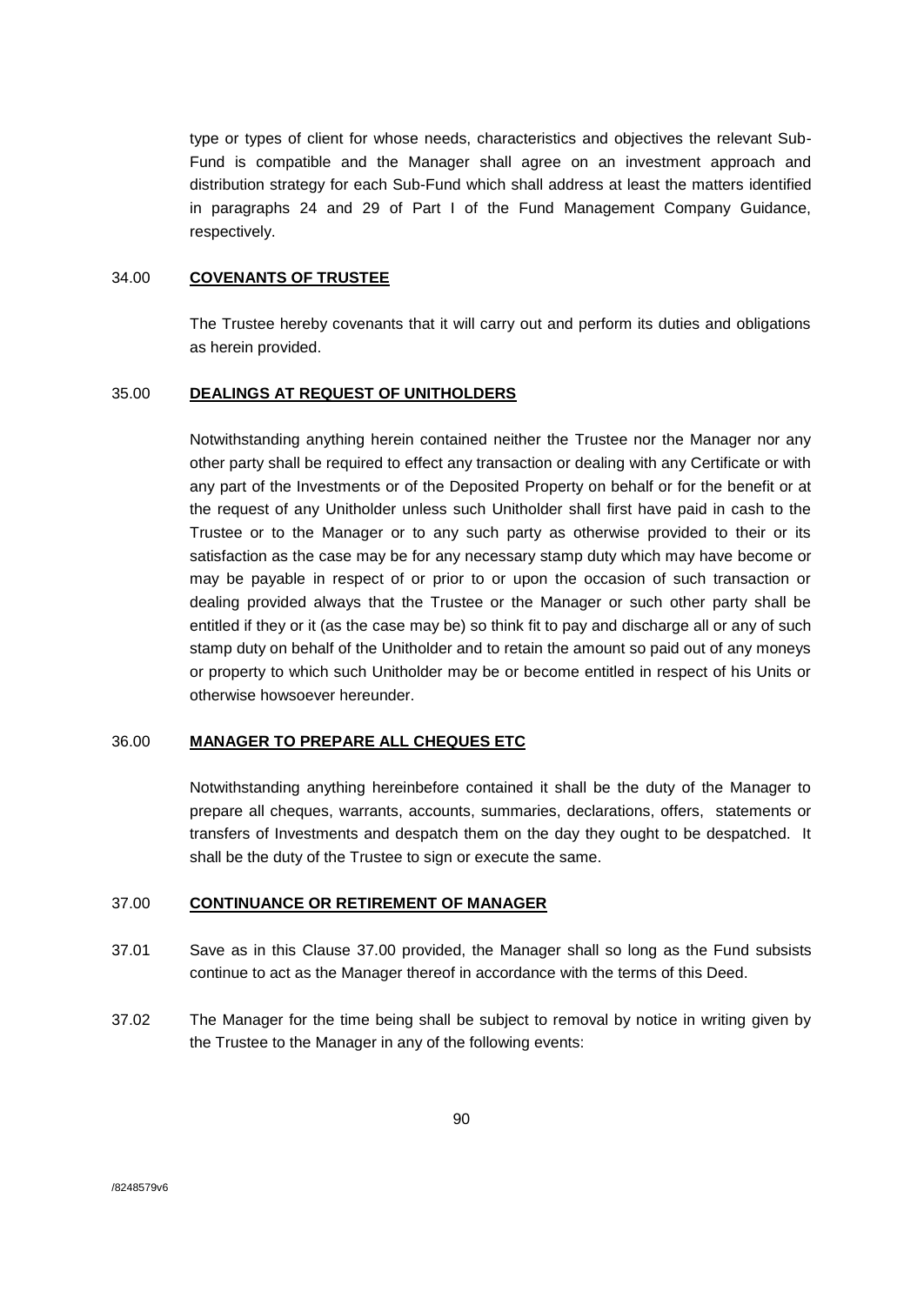type or types of client for whose needs, characteristics and objectives the relevant Sub-Fund is compatible and the Manager shall agree on an investment approach and distribution strategy for each Sub-Fund which shall address at least the matters identified in paragraphs 24 and 29 of Part I of the Fund Management Company Guidance, respectively.

## 34.00 COVENANTS OF TRUSTEE

The Trustee hereby covenants that it will carry out and perform its duties and obligations as herein provided.

## 35.00 DEALINGS AT REQUEST OF UNITHOLDERS

Notwithstanding anything herein contained neither the Trustee nor the Manager nor any other party shall be required to effect any transaction or dealing with any Certificate or with any part of the Investments or of the Deposited Property on behalf or for the benefit or at the request of any Unitholder unless such Unitholder shall first have paid in cash to the Trustee or to the Manager or to any such party as otherwise provided to their or its satisfaction as the case may be for any necessary stamp duty which may have become or may be payable in respect of or prior to or upon the occasion of such transaction or dealing provided always that the Trustee or the Manager or such other party shall be entitled if they or it (as the case may be) so think fit to pay and discharge all or any of such stamp duty on behalf of the Unitholder and to retain the amount so paid out of any moneys or property to which such Unitholder may be or become entitled in respect of his Units or otherwise howsoever hereunder.

## 36.00 MANAGER TO PREPARE ALL CHEQUES ETC

Notwithstanding anything hereinbefore contained it shall be the duty of the Manager to prepare all cheques, warrants, accounts, summaries, declarations, offers, statements or transfers of Investments and despatch them on the day they ought to be despatched. It shall be the duty of the Trustee to sign or execute the same.

## 37.00 CONTINUANCE OR RETIREMENT OF MANAGER

37.01 Save as in this Clause 37.00 provided, the Manager shall so long as the Fund subsists continue to act as the Manager thereof in accordance with the terms of this Deed.

37.02 The Manager for the time being shall be subject to removal by notice in writing given by the Trustee to the Manager in any of the following events: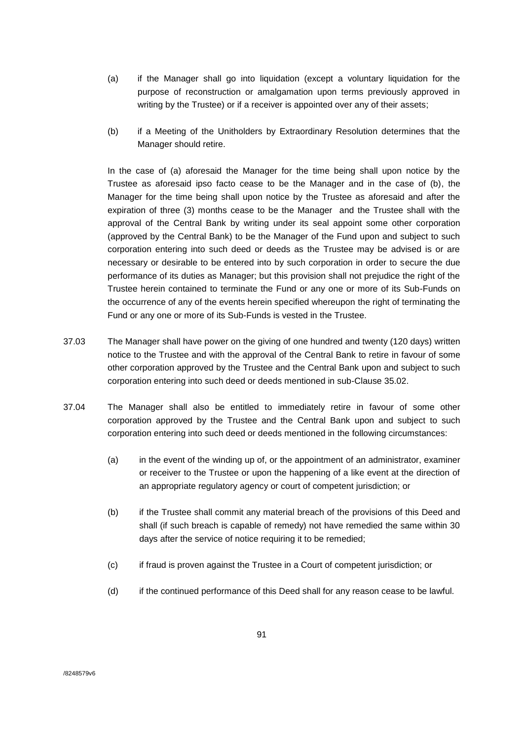(a) if the Manager shall go into liquidation (except a voluntary liquidation for the purpose of reconstruction or amalgamation upon terms previously approved in writing by the Trustee) or if a receiver is appointed over any of their assets;

(b) if a Meeting of the Unitholders by Extraordinary Resolution determines that the Manager should retire.

In the case of (a) aforesaid the Manager for the time being shall upon notice by the Trustee as aforesaid ipso facto cease to be the Manager and in the case of (b), the Manager for the time being shall upon notice by the Trustee as aforesaid and after the expiration of three (3) months cease to be the Manager and the Trustee shall with the approval of the Central Bank by writing under its seal appoint some other corporation (approved by the Central Bank) to be the Manager of the Fund upon and subject to such corporation entering into such deed or deeds as the Trustee may be advised is or are necessary or desirable to be entered into by such corporation in order to secure the due performance of its duties as Manager; but this provision shall not prejudice the right of the Trustee herein contained to terminate the Fund or any one or more of its Sub-Funds on the occurrence of any of the events herein specified whereupon the right of terminating the Fund or any one or more of its Sub-Funds is vested in the Trustee.

37.03 The Manager shall have power on the giving of one hundred and twenty (120 days) written notice to the Trustee and with the approval of the Central Bank to retire in favour of some other corporation approved by the Trustee and the Central Bank upon and subject to such corporation entering into such deed or deeds mentioned in sub-Clause 35.02.

37.04 The Manager shall also be entitled to immediately retire in favour of some other corporation approved by the Trustee and the Central Bank upon and subject to such corporation entering into such deed or deeds mentioned in the following circumstances:

(a) in the event of the winding up of, or the appointment of an administrator, examiner or receiver to the Trustee or upon the happening of a like event at the direction of an appropriate regulatory agency or court of competent jurisdiction; or

(b) if the Trustee shall commit any material breach of the provisions of this Deed and shall (if such breach is capable of remedy) not have remedied the same within 30 days after the service of notice requiring it to be remedied;

(c) if fraud is proven against the Trustee in a Court of competent jurisdiction; or

(d) if the continued performance of this Deed shall for any reason cease to be lawful.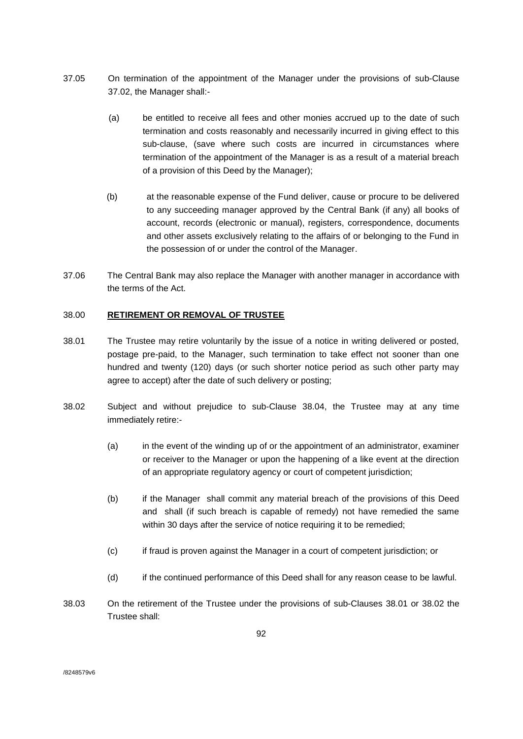37.05 On termination of the appointment of the Manager under the provisions of sub-Clause 37.02, the Manager shall:-

(a) be entitled to receive all fees and other monies accrued up to the date of such termination and costs reasonably and necessarily incurred in giving effect to this sub-clause, (save where such costs are incurred in circumstances where termination of the appointment of the Manager is as a result of a material breach of a provision of this Deed by the Manager);

(b) at the reasonable expense of the Fund deliver, cause or procure to be delivered to any succeeding manager approved by the Central Bank (if any) all books of account, records (electronic or manual), registers, correspondence, documents and other assets exclusively relating to the affairs of or belonging to the Fund in the possession of or under the control of the Manager.

37.06 The Central Bank may also replace the Manager with another manager in accordance with the terms of the Act.

38.00 **<u>RETIREMENT OR REMOVAL OF TRUSTEE</u>**

38.01 The Trustee may retire voluntarily by the issue of a notice in writing delivered or posted, postage pre-paid, to the Manager, such termination to take effect not sooner than one hundred and twenty (120) days (or such shorter notice period as such other party may agree to accept) after the date of such delivery or posting;

38.02 Subject and without prejudice to sub-Clause 38.04, the Trustee may at any time immediately retire:-

(a) in the event of the winding up of or the appointment of an administrator, examiner or receiver to the Manager or upon the happening of a like event at the direction of an appropriate regulatory agency or court of competent jurisdiction;

(b) if the Manager shall commit any material breach of the provisions of this Deed and shall (if such breach is capable of remedy) not have remedied the same within 30 days after the service of notice requiring it to be remedied;

(c) if fraud is proven against the Manager in a court of competent jurisdiction; or

(d) if the continued performance of this Deed shall for any reason cease to be lawful.

38.03 On the retirement of the Trustee under the provisions of sub-Clauses 38.01 or 38.02 the Trustee shall: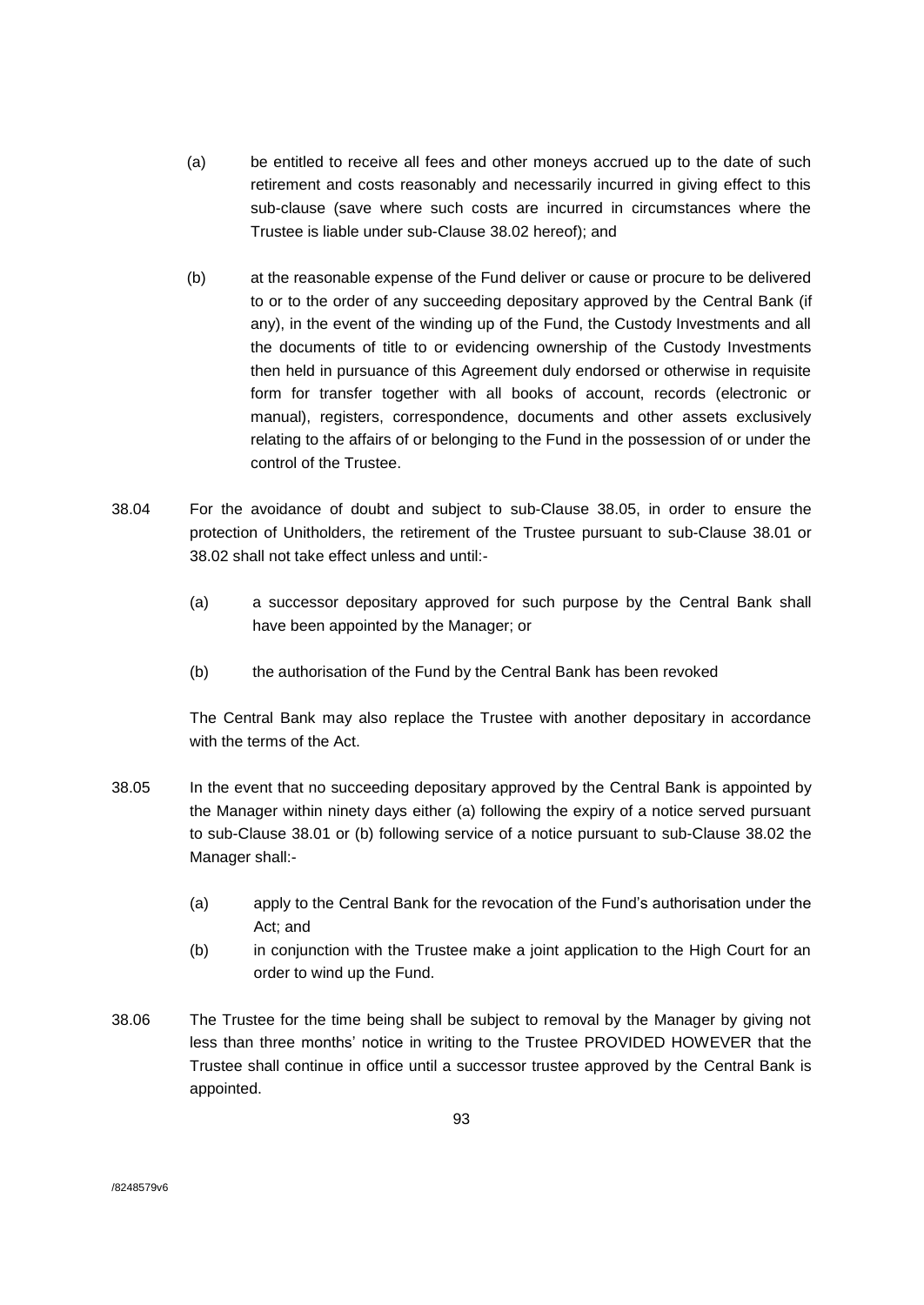(a) be entitled to receive all fees and other moneys accrued up to the date of such retirement and costs reasonably and necessarily incurred in giving effect to this sub-clause (save where such costs are incurred in circumstances where the Trustee is liable under sub-Clause 38.02 hereof); and

(b) at the reasonable expense of the Fund deliver or cause or procure to be delivered to or to the order of any succeeding depositary approved by the Central Bank (if any), in the event of the winding up of the Fund, the Custody Investments and all the documents of title to or evidencing ownership of the Custody Investments then held in pursuance of this Agreement duly endorsed or otherwise in requisite form for transfer together with all books of account, records (electronic or manual), registers, correspondence, documents and other assets exclusively relating to the affairs of or belonging to the Fund in the possession of or under the control of the Trustee.

38.04 For the avoidance of doubt and subject to sub-Clause 38.05, in order to ensure the protection of Unitholders, the retirement of the Trustee pursuant to sub-Clause 38.01 or 38.02 shall not take effect unless and until:-

(a) a successor depositary approved for such purpose by the Central Bank shall have been appointed by the Manager; or

(b) the authorisation of the Fund by the Central Bank has been revoked

The Central Bank may also replace the Trustee with another depositary in accordance with the terms of the Act.

38.05 In the event that no succeeding depositary approved by the Central Bank is appointed by the Manager within ninety days either (a) following the expiry of a notice served pursuant to sub-Clause 38.01 or (b) following service of a notice pursuant to sub-Clause 38.02 the Manager shall:-

(a) apply to the Central Bank for the revocation of the Fund's authorisation under the Act; and

(b) in conjunction with the Trustee make a joint application to the High Court for an order to wind up the Fund.

38.06 The Trustee for the time being shall be subject to removal by the Manager by giving not less than three months' notice in writing to the Trustee PROVIDED HOWEVER that the Trustee shall continue in office until a successor trustee approved by the Central Bank is appointed.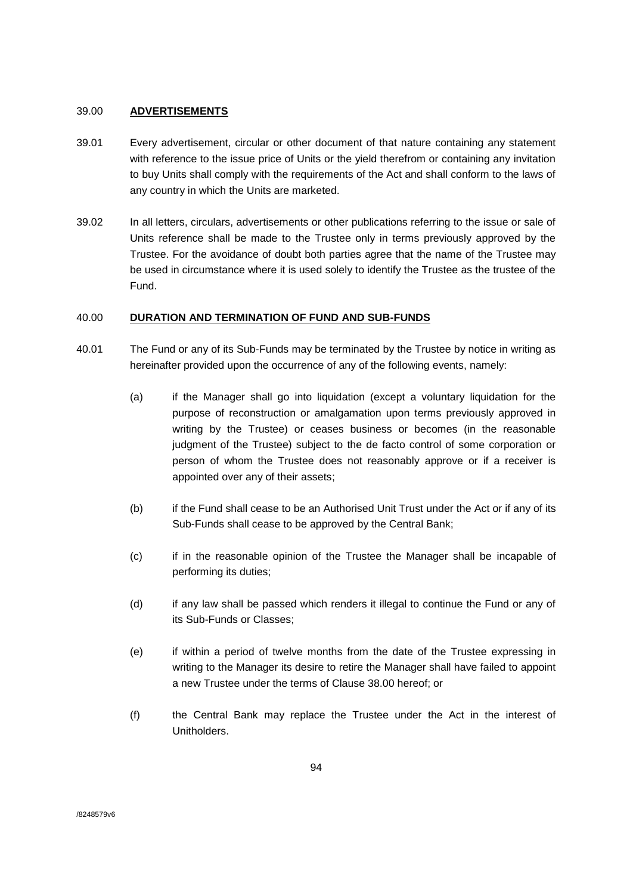39.00 **ADVERTISEMENTS**

39.01 Every advertisement, circular or other document of that nature containing any statement with reference to the issue price of Units or the yield therefrom or containing any invitation to buy Units shall comply with the requirements of the Act and shall conform to the laws of any country in which the Units are marketed.

39.02 In all letters, circulars, advertisements or other publications referring to the issue or sale of Units reference shall be made to the Trustee only in terms previously approved by the Trustee. For the avoidance of doubt both parties agree that the name of the Trustee may be used in circumstance where it is used solely to identify the Trustee as the trustee of the Fund.

40.00 **DURATION AND TERMINATION OF FUND AND SUB-FUNDS**

40.01 The Fund or any of its Sub-Funds may be terminated by the Trustee by notice in writing as hereinafter provided upon the occurrence of any of the following events, namely:

(a) if the Manager shall go into liquidation (except a voluntary liquidation for the purpose of reconstruction or amalgamation upon terms previously approved in writing by the Trustee) or ceases business or becomes (in the reasonable judgment of the Trustee) subject to the de facto control of some corporation or person of whom the Trustee does not reasonably approve or if a receiver is appointed over any of their assets;

(b) if the Fund shall cease to be an Authorised Unit Trust under the Act or if any of its Sub-Funds shall cease to be approved by the Central Bank;

(c) if in the reasonable opinion of the Trustee the Manager shall be incapable of performing its duties;

(d) if any law shall be passed which renders it illegal to continue the Fund or any of its Sub-Funds or Classes;

(e) if within a period of twelve months from the date of the Trustee expressing in writing to the Manager its desire to retire the Manager shall have failed to appoint a new Trustee under the terms of Clause 38.00 hereof; or

(f) the Central Bank may replace the Trustee under the Act in the interest of Unitholders.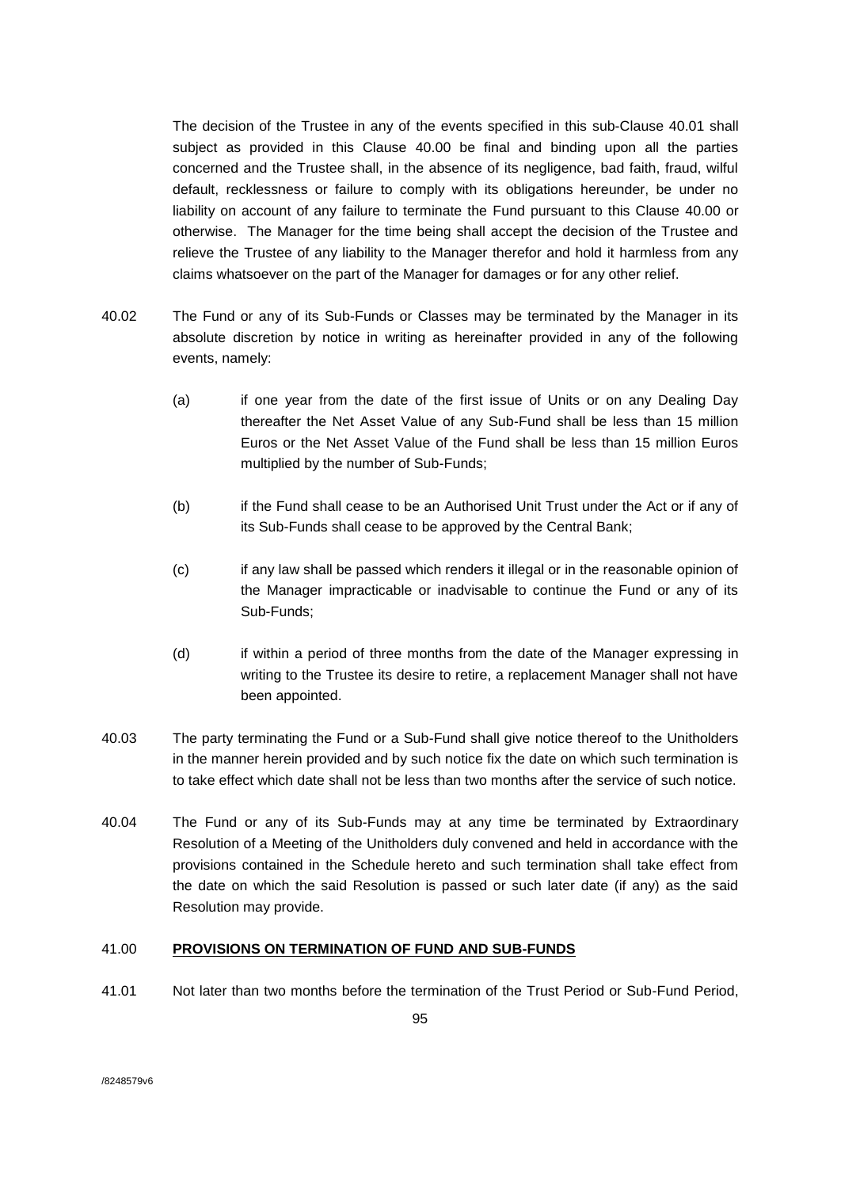The decision of the Trustee in any of the events specified in this sub-Clause 40.01 shall subject as provided in this Clause 40.00 be final and binding upon all the parties concerned and the Trustee shall, in the absence of its negligence, bad faith, fraud, wilful default, recklessness or failure to comply with its obligations hereunder, be under no liability on account of any failure to terminate the Fund pursuant to this Clause 40.00 or otherwise. The Manager for the time being shall accept the decision of the Trustee and relieve the Trustee of any liability to the Manager therefor and hold it harmless from any claims whatsoever on the part of the Manager for damages or for any other relief.

40.02 The Fund or any of its Sub-Funds or Classes may be terminated by the Manager in its absolute discretion by notice in writing as hereinafter provided in any of the following events, namely:

(a) if one year from the date of the first issue of Units or on any Dealing Day thereafter the Net Asset Value of any Sub-Fund shall be less than 15 million Euros or the Net Asset Value of the Fund shall be less than 15 million Euros multiplied by the number of Sub-Funds;

(b) if the Fund shall cease to be an Authorised Unit Trust under the Act or if any of its Sub-Funds shall cease to be approved by the Central Bank;

(c) if any law shall be passed which renders it illegal or in the reasonable opinion of the Manager impracticable or inadvisable to continue the Fund or any of its Sub-Funds;

(d) if within a period of three months from the date of the Manager expressing in writing to the Trustee its desire to retire, a replacement Manager shall not have been appointed.

40.03 The party terminating the Fund or a Sub-Fund shall give notice thereof to the Unitholders in the manner herein provided and by such notice fix the date on which such termination is to take effect which date shall not be less than two months after the service of such notice.

40.04 The Fund or any of its Sub-Funds may at any time be terminated by Extraordinary Resolution of a Meeting of the Unitholders duly convened and held in accordance with the provisions contained in the Schedule hereto and such termination shall take effect from the date on which the said Resolution is passed or such later date (if any) as the said Resolution may provide.

41.00 **PROVISIONS ON TERMINATION OF FUND AND SUB-FUNDS**

41.01 Not later than two months before the termination of the Trust Period or Sub-Fund Period,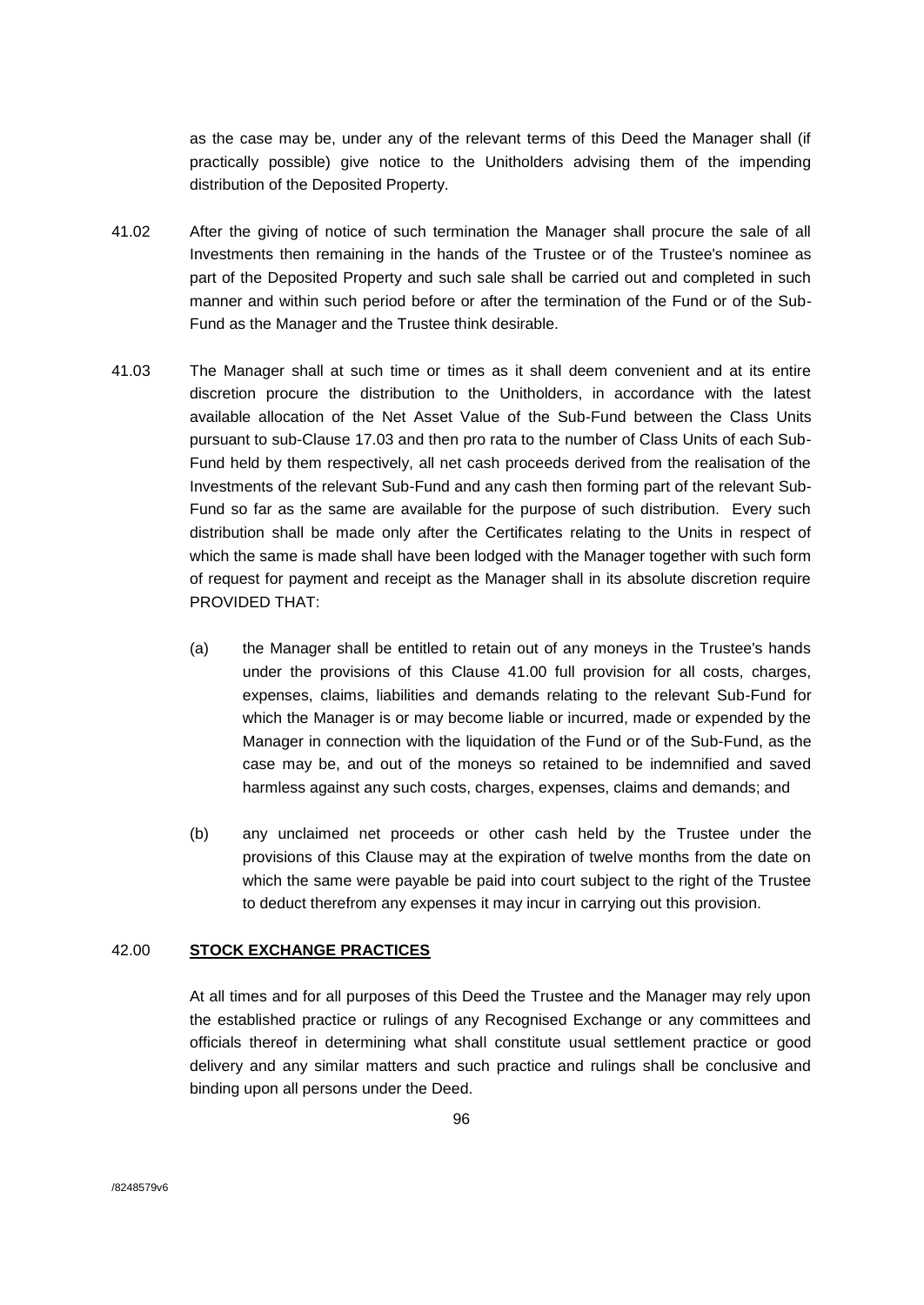as the case may be, under any of the relevant terms of this Deed the Manager shall (if practically possible) give notice to the Unitholders advising them of the impending distribution of the Deposited Property.

41.02 After the giving of notice of such termination the Manager shall procure the sale of all Investments then remaining in the hands of the Trustee or of the Trustee's nominee as part of the Deposited Property and such sale shall be carried out and completed in such manner and within such period before or after the termination of the Fund or of the Sub-Fund as the Manager and the Trustee think desirable.

41.03 The Manager shall at such time or times as it shall deem convenient and at its entire discretion procure the distribution to the Unitholders, in accordance with the latest available allocation of the Net Asset Value of the Sub-Fund between the Class Units pursuant to sub-Clause 17.03 and then pro rata to the number of Class Units of each Sub-Fund held by them respectively, all net cash proceeds derived from the realisation of the Investments of the relevant Sub-Fund and any cash then forming part of the relevant Sub-Fund so far as the same are available for the purpose of such distribution. Every such distribution shall be made only after the Certificates relating to the Units in respect of which the same is made shall have been lodged with the Manager together with such form of request for payment and receipt as the Manager shall in its absolute discretion require PROVIDED THAT:

(a) the Manager shall be entitled to retain out of any moneys in the Trustee's hands under the provisions of this Clause 41.00 full provision for all costs, charges, expenses, claims, liabilities and demands relating to the relevant Sub-Fund for which the Manager is or may become liable or incurred, made or expended by the Manager in connection with the liquidation of the Fund or of the Sub-Fund, as the case may be, and out of the moneys so retained to be indemnified and saved harmless against any such costs, charges, expenses, claims and demands; and

(b) any unclaimed net proceeds or other cash held by the Trustee under the provisions of this Clause may at the expiration of twelve months from the date on which the same were payable be paid into court subject to the right of the Trustee to deduct therefrom any expenses it may incur in carrying out this provision.

## 42.00 STOCK EXCHANGE PRACTICES

At all times and for all purposes of this Deed the Trustee and the Manager may rely upon the established practice or rulings of any Recognised Exchange or any committees and officials thereof in determining what shall constitute usual settlement practice or good delivery and any similar matters and such practice and rulings shall be conclusive and binding upon all persons under the Deed.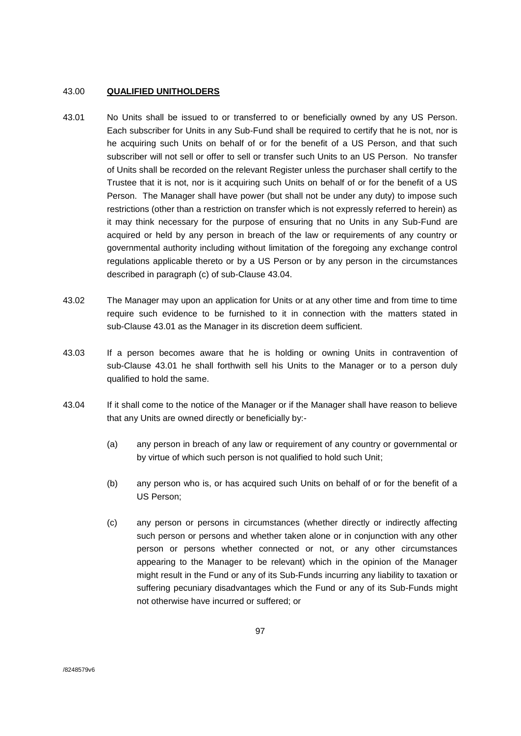43.00 **QUALIFIED UNITHOLDERS**

43.01 No Units shall be issued to or transferred to or beneficially owned by any US Person. Each subscriber for Units in any Sub-Fund shall be required to certify that he is not, nor is he acquiring such Units on behalf of or for the benefit of a US Person, and that such subscriber will not sell or offer to sell or transfer such Units to an US Person. No transfer of Units shall be recorded on the relevant Register unless the purchaser shall certify to the Trustee that it is not, nor is it acquiring such Units on behalf of or for the benefit of a US Person. The Manager shall have power (but shall not be under any duty) to impose such restrictions (other than a restriction on transfer which is not expressly referred to herein) as it may think necessary for the purpose of ensuring that no Units in any Sub-Fund are acquired or held by any person in breach of the law or requirements of any country or governmental authority including without limitation of the foregoing any exchange control regulations applicable thereto or by a US Person or by any person in the circumstances described in paragraph (c) of sub-Clause 43.04.

43.02 The Manager may upon an application for Units or at any other time and from time to time require such evidence to be furnished to it in connection with the matters stated in sub-Clause 43.01 as the Manager in its discretion deem sufficient.

43.03 If a person becomes aware that he is holding or owning Units in contravention of sub-Clause 43.01 he shall forthwith sell his Units to the Manager or to a person duly qualified to hold the same.

43.04 If it shall come to the notice of the Manager or if the Manager shall have reason to believe that any Units are owned directly or beneficially by:-

(a) any person in breach of any law or requirement of any country or governmental or by virtue of which such person is not qualified to hold such Unit;

(b) any person who is, or has acquired such Units on behalf of or for the benefit of a US Person;

(c) any person or persons in circumstances (whether directly or indirectly affecting such person or persons and whether taken alone or in conjunction with any other person or persons whether connected or not, or any other circumstances appearing to the Manager to be relevant) which in the opinion of the Manager might result in the Fund or any of its Sub-Funds incurring any liability to taxation or suffering pecuniary disadvantages which the Fund or any of its Sub-Funds might not otherwise have incurred or suffered; or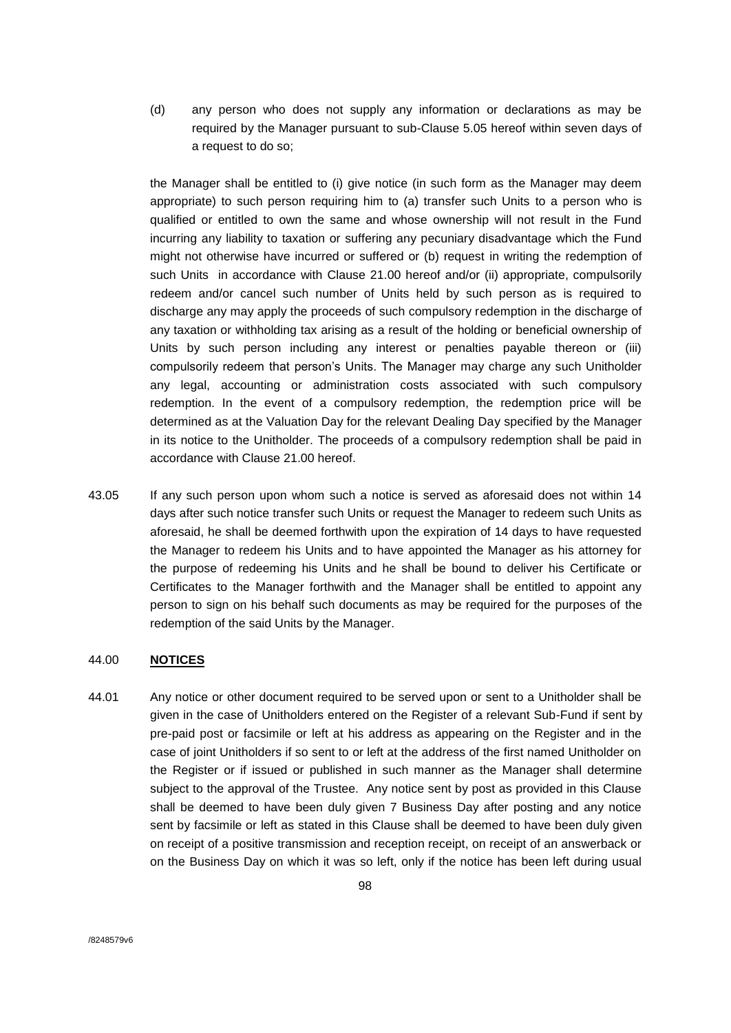(d) any person who does not supply any information or declarations as may be required by the Manager pursuant to sub-Clause 5.05 hereof within seven days of a request to do so;

the Manager shall be entitled to (i) give notice (in such form as the Manager may deem appropriate) to such person requiring him to (a) transfer such Units to a person who is qualified or entitled to own the same and whose ownership will not result in the Fund incurring any liability to taxation or suffering any pecuniary disadvantage which the Fund might not otherwise have incurred or suffered or (b) request in writing the redemption of such Units in accordance with Clause 21.00 hereof and/or (ii) appropriate, compulsorily redeem and/or cancel such number of Units held by such person as is required to discharge any may apply the proceeds of such compulsory redemption in the discharge of any taxation or withholding tax arising as a result of the holding or beneficial ownership of Units by such person including any interest or penalties payable thereon or (iii) compulsorily redeem that person's Units. The Manager may charge any such Unitholder any legal, accounting or administration costs associated with such compulsory redemption. In the event of a compulsory redemption, the redemption price will be determined as at the Valuation Day for the relevant Dealing Day specified by the Manager in its notice to the Unitholder. The proceeds of a compulsory redemption shall be paid in accordance with Clause 21.00 hereof.

43.05 If any such person upon whom such a notice is served as aforesaid does not within 14 days after such notice transfer such Units or request the Manager to redeem such Units as aforesaid, he shall be deemed forthwith upon the expiration of 14 days to have requested the Manager to redeem his Units and to have appointed the Manager as his attorney for the purpose of redeeming his Units and he shall be bound to deliver his Certificate or Certificates to the Manager forthwith and the Manager shall be entitled to appoint any person to sign on his behalf such documents as may be required for the purposes of the redemption of the said Units by the Manager.

## 44.00 **NOTICES**

44.01 Any notice or other document required to be served upon or sent to a Unitholder shall be given in the case of Unitholders entered on the Register of a relevant Sub-Fund if sent by pre-paid post or facsimile or left at his address as appearing on the Register and in the case of joint Unitholders if so sent to or left at the address of the first named Unitholder on the Register or if issued or published in such manner as the Manager shall determine subject to the approval of the Trustee. Any notice sent by post as provided in this Clause shall be deemed to have been duly given 7 Business Day after posting and any notice sent by facsimile or left as stated in this Clause shall be deemed to have been duly given on receipt of a positive transmission and reception receipt, on receipt of an answerback or on the Business Day on which it was so left, only if the notice has been left during usual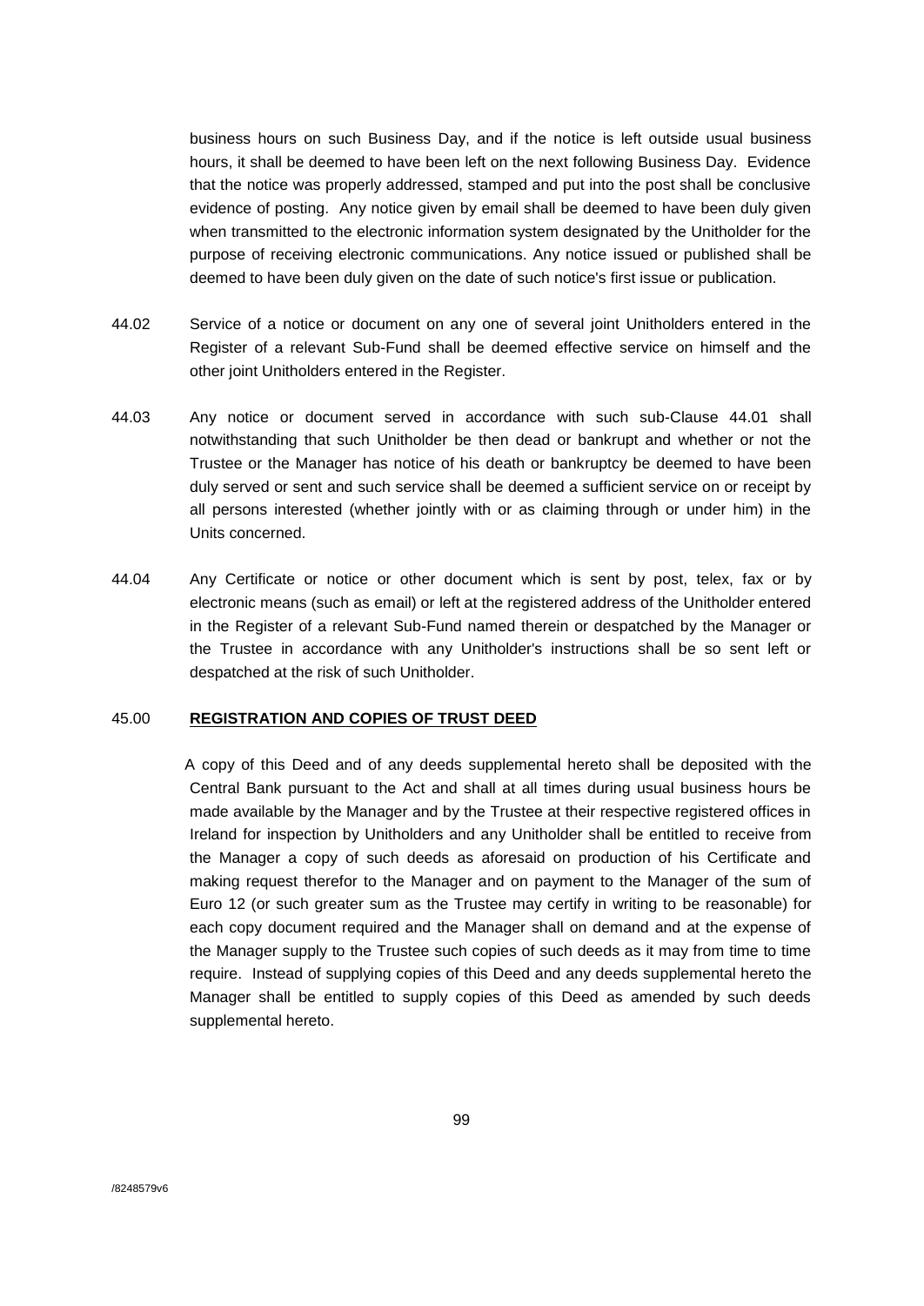business hours on such Business Day, and if the notice is left outside usual business hours, it shall be deemed to have been left on the next following Business Day. Evidence that the notice was properly addressed, stamped and put into the post shall be conclusive evidence of posting. Any notice given by email shall be deemed to have been duly given when transmitted to the electronic information system designated by the Unitholder for the purpose of receiving electronic communications. Any notice issued or published shall be deemed to have been duly given on the date of such notice's first issue or publication.

44.02 Service of a notice or document on any one of several joint Unitholders entered in the Register of a relevant Sub-Fund shall be deemed effective service on himself and the other joint Unitholders entered in the Register.

44.03 Any notice or document served in accordance with such sub-Clause 44.01 shall notwithstanding that such Unitholder be then dead or bankrupt and whether or not the Trustee or the Manager has notice of his death or bankruptcy be deemed to have been duly served or sent and such service shall be deemed a sufficient service on or receipt by all persons interested (whether jointly with or as claiming through or under him) in the Units concerned.

44.04 Any Certificate or notice or other document which is sent by post, telex, fax or by electronic means (such as email) or left at the registered address of the Unitholder entered in the Register of a relevant Sub-Fund named therein or despatched by the Manager or the Trustee in accordance with any Unitholder's instructions shall be so sent left or despatched at the risk of such Unitholder.

45.00 **REGISTRATION AND COPIES OF TRUST DEED**

A copy of this Deed and of any deeds supplemental hereto shall be deposited with the Central Bank pursuant to the Act and shall at all times during usual business hours be made available by the Manager and by the Trustee at their respective registered offices in Ireland for inspection by Unitholders and any Unitholder shall be entitled to receive from the Manager a copy of such deeds as aforesaid on production of his Certificate and making request therefor to the Manager and on payment to the Manager of the sum of Euro 12 (or such greater sum as the Trustee may certify in writing to be reasonable) for each copy document required and the Manager shall on demand and at the expense of the Manager supply to the Trustee such copies of such deeds as it may from time to time require. Instead of supplying copies of this Deed and any deeds supplemental hereto the Manager shall be entitled to supply copies of this Deed as amended by such deeds supplemental hereto.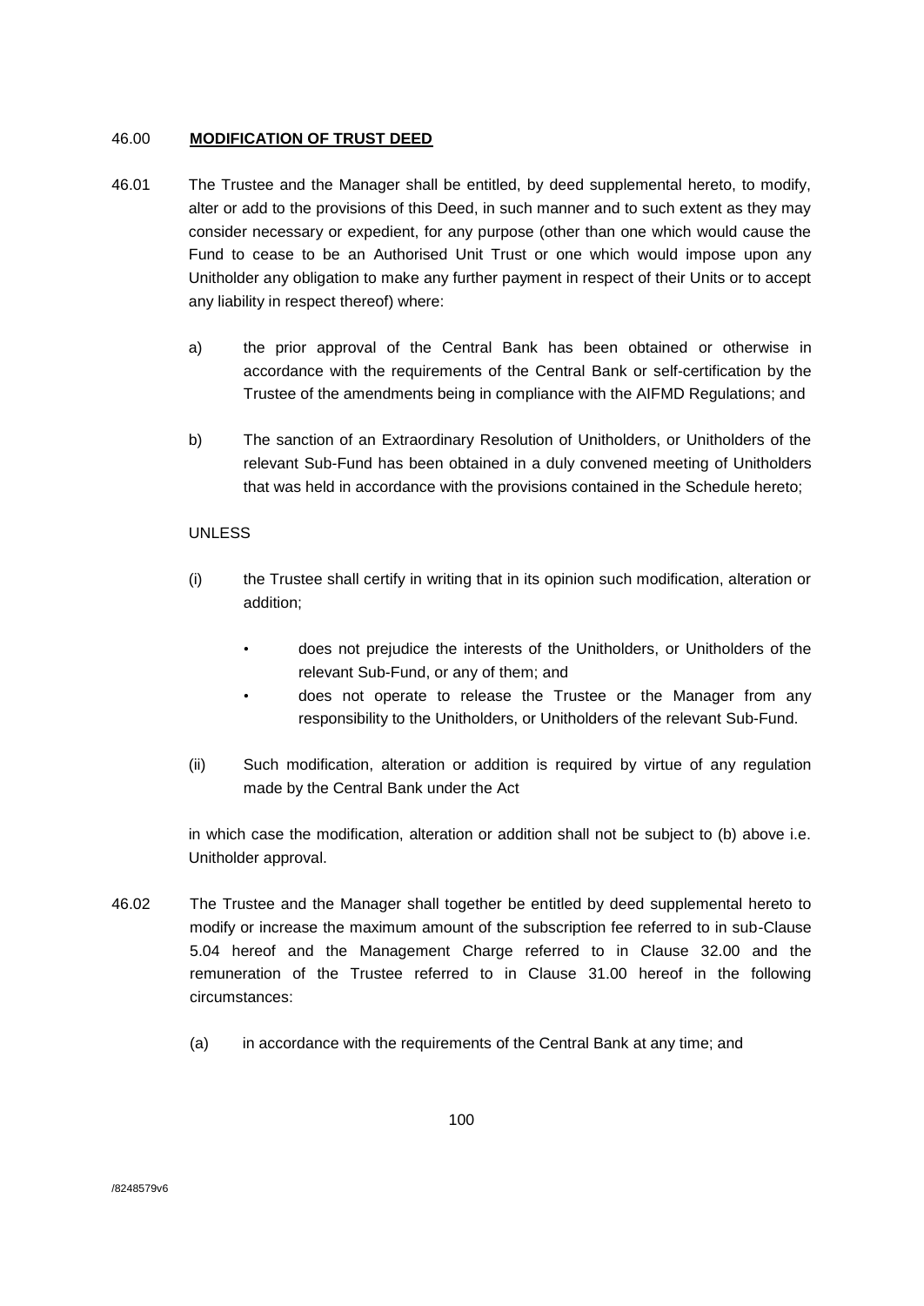## 46.00 **MODIFICATION OF TRUST DEED**

46.01 The Trustee and the Manager shall be entitled, by deed supplemental hereto, to modify, alter or add to the provisions of this Deed, in such manner and to such extent as they may consider necessary or expedient, for any purpose (other than one which would cause the Fund to cease to be an Authorised Unit Trust or one which would impose upon any Unitholder any obligation to make any further payment in respect of their Units or to accept any liability in respect thereof) where:

a) the prior approval of the Central Bank has been obtained or otherwise in accordance with the requirements of the Central Bank or self-certification by the Trustee of the amendments being in compliance with the AIFMD Regulations; and

b) The sanction of an Extraordinary Resolution of Unitholders, or Unitholders of the relevant Sub-Fund has been obtained in a duly convened meeting of Unitholders that was held in accordance with the provisions contained in the Schedule hereto;

UNLESS

(i) the Trustee shall certify in writing that in its opinion such modification, alteration or addition;

- does not prejudice the interests of the Unitholders, or Unitholders of the relevant Sub-Fund, or any of them; and
- does not operate to release the Trustee or the Manager from any responsibility to the Unitholders, or Unitholders of the relevant Sub-Fund.

(ii) Such modification, alteration or addition is required by virtue of any regulation made by the Central Bank under the Act

in which case the modification, alteration or addition shall not be subject to (b) above i.e. Unitholder approval.

46.02 The Trustee and the Manager shall together be entitled by deed supplemental hereto to modify or increase the maximum amount of the subscription fee referred to in sub-Clause 5.04 hereof and the Management Charge referred to in Clause 32.00 and the remuneration of the Trustee referred to in Clause 31.00 hereof in the following circumstances:

(a) in accordance with the requirements of the Central Bank at any time; and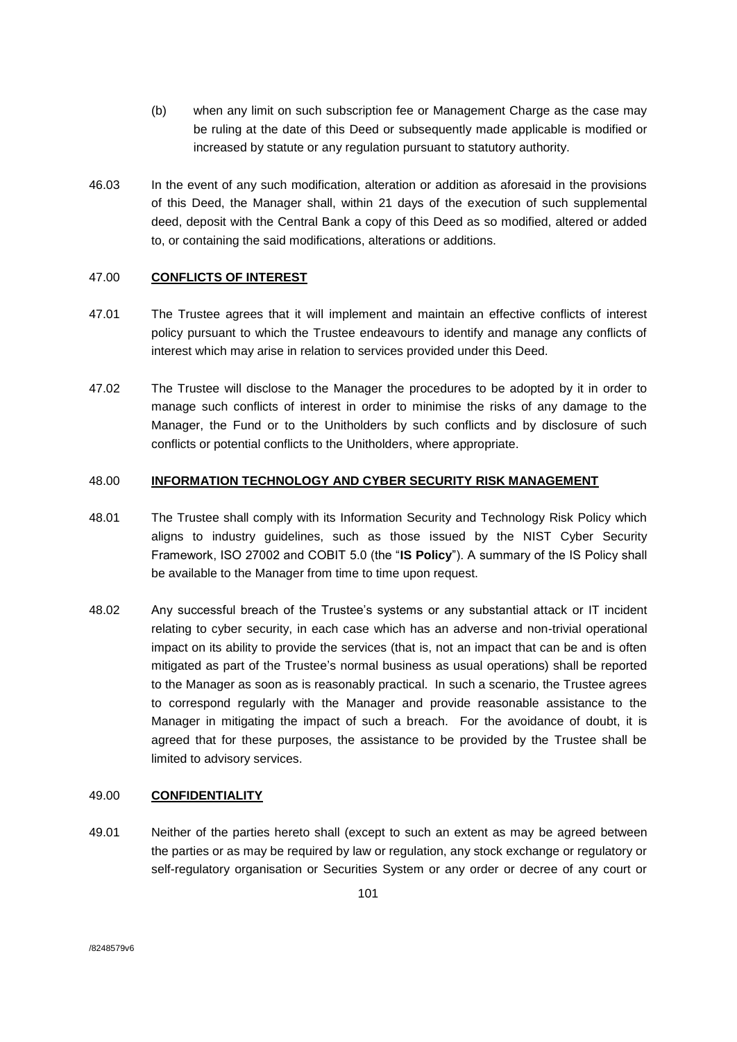(b) when any limit on such subscription fee or Management Charge as the case may be ruling at the date of this Deed or subsequently made applicable is modified or increased by statute or any regulation pursuant to statutory authority.

46.03 In the event of any such modification, alteration or addition as aforesaid in the provisions of this Deed, the Manager shall, within 21 days of the execution of such supplemental deed, deposit with the Central Bank a copy of this Deed as so modified, altered or added to, or containing the said modifications, alterations or additions.

## 47.00 CONFLICTS OF INTEREST

47.01 The Trustee agrees that it will implement and maintain an effective conflicts of interest policy pursuant to which the Trustee endeavours to identify and manage any conflicts of interest which may arise in relation to services provided under this Deed.

47.02 The Trustee will disclose to the Manager the procedures to be adopted by it in order to manage such conflicts of interest in order to minimise the risks of any damage to the Manager, the Fund or to the Unitholders by such conflicts and by disclosure of such conflicts or potential conflicts to the Unitholders, where appropriate.

## 48.00 INFORMATION TECHNOLOGY AND CYBER SECURITY RISK MANAGEMENT

48.01 The Trustee shall comply with its Information Security and Technology Risk Policy which aligns to industry guidelines, such as those issued by the NIST Cyber Security Framework, ISO 27002 and COBIT 5.0 (the "**IS Policy**"). A summary of the IS Policy shall be available to the Manager from time to time upon request.

48.02 Any successful breach of the Trustee's systems or any substantial attack or IT incident relating to cyber security, in each case which has an adverse and non-trivial operational impact on its ability to provide the services (that is, not an impact that can be and is often mitigated as part of the Trustee's normal business as usual operations) shall be reported to the Manager as soon as is reasonably practical. In such a scenario, the Trustee agrees to correspond regularly with the Manager and provide reasonable assistance to the Manager in mitigating the impact of such a breach. For the avoidance of doubt, it is agreed that for these purposes, the assistance to be provided by the Trustee shall be limited to advisory services.

## 49.00 CONFIDENTIALITY

49.01 Neither of the parties hereto shall (except to such an extent as may be agreed between the parties or as may be required by law or regulation, any stock exchange or regulatory or self-regulatory organisation or Securities System or any order or decree of any court or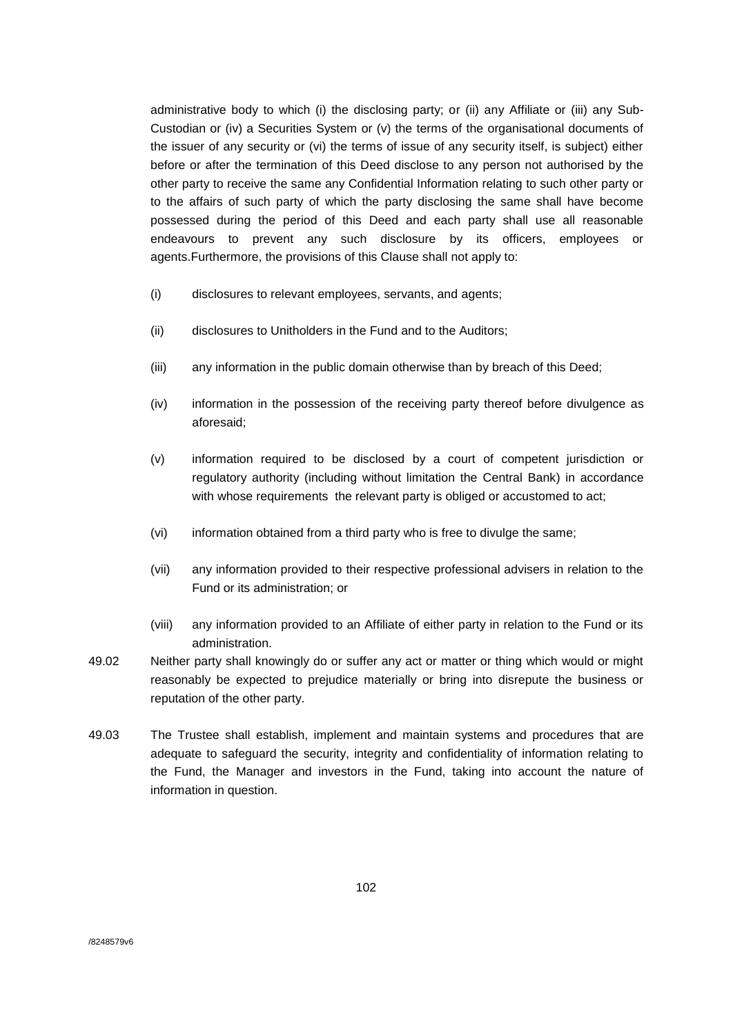administrative body to which (i) the disclosing party; or (ii) any Affiliate or (iii) any Sub-Custodian or (iv) a Securities System or (v) the terms of the organisational documents of the issuer of any security or (vi) the terms of issue of any security itself, is subject) either before or after the termination of this Deed disclose to any person not authorised by the other party to receive the same any Confidential Information relating to such other party or to the affairs of such party of which the party disclosing the same shall have become possessed during the period of this Deed and each party shall use all reasonable endeavours to prevent any such disclosure by its officers, employees or agents.Furthermore, the provisions of this Clause shall not apply to:

(i) disclosures to relevant employees, servants, and agents;

(ii) disclosures to Unitholders in the Fund and to the Auditors;

(iii) any information in the public domain otherwise than by breach of this Deed;

(iv) information in the possession of the receiving party thereof before divulgence as aforesaid;

(v) information required to be disclosed by a court of competent jurisdiction or regulatory authority (including without limitation the Central Bank) in accordance with whose requirements the relevant party is obliged or accustomed to act;

(vi) information obtained from a third party who is free to divulge the same;

(vii) any information provided to their respective professional advisers in relation to the Fund or its administration; or

(viii) any information provided to an Affiliate of either party in relation to the Fund or its administration.

49.02 Neither party shall knowingly do or suffer any act or matter or thing which would or might reasonably be expected to prejudice materially or bring into disrepute the business or reputation of the other party.

49.03 The Trustee shall establish, implement and maintain systems and procedures that are adequate to safeguard the security, integrity and confidentiality of information relating to the Fund, the Manager and investors in the Fund, taking into account the nature of information in question.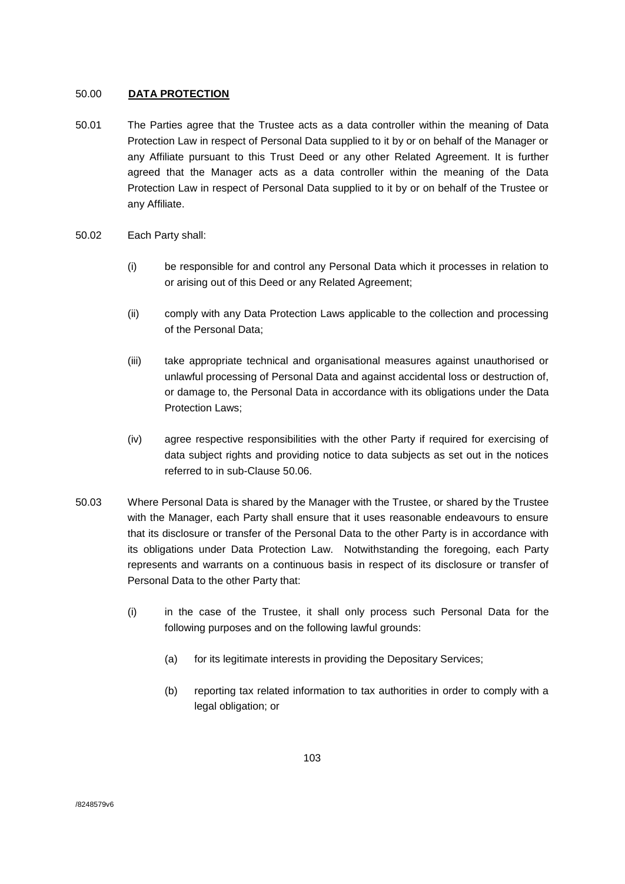## 50.00 **DATA PROTECTION**

50.01 The Parties agree that the Trustee acts as a data controller within the meaning of Data Protection Law in respect of Personal Data supplied to it by or on behalf of the Manager or any Affiliate pursuant to this Trust Deed or any other Related Agreement. It is further agreed that the Manager acts as a data controller within the meaning of the Data Protection Law in respect of Personal Data supplied to it by or on behalf of the Trustee or any Affiliate.

50.02 Each Party shall:

(i) be responsible for and control any Personal Data which it processes in relation to or arising out of this Deed or any Related Agreement;

(ii) comply with any Data Protection Laws applicable to the collection and processing of the Personal Data;

(iii) take appropriate technical and organisational measures against unauthorised or unlawful processing of Personal Data and against accidental loss or destruction of, or damage to, the Personal Data in accordance with its obligations under the Data Protection Laws;

(iv) agree respective responsibilities with the other Party if required for exercising of data subject rights and providing notice to data subjects as set out in the notices referred to in sub-Clause 50.06.

50.03 Where Personal Data is shared by the Manager with the Trustee, or shared by the Trustee with the Manager, each Party shall ensure that it uses reasonable endeavours to ensure that its disclosure or transfer of the Personal Data to the other Party is in accordance with its obligations under Data Protection Law. Notwithstanding the foregoing, each Party represents and warrants on a continuous basis in respect of its disclosure or transfer of Personal Data to the other Party that:

(i) in the case of the Trustee, it shall only process such Personal Data for the following purposes and on the following lawful grounds:

(a) for its legitimate interests in providing the Depositary Services;

(b) reporting tax related information to tax authorities in order to comply with a legal obligation; or

/8248579v6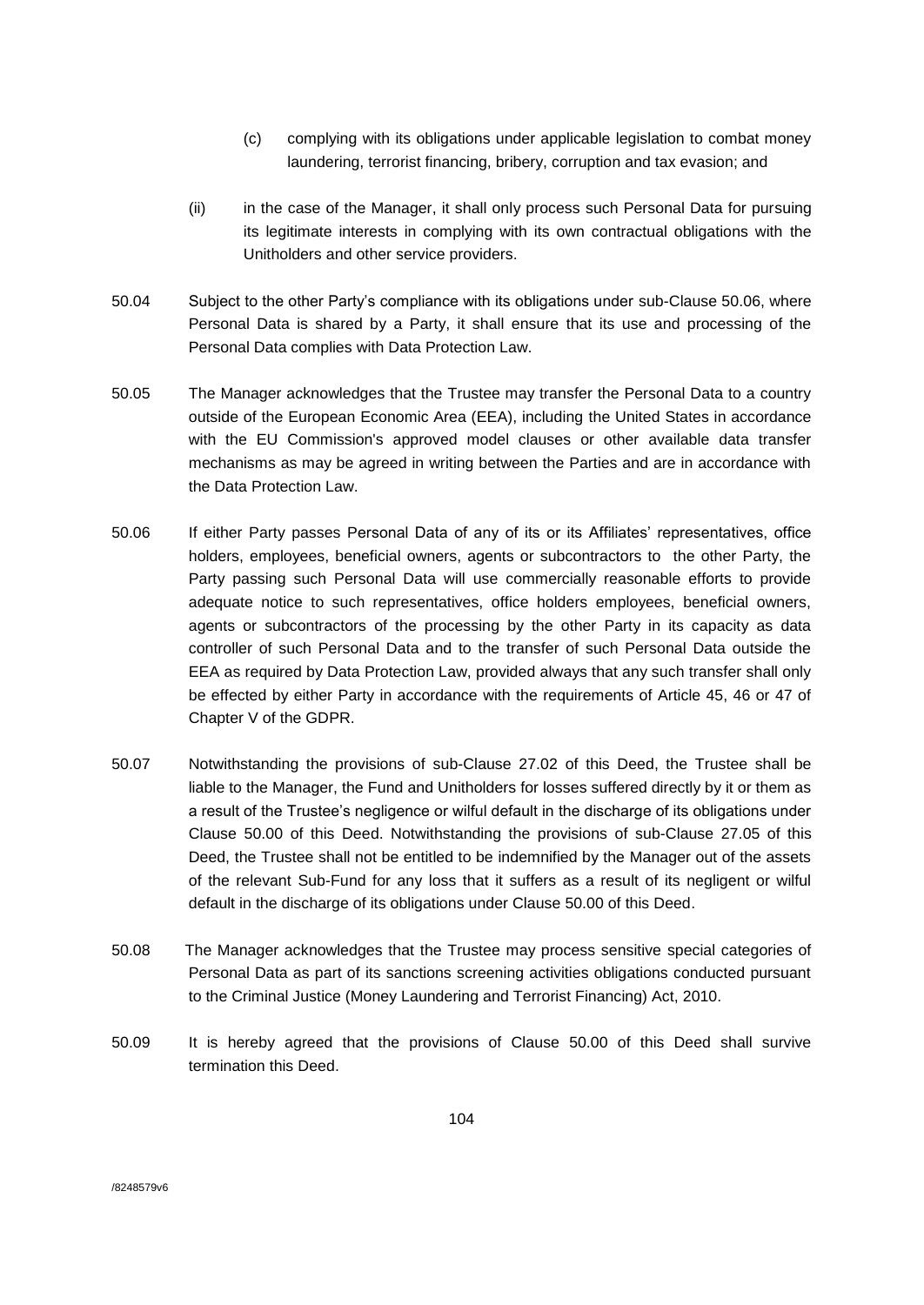(c) complying with its obligations under applicable legislation to combat money laundering, terrorist financing, bribery, corruption and tax evasion; and

(ii) in the case of the Manager, it shall only process such Personal Data for pursuing its legitimate interests in complying with its own contractual obligations with the Unitholders and other service providers.

50.04 Subject to the other Party's compliance with its obligations under sub-Clause 50.06, where Personal Data is shared by a Party, it shall ensure that its use and processing of the Personal Data complies with Data Protection Law.

50.05 The Manager acknowledges that the Trustee may transfer the Personal Data to a country outside of the European Economic Area (EEA), including the United States in accordance with the EU Commission's approved model clauses or other available data transfer mechanisms as may be agreed in writing between the Parties and are in accordance with the Data Protection Law.

50.06 If either Party passes Personal Data of any of its or its Affiliates' representatives, office holders, employees, beneficial owners, agents or subcontractors to the other Party, the Party passing such Personal Data will use commercially reasonable efforts to provide adequate notice to such representatives, office holders employees, beneficial owners, agents or subcontractors of the processing by the other Party in its capacity as data controller of such Personal Data and to the transfer of such Personal Data outside the EEA as required by Data Protection Law, provided always that any such transfer shall only be effected by either Party in accordance with the requirements of Article 45, 46 or 47 of Chapter V of the GDPR.

50.07 Notwithstanding the provisions of sub-Clause 27.02 of this Deed, the Trustee shall be liable to the Manager, the Fund and Unitholders for losses suffered directly by it or them as a result of the Trustee's negligence or wilful default in the discharge of its obligations under Clause 50.00 of this Deed. Notwithstanding the provisions of sub-Clause 27.05 of this Deed, the Trustee shall not be entitled to be indemnified by the Manager out of the assets of the relevant Sub-Fund for any loss that it suffers as a result of its negligent or wilful default in the discharge of its obligations under Clause 50.00 of this Deed.

50.08 The Manager acknowledges that the Trustee may process sensitive special categories of Personal Data as part of its sanctions screening activities obligations conducted pursuant to the Criminal Justice (Money Laundering and Terrorist Financing) Act, 2010.

50.09 It is hereby agreed that the provisions of Clause 50.00 of this Deed shall survive termination this Deed.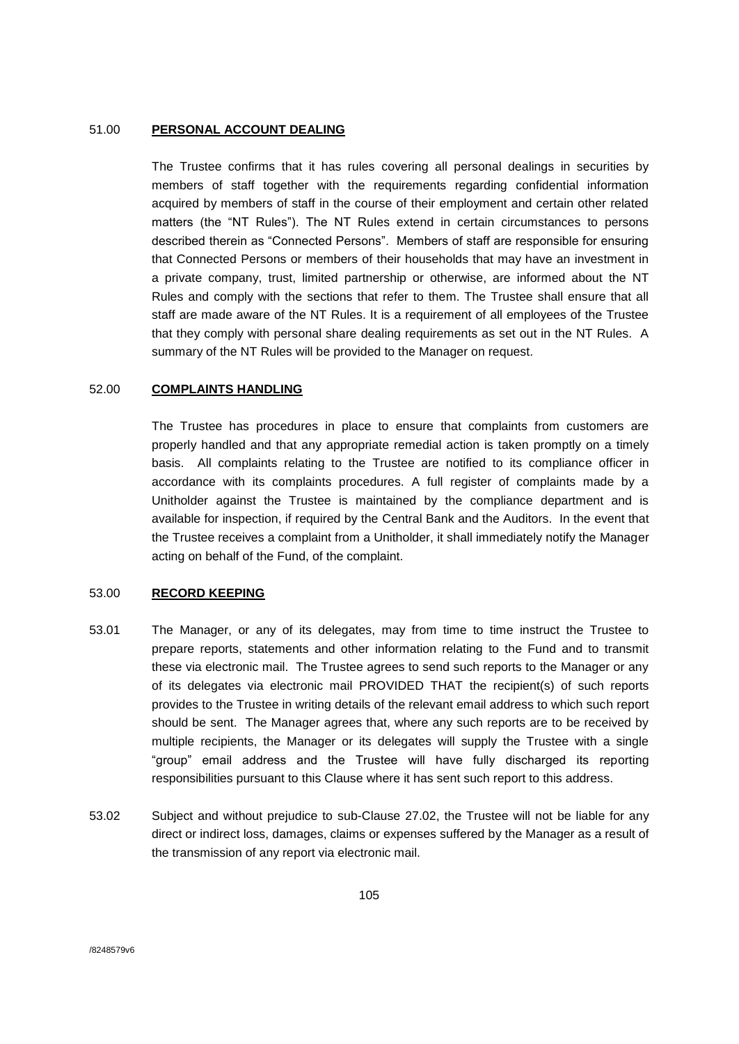## 51.00 **PERSONAL ACCOUNT DEALING**

The Trustee confirms that it has rules covering all personal dealings in securities by members of staff together with the requirements regarding confidential information acquired by members of staff in the course of their employment and certain other related matters (the "NT Rules"). The NT Rules extend in certain circumstances to persons described therein as "Connected Persons". Members of staff are responsible for ensuring that Connected Persons or members of their households that may have an investment in a private company, trust, limited partnership or otherwise, are informed about the NT Rules and comply with the sections that refer to them. The Trustee shall ensure that all staff are made aware of the NT Rules. It is a requirement of all employees of the Trustee that they comply with personal share dealing requirements as set out in the NT Rules. A summary of the NT Rules will be provided to the Manager on request.

## 52.00 **COMPLAINTS HANDLING**

The Trustee has procedures in place to ensure that complaints from customers are properly handled and that any appropriate remedial action is taken promptly on a timely basis. All complaints relating to the Trustee are notified to its compliance officer in accordance with its complaints procedures. A full register of complaints made by a Unitholder against the Trustee is maintained by the compliance department and is available for inspection, if required by the Central Bank and the Auditors. In the event that the Trustee receives a complaint from a Unitholder, it shall immediately notify the Manager acting on behalf of the Fund, of the complaint.

## 53.00 **RECORD KEEPING**

53.01 The Manager, or any of its delegates, may from time to time instruct the Trustee to prepare reports, statements and other information relating to the Fund and to transmit these via electronic mail. The Trustee agrees to send such reports to the Manager or any of its delegates via electronic mail PROVIDED THAT the recipient(s) of such reports provides to the Trustee in writing details of the relevant email address to which such report should be sent. The Manager agrees that, where any such reports are to be received by multiple recipients, the Manager or its delegates will supply the Trustee with a single "group" email address and the Trustee will have fully discharged its reporting responsibilities pursuant to this Clause where it has sent such report to this address.

53.02 Subject and without prejudice to sub-Clause 27.02, the Trustee will not be liable for any direct or indirect loss, damages, claims or expenses suffered by the Manager as a result of the transmission of any report via electronic mail.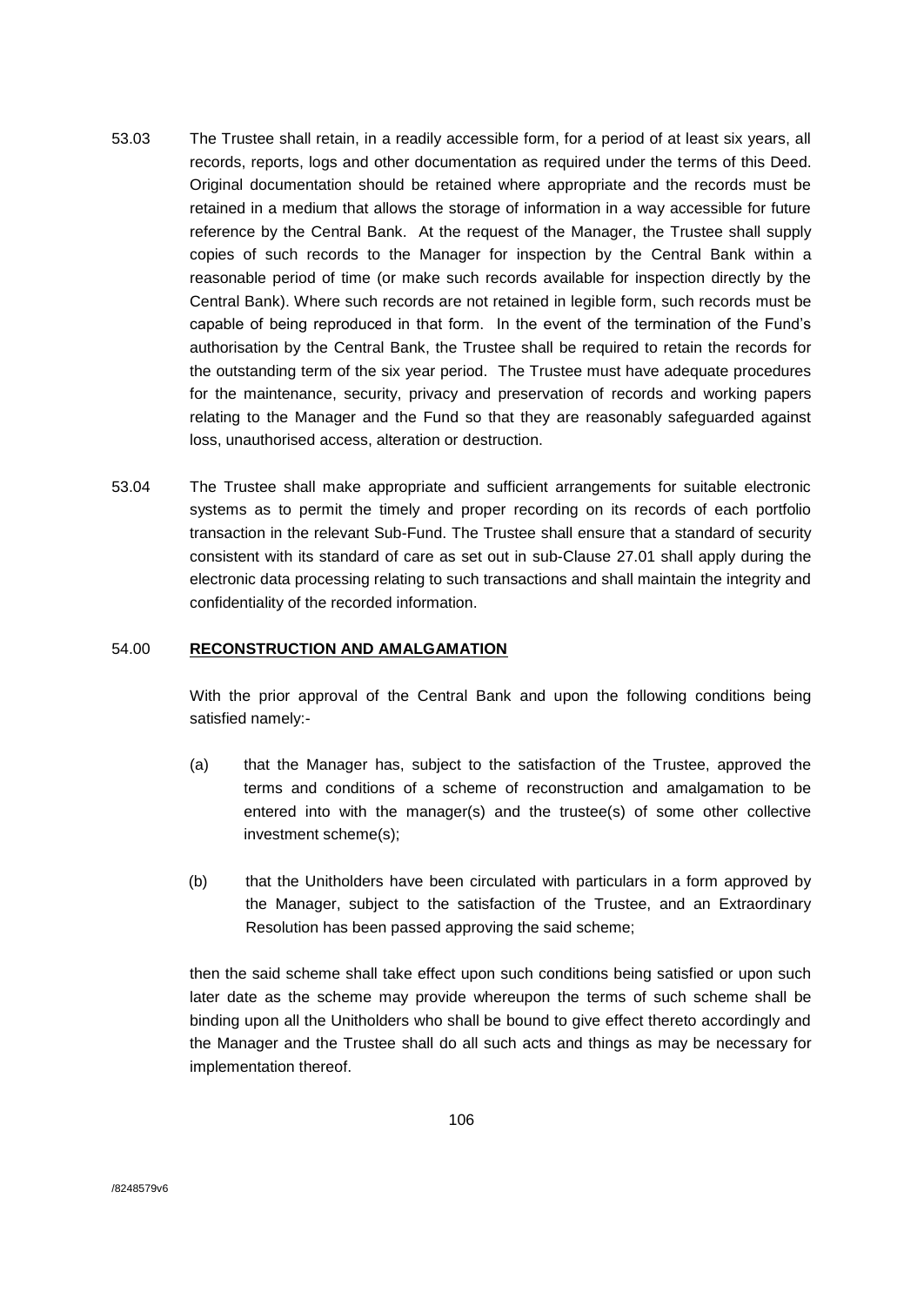53.03 The Trustee shall retain, in a readily accessible form, for a period of at least six years, all records, reports, logs and other documentation as required under the terms of this Deed. Original documentation should be retained where appropriate and the records must be retained in a medium that allows the storage of information in a way accessible for future reference by the Central Bank. At the request of the Manager, the Trustee shall supply copies of such records to the Manager for inspection by the Central Bank within a reasonable period of time (or make such records available for inspection directly by the Central Bank). Where such records are not retained in legible form, such records must be capable of being reproduced in that form. In the event of the termination of the Fund's authorisation by the Central Bank, the Trustee shall be required to retain the records for the outstanding term of the six year period. The Trustee must have adequate procedures for the maintenance, security, privacy and preservation of records and working papers relating to the Manager and the Fund so that they are reasonably safeguarded against loss, unauthorised access, alteration or destruction.

53.04 The Trustee shall make appropriate and sufficient arrangements for suitable electronic systems as to permit the timely and proper recording on its records of each portfolio transaction in the relevant Sub-Fund. The Trustee shall ensure that a standard of security consistent with its standard of care as set out in sub-Clause 27.01 shall apply during the electronic data processing relating to such transactions and shall maintain the integrity and confidentiality of the recorded information.

## 54.00 **RECONSTRUCTION AND AMALGAMATION**

With the prior approval of the Central Bank and upon the following conditions being satisfied namely:-

(a) that the Manager has, subject to the satisfaction of the Trustee, approved the terms and conditions of a scheme of reconstruction and amalgamation to be entered into with the manager(s) and the trustee(s) of some other collective investment scheme(s);

(b) that the Unitholders have been circulated with particulars in a form approved by the Manager, subject to the satisfaction of the Trustee, and an Extraordinary Resolution has been passed approving the said scheme;

then the said scheme shall take effect upon such conditions being satisfied or upon such later date as the scheme may provide whereupon the terms of such scheme shall be binding upon all the Unitholders who shall be bound to give effect thereto accordingly and the Manager and the Trustee shall do all such acts and things as may be necessary for implementation thereof.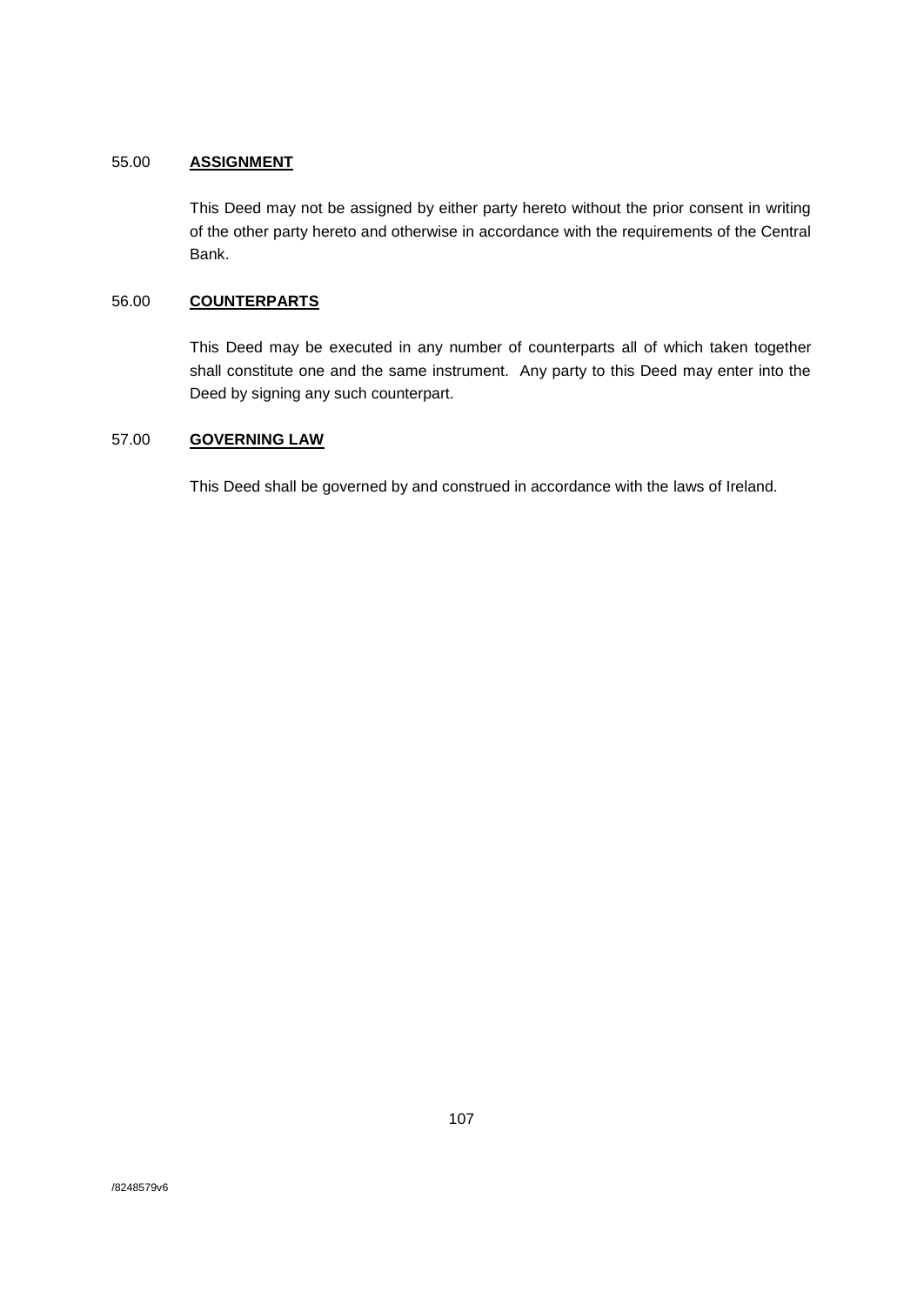## 55.00 **ASSIGNMENT**

This Deed may not be assigned by either party hereto without the prior consent in writing of the other party hereto and otherwise in accordance with the requirements of the Central Bank.

## 56.00 **COUNTERPARTS**

This Deed may be executed in any number of counterparts all of which taken together shall constitute one and the same instrument. Any party to this Deed may enter into the Deed by signing any such counterpart.

## 57.00 **GOVERNING LAW**

This Deed shall be governed by and construed in accordance with the laws of Ireland.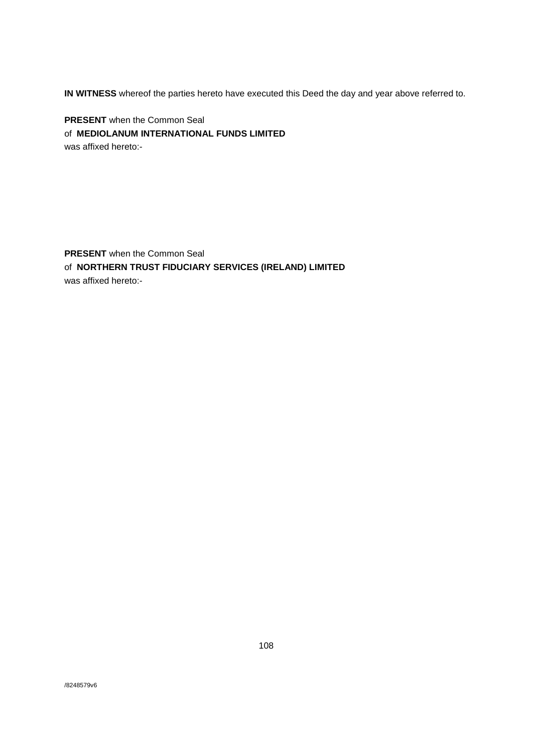**IN WITNESS** whereof the parties hereto have executed this Deed the day and year above referred to.

**PRESENT** when the Common Seal
of **MEDIOLANUM INTERNATIONAL FUNDS LIMITED**
was affixed hereto:-

**PRESENT** when the Common Seal
of **NORTHERN TRUST FIDUCIARY SERVICES (IRELAND) LIMITED**
was affixed hereto:-

/8248579v6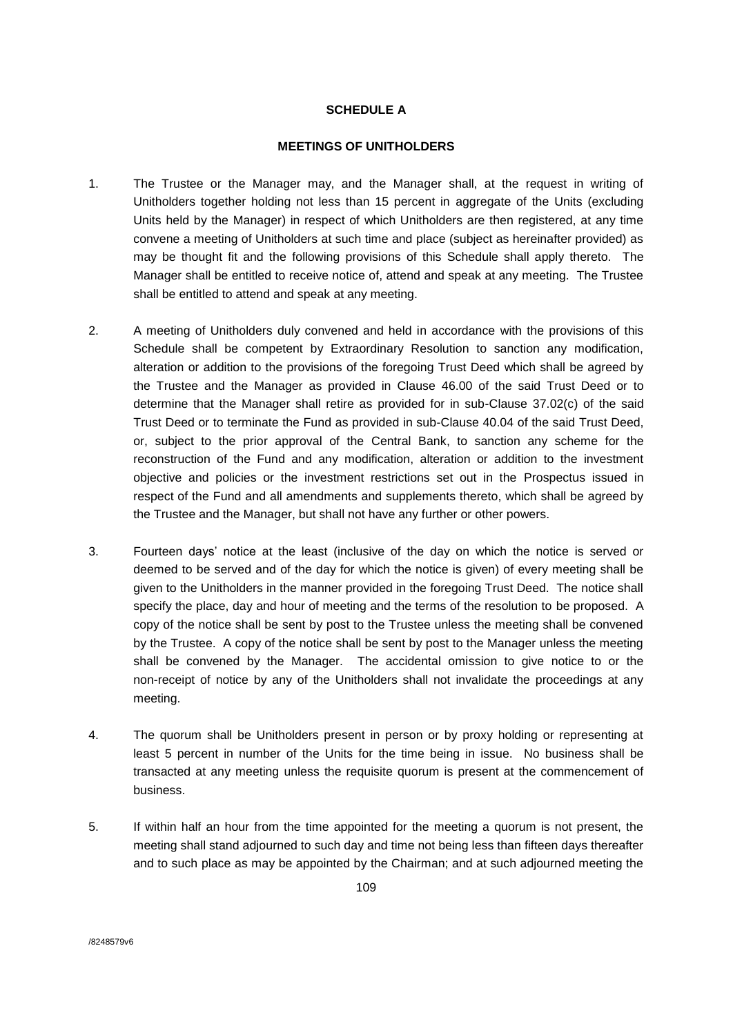## SCHEDULE A

## MEETINGS OF UNITHOLDERS

1. The Trustee or the Manager may, and the Manager shall, at the request in writing of Unitholders together holding not less than 15 percent in aggregate of the Units (excluding Units held by the Manager) in respect of which Unitholders are then registered, at any time convene a meeting of Unitholders at such time and place (subject as hereinafter provided) as may be thought fit and the following provisions of this Schedule shall apply thereto. The Manager shall be entitled to receive notice of, attend and speak at any meeting. The Trustee shall be entitled to attend and speak at any meeting.

2. A meeting of Unitholders duly convened and held in accordance with the provisions of this Schedule shall be competent by Extraordinary Resolution to sanction any modification, alteration or addition to the provisions of the foregoing Trust Deed which shall be agreed by the Trustee and the Manager as provided in Clause 46.00 of the said Trust Deed or to determine that the Manager shall retire as provided for in sub-Clause 37.02(c) of the said Trust Deed or to terminate the Fund as provided in sub-Clause 40.04 of the said Trust Deed, or, subject to the prior approval of the Central Bank, to sanction any scheme for the reconstruction of the Fund and any modification, alteration or addition to the investment objective and policies or the investment restrictions set out in the Prospectus issued in respect of the Fund and all amendments and supplements thereto, which shall be agreed by the Trustee and the Manager, but shall not have any further or other powers.

3. Fourteen days' notice at the least (inclusive of the day on which the notice is served or deemed to be served and of the day for which the notice is given) of every meeting shall be given to the Unitholders in the manner provided in the foregoing Trust Deed. The notice shall specify the place, day and hour of meeting and the terms of the resolution to be proposed. A copy of the notice shall be sent by post to the Trustee unless the meeting shall be convened by the Trustee. A copy of the notice shall be sent by post to the Manager unless the meeting shall be convened by the Manager. The accidental omission to give notice to or the non-receipt of notice by any of the Unitholders shall not invalidate the proceedings at any meeting.

4. The quorum shall be Unitholders present in person or by proxy holding or representing at least 5 percent in number of the Units for the time being in issue. No business shall be transacted at any meeting unless the requisite quorum is present at the commencement of business.

5. If within half an hour from the time appointed for the meeting a quorum is not present, the meeting shall stand adjourned to such day and time not being less than fifteen days thereafter and to such place as may be appointed by the Chairman; and at such adjourned meeting the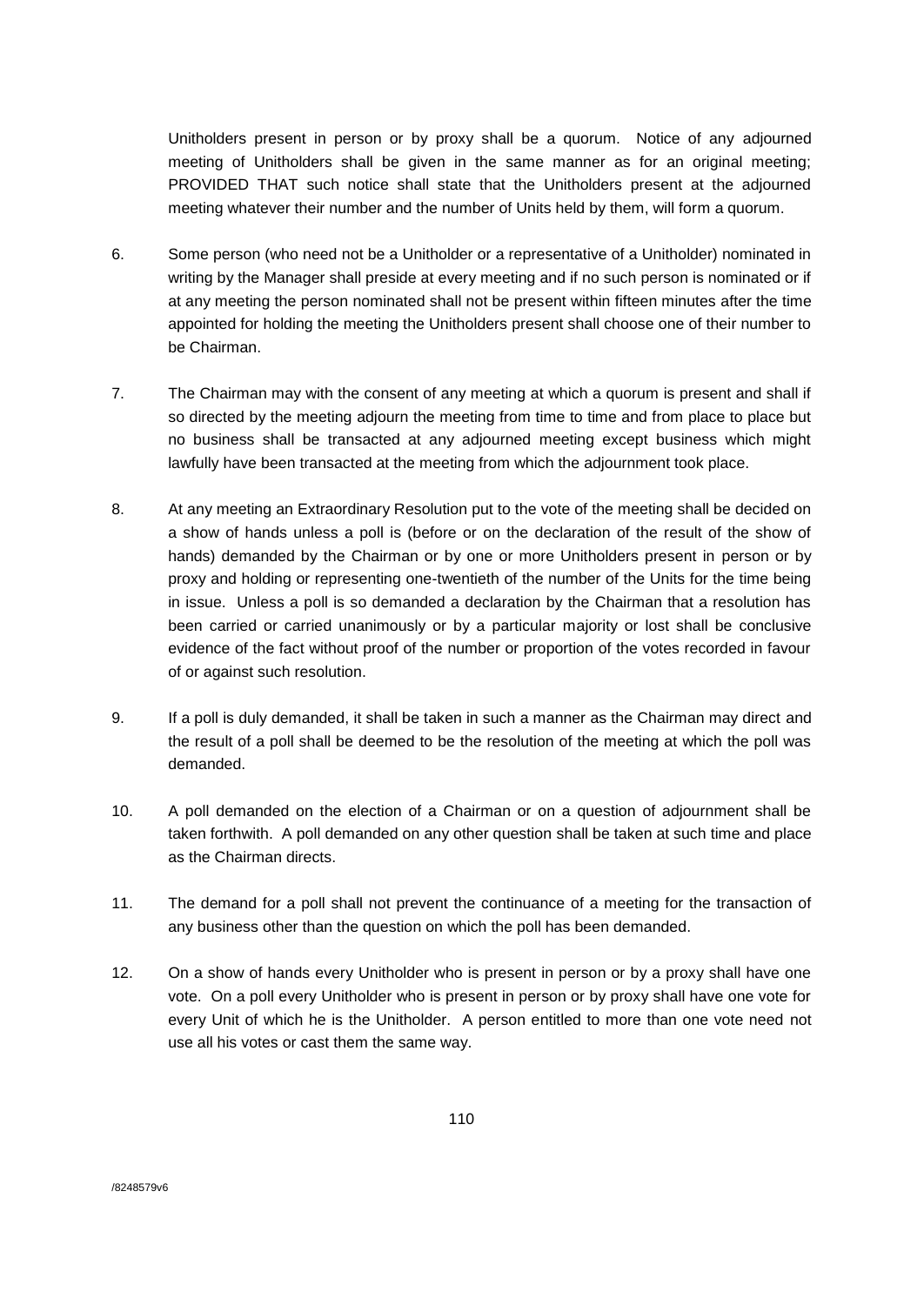Unitholders present in person or by proxy shall be a quorum. Notice of any adjourned meeting of Unitholders shall be given in the same manner as for an original meeting; PROVIDED THAT such notice shall state that the Unitholders present at the adjourned meeting whatever their number and the number of Units held by them, will form a quorum.

6. Some person (who need not be a Unitholder or a representative of a Unitholder) nominated in writing by the Manager shall preside at every meeting and if no such person is nominated or if at any meeting the person nominated shall not be present within fifteen minutes after the time appointed for holding the meeting the Unitholders present shall choose one of their number to be Chairman.

7. The Chairman may with the consent of any meeting at which a quorum is present and shall if so directed by the meeting adjourn the meeting from time to time and from place to place but no business shall be transacted at any adjourned meeting except business which might lawfully have been transacted at the meeting from which the adjournment took place.

8. At any meeting an Extraordinary Resolution put to the vote of the meeting shall be decided on a show of hands unless a poll is (before or on the declaration of the result of the show of hands) demanded by the Chairman or by one or more Unitholders present in person or by proxy and holding or representing one-twentieth of the number of the Units for the time being in issue. Unless a poll is so demanded a declaration by the Chairman that a resolution has been carried or carried unanimously or by a particular majority or lost shall be conclusive evidence of the fact without proof of the number or proportion of the votes recorded in favour of or against such resolution.

9. If a poll is duly demanded, it shall be taken in such a manner as the Chairman may direct and the result of a poll shall be deemed to be the resolution of the meeting at which the poll was demanded.

10. A poll demanded on the election of a Chairman or on a question of adjournment shall be taken forthwith. A poll demanded on any other question shall be taken at such time and place as the Chairman directs.

11. The demand for a poll shall not prevent the continuance of a meeting for the transaction of any business other than the question on which the poll has been demanded.

12. On a show of hands every Unitholder who is present in person or by a proxy shall have one vote. On a poll every Unitholder who is present in person or by proxy shall have one vote for every Unit of which he is the Unitholder. A person entitled to more than one vote need not use all his votes or cast them the same way.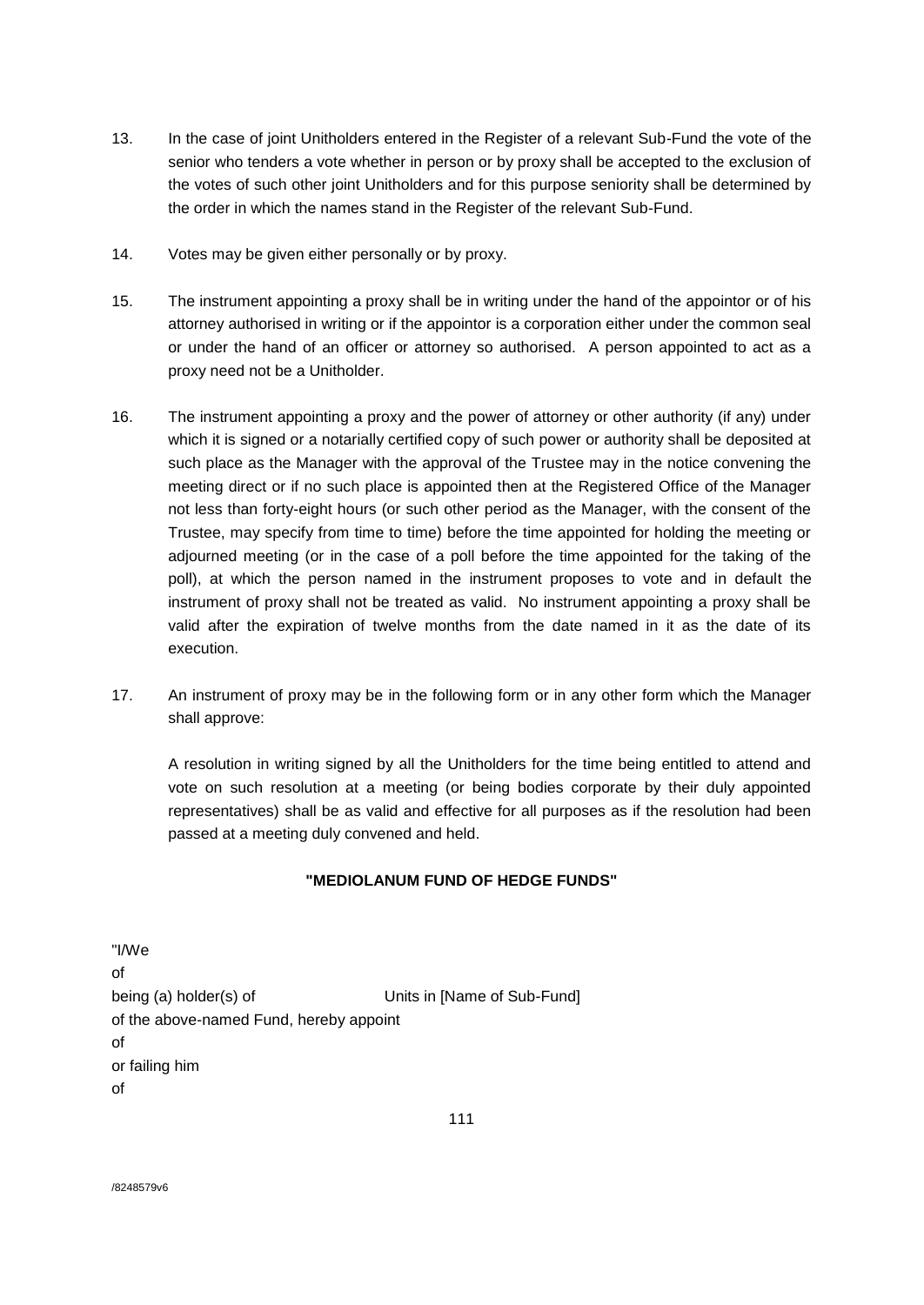13. In the case of joint Unitholders entered in the Register of a relevant Sub-Fund the vote of the senior who tenders a vote whether in person or by proxy shall be accepted to the exclusion of the votes of such other joint Unitholders and for this purpose seniority shall be determined by the order in which the names stand in the Register of the relevant Sub-Fund.

14. Votes may be given either personally or by proxy.

15. The instrument appointing a proxy shall be in writing under the hand of the appointor or of his attorney authorised in writing or if the appointor is a corporation either under the common seal or under the hand of an officer or attorney so authorised. A person appointed to act as a proxy need not be a Unitholder.

16. The instrument appointing a proxy and the power of attorney or other authority (if any) under which it is signed or a notarially certified copy of such power or authority shall be deposited at such place as the Manager with the approval of the Trustee may in the notice convening the meeting direct or if no such place is appointed then at the Registered Office of the Manager not less than forty-eight hours (or such other period as the Manager, with the consent of the Trustee, may specify from time to time) before the time appointed for holding the meeting or adjourned meeting (or in the case of a poll before the time appointed for the taking of the poll), at which the person named in the instrument proposes to vote and in default the instrument of proxy shall not be treated as valid. No instrument appointing a proxy shall be valid after the expiration of twelve months from the date named in it as the date of its execution.

17. An instrument of proxy may be in the following form or in any other form which the Manager shall approve:

    A resolution in writing signed by all the Unitholders for the time being entitled to attend and vote on such resolution at a meeting (or being bodies corporate by their duly appointed representatives) shall be as valid and effective for all purposes as if the resolution had been passed at a meeting duly convened and held.

**"MEDIOLANUM FUND OF HEDGE FUNDS"**

"I/We
of
being (a) holder(s) of                Units in [Name of Sub-Fund]
of the above-named Fund, hereby appoint
of
or failing him
of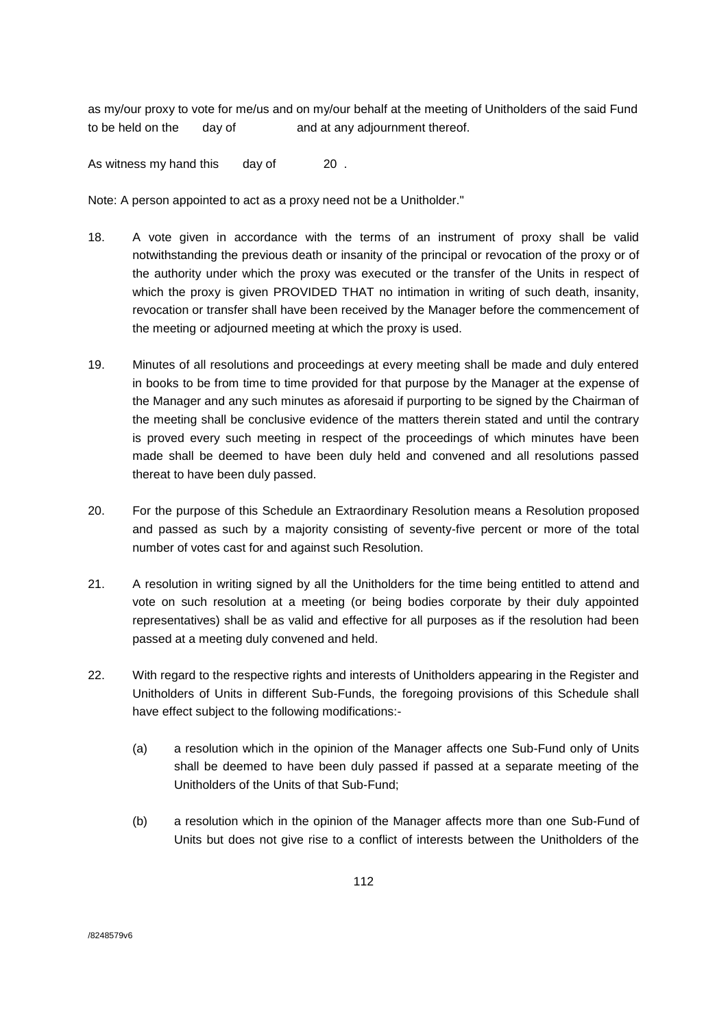as my/our proxy to vote for me/us and on my/our behalf at the meeting of Unitholders of the said Fund to be held on the day of and at any adjournment thereof.

As witness my hand this day of 20 .

Note: A person appointed to act as a proxy need not be a Unitholder."

18. A vote given in accordance with the terms of an instrument of proxy shall be valid notwithstanding the previous death or insanity of the principal or revocation of the proxy or of the authority under which the proxy was executed or the transfer of the Units in respect of which the proxy is given PROVIDED THAT no intimation in writing of such death, insanity, revocation or transfer shall have been received by the Manager before the commencement of the meeting or adjourned meeting at which the proxy is used.

19. Minutes of all resolutions and proceedings at every meeting shall be made and duly entered in books to be from time to time provided for that purpose by the Manager at the expense of the Manager and any such minutes as aforesaid if purporting to be signed by the Chairman of the meeting shall be conclusive evidence of the matters therein stated and until the contrary is proved every such meeting in respect of the proceedings of which minutes have been made shall be deemed to have been duly held and convened and all resolutions passed thereat to have been duly passed.

20. For the purpose of this Schedule an Extraordinary Resolution means a Resolution proposed and passed as such by a majority consisting of seventy-five percent or more of the total number of votes cast for and against such Resolution.

21. A resolution in writing signed by all the Unitholders for the time being entitled to attend and vote on such resolution at a meeting (or being bodies corporate by their duly appointed representatives) shall be as valid and effective for all purposes as if the resolution had been passed at a meeting duly convened and held.

22. With regard to the respective rights and interests of Unitholders appearing in the Register and Unitholders of Units in different Sub-Funds, the foregoing provisions of this Schedule shall have effect subject to the following modifications:-

   (a) a resolution which in the opinion of the Manager affects one Sub-Fund only of Units shall be deemed to have been duly passed if passed at a separate meeting of the Unitholders of the Units of that Sub-Fund;

   (b) a resolution which in the opinion of the Manager affects more than one Sub-Fund of Units but does not give rise to a conflict of interests between the Unitholders of the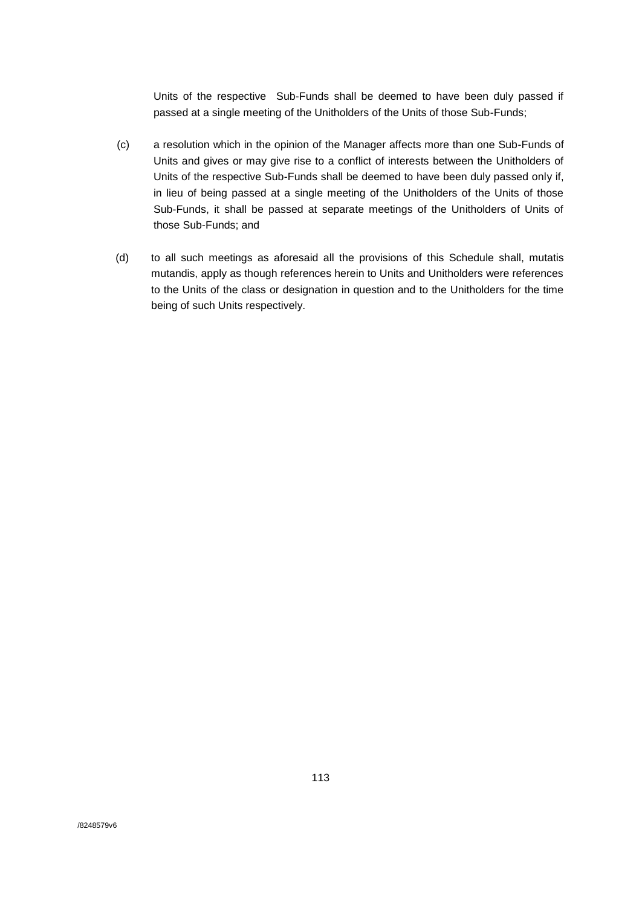Units of the respective Sub-Funds shall be deemed to have been duly passed if passed at a single meeting of the Unitholders of the Units of those Sub-Funds;

(c) a resolution which in the opinion of the Manager affects more than one Sub-Funds of Units and gives or may give rise to a conflict of interests between the Unitholders of Units of the respective Sub-Funds shall be deemed to have been duly passed only if, in lieu of being passed at a single meeting of the Unitholders of the Units of those Sub-Funds, it shall be passed at separate meetings of the Unitholders of Units of those Sub-Funds; and

(d) to all such meetings as aforesaid all the provisions of this Schedule shall, mutatis mutandis, apply as though references herein to Units and Unitholders were references to the Units of the class or designation in question and to the Unitholders for the time being of such Units respectively.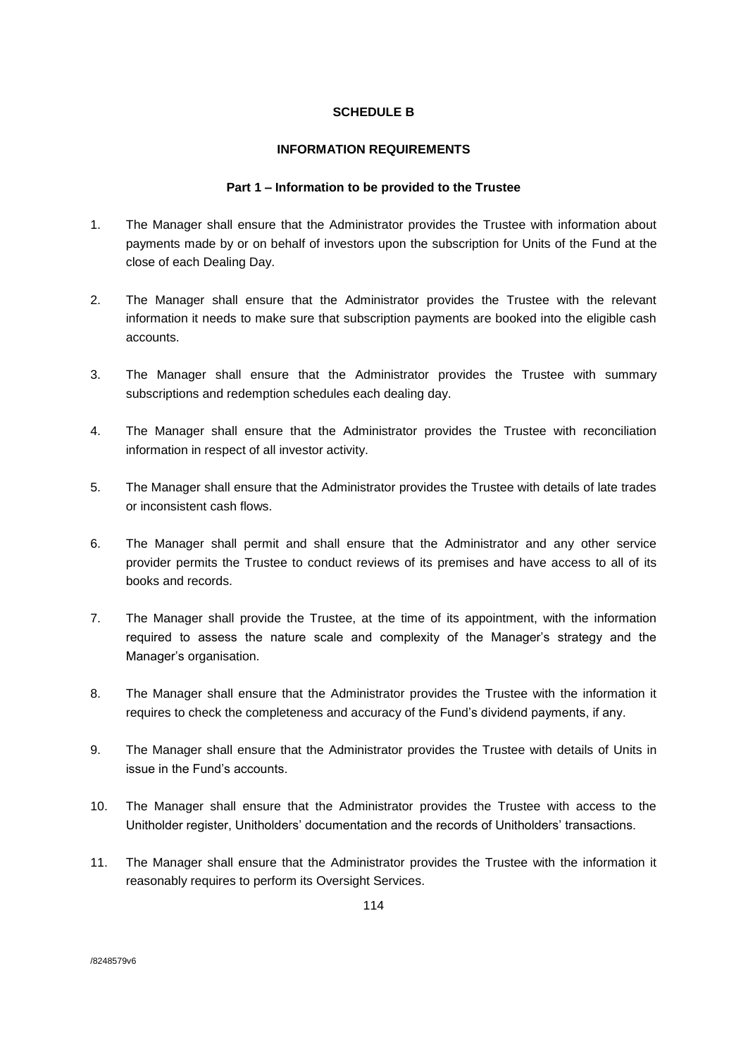# SCHEDULE B

## INFORMATION REQUIREMENTS

### Part 1 – Information to be provided to the Trustee

1. The Manager shall ensure that the Administrator provides the Trustee with information about payments made by or on behalf of investors upon the subscription for Units of the Fund at the close of each Dealing Day.

2. The Manager shall ensure that the Administrator provides the Trustee with the relevant information it needs to make sure that subscription payments are booked into the eligible cash accounts.

3. The Manager shall ensure that the Administrator provides the Trustee with summary subscriptions and redemption schedules each dealing day.

4. The Manager shall ensure that the Administrator provides the Trustee with reconciliation information in respect of all investor activity.

5. The Manager shall ensure that the Administrator provides the Trustee with details of late trades or inconsistent cash flows.

6. The Manager shall permit and shall ensure that the Administrator and any other service provider permits the Trustee to conduct reviews of its premises and have access to all of its books and records.

7. The Manager shall provide the Trustee, at the time of its appointment, with the information required to assess the nature scale and complexity of the Manager's strategy and the Manager's organisation.

8. The Manager shall ensure that the Administrator provides the Trustee with the information it requires to check the completeness and accuracy of the Fund's dividend payments, if any.

9. The Manager shall ensure that the Administrator provides the Trustee with details of Units in issue in the Fund's accounts.

10. The Manager shall ensure that the Administrator provides the Trustee with access to the Unitholder register, Unitholders' documentation and the records of Unitholders' transactions.

11. The Manager shall ensure that the Administrator provides the Trustee with the information it reasonably requires to perform its Oversight Services.

/8248579v6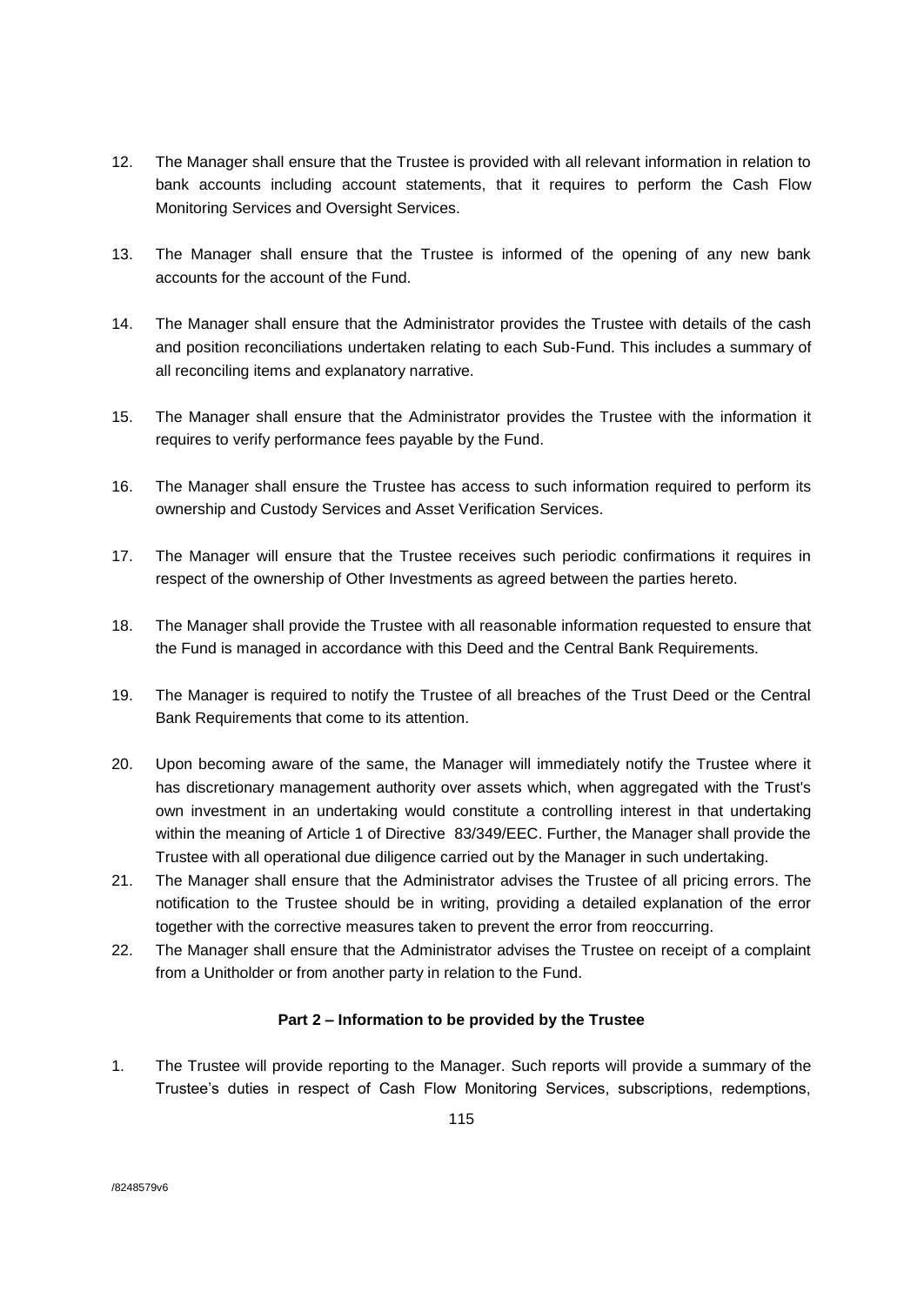12. The Manager shall ensure that the Trustee is provided with all relevant information in relation to bank accounts including account statements, that it requires to perform the Cash Flow Monitoring Services and Oversight Services.

13. The Manager shall ensure that the Trustee is informed of the opening of any new bank accounts for the account of the Fund.

14. The Manager shall ensure that the Administrator provides the Trustee with details of the cash and position reconciliations undertaken relating to each Sub-Fund. This includes a summary of all reconciling items and explanatory narrative.

15. The Manager shall ensure that the Administrator provides the Trustee with the information it requires to verify performance fees payable by the Fund.

16. The Manager shall ensure the Trustee has access to such information required to perform its ownership and Custody Services and Asset Verification Services.

17. The Manager will ensure that the Trustee receives such periodic confirmations it requires in respect of the ownership of Other Investments as agreed between the parties hereto.

18. The Manager shall provide the Trustee with all reasonable information requested to ensure that the Fund is managed in accordance with this Deed and the Central Bank Requirements.

19. The Manager is required to notify the Trustee of all breaches of the Trust Deed or the Central Bank Requirements that come to its attention.

20. Upon becoming aware of the same, the Manager will immediately notify the Trustee where it has discretionary management authority over assets which, when aggregated with the Trust's own investment in an undertaking would constitute a controlling interest in that undertaking within the meaning of Article 1 of Directive 83/349/EEC. Further, the Manager shall provide the Trustee with all operational due diligence carried out by the Manager in such undertaking.

21. The Manager shall ensure that the Administrator advises the Trustee of all pricing errors. The notification to the Trustee should be in writing, providing a detailed explanation of the error together with the corrective measures taken to prevent the error from reoccurring.

22. The Manager shall ensure that the Administrator advises the Trustee on receipt of a complaint from a Unitholder or from another party in relation to the Fund.

**Part 2 – Information to be provided by the Trustee**

1. The Trustee will provide reporting to the Manager. Such reports will provide a summary of the Trustee's duties in respect of Cash Flow Monitoring Services, subscriptions, redemptions,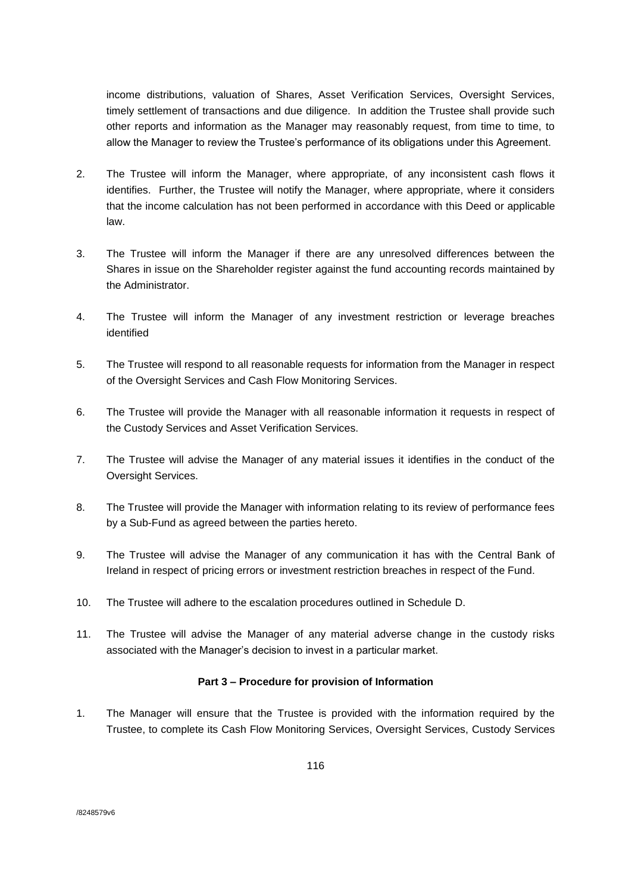income distributions, valuation of Shares, Asset Verification Services, Oversight Services, timely settlement of transactions and due diligence. In addition the Trustee shall provide such other reports and information as the Manager may reasonably request, from time to time, to allow the Manager to review the Trustee's performance of its obligations under this Agreement.

2. The Trustee will inform the Manager, where appropriate, of any inconsistent cash flows it identifies. Further, the Trustee will notify the Manager, where appropriate, where it considers that the income calculation has not been performed in accordance with this Deed or applicable law.

3. The Trustee will inform the Manager if there are any unresolved differences between the Shares in issue on the Shareholder register against the fund accounting records maintained by the Administrator.

4. The Trustee will inform the Manager of any investment restriction or leverage breaches identified

5. The Trustee will respond to all reasonable requests for information from the Manager in respect of the Oversight Services and Cash Flow Monitoring Services.

6. The Trustee will provide the Manager with all reasonable information it requests in respect of the Custody Services and Asset Verification Services.

7. The Trustee will advise the Manager of any material issues it identifies in the conduct of the Oversight Services.

8. The Trustee will provide the Manager with information relating to its review of performance fees by a Sub-Fund as agreed between the parties hereto.

9. The Trustee will advise the Manager of any communication it has with the Central Bank of Ireland in respect of pricing errors or investment restriction breaches in respect of the Fund.

10. The Trustee will adhere to the escalation procedures outlined in Schedule D.

11. The Trustee will advise the Manager of any material adverse change in the custody risks associated with the Manager's decision to invest in a particular market.

**Part 3 – Procedure for provision of Information**

1. The Manager will ensure that the Trustee is provided with the information required by the Trustee, to complete its Cash Flow Monitoring Services, Oversight Services, Custody Services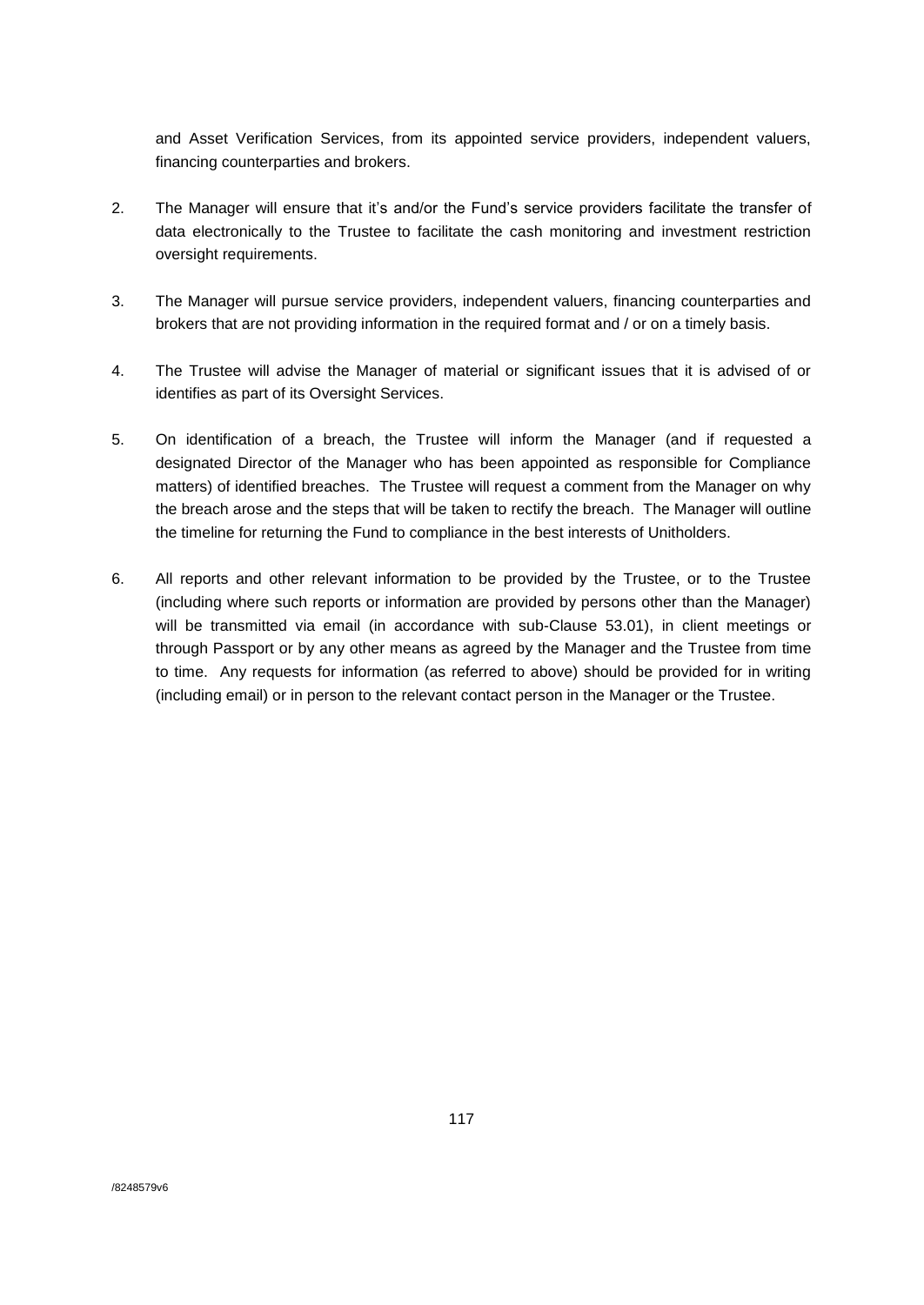and Asset Verification Services, from its appointed service providers, independent valuers, financing counterparties and brokers.

2. The Manager will ensure that it's and/or the Fund's service providers facilitate the transfer of data electronically to the Trustee to facilitate the cash monitoring and investment restriction oversight requirements.

3. The Manager will pursue service providers, independent valuers, financing counterparties and brokers that are not providing information in the required format and / or on a timely basis.

4. The Trustee will advise the Manager of material or significant issues that it is advised of or identifies as part of its Oversight Services.

5. On identification of a breach, the Trustee will inform the Manager (and if requested a designated Director of the Manager who has been appointed as responsible for Compliance matters) of identified breaches. The Trustee will request a comment from the Manager on why the breach arose and the steps that will be taken to rectify the breach. The Manager will outline the timeline for returning the Fund to compliance in the best interests of Unitholders.

6. All reports and other relevant information to be provided by the Trustee, or to the Trustee (including where such reports or information are provided by persons other than the Manager) will be transmitted via email (in accordance with sub-Clause 53.01), in client meetings or through Passport or by any other means as agreed by the Manager and the Trustee from time to time. Any requests for information (as referred to above) should be provided for in writing (including email) or in person to the relevant contact person in the Manager or the Trustee.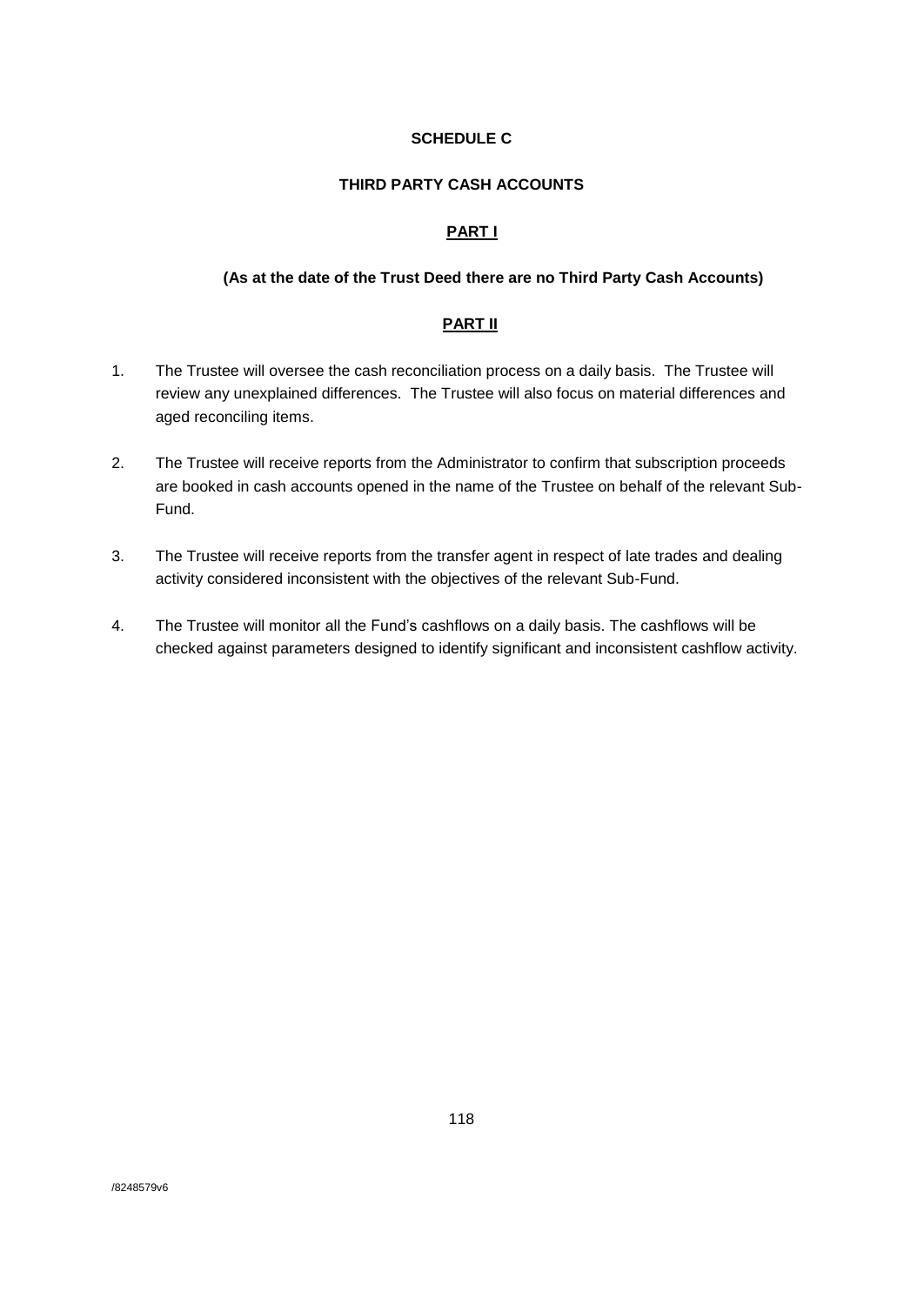## SCHEDULE C

## THIRD PARTY CASH ACCOUNTS

### PART I

**(As at the date of the Trust Deed there are no Third Party Cash Accounts)**

### PART II

1. The Trustee will oversee the cash reconciliation process on a daily basis. The Trustee will review any unexplained differences. The Trustee will also focus on material differences and aged reconciling items.

2. The Trustee will receive reports from the Administrator to confirm that subscription proceeds are booked in cash accounts opened in the name of the Trustee on behalf of the relevant Sub-Fund.

3. The Trustee will receive reports from the transfer agent in respect of late trades and dealing activity considered inconsistent with the objectives of the relevant Sub-Fund.

4. The Trustee will monitor all the Fund's cashflows on a daily basis. The cashflows will be checked against parameters designed to identify significant and inconsistent cashflow activity.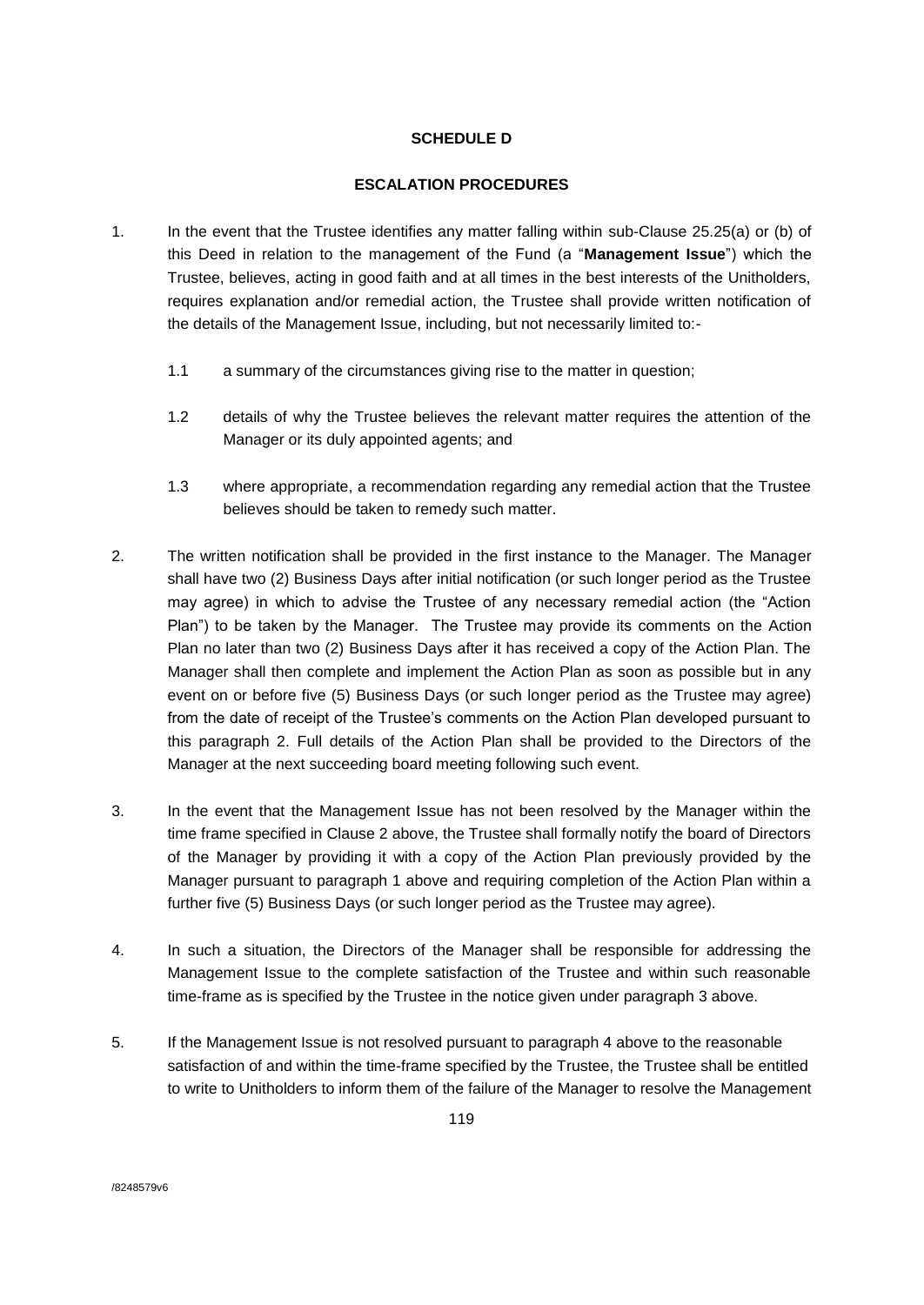## SCHEDULE D

## ESCALATION PROCEDURES

1. In the event that the Trustee identifies any matter falling within sub-Clause 25.25(a) or (b) of this Deed in relation to the management of the Fund (a "**Management Issue**") which the Trustee, believes, acting in good faith and at all times in the best interests of the Unitholders, requires explanation and/or remedial action, the Trustee shall provide written notification of the details of the Management Issue, including, but not necessarily limited to:-

   1.1 a summary of the circumstances giving rise to the matter in question;

   1.2 details of why the Trustee believes the relevant matter requires the attention of the Manager or its duly appointed agents; and

   1.3 where appropriate, a recommendation regarding any remedial action that the Trustee believes should be taken to remedy such matter.

2. The written notification shall be provided in the first instance to the Manager. The Manager shall have two (2) Business Days after initial notification (or such longer period as the Trustee may agree) in which to advise the Trustee of any necessary remedial action (the "Action Plan") to be taken by the Manager. The Trustee may provide its comments on the Action Plan no later than two (2) Business Days after it has received a copy of the Action Plan. The Manager shall then complete and implement the Action Plan as soon as possible but in any event on or before five (5) Business Days (or such longer period as the Trustee may agree) from the date of receipt of the Trustee's comments on the Action Plan developed pursuant to this paragraph 2. Full details of the Action Plan shall be provided to the Directors of the Manager at the next succeeding board meeting following such event.

3. In the event that the Management Issue has not been resolved by the Manager within the time frame specified in Clause 2 above, the Trustee shall formally notify the board of Directors of the Manager by providing it with a copy of the Action Plan previously provided by the Manager pursuant to paragraph 1 above and requiring completion of the Action Plan within a further five (5) Business Days (or such longer period as the Trustee may agree).

4. In such a situation, the Directors of the Manager shall be responsible for addressing the Management Issue to the complete satisfaction of the Trustee and within such reasonable time-frame as is specified by the Trustee in the notice given under paragraph 3 above.

5. If the Management Issue is not resolved pursuant to paragraph 4 above to the reasonable satisfaction of and within the time-frame specified by the Trustee, the Trustee shall be entitled to write to Unitholders to inform them of the failure of the Manager to resolve the Management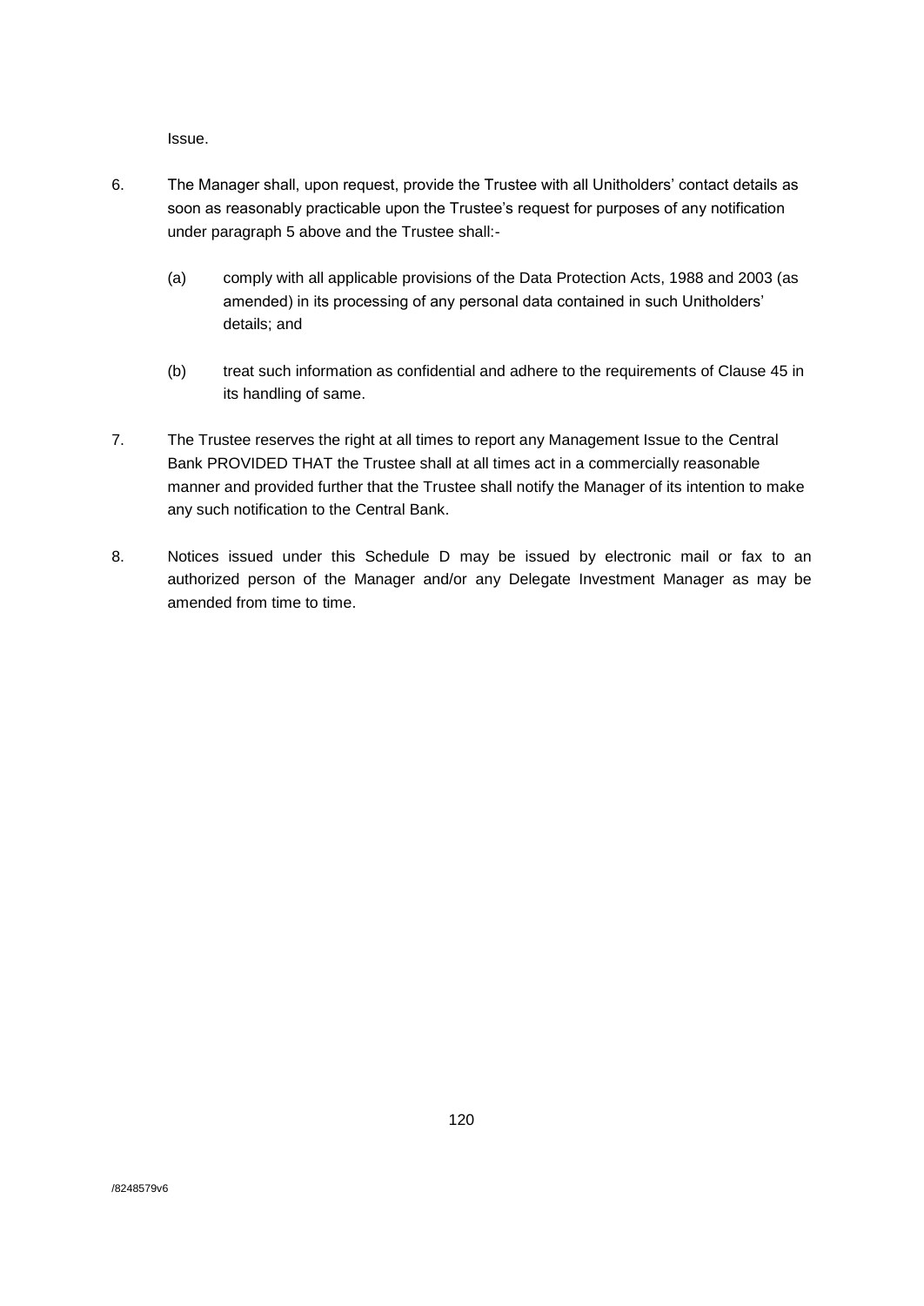Issue.

6. The Manager shall, upon request, provide the Trustee with all Unitholders' contact details as soon as reasonably practicable upon the Trustee's request for purposes of any notification under paragraph 5 above and the Trustee shall:-

   (a) comply with all applicable provisions of the Data Protection Acts, 1988 and 2003 (as amended) in its processing of any personal data contained in such Unitholders' details; and

   (b) treat such information as confidential and adhere to the requirements of Clause 45 in its handling of same.

7. The Trustee reserves the right at all times to report any Management Issue to the Central Bank PROVIDED THAT the Trustee shall at all times act in a commercially reasonable manner and provided further that the Trustee shall notify the Manager of its intention to make any such notification to the Central Bank.

8. Notices issued under this Schedule D may be issued by electronic mail or fax to an authorized person of the Manager and/or any Delegate Investment Manager as may be amended from time to time.

/8248579v6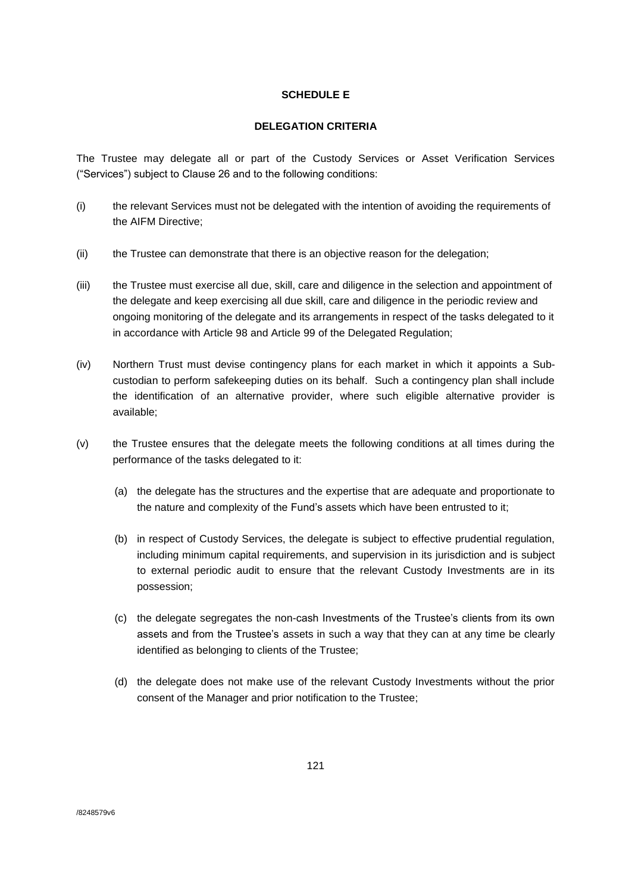# SCHEDULE E

## DELEGATION CRITERIA

The Trustee may delegate all or part of the Custody Services or Asset Verification Services ("Services") subject to Clause 26 and to the following conditions:

(i) the relevant Services must not be delegated with the intention of avoiding the requirements of the AIFM Directive;

(ii) the Trustee can demonstrate that there is an objective reason for the delegation;

(iii) the Trustee must exercise all due, skill, care and diligence in the selection and appointment of the delegate and keep exercising all due skill, care and diligence in the periodic review and ongoing monitoring of the delegate and its arrangements in respect of the tasks delegated to it in accordance with Article 98 and Article 99 of the Delegated Regulation;

(iv) Northern Trust must devise contingency plans for each market in which it appoints a Sub-custodian to perform safekeeping duties on its behalf. Such a contingency plan shall include the identification of an alternative provider, where such eligible alternative provider is available;

(v) the Trustee ensures that the delegate meets the following conditions at all times during the performance of the tasks delegated to it:

(a) the delegate has the structures and the expertise that are adequate and proportionate to the nature and complexity of the Fund's assets which have been entrusted to it;

(b) in respect of Custody Services, the delegate is subject to effective prudential regulation, including minimum capital requirements, and supervision in its jurisdiction and is subject to external periodic audit to ensure that the relevant Custody Investments are in its possession;

(c) the delegate segregates the non-cash Investments of the Trustee's clients from its own assets and from the Trustee's assets in such a way that they can at any time be clearly identified as belonging to clients of the Trustee;

(d) the delegate does not make use of the relevant Custody Investments without the prior consent of the Manager and prior notification to the Trustee;

/8248579v6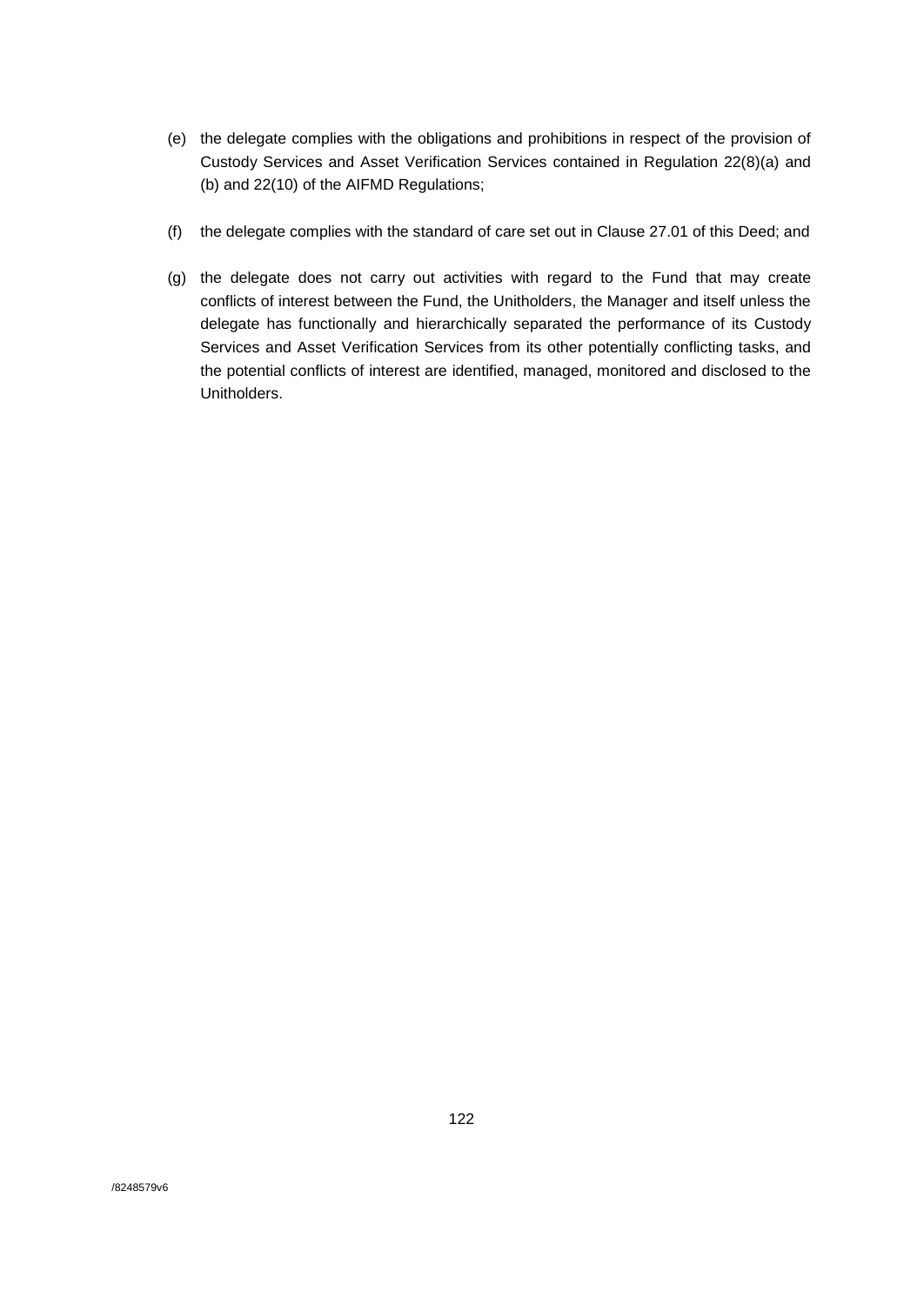(e) the delegate complies with the obligations and prohibitions in respect of the provision of Custody Services and Asset Verification Services contained in Regulation 22(8)(a) and (b) and 22(10) of the AIFMD Regulations;

(f) the delegate complies with the standard of care set out in Clause 27.01 of this Deed; and

(g) the delegate does not carry out activities with regard to the Fund that may create conflicts of interest between the Fund, the Unitholders, the Manager and itself unless the delegate has functionally and hierarchically separated the performance of its Custody Services and Asset Verification Services from its other potentially conflicting tasks, and the potential conflicts of interest are identified, managed, monitored and disclosed to the Unitholders.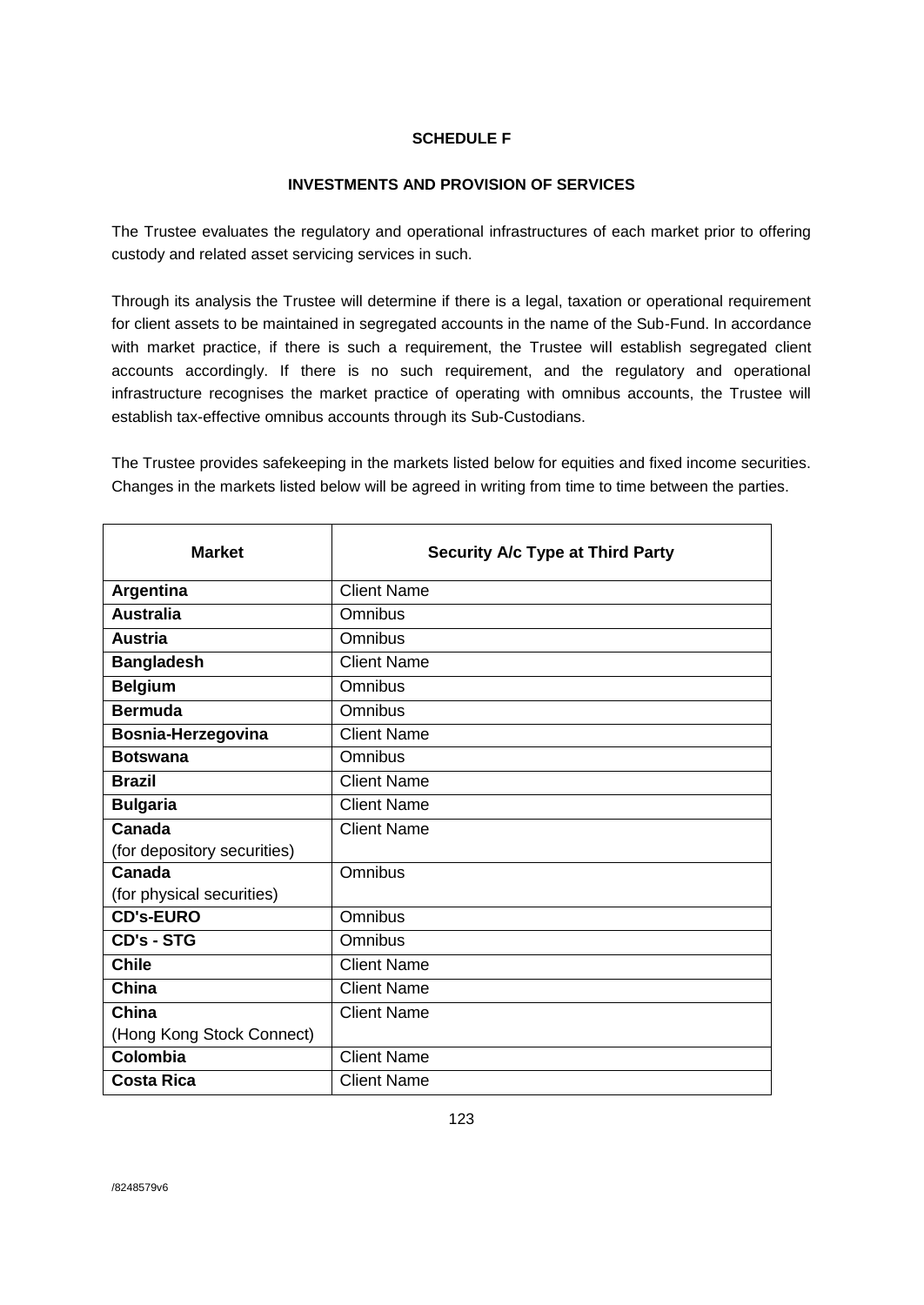**SCHEDULE F**

**INVESTMENTS AND PROVISION OF SERVICES**

The Trustee evaluates the regulatory and operational infrastructures of each market prior to offering custody and related asset servicing services in such.

Through its analysis the Trustee will determine if there is a legal, taxation or operational requirement for client assets to be maintained in segregated accounts in the name of the Sub-Fund. In accordance with market practice, if there is such a requirement, the Trustee will establish segregated client accounts accordingly. If there is no such requirement, and the regulatory and operational infrastructure recognises the market practice of operating with omnibus accounts, the Trustee will establish tax-effective omnibus accounts through its Sub-Custodians.

The Trustee provides safekeeping in the markets listed below for equities and fixed income securities. Changes in the markets listed below will be agreed in writing from time to time between the parties.

| Market | Security A/c Type at Third Party |
|---|---|
| **Argentina** | Client Name |
| **Australia** | Omnibus |
| **Austria** | Omnibus |
| **Bangladesh** | Client Name |
| **Belgium** | Omnibus |
| **Bermuda** | Omnibus |
| **Bosnia-Herzegovina** | Client Name |
| **Botswana** | Omnibus |
| **Brazil** | Client Name |
| **Bulgaria** | Client Name |
| **Canada** (for depository securities) | Client Name |
| **Canada** (for physical securities) | Omnibus |
| **CD's-EURO** | Omnibus |
| **CD's - STG** | Omnibus |
| **Chile** | Client Name |
| **China** | Client Name |
| **China** (Hong Kong Stock Connect) | Client Name |
| **Colombia** | Client Name |
| **Costa Rica** | Client Name |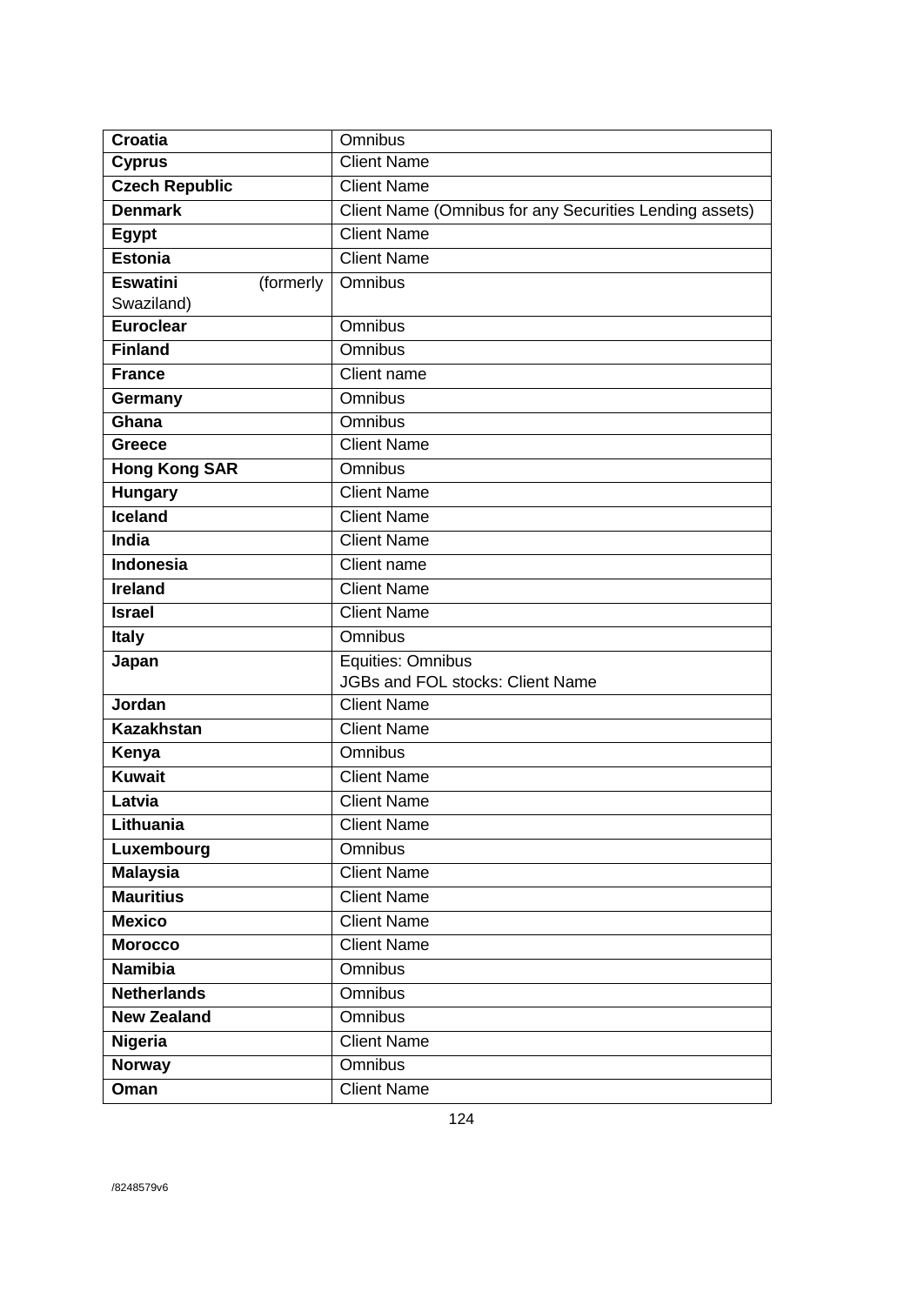| **Croatia** | Omnibus |
|---|---|
| **Cyprus** | Client Name |
| **Czech Republic** | Client Name |
| **Denmark** | Client Name (Omnibus for any Securities Lending assets) |
| **Egypt** | Client Name |
| **Estonia** | Client Name |
| **Eswatini** (formerly Swaziland) | Omnibus |
| **Euroclear** | Omnibus |
| **Finland** | Omnibus |
| **France** | Client name |
| **Germany** | Omnibus |
| **Ghana** | Omnibus |
| **Greece** | Client Name |
| **Hong Kong SAR** | Omnibus |
| **Hungary** | Client Name |
| **Iceland** | Client Name |
| **India** | Client Name |
| **Indonesia** | Client name |
| **Ireland** | Client Name |
| **Israel** | Client Name |
| **Italy** | Omnibus |
| **Japan** | Equities: Omnibus<br>JGBs and FOL stocks: Client Name |
| **Jordan** | Client Name |
| **Kazakhstan** | Client Name |
| **Kenya** | Omnibus |
| **Kuwait** | Client Name |
| **Latvia** | Client Name |
| **Lithuania** | Client Name |
| **Luxembourg** | Omnibus |
| **Malaysia** | Client Name |
| **Mauritius** | Client Name |
| **Mexico** | Client Name |
| **Morocco** | Client Name |
| **Namibia** | Omnibus |
| **Netherlands** | Omnibus |
| **New Zealand** | Omnibus |
| **Nigeria** | Client Name |
| **Norway** | Omnibus |
| **Oman** | Client Name |

/8248579v6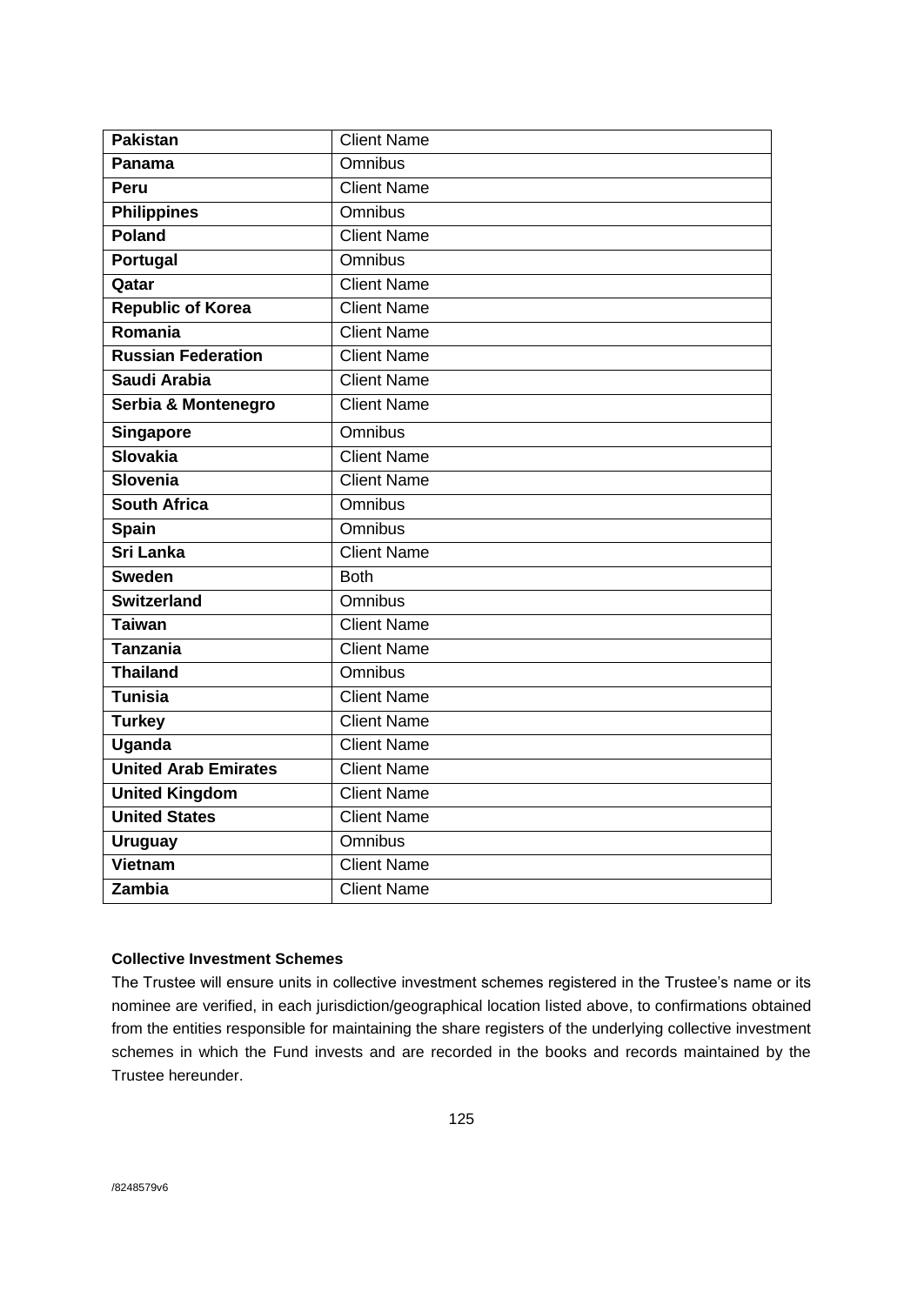| **Pakistan** | Client Name |
|---|---|
| **Panama** | Omnibus |
| **Peru** | Client Name |
| **Philippines** | Omnibus |
| **Poland** | Client Name |
| **Portugal** | Omnibus |
| **Qatar** | Client Name |
| **Republic of Korea** | Client Name |
| **Romania** | Client Name |
| **Russian Federation** | Client Name |
| **Saudi Arabia** | Client Name |
| **Serbia & Montenegro** | Client Name |
| **Singapore** | Omnibus |
| **Slovakia** | Client Name |
| **Slovenia** | Client Name |
| **South Africa** | Omnibus |
| **Spain** | Omnibus |
| **Sri Lanka** | Client Name |
| **Sweden** | Both |
| **Switzerland** | Omnibus |
| **Taiwan** | Client Name |
| **Tanzania** | Client Name |
| **Thailand** | Omnibus |
| **Tunisia** | Client Name |
| **Turkey** | Client Name |
| **Uganda** | Client Name |
| **United Arab Emirates** | Client Name |
| **United Kingdom** | Client Name |
| **United States** | Client Name |
| **Uruguay** | Omnibus |
| **Vietnam** | Client Name |
| **Zambia** | Client Name |

**Collective Investment Schemes**

The Trustee will ensure units in collective investment schemes registered in the Trustee's name or its nominee are verified, in each jurisdiction/geographical location listed above, to confirmations obtained from the entities responsible for maintaining the share registers of the underlying collective investment schemes in which the Fund invests and are recorded in the books and records maintained by the Trustee hereunder.

/8248579v6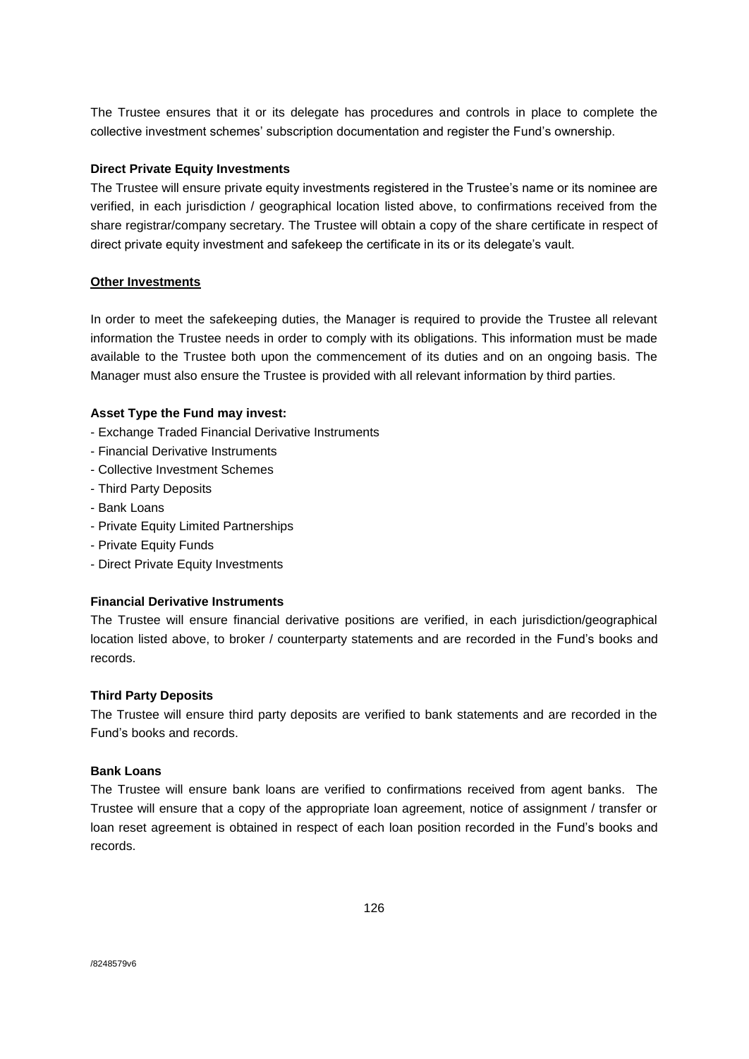The Trustee ensures that it or its delegate has procedures and controls in place to complete the collective investment schemes' subscription documentation and register the Fund's ownership.

**Direct Private Equity Investments**

The Trustee will ensure private equity investments registered in the Trustee's name or its nominee are verified, in each jurisdiction / geographical location listed above, to confirmations received from the share registrar/company secretary. The Trustee will obtain a copy of the share certificate in respect of direct private equity investment and safekeep the certificate in its or its delegate's vault.

**Other Investments**

In order to meet the safekeeping duties, the Manager is required to provide the Trustee all relevant information the Trustee needs in order to comply with its obligations. This information must be made available to the Trustee both upon the commencement of its duties and on an ongoing basis. The Manager must also ensure the Trustee is provided with all relevant information by third parties.

**Asset Type the Fund may invest:**

- Exchange Traded Financial Derivative Instruments
- Financial Derivative Instruments
- Collective Investment Schemes
- Third Party Deposits
- Bank Loans
- Private Equity Limited Partnerships
- Private Equity Funds
- Direct Private Equity Investments

**Financial Derivative Instruments**

The Trustee will ensure financial derivative positions are verified, in each jurisdiction/geographical location listed above, to broker / counterparty statements and are recorded in the Fund's books and records.

**Third Party Deposits**

The Trustee will ensure third party deposits are verified to bank statements and are recorded in the Fund's books and records.

**Bank Loans**

The Trustee will ensure bank loans are verified to confirmations received from agent banks. The Trustee will ensure that a copy of the appropriate loan agreement, notice of assignment / transfer or loan reset agreement is obtained in respect of each loan position recorded in the Fund's books and records.

/8248579v6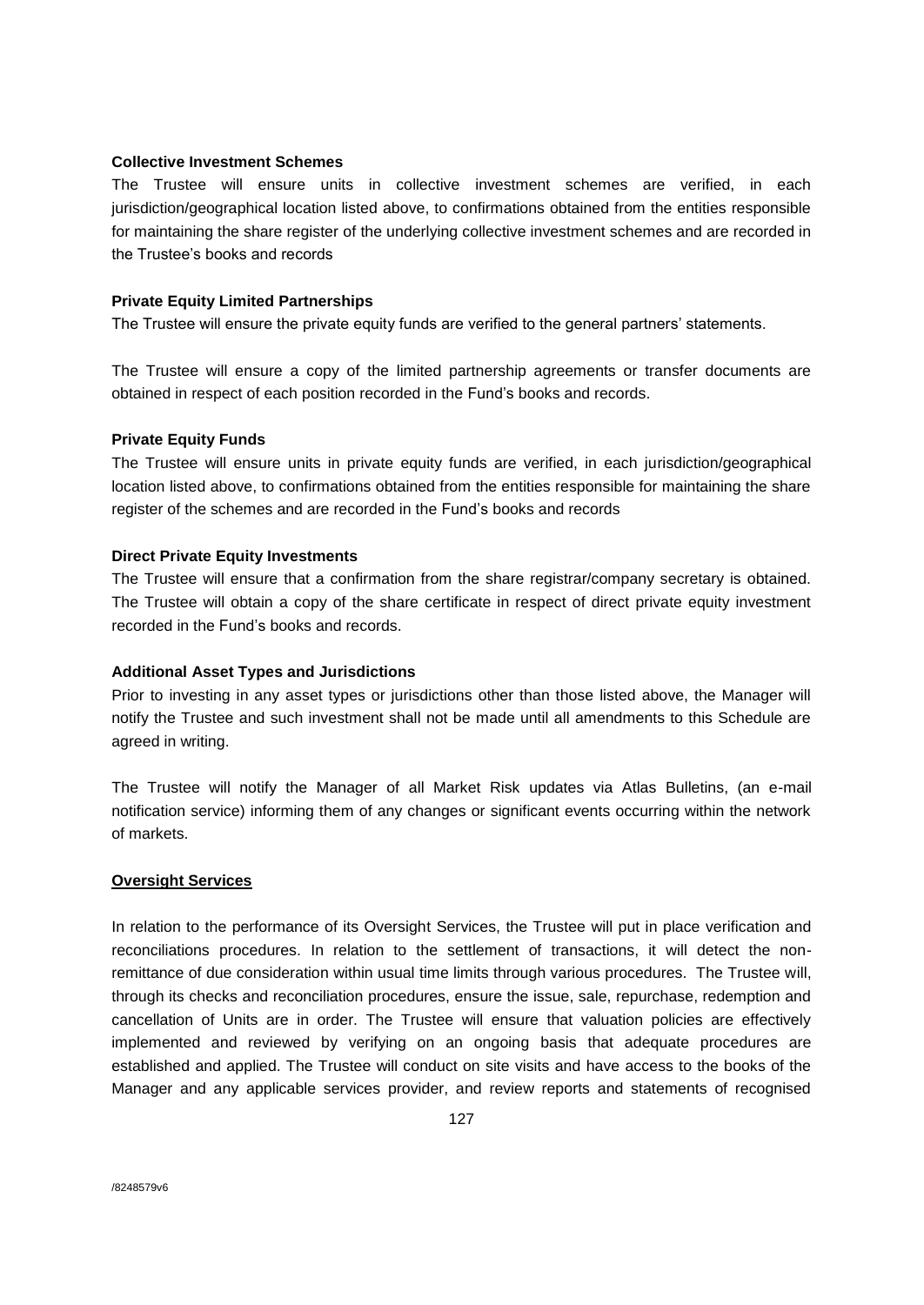**Collective Investment Schemes**

The Trustee will ensure units in collective investment schemes are verified, in each jurisdiction/geographical location listed above, to confirmations obtained from the entities responsible for maintaining the share register of the underlying collective investment schemes and are recorded in the Trustee's books and records

**Private Equity Limited Partnerships**

The Trustee will ensure the private equity funds are verified to the general partners' statements.

The Trustee will ensure a copy of the limited partnership agreements or transfer documents are obtained in respect of each position recorded in the Fund's books and records.

**Private Equity Funds**

The Trustee will ensure units in private equity funds are verified, in each jurisdiction/geographical location listed above, to confirmations obtained from the entities responsible for maintaining the share register of the schemes and are recorded in the Fund's books and records

**Direct Private Equity Investments**

The Trustee will ensure that a confirmation from the share registrar/company secretary is obtained. The Trustee will obtain a copy of the share certificate in respect of direct private equity investment recorded in the Fund's books and records.

**Additional Asset Types and Jurisdictions**

Prior to investing in any asset types or jurisdictions other than those listed above, the Manager will notify the Trustee and such investment shall not be made until all amendments to this Schedule are agreed in writing.

The Trustee will notify the Manager of all Market Risk updates via Atlas Bulletins, (an e-mail notification service) informing them of any changes or significant events occurring within the network of markets.

**Oversight Services**

In relation to the performance of its Oversight Services, the Trustee will put in place verification and reconciliations procedures. In relation to the settlement of transactions, it will detect the non-remittance of due consideration within usual time limits through various procedures. The Trustee will, through its checks and reconciliation procedures, ensure the issue, sale, repurchase, redemption and cancellation of Units are in order. The Trustee will ensure that valuation policies are effectively implemented and reviewed by verifying on an ongoing basis that adequate procedures are established and applied. The Trustee will conduct on site visits and have access to the books of the Manager and any applicable services provider, and review reports and statements of recognised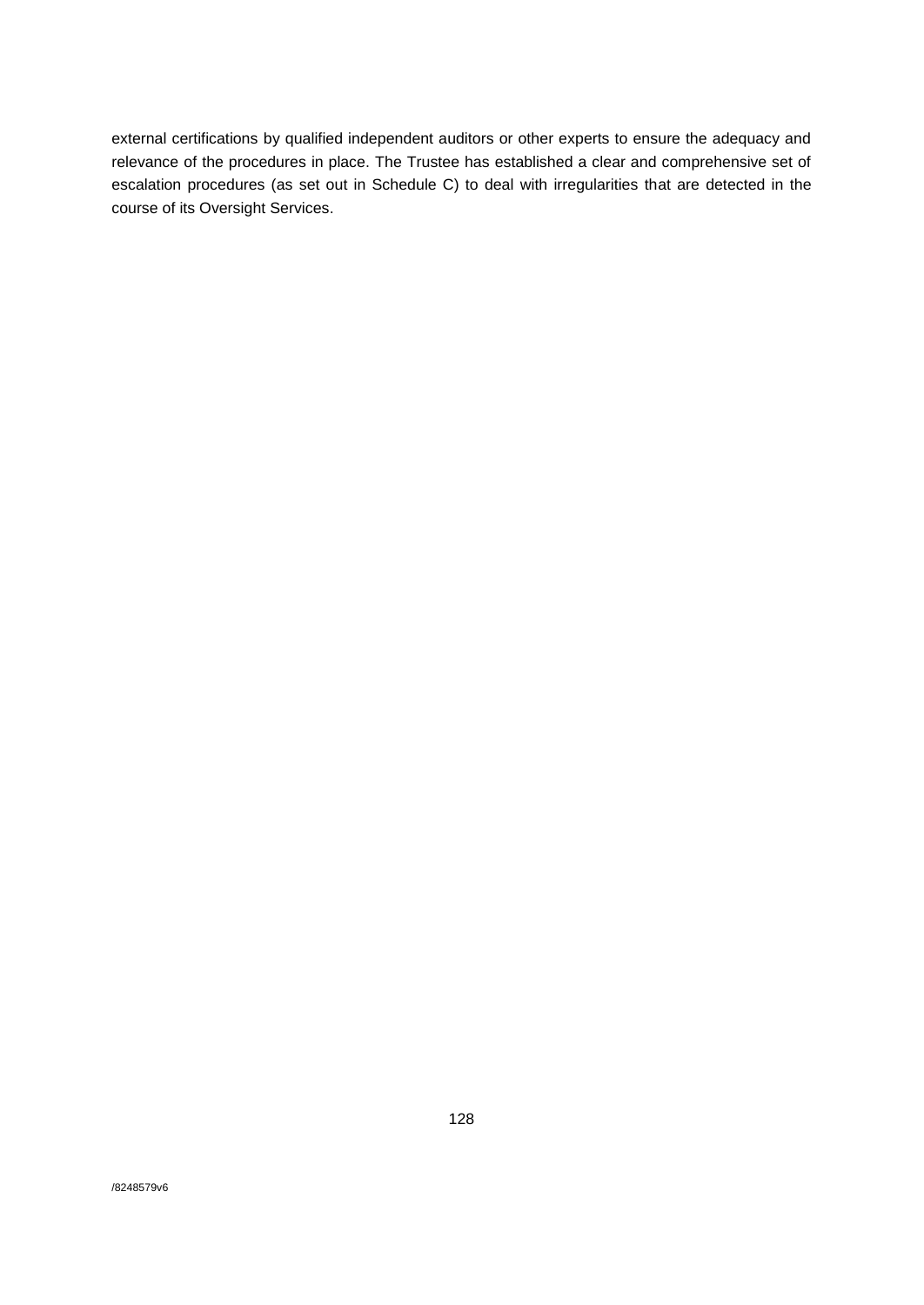external certifications by qualified independent auditors or other experts to ensure the adequacy and relevance of the procedures in place. The Trustee has established a clear and comprehensive set of escalation procedures (as set out in Schedule C) to deal with irregularities that are detected in the course of its Oversight Services.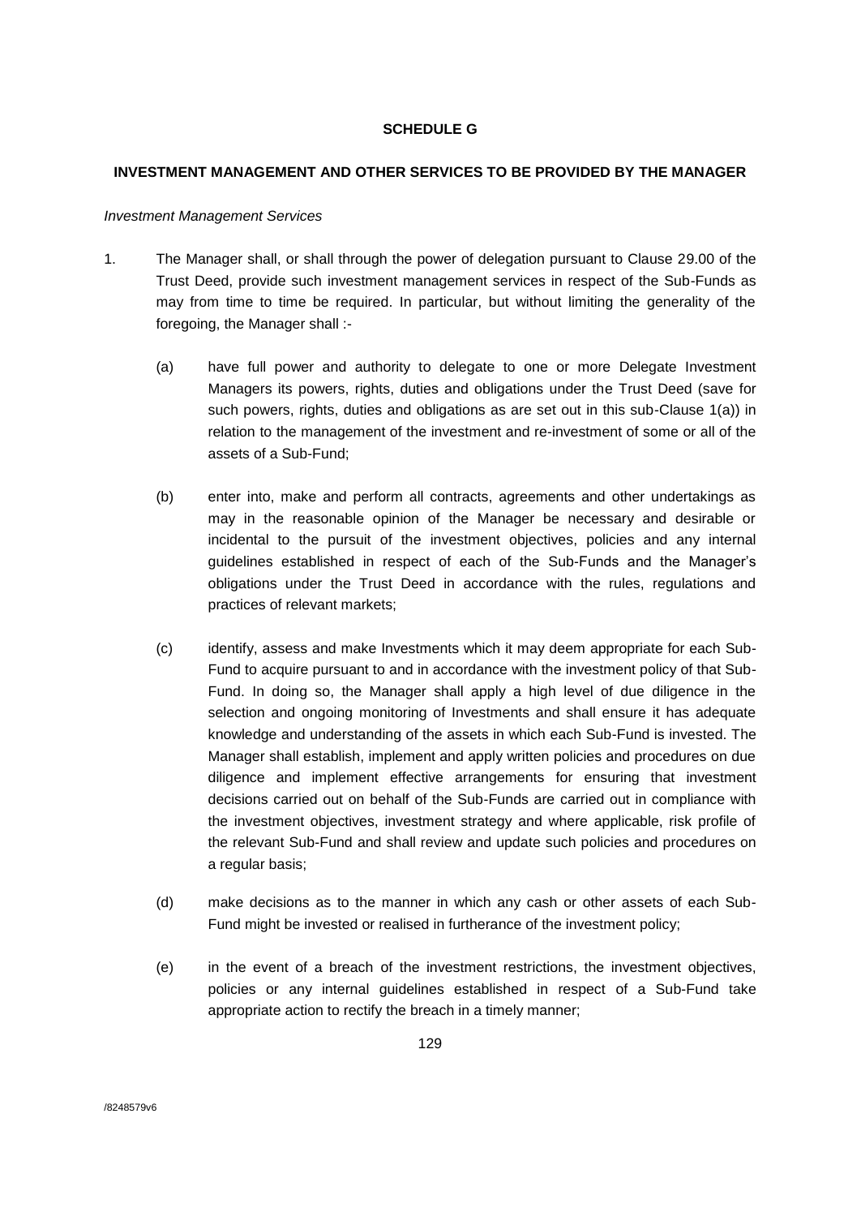**SCHEDULE G**

**INVESTMENT MANAGEMENT AND OTHER SERVICES TO BE PROVIDED BY THE MANAGER**

*Investment Management Services*

1. The Manager shall, or shall through the power of delegation pursuant to Clause 29.00 of the Trust Deed, provide such investment management services in respect of the Sub-Funds as may from time to time be required. In particular, but without limiting the generality of the foregoing, the Manager shall :-

   (a) have full power and authority to delegate to one or more Delegate Investment Managers its powers, rights, duties and obligations under the Trust Deed (save for such powers, rights, duties and obligations as are set out in this sub-Clause 1(a)) in relation to the management of the investment and re-investment of some or all of the assets of a Sub-Fund;

   (b) enter into, make and perform all contracts, agreements and other undertakings as may in the reasonable opinion of the Manager be necessary and desirable or incidental to the pursuit of the investment objectives, policies and any internal guidelines established in respect of each of the Sub-Funds and the Manager's obligations under the Trust Deed in accordance with the rules, regulations and practices of relevant markets;

   (c) identify, assess and make Investments which it may deem appropriate for each Sub-Fund to acquire pursuant to and in accordance with the investment policy of that Sub-Fund. In doing so, the Manager shall apply a high level of due diligence in the selection and ongoing monitoring of Investments and shall ensure it has adequate knowledge and understanding of the assets in which each Sub-Fund is invested. The Manager shall establish, implement and apply written policies and procedures on due diligence and implement effective arrangements for ensuring that investment decisions carried out on behalf of the Sub-Funds are carried out in compliance with the investment objectives, investment strategy and where applicable, risk profile of the relevant Sub-Fund and shall review and update such policies and procedures on a regular basis;

   (d) make decisions as to the manner in which any cash or other assets of each Sub-Fund might be invested or realised in furtherance of the investment policy;

   (e) in the event of a breach of the investment restrictions, the investment objectives, policies or any internal guidelines established in respect of a Sub-Fund take appropriate action to rectify the breach in a timely manner;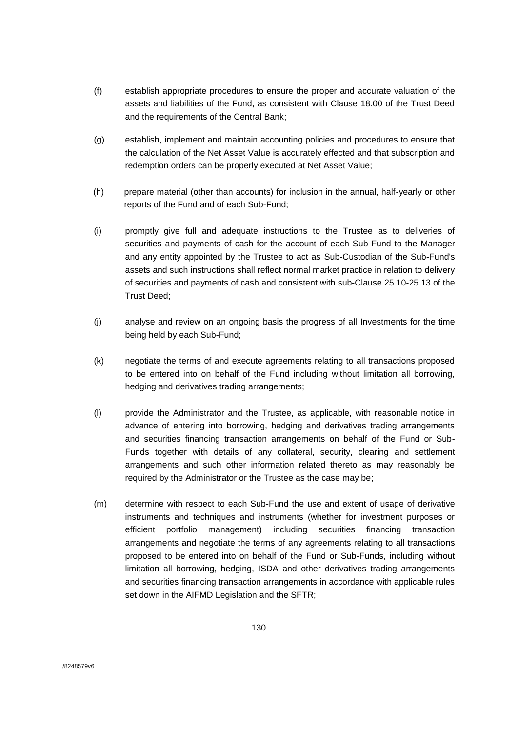(f) establish appropriate procedures to ensure the proper and accurate valuation of the assets and liabilities of the Fund, as consistent with Clause 18.00 of the Trust Deed and the requirements of the Central Bank;

(g) establish, implement and maintain accounting policies and procedures to ensure that the calculation of the Net Asset Value is accurately effected and that subscription and redemption orders can be properly executed at Net Asset Value;

(h) prepare material (other than accounts) for inclusion in the annual, half-yearly or other reports of the Fund and of each Sub-Fund;

(i) promptly give full and adequate instructions to the Trustee as to deliveries of securities and payments of cash for the account of each Sub-Fund to the Manager and any entity appointed by the Trustee to act as Sub-Custodian of the Sub-Fund's assets and such instructions shall reflect normal market practice in relation to delivery of securities and payments of cash and consistent with sub-Clause 25.10-25.13 of the Trust Deed;

(j) analyse and review on an ongoing basis the progress of all Investments for the time being held by each Sub-Fund;

(k) negotiate the terms of and execute agreements relating to all transactions proposed to be entered into on behalf of the Fund including without limitation all borrowing, hedging and derivatives trading arrangements;

(l) provide the Administrator and the Trustee, as applicable, with reasonable notice in advance of entering into borrowing, hedging and derivatives trading arrangements and securities financing transaction arrangements on behalf of the Fund or Sub-Funds together with details of any collateral, security, clearing and settlement arrangements and such other information related thereto as may reasonably be required by the Administrator or the Trustee as the case may be;

(m) determine with respect to each Sub-Fund the use and extent of usage of derivative instruments and techniques and instruments (whether for investment purposes or efficient portfolio management) including securities financing transaction arrangements and negotiate the terms of any agreements relating to all transactions proposed to be entered into on behalf of the Fund or Sub-Funds, including without limitation all borrowing, hedging, ISDA and other derivatives trading arrangements and securities financing transaction arrangements in accordance with applicable rules set down in the AIFMD Legislation and the SFTR;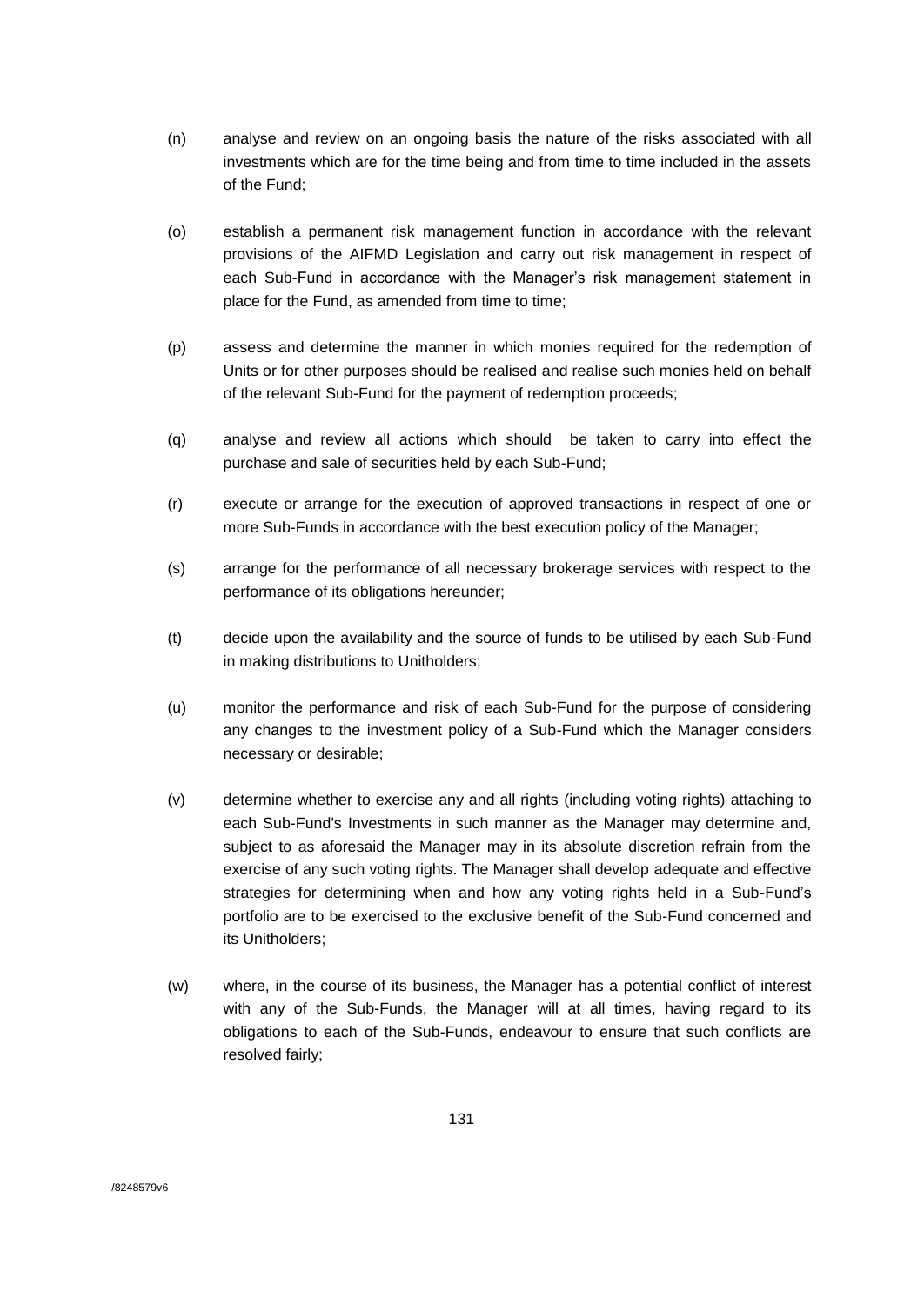(n) analyse and review on an ongoing basis the nature of the risks associated with all investments which are for the time being and from time to time included in the assets of the Fund;

(o) establish a permanent risk management function in accordance with the relevant provisions of the AIFMD Legislation and carry out risk management in respect of each Sub-Fund in accordance with the Manager's risk management statement in place for the Fund, as amended from time to time;

(p) assess and determine the manner in which monies required for the redemption of Units or for other purposes should be realised and realise such monies held on behalf of the relevant Sub-Fund for the payment of redemption proceeds;

(q) analyse and review all actions which should be taken to carry into effect the purchase and sale of securities held by each Sub-Fund;

(r) execute or arrange for the execution of approved transactions in respect of one or more Sub-Funds in accordance with the best execution policy of the Manager;

(s) arrange for the performance of all necessary brokerage services with respect to the performance of its obligations hereunder;

(t) decide upon the availability and the source of funds to be utilised by each Sub-Fund in making distributions to Unitholders;

(u) monitor the performance and risk of each Sub-Fund for the purpose of considering any changes to the investment policy of a Sub-Fund which the Manager considers necessary or desirable;

(v) determine whether to exercise any and all rights (including voting rights) attaching to each Sub-Fund's Investments in such manner as the Manager may determine and, subject to as aforesaid the Manager may in its absolute discretion refrain from the exercise of any such voting rights. The Manager shall develop adequate and effective strategies for determining when and how any voting rights held in a Sub-Fund's portfolio are to be exercised to the exclusive benefit of the Sub-Fund concerned and its Unitholders;

(w) where, in the course of its business, the Manager has a potential conflict of interest with any of the Sub-Funds, the Manager will at all times, having regard to its obligations to each of the Sub-Funds, endeavour to ensure that such conflicts are resolved fairly;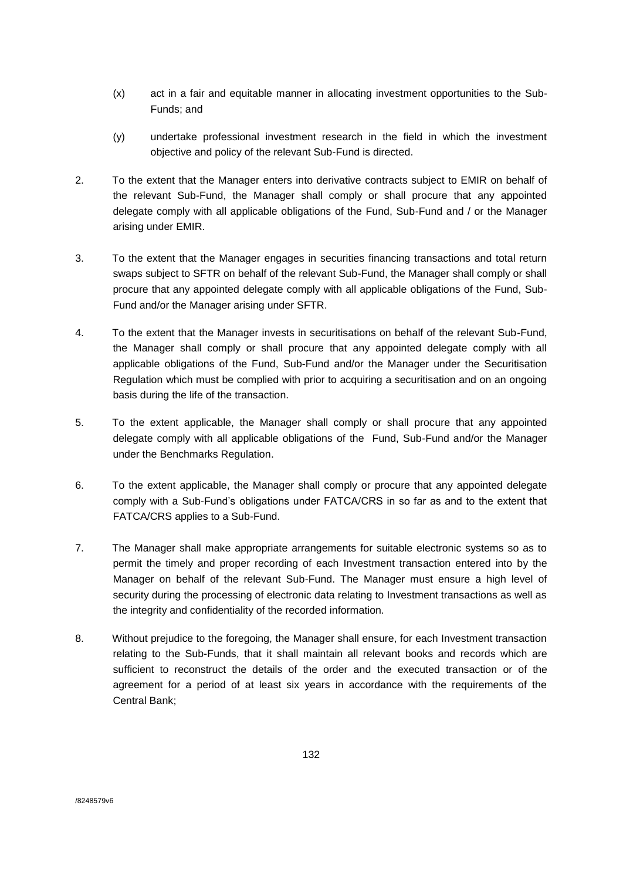(x) act in a fair and equitable manner in allocating investment opportunities to the Sub-Funds; and

(y) undertake professional investment research in the field in which the investment objective and policy of the relevant Sub-Fund is directed.

2. To the extent that the Manager enters into derivative contracts subject to EMIR on behalf of the relevant Sub-Fund, the Manager shall comply or shall procure that any appointed delegate comply with all applicable obligations of the Fund, Sub-Fund and / or the Manager arising under EMIR.

3. To the extent that the Manager engages in securities financing transactions and total return swaps subject to SFTR on behalf of the relevant Sub-Fund, the Manager shall comply or shall procure that any appointed delegate comply with all applicable obligations of the Fund, Sub-Fund and/or the Manager arising under SFTR.

4. To the extent that the Manager invests in securitisations on behalf of the relevant Sub-Fund, the Manager shall comply or shall procure that any appointed delegate comply with all applicable obligations of the Fund, Sub-Fund and/or the Manager under the Securitisation Regulation which must be complied with prior to acquiring a securitisation and on an ongoing basis during the life of the transaction.

5. To the extent applicable, the Manager shall comply or shall procure that any appointed delegate comply with all applicable obligations of the Fund, Sub-Fund and/or the Manager under the Benchmarks Regulation.

6. To the extent applicable, the Manager shall comply or procure that any appointed delegate comply with a Sub-Fund's obligations under FATCA/CRS in so far as and to the extent that FATCA/CRS applies to a Sub-Fund.

7. The Manager shall make appropriate arrangements for suitable electronic systems so as to permit the timely and proper recording of each Investment transaction entered into by the Manager on behalf of the relevant Sub-Fund. The Manager must ensure a high level of security during the processing of electronic data relating to Investment transactions as well as the integrity and confidentiality of the recorded information.

8. Without prejudice to the foregoing, the Manager shall ensure, for each Investment transaction relating to the Sub-Funds, that it shall maintain all relevant books and records which are sufficient to reconstruct the details of the order and the executed transaction or of the agreement for a period of at least six years in accordance with the requirements of the Central Bank;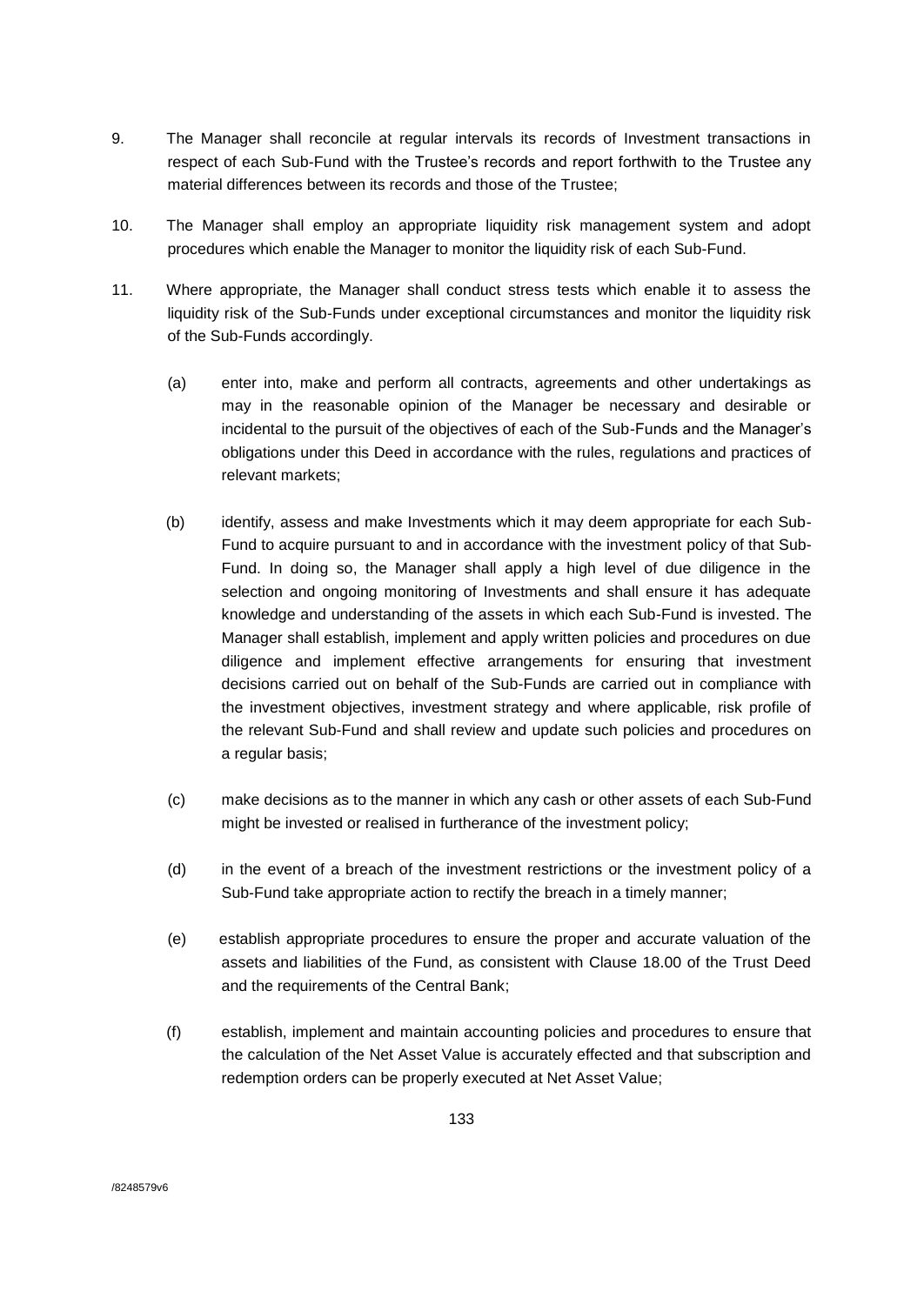9. The Manager shall reconcile at regular intervals its records of Investment transactions in respect of each Sub-Fund with the Trustee's records and report forthwith to the Trustee any material differences between its records and those of the Trustee;

10. The Manager shall employ an appropriate liquidity risk management system and adopt procedures which enable the Manager to monitor the liquidity risk of each Sub-Fund.

11. Where appropriate, the Manager shall conduct stress tests which enable it to assess the liquidity risk of the Sub-Funds under exceptional circumstances and monitor the liquidity risk of the Sub-Funds accordingly.

    (a) enter into, make and perform all contracts, agreements and other undertakings as may in the reasonable opinion of the Manager be necessary and desirable or incidental to the pursuit of the objectives of each of the Sub-Funds and the Manager's obligations under this Deed in accordance with the rules, regulations and practices of relevant markets;

    (b) identify, assess and make Investments which it may deem appropriate for each Sub-Fund to acquire pursuant to and in accordance with the investment policy of that Sub-Fund. In doing so, the Manager shall apply a high level of due diligence in the selection and ongoing monitoring of Investments and shall ensure it has adequate knowledge and understanding of the assets in which each Sub-Fund is invested. The Manager shall establish, implement and apply written policies and procedures on due diligence and implement effective arrangements for ensuring that investment decisions carried out on behalf of the Sub-Funds are carried out in compliance with the investment objectives, investment strategy and where applicable, risk profile of the relevant Sub-Fund and shall review and update such policies and procedures on a regular basis;

    (c) make decisions as to the manner in which any cash or other assets of each Sub-Fund might be invested or realised in furtherance of the investment policy;

    (d) in the event of a breach of the investment restrictions or the investment policy of a Sub-Fund take appropriate action to rectify the breach in a timely manner;

    (e) establish appropriate procedures to ensure the proper and accurate valuation of the assets and liabilities of the Fund, as consistent with Clause 18.00 of the Trust Deed and the requirements of the Central Bank;

    (f) establish, implement and maintain accounting policies and procedures to ensure that the calculation of the Net Asset Value is accurately effected and that subscription and redemption orders can be properly executed at Net Asset Value;

/8248579v6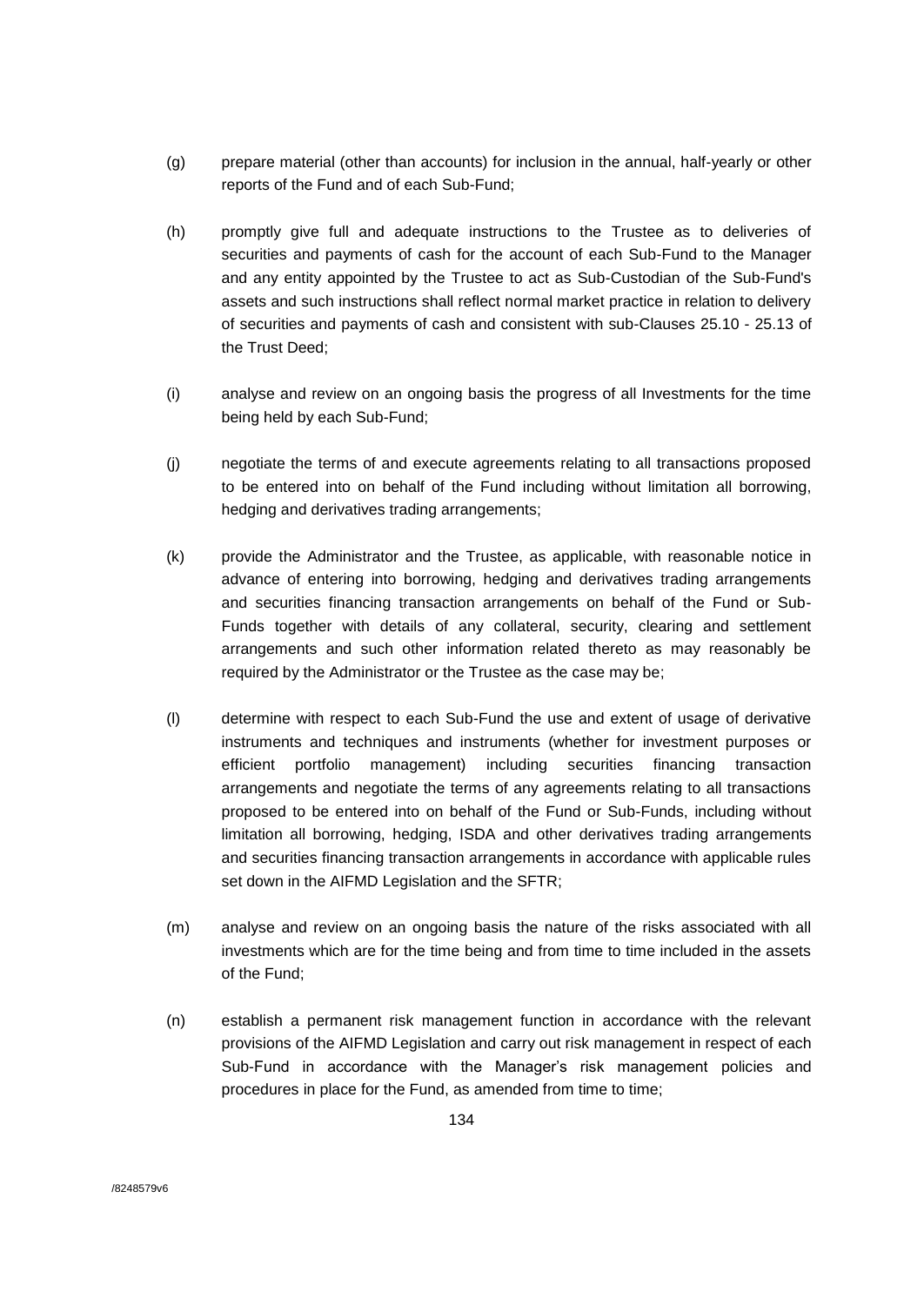(g) prepare material (other than accounts) for inclusion in the annual, half-yearly or other reports of the Fund and of each Sub-Fund;

(h) promptly give full and adequate instructions to the Trustee as to deliveries of securities and payments of cash for the account of each Sub-Fund to the Manager and any entity appointed by the Trustee to act as Sub-Custodian of the Sub-Fund's assets and such instructions shall reflect normal market practice in relation to delivery of securities and payments of cash and consistent with sub-Clauses 25.10 - 25.13 of the Trust Deed;

(i) analyse and review on an ongoing basis the progress of all Investments for the time being held by each Sub-Fund;

(j) negotiate the terms of and execute agreements relating to all transactions proposed to be entered into on behalf of the Fund including without limitation all borrowing, hedging and derivatives trading arrangements;

(k) provide the Administrator and the Trustee, as applicable, with reasonable notice in advance of entering into borrowing, hedging and derivatives trading arrangements and securities financing transaction arrangements on behalf of the Fund or Sub-Funds together with details of any collateral, security, clearing and settlement arrangements and such other information related thereto as may reasonably be required by the Administrator or the Trustee as the case may be;

(l) determine with respect to each Sub-Fund the use and extent of usage of derivative instruments and techniques and instruments (whether for investment purposes or efficient portfolio management) including securities financing transaction arrangements and negotiate the terms of any agreements relating to all transactions proposed to be entered into on behalf of the Fund or Sub-Funds, including without limitation all borrowing, hedging, ISDA and other derivatives trading arrangements and securities financing transaction arrangements in accordance with applicable rules set down in the AIFMD Legislation and the SFTR;

(m) analyse and review on an ongoing basis the nature of the risks associated with all investments which are for the time being and from time to time included in the assets of the Fund;

(n) establish a permanent risk management function in accordance with the relevant provisions of the AIFMD Legislation and carry out risk management in respect of each Sub-Fund in accordance with the Manager's risk management policies and procedures in place for the Fund, as amended from time to time;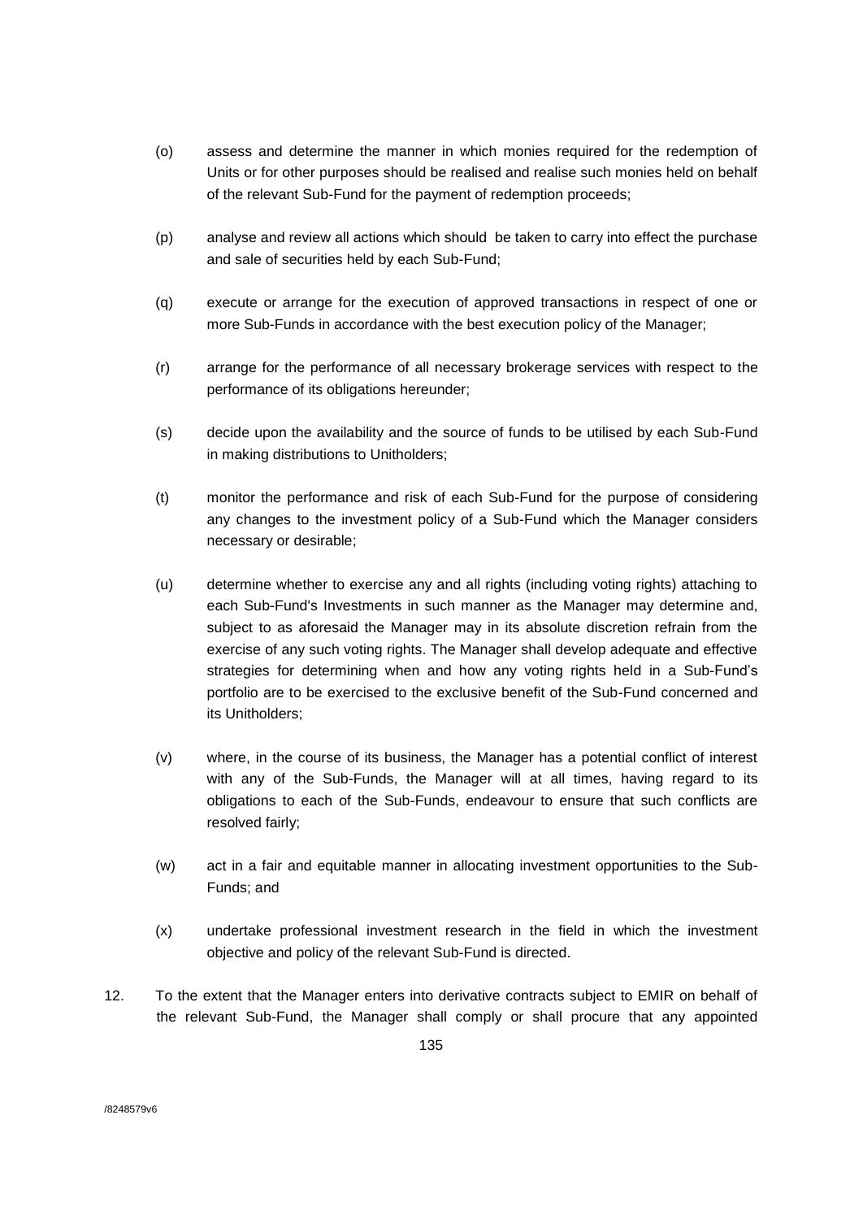(o) assess and determine the manner in which monies required for the redemption of Units or for other purposes should be realised and realise such monies held on behalf of the relevant Sub-Fund for the payment of redemption proceeds;

(p) analyse and review all actions which should be taken to carry into effect the purchase and sale of securities held by each Sub-Fund;

(q) execute or arrange for the execution of approved transactions in respect of one or more Sub-Funds in accordance with the best execution policy of the Manager;

(r) arrange for the performance of all necessary brokerage services with respect to the performance of its obligations hereunder;

(s) decide upon the availability and the source of funds to be utilised by each Sub-Fund in making distributions to Unitholders;

(t) monitor the performance and risk of each Sub-Fund for the purpose of considering any changes to the investment policy of a Sub-Fund which the Manager considers necessary or desirable;

(u) determine whether to exercise any and all rights (including voting rights) attaching to each Sub-Fund's Investments in such manner as the Manager may determine and, subject to as aforesaid the Manager may in its absolute discretion refrain from the exercise of any such voting rights. The Manager shall develop adequate and effective strategies for determining when and how any voting rights held in a Sub-Fund's portfolio are to be exercised to the exclusive benefit of the Sub-Fund concerned and its Unitholders;

(v) where, in the course of its business, the Manager has a potential conflict of interest with any of the Sub-Funds, the Manager will at all times, having regard to its obligations to each of the Sub-Funds, endeavour to ensure that such conflicts are resolved fairly;

(w) act in a fair and equitable manner in allocating investment opportunities to the Sub-Funds; and

(x) undertake professional investment research in the field in which the investment objective and policy of the relevant Sub-Fund is directed.

12. To the extent that the Manager enters into derivative contracts subject to EMIR on behalf of the relevant Sub-Fund, the Manager shall comply or shall procure that any appointed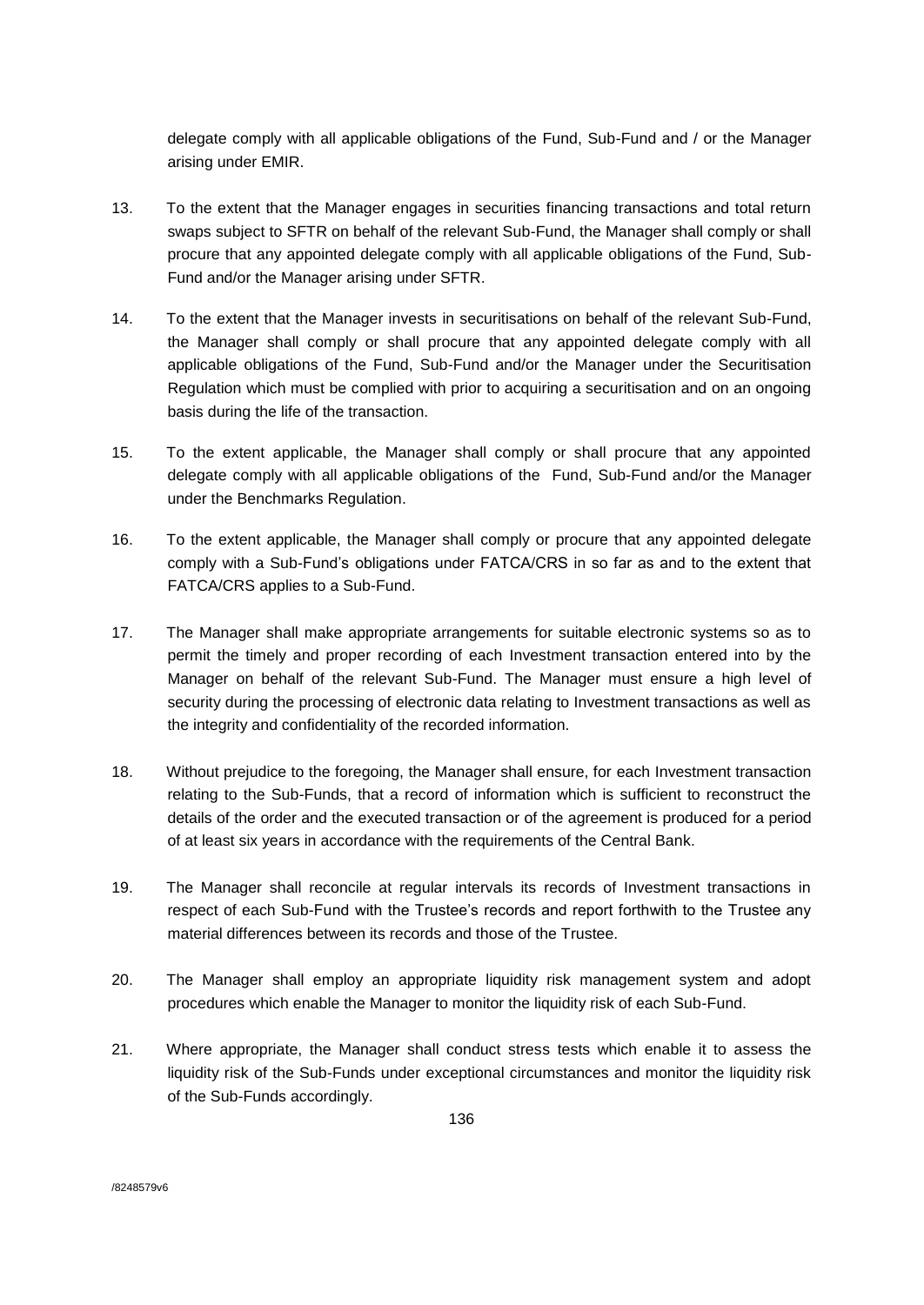delegate comply with all applicable obligations of the Fund, Sub-Fund and / or the Manager arising under EMIR.

13. To the extent that the Manager engages in securities financing transactions and total return swaps subject to SFTR on behalf of the relevant Sub-Fund, the Manager shall comply or shall procure that any appointed delegate comply with all applicable obligations of the Fund, Sub-Fund and/or the Manager arising under SFTR.

14. To the extent that the Manager invests in securitisations on behalf of the relevant Sub-Fund, the Manager shall comply or shall procure that any appointed delegate comply with all applicable obligations of the Fund, Sub-Fund and/or the Manager under the Securitisation Regulation which must be complied with prior to acquiring a securitisation and on an ongoing basis during the life of the transaction.

15. To the extent applicable, the Manager shall comply or shall procure that any appointed delegate comply with all applicable obligations of the Fund, Sub-Fund and/or the Manager under the Benchmarks Regulation.

16. To the extent applicable, the Manager shall comply or procure that any appointed delegate comply with a Sub-Fund's obligations under FATCA/CRS in so far as and to the extent that FATCA/CRS applies to a Sub-Fund.

17. The Manager shall make appropriate arrangements for suitable electronic systems so as to permit the timely and proper recording of each Investment transaction entered into by the Manager on behalf of the relevant Sub-Fund. The Manager must ensure a high level of security during the processing of electronic data relating to Investment transactions as well as the integrity and confidentiality of the recorded information.

18. Without prejudice to the foregoing, the Manager shall ensure, for each Investment transaction relating to the Sub-Funds, that a record of information which is sufficient to reconstruct the details of the order and the executed transaction or of the agreement is produced for a period of at least six years in accordance with the requirements of the Central Bank.

19. The Manager shall reconcile at regular intervals its records of Investment transactions in respect of each Sub-Fund with the Trustee's records and report forthwith to the Trustee any material differences between its records and those of the Trustee.

20. The Manager shall employ an appropriate liquidity risk management system and adopt procedures which enable the Manager to monitor the liquidity risk of each Sub-Fund.

21. Where appropriate, the Manager shall conduct stress tests which enable it to assess the liquidity risk of the Sub-Funds under exceptional circumstances and monitor the liquidity risk of the Sub-Funds accordingly.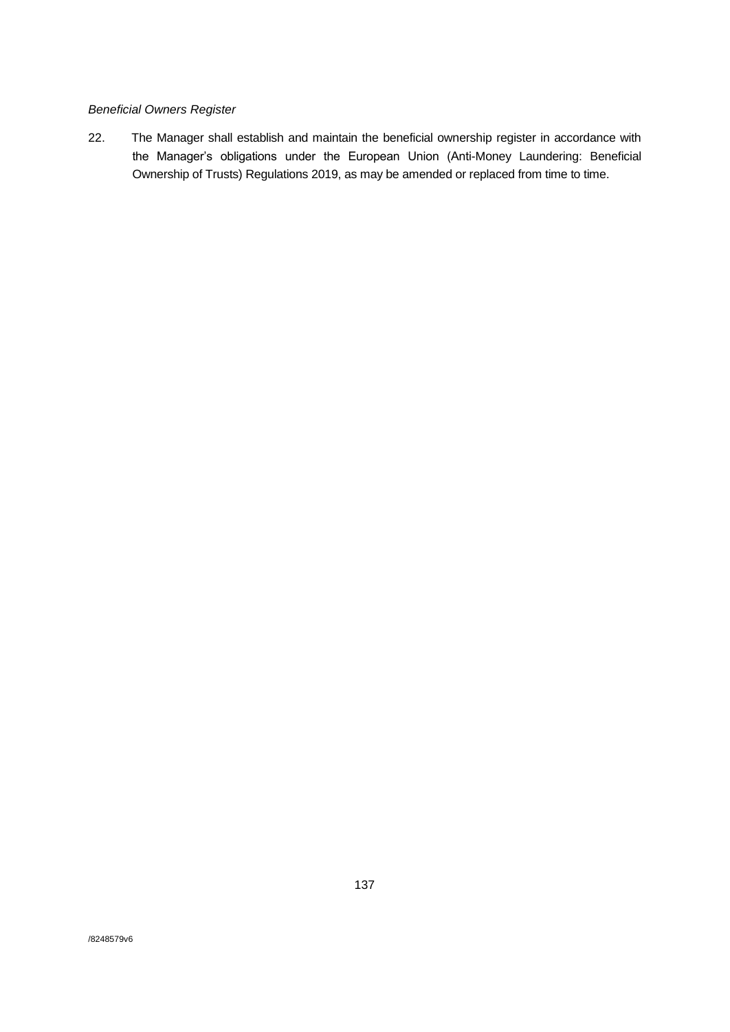*Beneficial Owners Register*

22. The Manager shall establish and maintain the beneficial ownership register in accordance with the Manager's obligations under the European Union (Anti-Money Laundering: Beneficial Ownership of Trusts) Regulations 2019, as may be amended or replaced from time to time.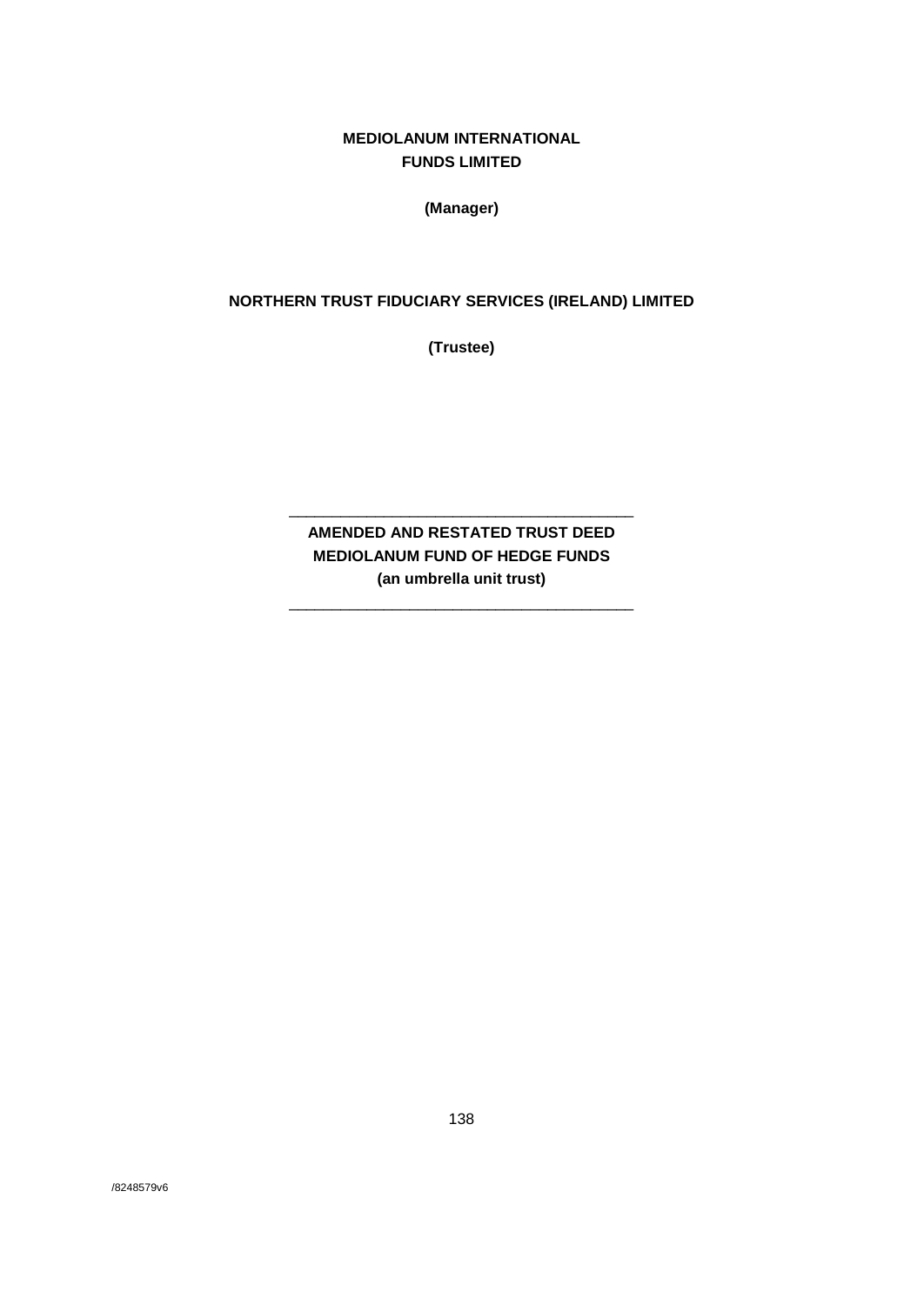**MEDIOLANUM INTERNATIONAL FUNDS LIMITED**

**(Manager)**

**NORTHERN TRUST FIDUCIARY SERVICES (IRELAND) LIMITED**

**(Trustee)**

---

**AMENDED AND RESTATED TRUST DEED**
**MEDIOLANUM FUND OF HEDGE FUNDS**
**(an umbrella unit trust)**

---

/8248579v6